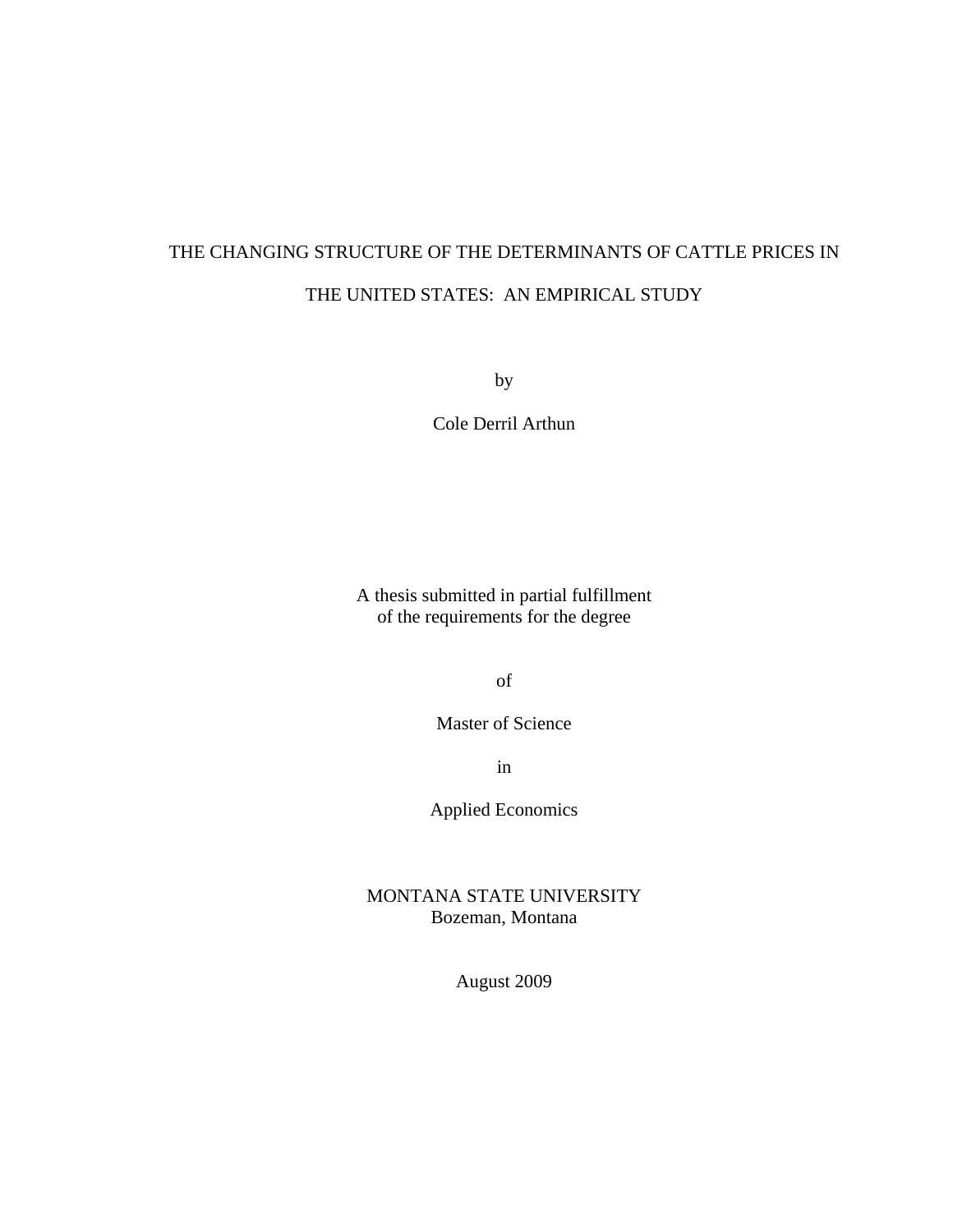# THE CHANGING STRUCTURE OF THE DETERMINANTS OF CATTLE PRICES IN THE UNITED STATES: AN EMPIRICAL STUDY

by

Cole Derril Arthun

A thesis submitted in partial fulfillment
of the requirements for the degree

of

Master of Science

in

Applied Economics

MONTANA STATE UNIVERSITY
Bozeman, Montana

August 2009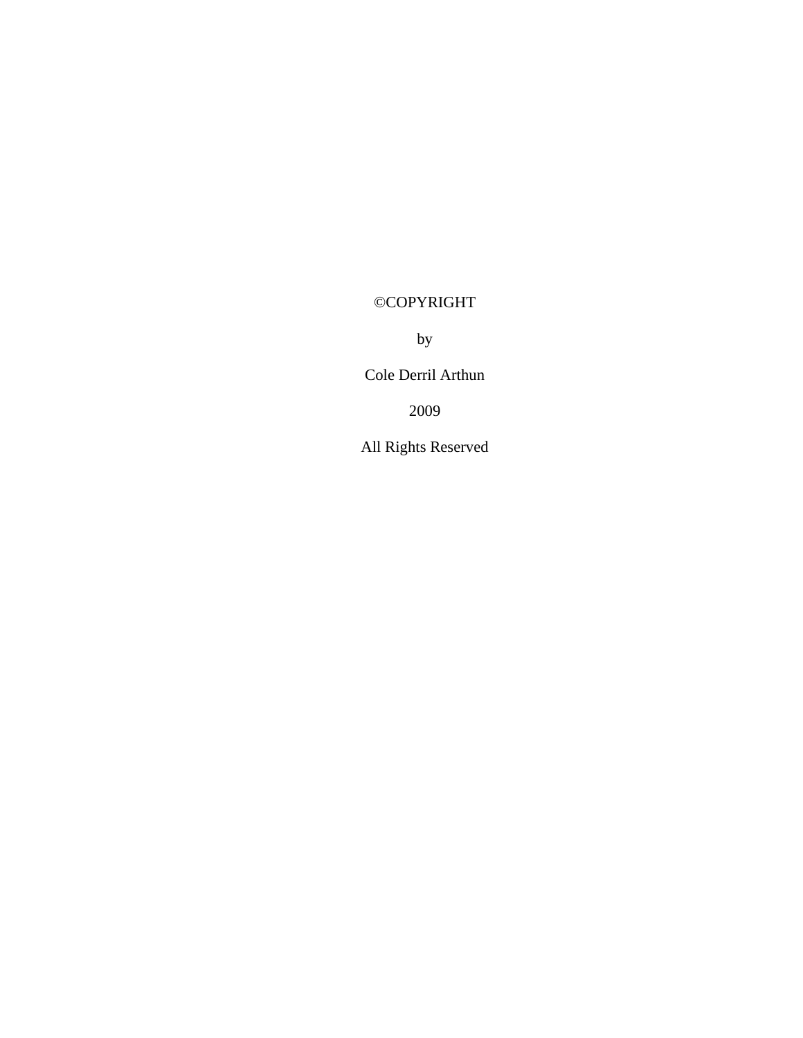©COPYRIGHT

by

Cole Derril Arthun

2009

All Rights Reserved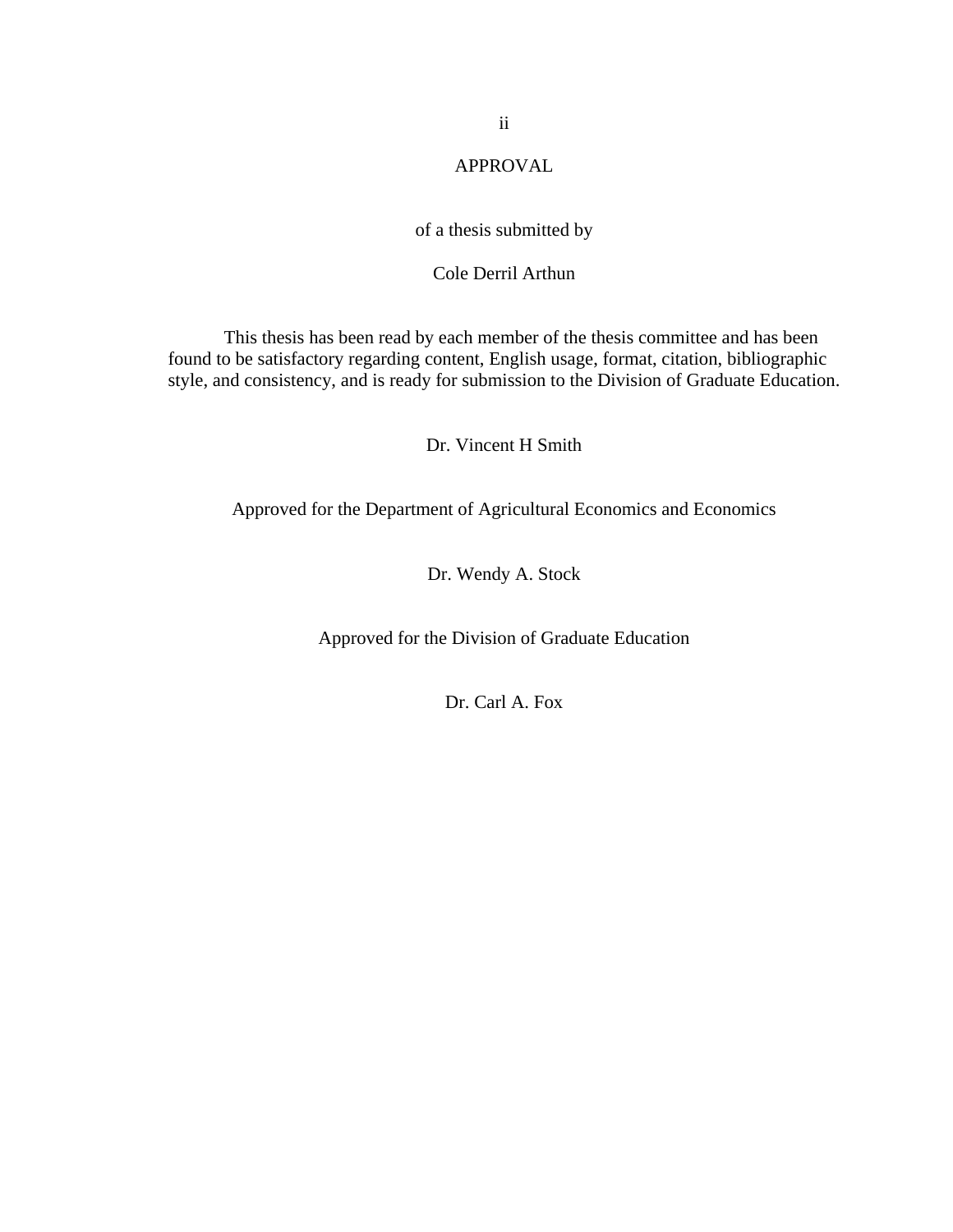# APPROVAL

of a thesis submitted by

Cole Derril Arthun

This thesis has been read by each member of the thesis committee and has been found to be satisfactory regarding content, English usage, format, citation, bibliographic style, and consistency, and is ready for submission to the Division of Graduate Education.

Dr. Vincent H Smith

Approved for the Department of Agricultural Economics and Economics

Dr. Wendy A. Stock

Approved for the Division of Graduate Education

Dr. Carl A. Fox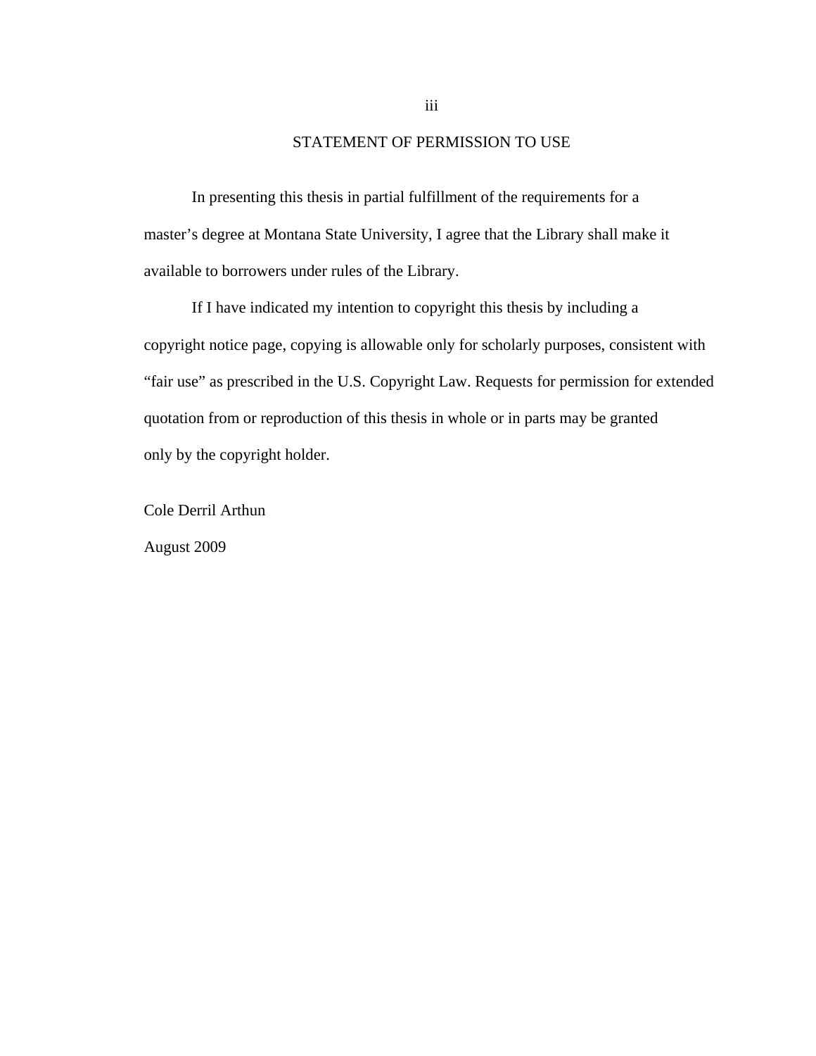## STATEMENT OF PERMISSION TO USE

In presenting this thesis in partial fulfillment of the requirements for a master's degree at Montana State University, I agree that the Library shall make it available to borrowers under rules of the Library.

If I have indicated my intention to copyright this thesis by including a copyright notice page, copying is allowable only for scholarly purposes, consistent with "fair use" as prescribed in the U.S. Copyright Law. Requests for permission for extended quotation from or reproduction of this thesis in whole or in parts may be granted only by the copyright holder.

Cole Derril Arthun

August 2009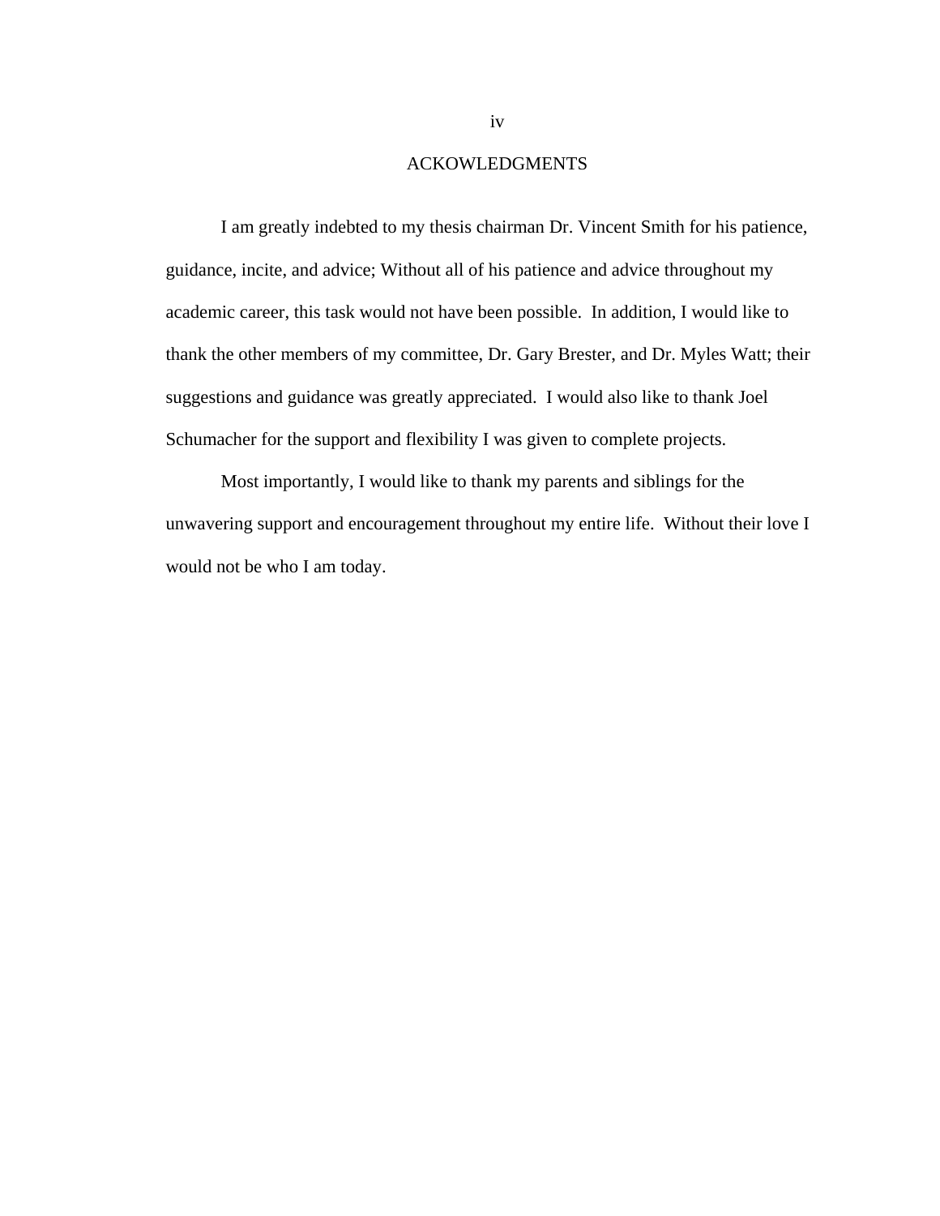# ACKOWLEDGMENTS

I am greatly indebted to my thesis chairman Dr. Vincent Smith for his patience, guidance, incite, and advice; Without all of his patience and advice throughout my academic career, this task would not have been possible. In addition, I would like to thank the other members of my committee, Dr. Gary Brester, and Dr. Myles Watt; their suggestions and guidance was greatly appreciated. I would also like to thank Joel Schumacher for the support and flexibility I was given to complete projects.

Most importantly, I would like to thank my parents and siblings for the unwavering support and encouragement throughout my entire life. Without their love I would not be who I am today.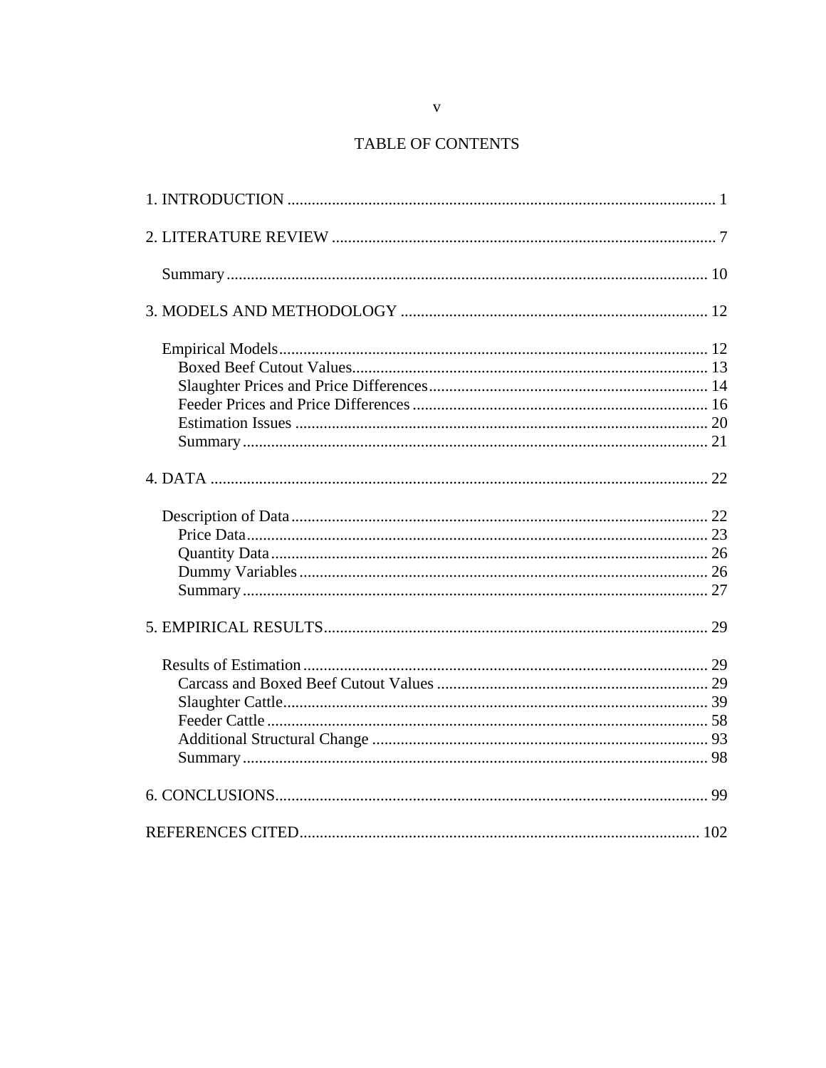# TABLE OF CONTENTS

1. INTRODUCTION .......... 1

2. LITERATURE REVIEW .......... 7

  Summary .......... 10

3. MODELS AND METHODOLOGY .......... 12

  Empirical Models .......... 12
    Boxed Beef Cutout Values .......... 13
    Slaughter Prices and Price Differences .......... 14
    Feeder Prices and Price Differences .......... 16
    Estimation Issues .......... 20
    Summary .......... 21

4. DATA .......... 22

  Description of Data .......... 22
    Price Data .......... 23
    Quantity Data .......... 26
    Dummy Variables .......... 26
    Summary .......... 27

5. EMPIRICAL RESULTS .......... 29

  Results of Estimation .......... 29
    Carcass and Boxed Beef Cutout Values .......... 29
    Slaughter Cattle .......... 39
    Feeder Cattle .......... 58
    Additional Structural Change .......... 93
    Summary .......... 98

6. CONCLUSIONS .......... 99

REFERENCES CITED .......... 102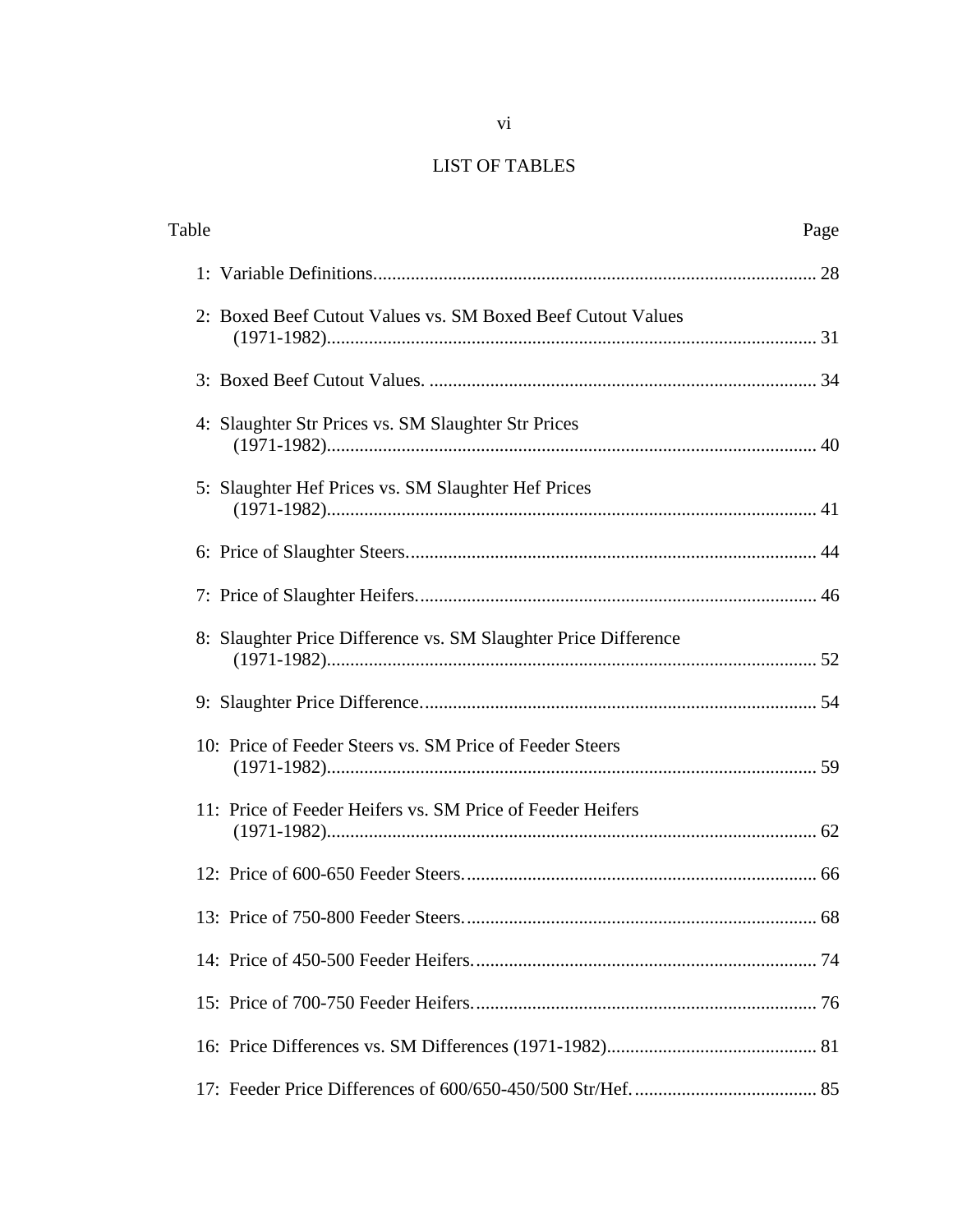# LIST OF TABLES

| Table | Page |
|---|---|
| 1: Variable Definitions | 28 |
| 2: Boxed Beef Cutout Values vs. SM Boxed Beef Cutout Values (1971-1982) | 31 |
| 3: Boxed Beef Cutout Values. | 34 |
| 4: Slaughter Str Prices vs. SM Slaughter Str Prices (1971-1982) | 40 |
| 5: Slaughter Hef Prices vs. SM Slaughter Hef Prices (1971-1982) | 41 |
| 6: Price of Slaughter Steers. | 44 |
| 7: Price of Slaughter Heifers. | 46 |
| 8: Slaughter Price Difference vs. SM Slaughter Price Difference (1971-1982) | 52 |
| 9: Slaughter Price Difference. | 54 |
| 10: Price of Feeder Steers vs. SM Price of Feeder Steers (1971-1982) | 59 |
| 11: Price of Feeder Heifers vs. SM Price of Feeder Heifers (1971-1982) | 62 |
| 12: Price of 600-650 Feeder Steers. | 66 |
| 13: Price of 750-800 Feeder Steers. | 68 |
| 14: Price of 450-500 Feeder Heifers. | 74 |
| 15: Price of 700-750 Feeder Heifers. | 76 |
| 16: Price Differences vs. SM Differences (1971-1982) | 81 |
| 17: Feeder Price Differences of 600/650-450/500 Str/Hef. | 85 |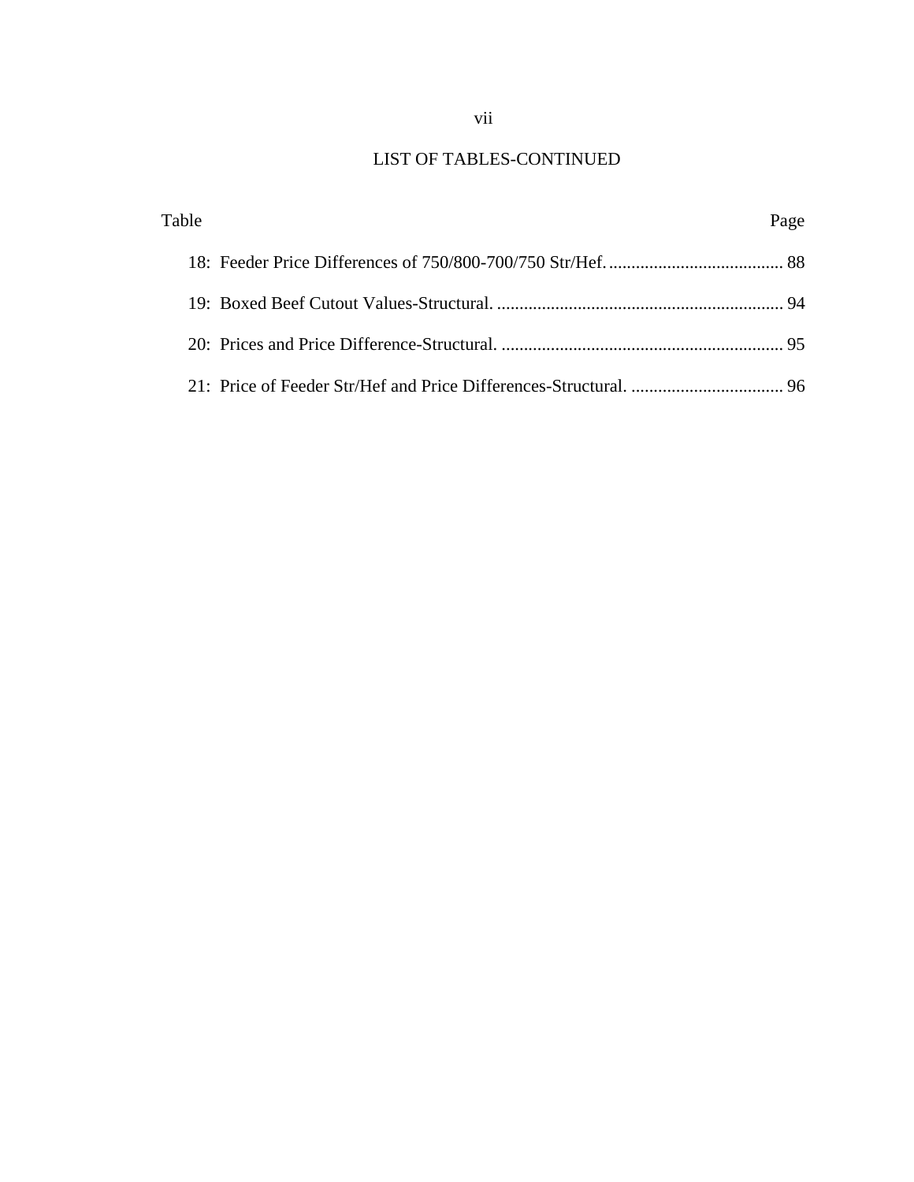## LIST OF TABLES-CONTINUED

| Table | Page |
|---|---|
| 18: Feeder Price Differences of 750/800-700/750 Str/Hef. | 88 |
| 19: Boxed Beef Cutout Values-Structural. | 94 |
| 20: Prices and Price Difference-Structural. | 95 |
| 21: Price of Feeder Str/Hef and Price Differences-Structural. | 96 |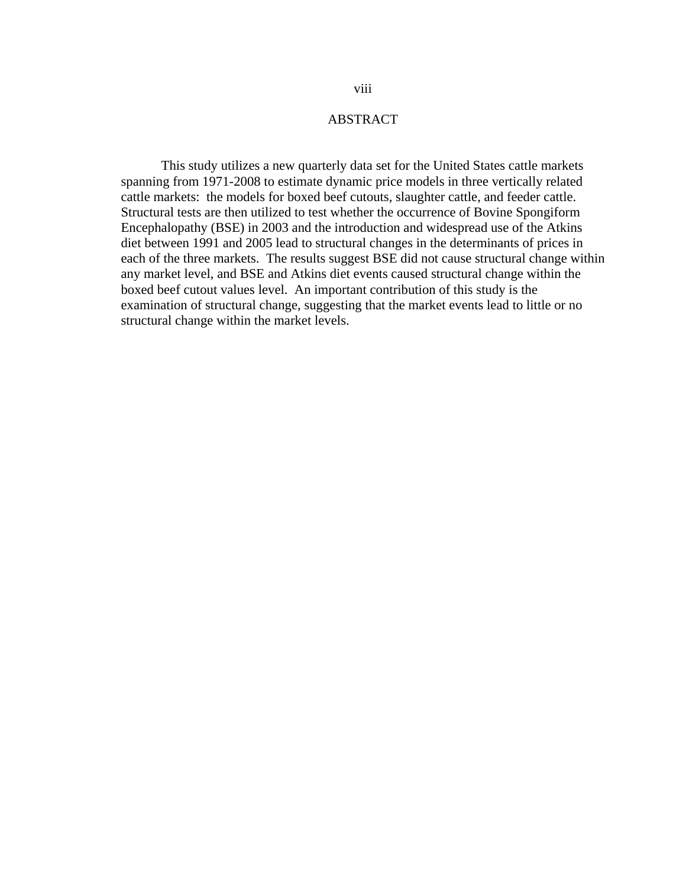# ABSTRACT

This study utilizes a new quarterly data set for the United States cattle markets spanning from 1971-2008 to estimate dynamic price models in three vertically related cattle markets: the models for boxed beef cutouts, slaughter cattle, and feeder cattle. Structural tests are then utilized to test whether the occurrence of Bovine Spongiform Encephalopathy (BSE) in 2003 and the introduction and widespread use of the Atkins diet between 1991 and 2005 lead to structural changes in the determinants of prices in each of the three markets. The results suggest BSE did not cause structural change within any market level, and BSE and Atkins diet events caused structural change within the boxed beef cutout values level. An important contribution of this study is the examination of structural change, suggesting that the market events lead to little or no structural change within the market levels.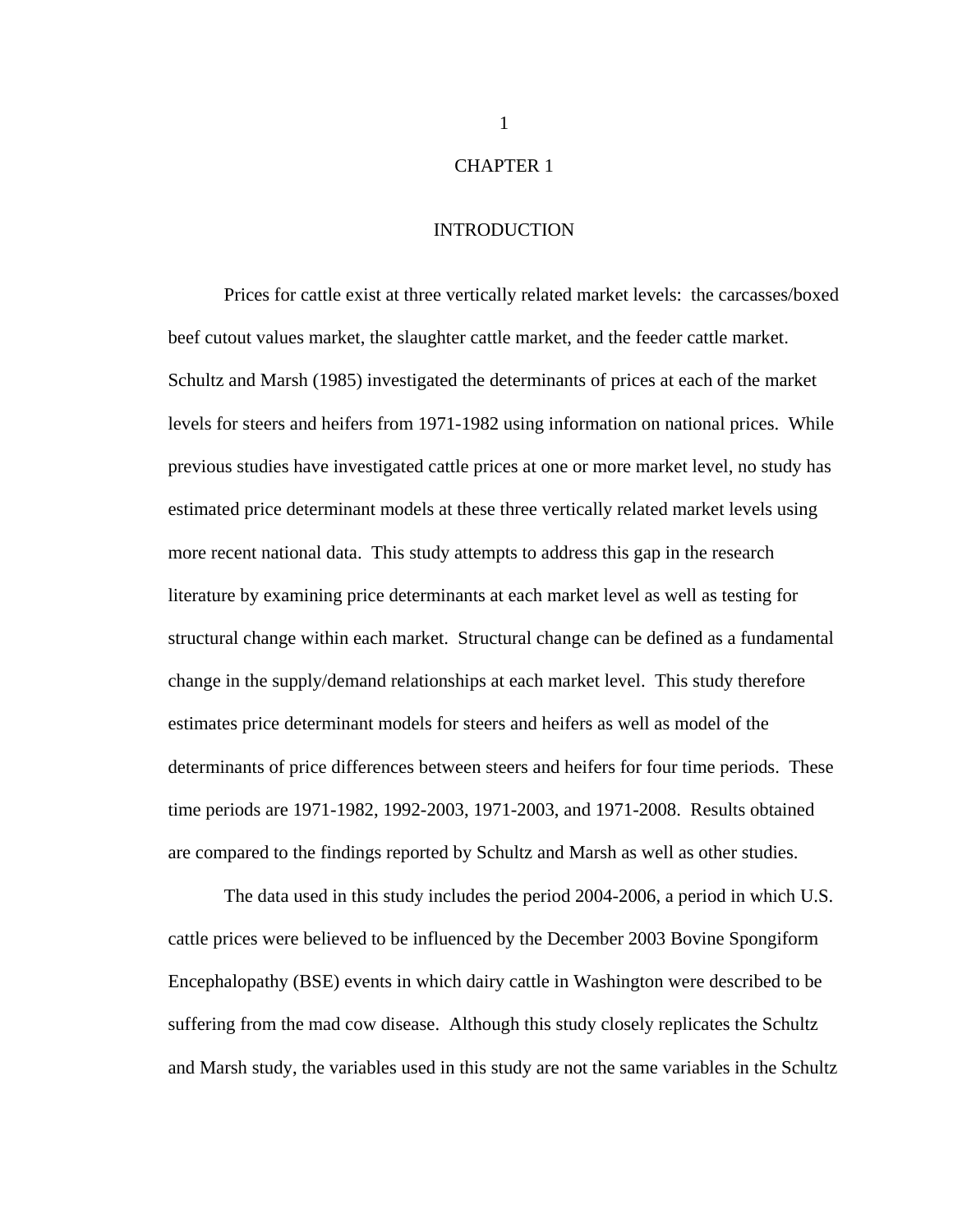# CHAPTER 1

# INTRODUCTION

Prices for cattle exist at three vertically related market levels: the carcasses/boxed beef cutout values market, the slaughter cattle market, and the feeder cattle market. Schultz and Marsh (1985) investigated the determinants of prices at each of the market levels for steers and heifers from 1971-1982 using information on national prices. While previous studies have investigated cattle prices at one or more market level, no study has estimated price determinant models at these three vertically related market levels using more recent national data. This study attempts to address this gap in the research literature by examining price determinants at each market level as well as testing for structural change within each market. Structural change can be defined as a fundamental change in the supply/demand relationships at each market level. This study therefore estimates price determinant models for steers and heifers as well as model of the determinants of price differences between steers and heifers for four time periods. These time periods are 1971-1982, 1992-2003, 1971-2003, and 1971-2008. Results obtained are compared to the findings reported by Schultz and Marsh as well as other studies.

The data used in this study includes the period 2004-2006, a period in which U.S. cattle prices were believed to be influenced by the December 2003 Bovine Spongiform Encephalopathy (BSE) events in which dairy cattle in Washington were described to be suffering from the mad cow disease. Although this study closely replicates the Schultz and Marsh study, the variables used in this study are not the same variables in the Schultz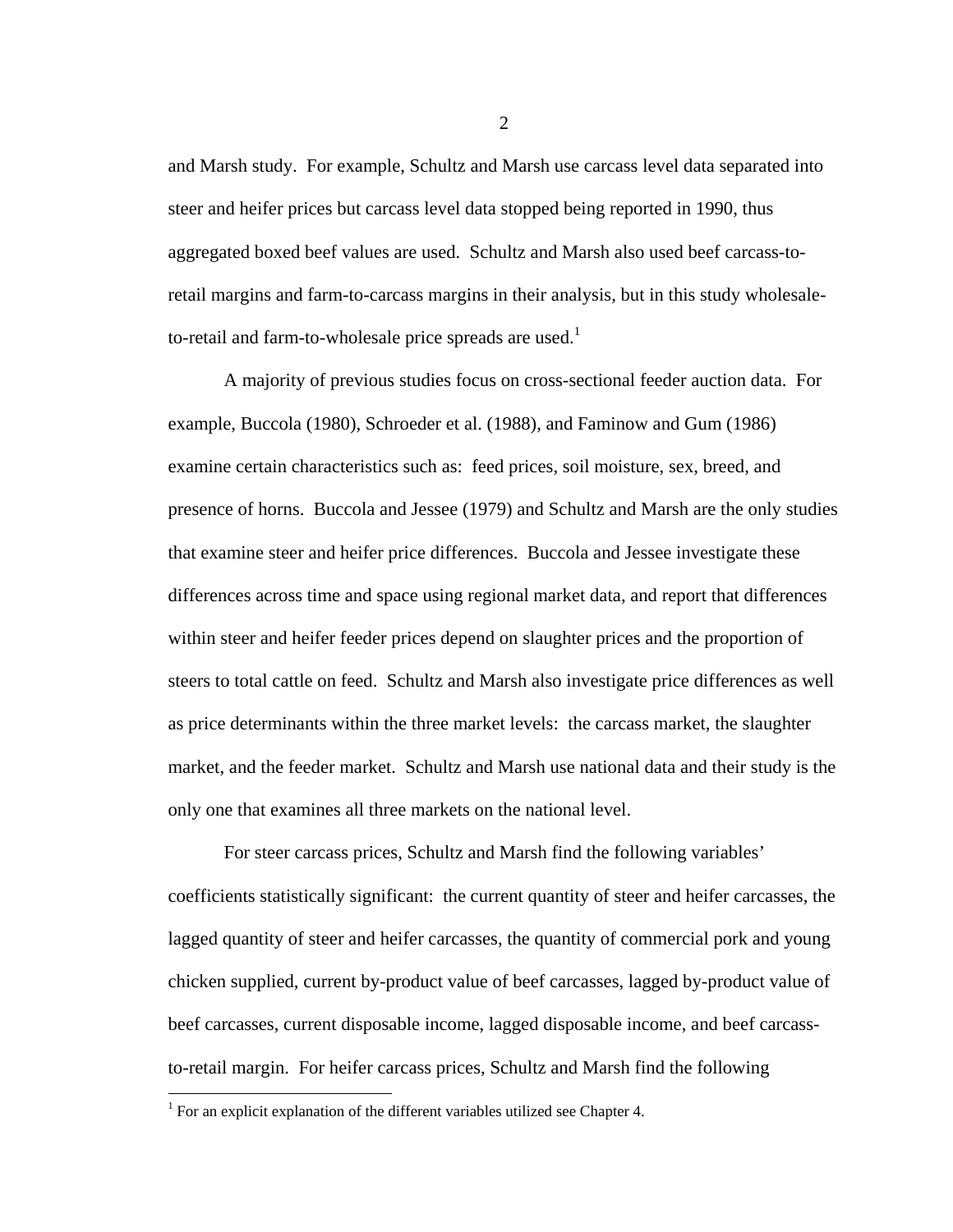and Marsh study. For example, Schultz and Marsh use carcass level data separated into steer and heifer prices but carcass level data stopped being reported in 1990, thus aggregated boxed beef values are used. Schultz and Marsh also used beef carcass-to-retail margins and farm-to-carcass margins in their analysis, but in this study wholesale-to-retail and farm-to-wholesale price spreads are used.[1]

A majority of previous studies focus on cross-sectional feeder auction data. For example, Buccola (1980), Schroeder et al. (1988), and Faminow and Gum (1986) examine certain characteristics such as: feed prices, soil moisture, sex, breed, and presence of horns. Buccola and Jessee (1979) and Schultz and Marsh are the only studies that examine steer and heifer price differences. Buccola and Jessee investigate these differences across time and space using regional market data, and report that differences within steer and heifer feeder prices depend on slaughter prices and the proportion of steers to total cattle on feed. Schultz and Marsh also investigate price differences as well as price determinants within the three market levels: the carcass market, the slaughter market, and the feeder market. Schultz and Marsh use national data and their study is the only one that examines all three markets on the national level.

For steer carcass prices, Schultz and Marsh find the following variables' coefficients statistically significant: the current quantity of steer and heifer carcasses, the lagged quantity of steer and heifer carcasses, the quantity of commercial pork and young chicken supplied, current by-product value of beef carcasses, lagged by-product value of beef carcasses, current disposable income, lagged disposable income, and beef carcass-to-retail margin. For heifer carcass prices, Schultz and Marsh find the following

[1] For an explicit explanation of the different variables utilized see Chapter 4.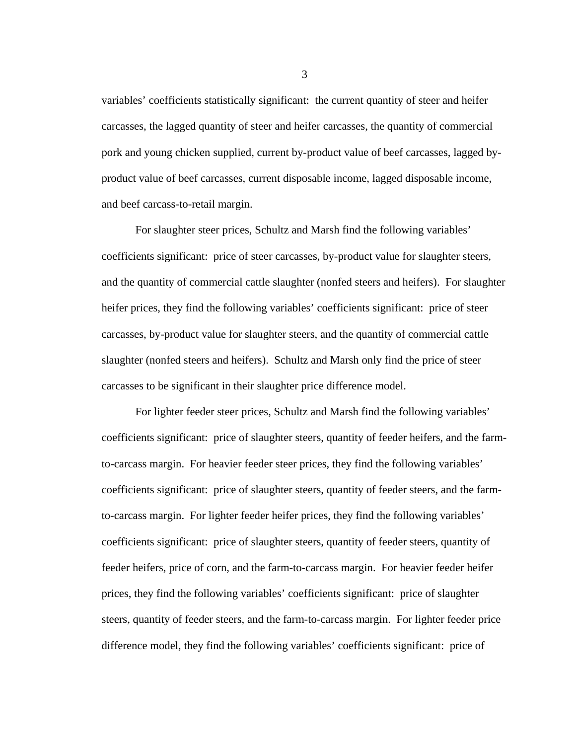variables' coefficients statistically significant:  the current quantity of steer and heifer carcasses, the lagged quantity of steer and heifer carcasses, the quantity of commercial pork and young chicken supplied, current by-product value of beef carcasses, lagged by-product value of beef carcasses, current disposable income, lagged disposable income, and beef carcass-to-retail margin.

For slaughter steer prices, Schultz and Marsh find the following variables' coefficients significant:  price of steer carcasses, by-product value for slaughter steers, and the quantity of commercial cattle slaughter (nonfed steers and heifers).  For slaughter heifer prices, they find the following variables' coefficients significant:  price of steer carcasses, by-product value for slaughter steers, and the quantity of commercial cattle slaughter (nonfed steers and heifers).  Schultz and Marsh only find the price of steer carcasses to be significant in their slaughter price difference model.

For lighter feeder steer prices, Schultz and Marsh find the following variables' coefficients significant:  price of slaughter steers, quantity of feeder heifers, and the farm-to-carcass margin.  For heavier feeder steer prices, they find the following variables' coefficients significant:  price of slaughter steers, quantity of feeder steers, and the farm-to-carcass margin.  For lighter feeder heifer prices, they find the following variables' coefficients significant:  price of slaughter steers, quantity of feeder steers, quantity of feeder heifers, price of corn, and the farm-to-carcass margin.  For heavier feeder heifer prices, they find the following variables' coefficients significant:  price of slaughter steers, quantity of feeder steers, and the farm-to-carcass margin.  For lighter feeder price difference model, they find the following variables' coefficients significant:  price of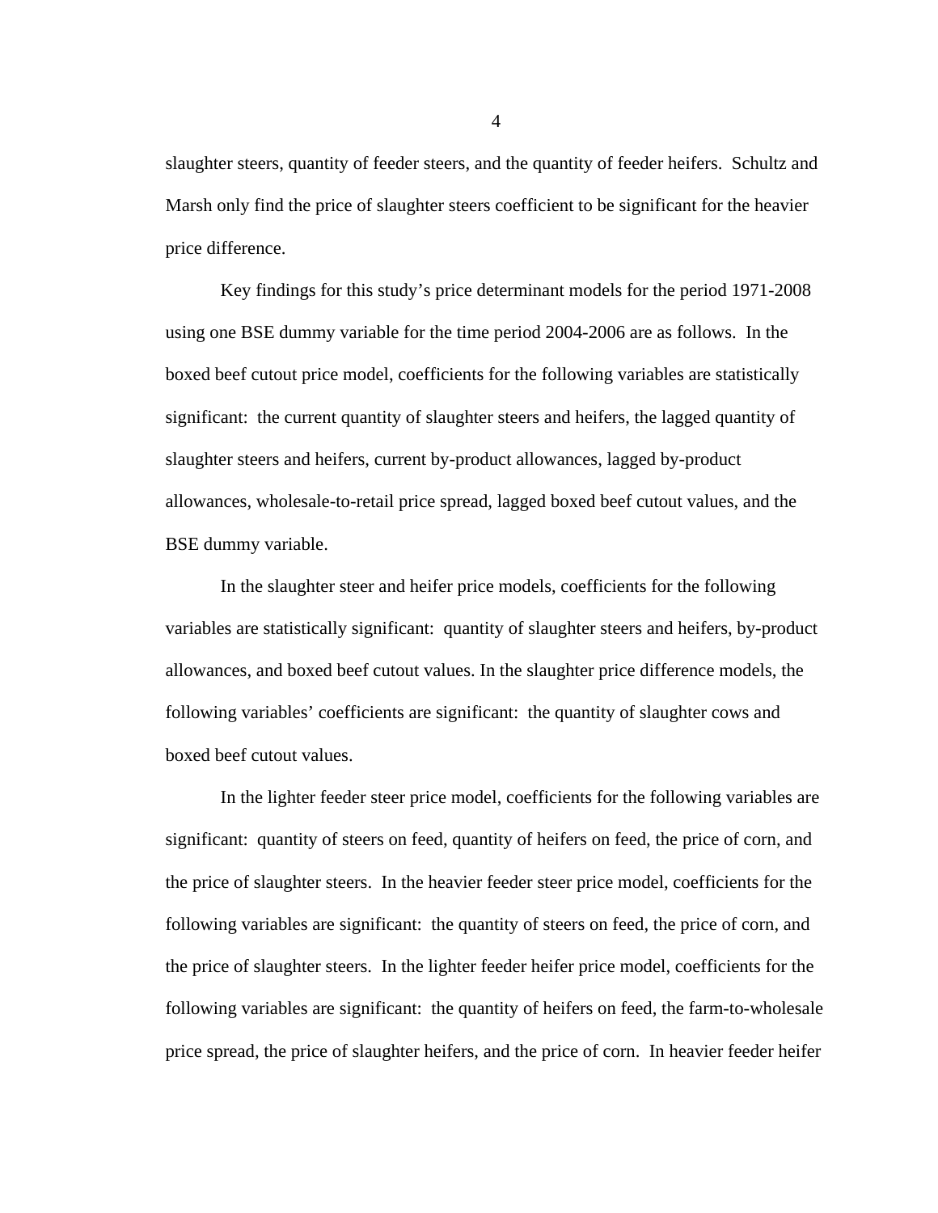slaughter steers, quantity of feeder steers, and the quantity of feeder heifers.  Schultz and Marsh only find the price of slaughter steers coefficient to be significant for the heavier price difference.

Key findings for this study's price determinant models for the period 1971-2008 using one BSE dummy variable for the time period 2004-2006 are as follows.  In the boxed beef cutout price model, coefficients for the following variables are statistically significant:  the current quantity of slaughter steers and heifers, the lagged quantity of slaughter steers and heifers, current by-product allowances, lagged by-product allowances, wholesale-to-retail price spread, lagged boxed beef cutout values, and the BSE dummy variable.

In the slaughter steer and heifer price models, coefficients for the following variables are statistically significant:  quantity of slaughter steers and heifers, by-product allowances, and boxed beef cutout values. In the slaughter price difference models, the following variables' coefficients are significant:  the quantity of slaughter cows and boxed beef cutout values.

In the lighter feeder steer price model, coefficients for the following variables are significant:  quantity of steers on feed, quantity of heifers on feed, the price of corn, and the price of slaughter steers.  In the heavier feeder steer price model, coefficients for the following variables are significant:  the quantity of steers on feed, the price of corn, and the price of slaughter steers.  In the lighter feeder heifer price model, coefficients for the following variables are significant:  the quantity of heifers on feed, the farm-to-wholesale price spread, the price of slaughter heifers, and the price of corn.  In heavier feeder heifer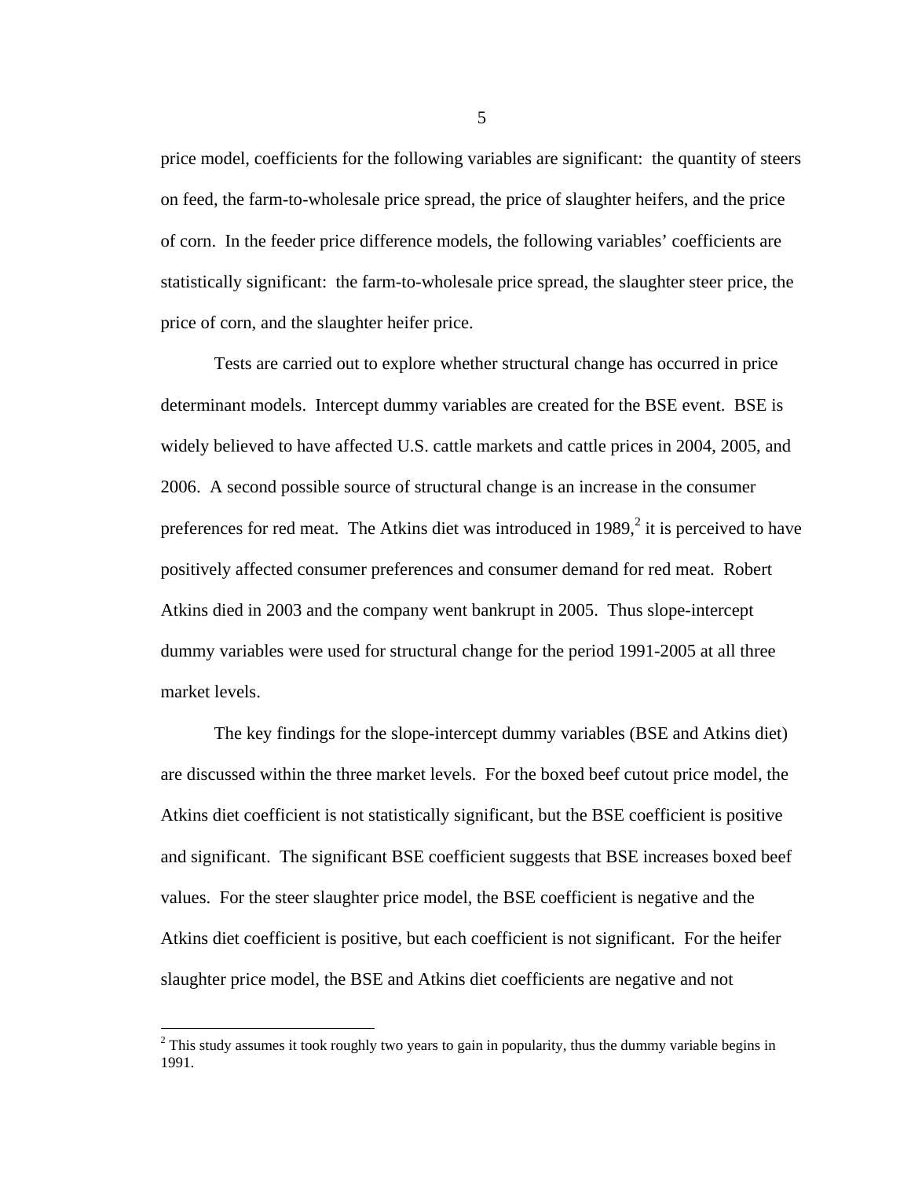price model, coefficients for the following variables are significant: the quantity of steers on feed, the farm-to-wholesale price spread, the price of slaughter heifers, and the price of corn. In the feeder price difference models, the following variables' coefficients are statistically significant: the farm-to-wholesale price spread, the slaughter steer price, the price of corn, and the slaughter heifer price.

Tests are carried out to explore whether structural change has occurred in price determinant models. Intercept dummy variables are created for the BSE event. BSE is widely believed to have affected U.S. cattle markets and cattle prices in 2004, 2005, and 2006. A second possible source of structural change is an increase in the consumer preferences for red meat. The Atkins diet was introduced in 1989,[2] it is perceived to have positively affected consumer preferences and consumer demand for red meat. Robert Atkins died in 2003 and the company went bankrupt in 2005. Thus slope-intercept dummy variables were used for structural change for the period 1991-2005 at all three market levels.

The key findings for the slope-intercept dummy variables (BSE and Atkins diet) are discussed within the three market levels. For the boxed beef cutout price model, the Atkins diet coefficient is not statistically significant, but the BSE coefficient is positive and significant. The significant BSE coefficient suggests that BSE increases boxed beef values. For the steer slaughter price model, the BSE coefficient is negative and the Atkins diet coefficient is positive, but each coefficient is not significant. For the heifer slaughter price model, the BSE and Atkins diet coefficients are negative and not

[2] This study assumes it took roughly two years to gain in popularity, thus the dummy variable begins in 1991.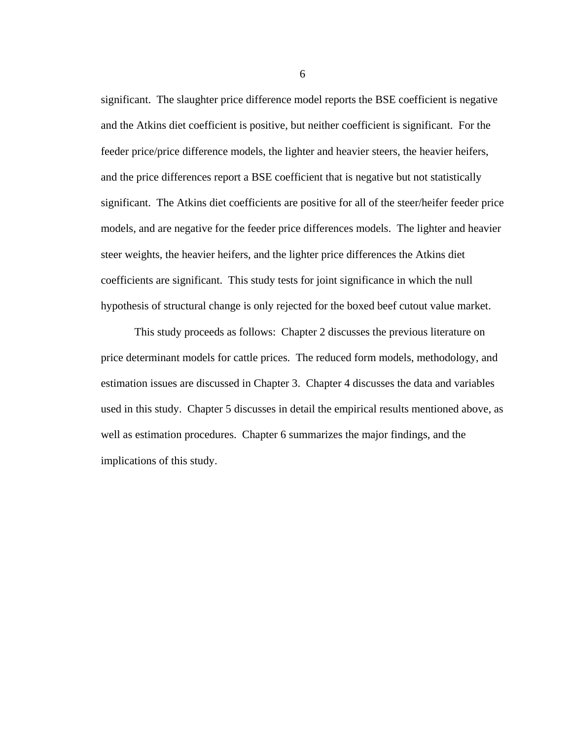significant. The slaughter price difference model reports the BSE coefficient is negative and the Atkins diet coefficient is positive, but neither coefficient is significant. For the feeder price/price difference models, the lighter and heavier steers, the heavier heifers, and the price differences report a BSE coefficient that is negative but not statistically significant. The Atkins diet coefficients are positive for all of the steer/heifer feeder price models, and are negative for the feeder price differences models. The lighter and heavier steer weights, the heavier heifers, and the lighter price differences the Atkins diet coefficients are significant. This study tests for joint significance in which the null hypothesis of structural change is only rejected for the boxed beef cutout value market.

This study proceeds as follows: Chapter 2 discusses the previous literature on price determinant models for cattle prices. The reduced form models, methodology, and estimation issues are discussed in Chapter 3. Chapter 4 discusses the data and variables used in this study. Chapter 5 discusses in detail the empirical results mentioned above, as well as estimation procedures. Chapter 6 summarizes the major findings, and the implications of this study.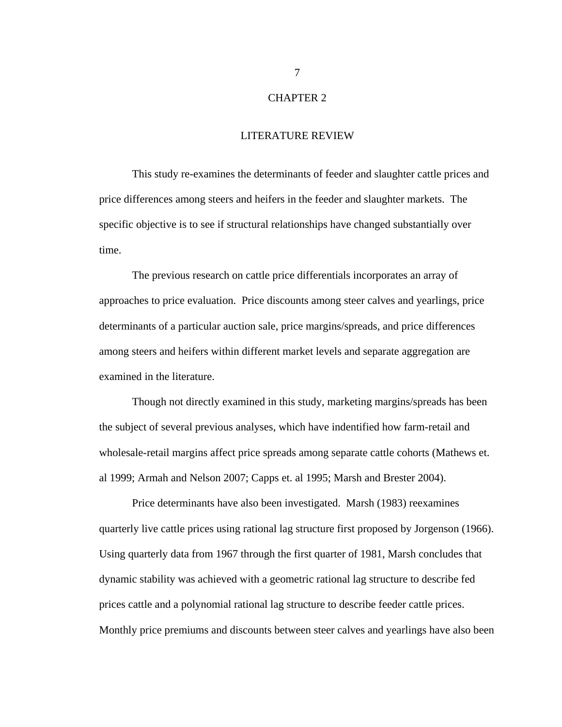# CHAPTER 2

## LITERATURE REVIEW

This study re-examines the determinants of feeder and slaughter cattle prices and price differences among steers and heifers in the feeder and slaughter markets. The specific objective is to see if structural relationships have changed substantially over time.

The previous research on cattle price differentials incorporates an array of approaches to price evaluation. Price discounts among steer calves and yearlings, price determinants of a particular auction sale, price margins/spreads, and price differences among steers and heifers within different market levels and separate aggregation are examined in the literature.

Though not directly examined in this study, marketing margins/spreads has been the subject of several previous analyses, which have indentified how farm-retail and wholesale-retail margins affect price spreads among separate cattle cohorts (Mathews et. al 1999; Armah and Nelson 2007; Capps et. al 1995; Marsh and Brester 2004).

Price determinants have also been investigated. Marsh (1983) reexamines quarterly live cattle prices using rational lag structure first proposed by Jorgenson (1966). Using quarterly data from 1967 through the first quarter of 1981, Marsh concludes that dynamic stability was achieved with a geometric rational lag structure to describe fed prices cattle and a polynomial rational lag structure to describe feeder cattle prices. Monthly price premiums and discounts between steer calves and yearlings have also been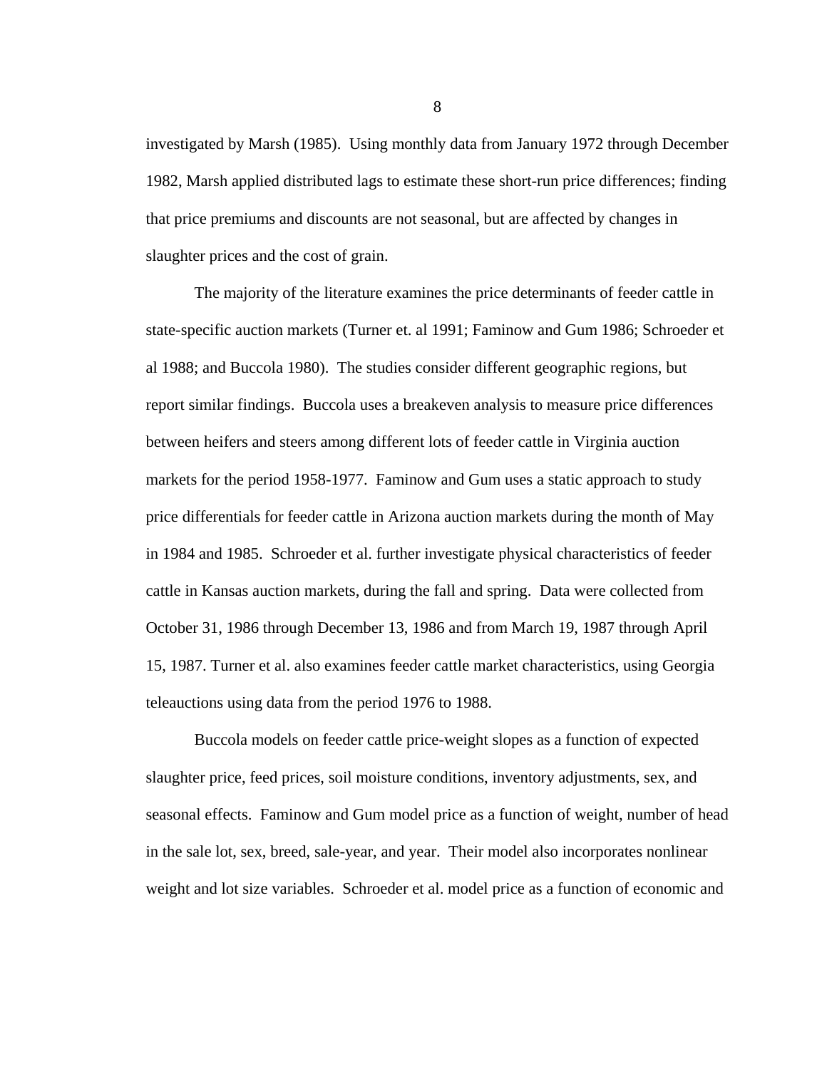investigated by Marsh (1985). Using monthly data from January 1972 through December 1982, Marsh applied distributed lags to estimate these short-run price differences; finding that price premiums and discounts are not seasonal, but are affected by changes in slaughter prices and the cost of grain.

The majority of the literature examines the price determinants of feeder cattle in state-specific auction markets (Turner et. al 1991; Faminow and Gum 1986; Schroeder et al 1988; and Buccola 1980). The studies consider different geographic regions, but report similar findings. Buccola uses a breakeven analysis to measure price differences between heifers and steers among different lots of feeder cattle in Virginia auction markets for the period 1958-1977. Faminow and Gum uses a static approach to study price differentials for feeder cattle in Arizona auction markets during the month of May in 1984 and 1985. Schroeder et al. further investigate physical characteristics of feeder cattle in Kansas auction markets, during the fall and spring. Data were collected from October 31, 1986 through December 13, 1986 and from March 19, 1987 through April 15, 1987. Turner et al. also examines feeder cattle market characteristics, using Georgia teleauctions using data from the period 1976 to 1988.

Buccola models on feeder cattle price-weight slopes as a function of expected slaughter price, feed prices, soil moisture conditions, inventory adjustments, sex, and seasonal effects. Faminow and Gum model price as a function of weight, number of head in the sale lot, sex, breed, sale-year, and year. Their model also incorporates nonlinear weight and lot size variables. Schroeder et al. model price as a function of economic and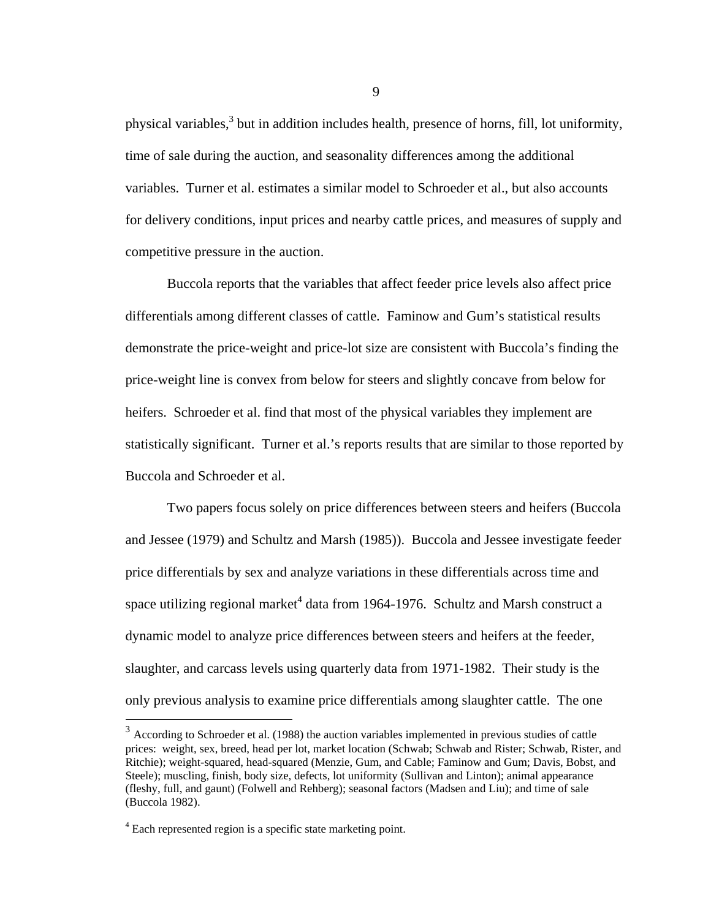physical variables,[3] but in addition includes health, presence of horns, fill, lot uniformity, time of sale during the auction, and seasonality differences among the additional variables. Turner et al. estimates a similar model to Schroeder et al., but also accounts for delivery conditions, input prices and nearby cattle prices, and measures of supply and competitive pressure in the auction.

Buccola reports that the variables that affect feeder price levels also affect price differentials among different classes of cattle. Faminow and Gum's statistical results demonstrate the price-weight and price-lot size are consistent with Buccola's finding the price-weight line is convex from below for steers and slightly concave from below for heifers. Schroeder et al. find that most of the physical variables they implement are statistically significant. Turner et al.'s reports results that are similar to those reported by Buccola and Schroeder et al.

Two papers focus solely on price differences between steers and heifers (Buccola and Jessee (1979) and Schultz and Marsh (1985)). Buccola and Jessee investigate feeder price differentials by sex and analyze variations in these differentials across time and space utilizing regional market[4] data from 1964-1976. Schultz and Marsh construct a dynamic model to analyze price differences between steers and heifers at the feeder, slaughter, and carcass levels using quarterly data from 1971-1982. Their study is the only previous analysis to examine price differentials among slaughter cattle. The one

---

[3] According to Schroeder et al. (1988) the auction variables implemented in previous studies of cattle prices: weight, sex, breed, head per lot, market location (Schwab; Schwab and Rister; Schwab, Rister, and Ritchie); weight-squared, head-squared (Menzie, Gum, and Cable; Faminow and Gum; Davis, Bobst, and Steele); muscling, finish, body size, defects, lot uniformity (Sullivan and Linton); animal appearance (fleshy, full, and gaunt) (Folwell and Rehberg); seasonal factors (Madsen and Liu); and time of sale (Buccola 1982).

[4] Each represented region is a specific state marketing point.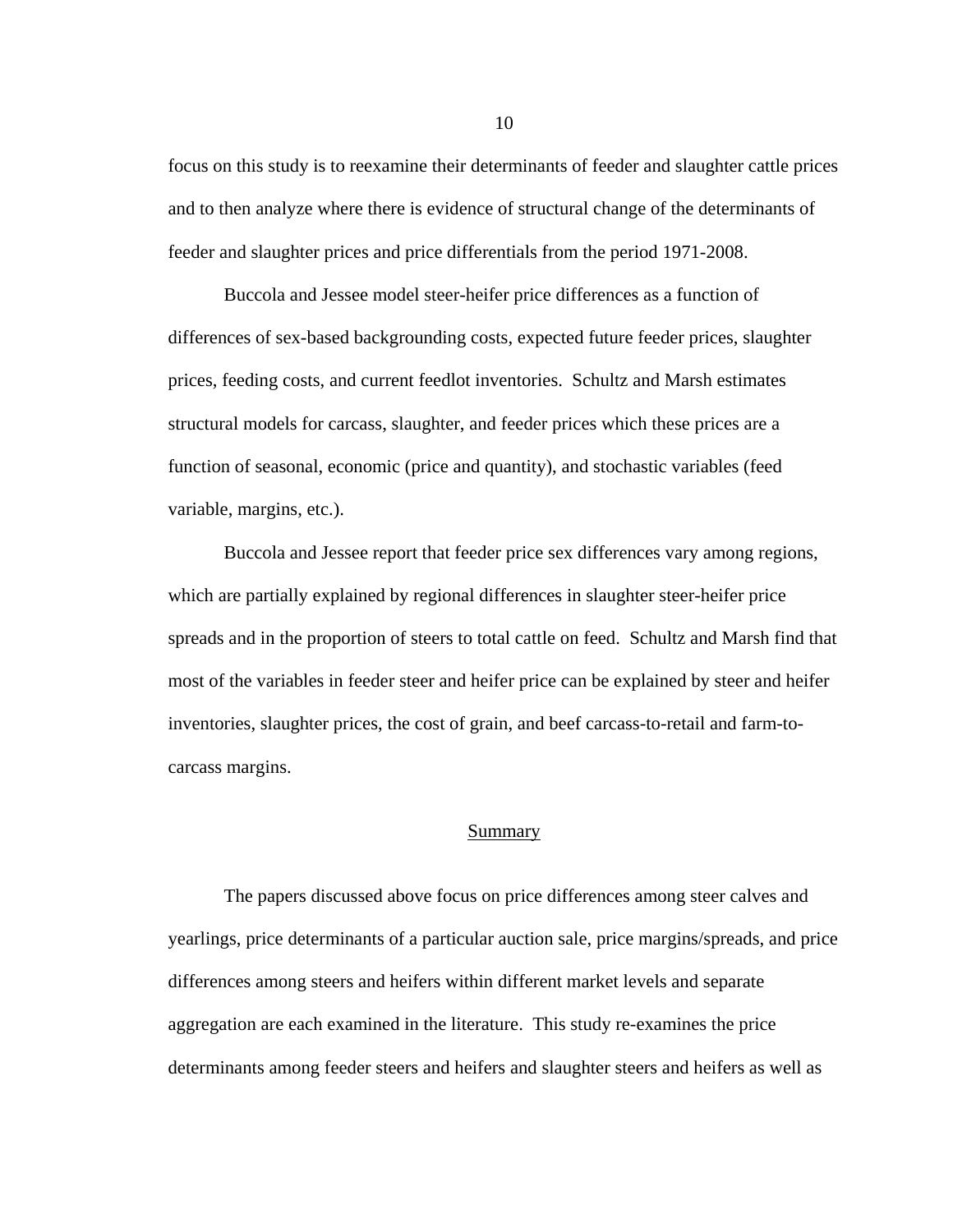focus on this study is to reexamine their determinants of feeder and slaughter cattle prices and to then analyze where there is evidence of structural change of the determinants of feeder and slaughter prices and price differentials from the period 1971-2008.

Buccola and Jessee model steer-heifer price differences as a function of differences of sex-based backgrounding costs, expected future feeder prices, slaughter prices, feeding costs, and current feedlot inventories. Schultz and Marsh estimates structural models for carcass, slaughter, and feeder prices which these prices are a function of seasonal, economic (price and quantity), and stochastic variables (feed variable, margins, etc.).

Buccola and Jessee report that feeder price sex differences vary among regions, which are partially explained by regional differences in slaughter steer-heifer price spreads and in the proportion of steers to total cattle on feed. Schultz and Marsh find that most of the variables in feeder steer and heifer price can be explained by steer and heifer inventories, slaughter prices, the cost of grain, and beef carcass-to-retail and farm-to-carcass margins.

## Summary

The papers discussed above focus on price differences among steer calves and yearlings, price determinants of a particular auction sale, price margins/spreads, and price differences among steers and heifers within different market levels and separate aggregation are each examined in the literature. This study re-examines the price determinants among feeder steers and heifers and slaughter steers and heifers as well as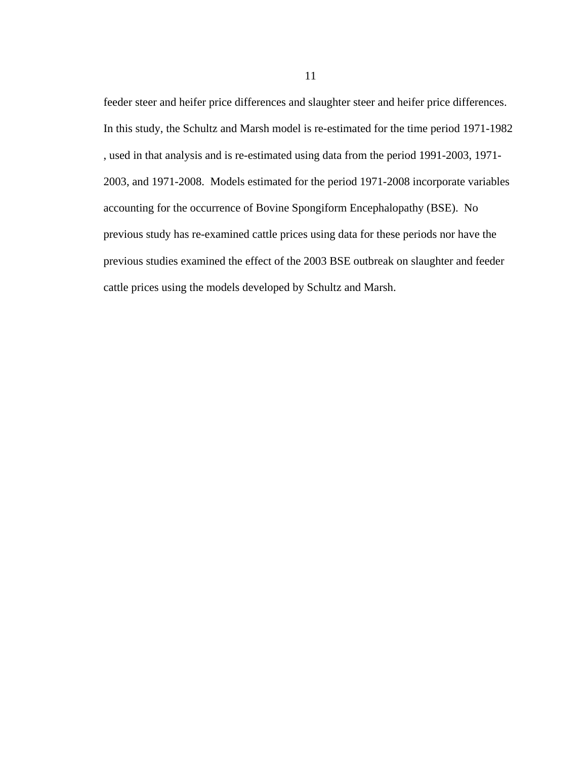feeder steer and heifer price differences and slaughter steer and heifer price differences. In this study, the Schultz and Marsh model is re-estimated for the time period 1971-1982 , used in that analysis and is re-estimated using data from the period 1991-2003, 1971-2003, and 1971-2008. Models estimated for the period 1971-2008 incorporate variables accounting for the occurrence of Bovine Spongiform Encephalopathy (BSE). No previous study has re-examined cattle prices using data for these periods nor have the previous studies examined the effect of the 2003 BSE outbreak on slaughter and feeder cattle prices using the models developed by Schultz and Marsh.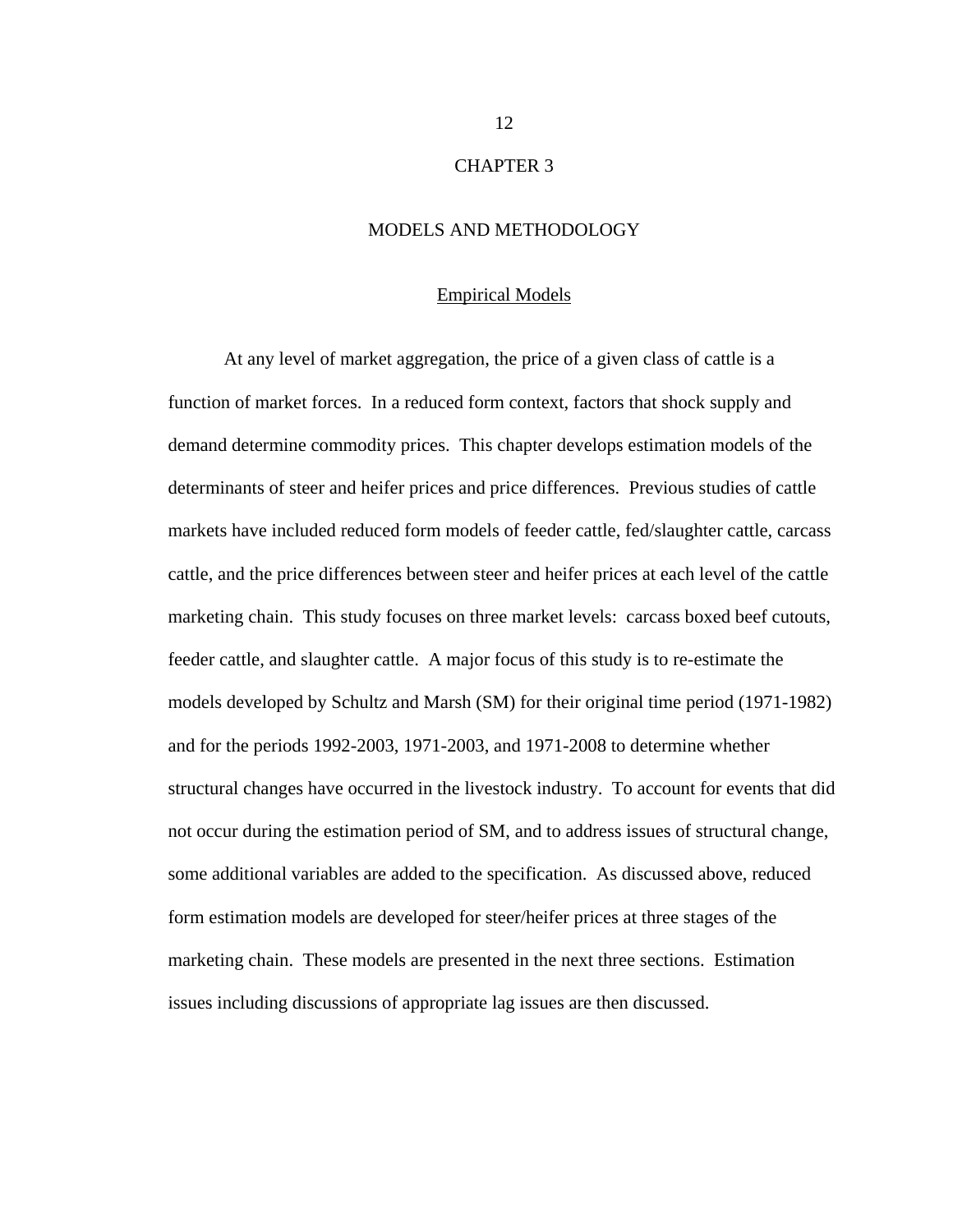# CHAPTER 3

# MODELS AND METHODOLOGY

## Empirical Models

At any level of market aggregation, the price of a given class of cattle is a function of market forces. In a reduced form context, factors that shock supply and demand determine commodity prices. This chapter develops estimation models of the determinants of steer and heifer prices and price differences. Previous studies of cattle markets have included reduced form models of feeder cattle, fed/slaughter cattle, carcass cattle, and the price differences between steer and heifer prices at each level of the cattle marketing chain. This study focuses on three market levels: carcass boxed beef cutouts, feeder cattle, and slaughter cattle. A major focus of this study is to re-estimate the models developed by Schultz and Marsh (SM) for their original time period (1971-1982) and for the periods 1992-2003, 1971-2003, and 1971-2008 to determine whether structural changes have occurred in the livestock industry. To account for events that did not occur during the estimation period of SM, and to address issues of structural change, some additional variables are added to the specification. As discussed above, reduced form estimation models are developed for steer/heifer prices at three stages of the marketing chain. These models are presented in the next three sections. Estimation issues including discussions of appropriate lag issues are then discussed.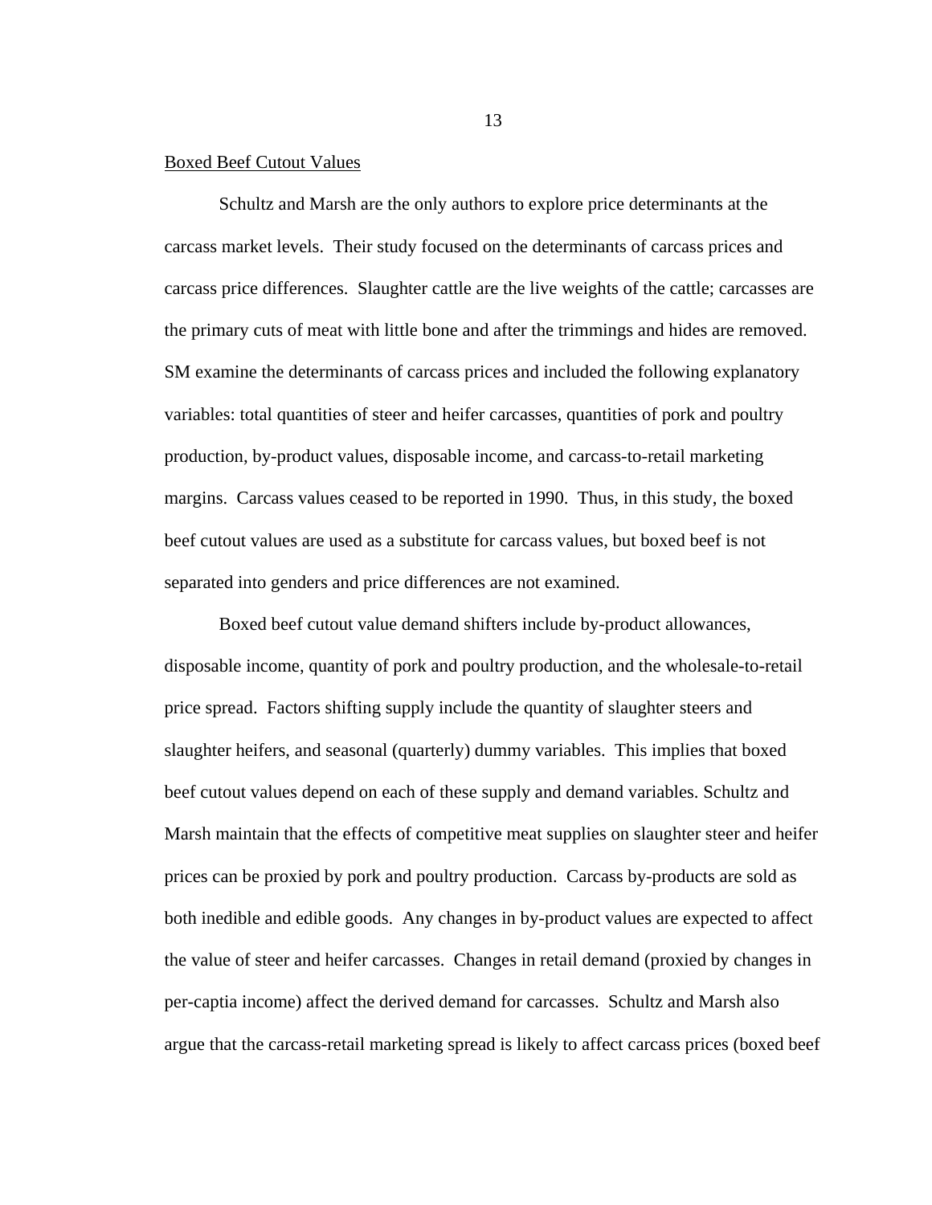## Boxed Beef Cutout Values

Schultz and Marsh are the only authors to explore price determinants at the carcass market levels. Their study focused on the determinants of carcass prices and carcass price differences. Slaughter cattle are the live weights of the cattle; carcasses are the primary cuts of meat with little bone and after the trimmings and hides are removed. SM examine the determinants of carcass prices and included the following explanatory variables: total quantities of steer and heifer carcasses, quantities of pork and poultry production, by-product values, disposable income, and carcass-to-retail marketing margins. Carcass values ceased to be reported in 1990. Thus, in this study, the boxed beef cutout values are used as a substitute for carcass values, but boxed beef is not separated into genders and price differences are not examined.

Boxed beef cutout value demand shifters include by-product allowances, disposable income, quantity of pork and poultry production, and the wholesale-to-retail price spread. Factors shifting supply include the quantity of slaughter steers and slaughter heifers, and seasonal (quarterly) dummy variables. This implies that boxed beef cutout values depend on each of these supply and demand variables. Schultz and Marsh maintain that the effects of competitive meat supplies on slaughter steer and heifer prices can be proxied by pork and poultry production. Carcass by-products are sold as both inedible and edible goods. Any changes in by-product values are expected to affect the value of steer and heifer carcasses. Changes in retail demand (proxied by changes in per-captia income) affect the derived demand for carcasses. Schultz and Marsh also argue that the carcass-retail marketing spread is likely to affect carcass prices (boxed beef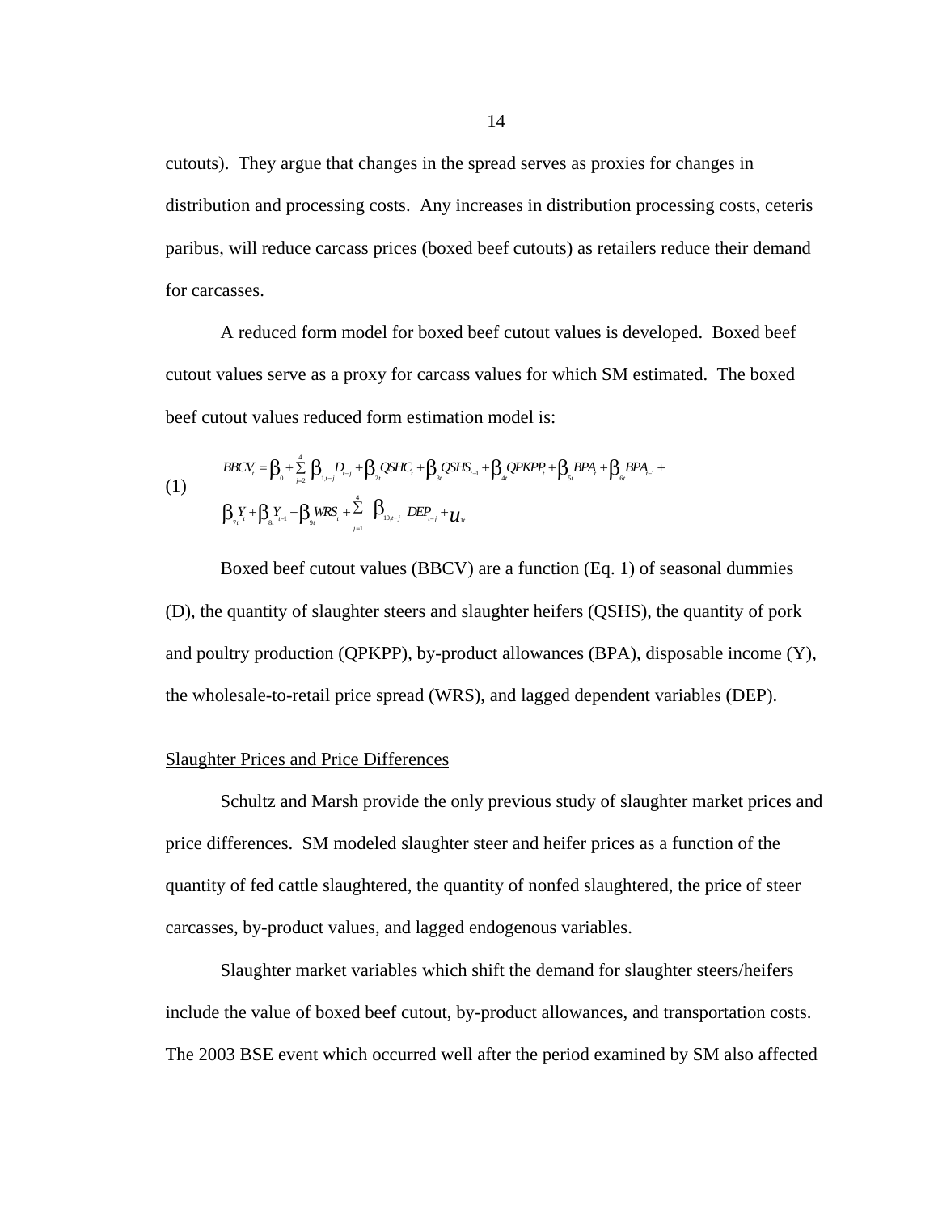cutouts). They argue that changes in the spread serves as proxies for changes in distribution and processing costs. Any increases in distribution processing costs, ceteris paribus, will reduce carcass prices (boxed beef cutouts) as retailers reduce their demand for carcasses.

A reduced form model for boxed beef cutout values is developed. Boxed beef cutout values serve as a proxy for carcass values for which SM estimated. The boxed beef cutout values reduced form estimation model is:

$$BBCV_t = \beta_0 + \sum_{j=2}^{4} \beta_{1,t-j} D_{t-j} + \beta_{2t} QSHC_t + \beta_{3t} QSHS_{t-1} + \beta_{4t} QPKPP_t + \beta_{5t} BPA_t + \beta_{6t} BPA_{t-1} + \beta_{7t} Y_t + \beta_{8t} Y_{t-1} + \beta_{9t} WRS_t + \sum_{j=1}^{4} \beta_{10,t-j} DEP_{t-j} + u_{1t} \quad (1)$$

Boxed beef cutout values (BBCV) are a function (Eq. 1) of seasonal dummies (D), the quantity of slaughter steers and slaughter heifers (QSHS), the quantity of pork and poultry production (QPKPP), by-product allowances (BPA), disposable income (Y), the wholesale-to-retail price spread (WRS), and lagged dependent variables (DEP).

## Slaughter Prices and Price Differences

Schultz and Marsh provide the only previous study of slaughter market prices and price differences. SM modeled slaughter steer and heifer prices as a function of the quantity of fed cattle slaughtered, the quantity of nonfed slaughtered, the price of steer carcasses, by-product values, and lagged endogenous variables.

Slaughter market variables which shift the demand for slaughter steers/heifers include the value of boxed beef cutout, by-product allowances, and transportation costs. The 2003 BSE event which occurred well after the period examined by SM also affected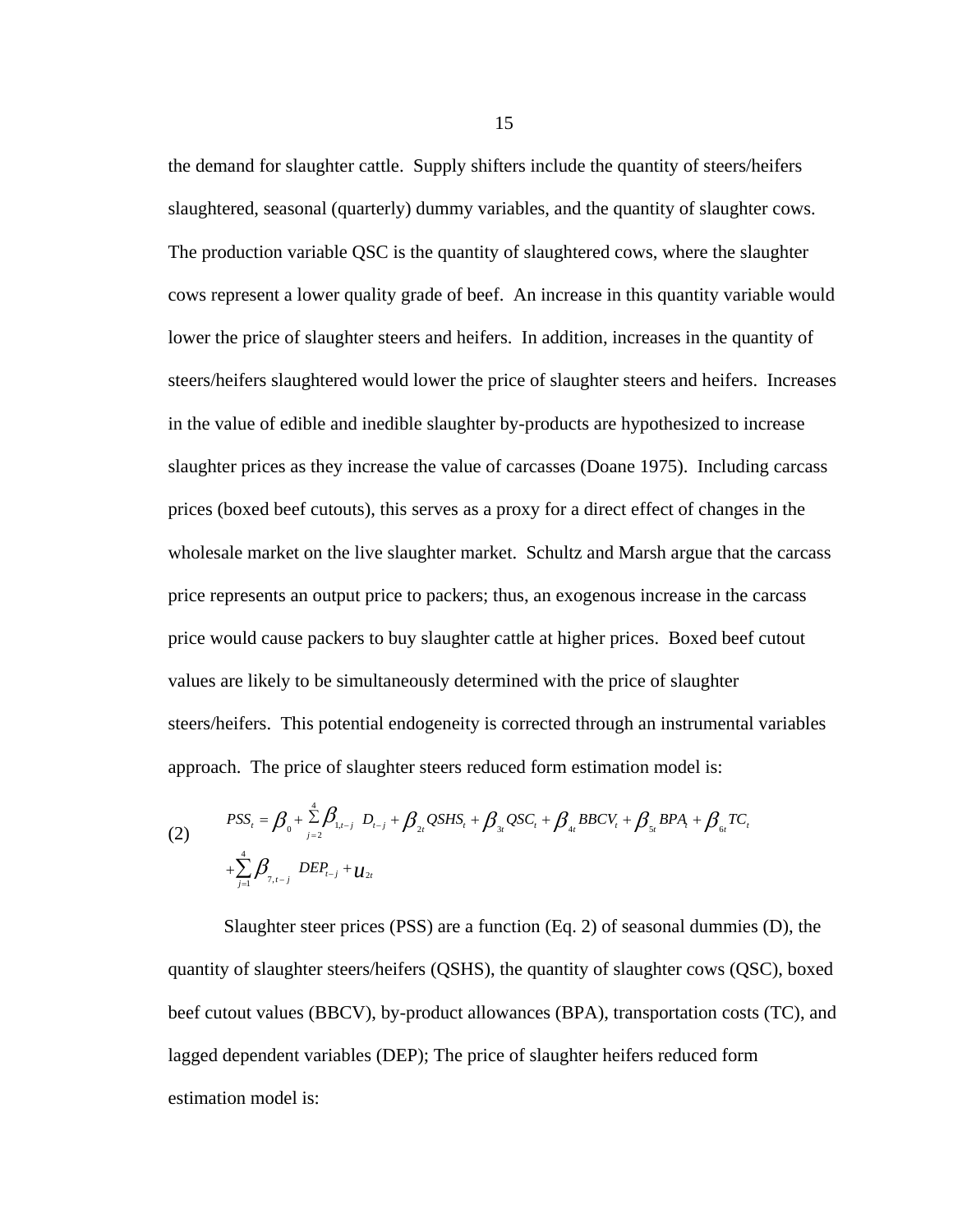the demand for slaughter cattle. Supply shifters include the quantity of steers/heifers slaughtered, seasonal (quarterly) dummy variables, and the quantity of slaughter cows. The production variable QSC is the quantity of slaughtered cows, where the slaughter cows represent a lower quality grade of beef. An increase in this quantity variable would lower the price of slaughter steers and heifers. In addition, increases in the quantity of steers/heifers slaughtered would lower the price of slaughter steers and heifers. Increases in the value of edible and inedible slaughter by-products are hypothesized to increase slaughter prices as they increase the value of carcasses (Doane 1975). Including carcass prices (boxed beef cutouts), this serves as a proxy for a direct effect of changes in the wholesale market on the live slaughter market. Schultz and Marsh argue that the carcass price represents an output price to packers; thus, an exogenous increase in the carcass price would cause packers to buy slaughter cattle at higher prices. Boxed beef cutout values are likely to be simultaneously determined with the price of slaughter steers/heifers. This potential endogeneity is corrected through an instrumental variables approach. The price of slaughter steers reduced form estimation model is:

$$
\begin{aligned}
(2) \qquad PSS_t = \beta_0 + \sum_{j=2}^{4} \beta_{1,t-j}\, D_{t-j} + \beta_{2t}\, QSHS_t + \beta_{3t}\, QSC_t + \beta_{4t}\, BBCV_t + \beta_{5t}\, BPA_t + \beta_{6t}\, TC_t \\
+ \sum_{j=1}^{4} \beta_{7,t-j}\, DEP_{t-j} + u_{2t}
\end{aligned}
$$

Slaughter steer prices (PSS) are a function (Eq. 2) of seasonal dummies (D), the quantity of slaughter steers/heifers (QSHS), the quantity of slaughter cows (QSC), boxed beef cutout values (BBCV), by-product allowances (BPA), transportation costs (TC), and lagged dependent variables (DEP); The price of slaughter heifers reduced form estimation model is: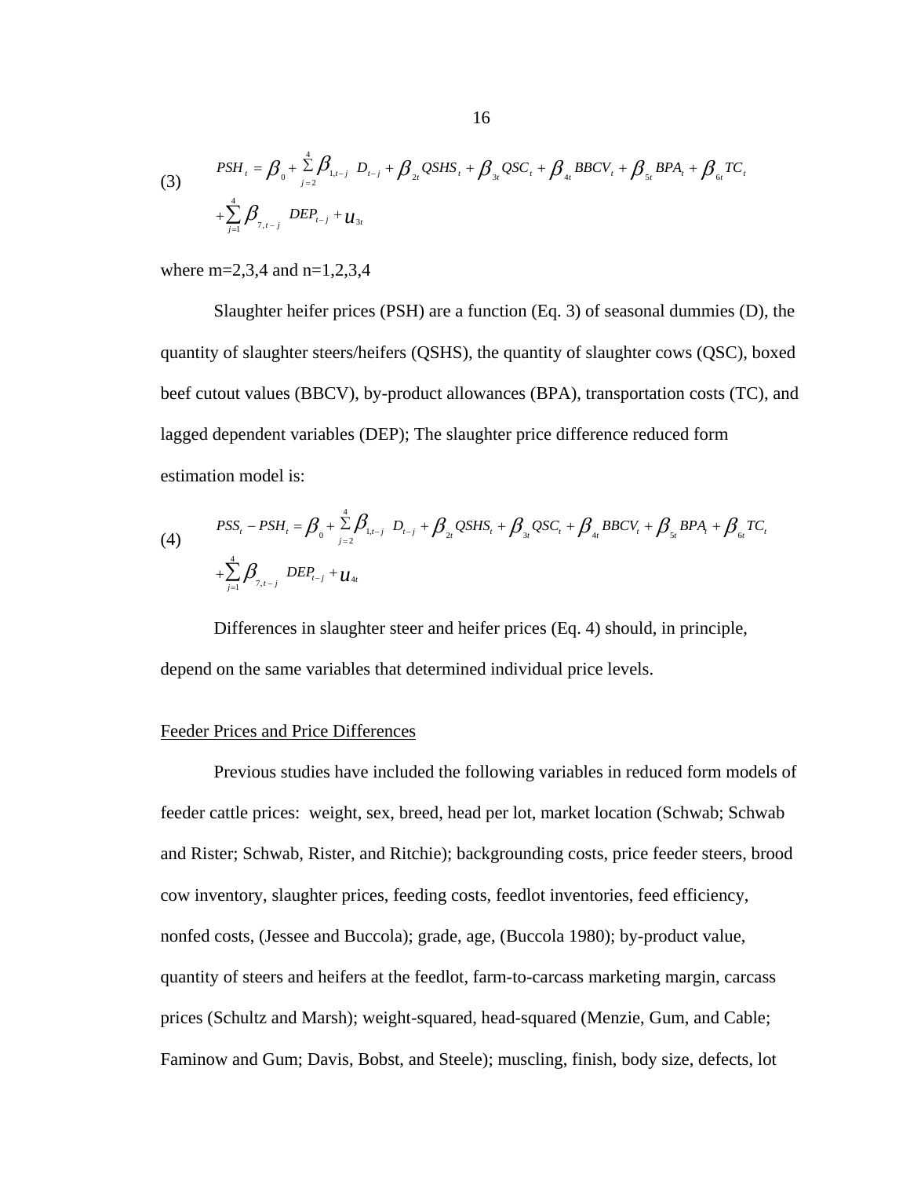$$
(3) \quad PSH_t = \beta_0 + \sum_{j=2}^{4} \beta_{1,t-j} \ D_{t-j} + \beta_{2t} QSHS_t + \beta_{3t} QSC_t + \beta_{4t} BBCV_t + \beta_{5t} BPA_t + \beta_{6t} TC_t + \sum_{j=1}^{4} \beta_{7,t-j} \ DEP_{t-j} + u_{3t}
$$

where m=2,3,4 and n=1,2,3,4

Slaughter heifer prices (PSH) are a function (Eq. 3) of seasonal dummies (D), the quantity of slaughter steers/heifers (QSHS), the quantity of slaughter cows (QSC), boxed beef cutout values (BBCV), by-product allowances (BPA), transportation costs (TC), and lagged dependent variables (DEP); The slaughter price difference reduced form estimation model is:

$$
(4) \quad PSS_t - PSH_t = \beta_0 + \sum_{j=2}^{4} \beta_{1,t-j} \ D_{t-j} + \beta_{2t} QSHS_t + \beta_{3t} QSC_t + \beta_{4t} BBCV_t + \beta_{5t} BPA_t + \beta_{6t} TC_t + \sum_{j=1}^{4} \beta_{7,t-j} \ DEP_{t-j} + u_{4t}
$$

Differences in slaughter steer and heifer prices (Eq. 4) should, in principle, depend on the same variables that determined individual price levels.

## Feeder Prices and Price Differences

Previous studies have included the following variables in reduced form models of feeder cattle prices: weight, sex, breed, head per lot, market location (Schwab; Schwab and Rister; Schwab, Rister, and Ritchie); backgrounding costs, price feeder steers, brood cow inventory, slaughter prices, feeding costs, feedlot inventories, feed efficiency, nonfed costs, (Jessee and Buccola); grade, age, (Buccola 1980); by-product value, quantity of steers and heifers at the feedlot, farm-to-carcass marketing margin, carcass prices (Schultz and Marsh); weight-squared, head-squared (Menzie, Gum, and Cable; Faminow and Gum; Davis, Bobst, and Steele); muscling, finish, body size, defects, lot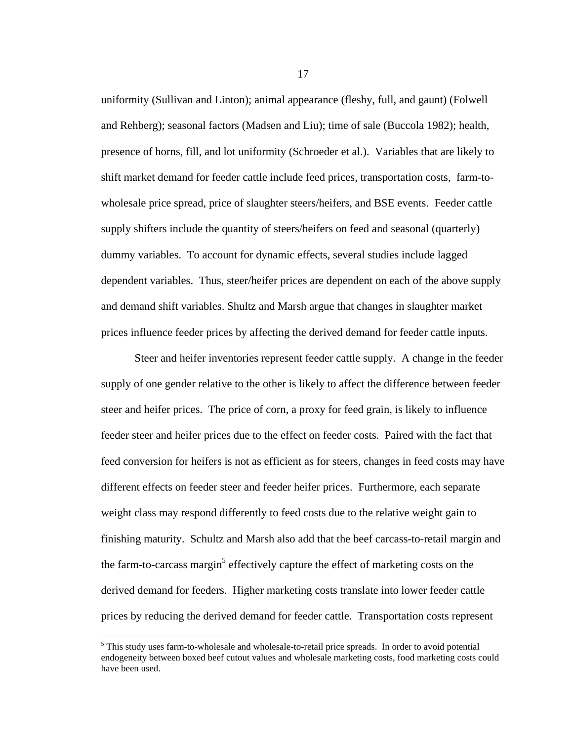uniformity (Sullivan and Linton); animal appearance (fleshy, full, and gaunt) (Folwell and Rehberg); seasonal factors (Madsen and Liu); time of sale (Buccola 1982); health, presence of horns, fill, and lot uniformity (Schroeder et al.). Variables that are likely to shift market demand for feeder cattle include feed prices, transportation costs, farm-to-wholesale price spread, price of slaughter steers/heifers, and BSE events. Feeder cattle supply shifters include the quantity of steers/heifers on feed and seasonal (quarterly) dummy variables. To account for dynamic effects, several studies include lagged dependent variables. Thus, steer/heifer prices are dependent on each of the above supply and demand shift variables. Shultz and Marsh argue that changes in slaughter market prices influence feeder prices by affecting the derived demand for feeder cattle inputs.

Steer and heifer inventories represent feeder cattle supply. A change in the feeder supply of one gender relative to the other is likely to affect the difference between feeder steer and heifer prices. The price of corn, a proxy for feed grain, is likely to influence feeder steer and heifer prices due to the effect on feeder costs. Paired with the fact that feed conversion for heifers is not as efficient as for steers, changes in feed costs may have different effects on feeder steer and feeder heifer prices. Furthermore, each separate weight class may respond differently to feed costs due to the relative weight gain to finishing maturity. Schultz and Marsh also add that the beef carcass-to-retail margin and the farm-to-carcass margin[5] effectively capture the effect of marketing costs on the derived demand for feeders. Higher marketing costs translate into lower feeder cattle prices by reducing the derived demand for feeder cattle. Transportation costs represent

[5] This study uses farm-to-wholesale and wholesale-to-retail price spreads. In order to avoid potential endogeneity between boxed beef cutout values and wholesale marketing costs, food marketing costs could have been used.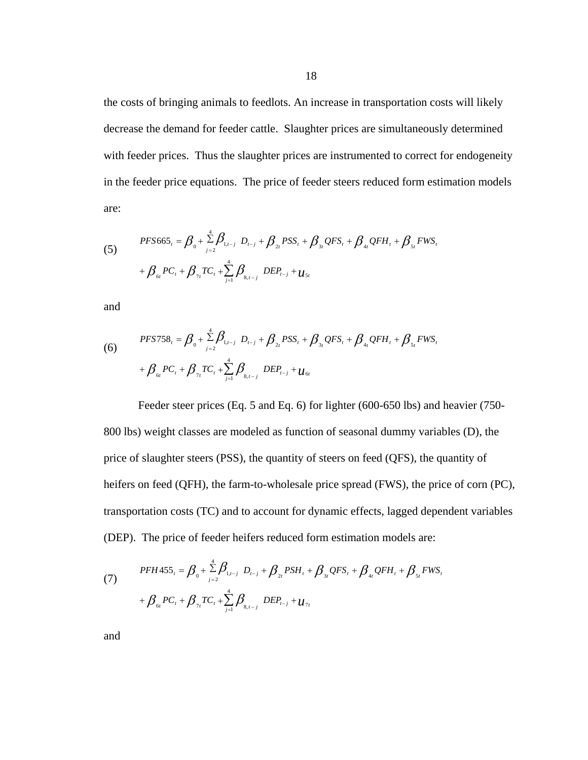the costs of bringing animals to feedlots. An increase in transportation costs will likely decrease the demand for feeder cattle. Slaughter prices are simultaneously determined with feeder prices. Thus the slaughter prices are instrumented to correct for endogeneity in the feeder price equations. The price of feeder steers reduced form estimation models are:

$$
\begin{aligned}
(5) \qquad & PFS665_t = \beta_0 + \sum_{j=2}^{4} \beta_{1,t-j} \ D_{t-j} + \beta_{2t} PSS_t + \beta_{3t} QFS_t + \beta_{4t} QFH_t + \beta_{5t} FWS_t \\
& + \beta_{6t} PC_t + \beta_{7t} TC_t + \sum_{j=1}^{4} \beta_{8,t-j} \ DEP_{t-j} + u_{5t}
\end{aligned}
$$

and

$$
\begin{aligned}
(6) \qquad & PFS758_t = \beta_0 + \sum_{j=2}^{4} \beta_{1,t-j} \ D_{t-j} + \beta_{2t} PSS_t + \beta_{3t} QFS_t + \beta_{4t} QFH_t + \beta_{5t} FWS_t \\
& + \beta_{6t} PC_t + \beta_{7t} TC_t + \sum_{j=1}^{4} \beta_{8,t-j} \ DEP_{t-j} + u_{6t}
\end{aligned}
$$

Feeder steer prices (Eq. 5 and Eq. 6) for lighter (600-650 lbs) and heavier (750-800 lbs) weight classes are modeled as function of seasonal dummy variables (D), the price of slaughter steers (PSS), the quantity of steers on feed (QFS), the quantity of heifers on feed (QFH), the farm-to-wholesale price spread (FWS), the price of corn (PC), transportation costs (TC) and to account for dynamic effects, lagged dependent variables (DEP). The price of feeder heifers reduced form estimation models are:

$$
\begin{aligned}
(7) \qquad & PFH455_t = \beta_0 + \sum_{j=2}^{4} \beta_{1,t-j} \ D_{t-j} + \beta_{2t} PSH_t + \beta_{3t} QFS_t + \beta_{4t} QFH_t + \beta_{5t} FWS_t \\
& + \beta_{6t} PC_t + \beta_{7t} TC_t + \sum_{j=1}^{4} \beta_{8,t-j} \ DEP_{t-j} + u_{7t}
\end{aligned}
$$

and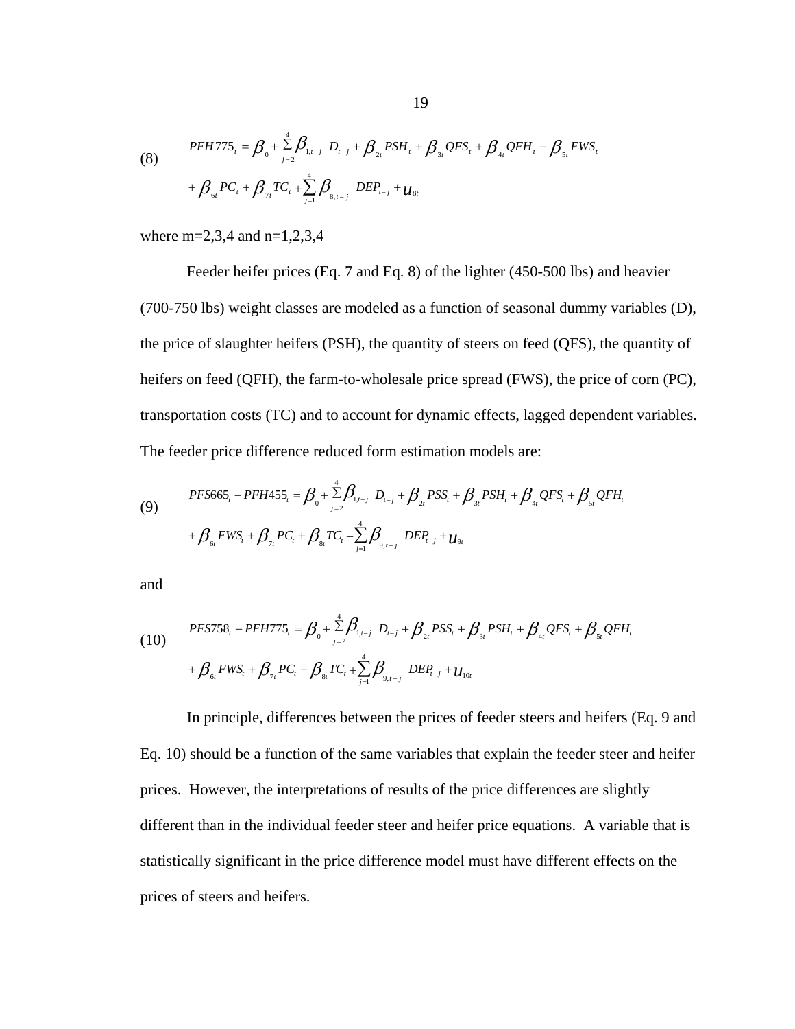$$PFH775_t = \beta_0 + \sum_{j=2}^{4} \beta_{1,t-j} \; D_{t-j} + \beta_{2t} PSH_t + \beta_{3t} QFS_t + \beta_{4t} QFH_t + \beta_{5t} FWS_t + \beta_{6t} PC_t + \beta_{7t} TC_t + \sum_{j=1}^{4} \beta_{8,t-j} \; DEP_{t-j} + u_{8t} \tag{8}$$

where m=2,3,4 and n=1,2,3,4

Feeder heifer prices (Eq. 7 and Eq. 8) of the lighter (450-500 lbs) and heavier (700-750 lbs) weight classes are modeled as a function of seasonal dummy variables (D), the price of slaughter heifers (PSH), the quantity of steers on feed (QFS), the quantity of heifers on feed (QFH), the farm-to-wholesale price spread (FWS), the price of corn (PC), transportation costs (TC) and to account for dynamic effects, lagged dependent variables. The feeder price difference reduced form estimation models are:

$$PFS665_t - PFH455_t = \beta_0 + \sum_{j=2}^{4} \beta_{1,t-j} \; D_{t-j} + \beta_{2t} PSS_t + \beta_{3t} PSH_t + \beta_{4t} QFS_t + \beta_{5t} QFH_t + \beta_{6t} FWS_t + \beta_{7t} PC_t + \beta_{8t} TC_t + \sum_{j=1}^{4} \beta_{9,t-j} \; DEP_{t-j} + u_{9t} \tag{9}$$

and

$$PFS758_t - PFH775_t = \beta_0 + \sum_{j=2}^{4} \beta_{1,t-j} \; D_{t-j} + \beta_{2t} PSS_t + \beta_{3t} PSH_t + \beta_{4t} QFS_t + \beta_{5t} QFH_t + \beta_{6t} FWS_t + \beta_{7t} PC_t + \beta_{8t} TC_t + \sum_{j=1}^{4} \beta_{9,t-j} \; DEP_{t-j} + u_{10t} \tag{10}$$

In principle, differences between the prices of feeder steers and heifers (Eq. 9 and Eq. 10) should be a function of the same variables that explain the feeder steer and heifer prices. However, the interpretations of results of the price differences are slightly different than in the individual feeder steer and heifer price equations. A variable that is statistically significant in the price difference model must have different effects on the prices of steers and heifers.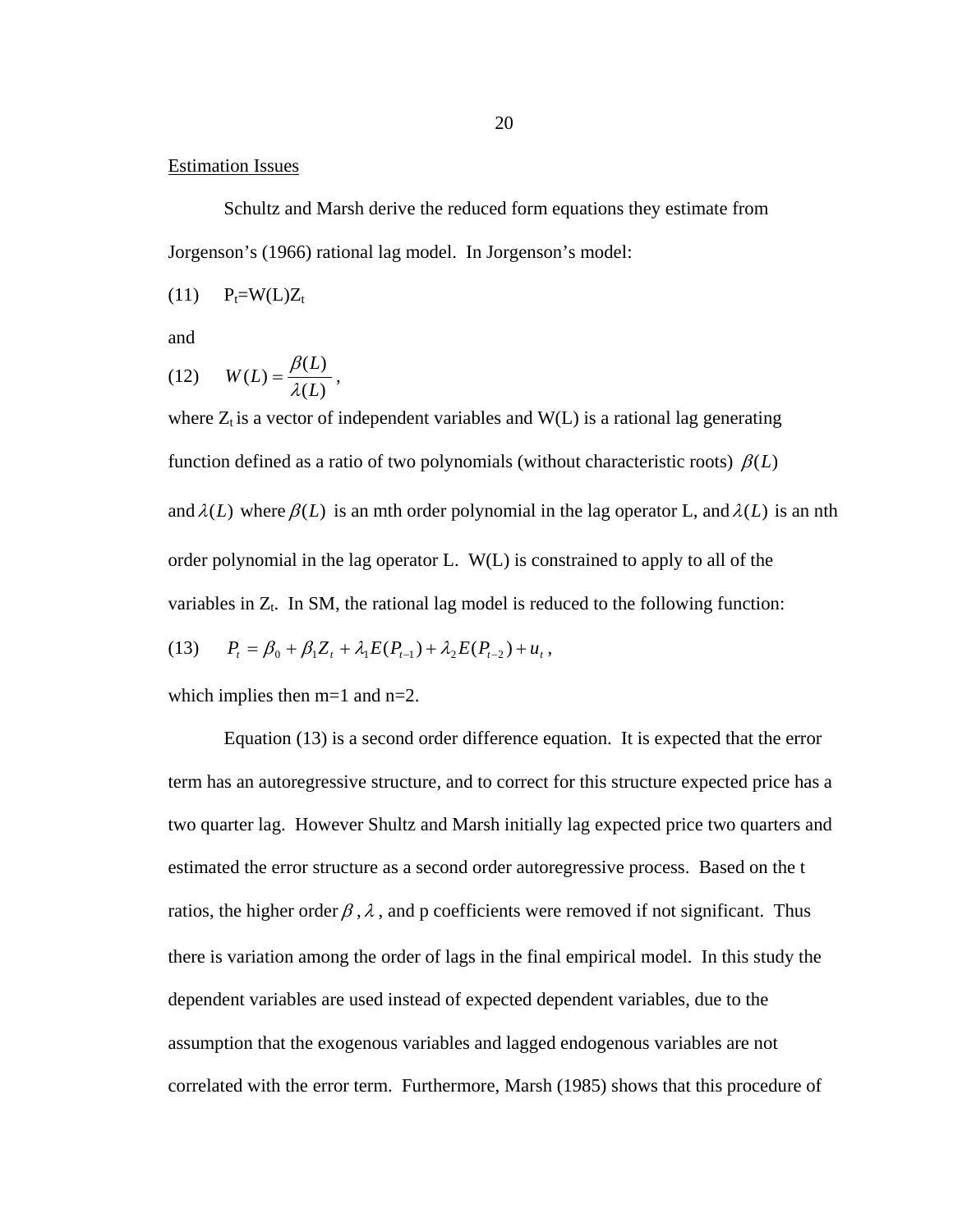Estimation Issues

Schultz and Marsh derive the reduced form equations they estimate from Jorgenson's (1966) rational lag model. In Jorgenson's model:

(11) $P_t = W(L)Z_t$

and

(12) $W(L) = \dfrac{\beta(L)}{\lambda(L)}$,

where $Z_t$ is a vector of independent variables and W(L) is a rational lag generating function defined as a ratio of two polynomials (without characteristic roots) $\beta(L)$ and $\lambda(L)$ where $\beta(L)$ is an mth order polynomial in the lag operator L, and $\lambda(L)$ is an nth order polynomial in the lag operator L. W(L) is constrained to apply to all of the variables in $Z_t$. In SM, the rational lag model is reduced to the following function:

(13) $P_t = \beta_0 + \beta_1 Z_t + \lambda_1 E(P_{t-1}) + \lambda_2 E(P_{t-2}) + u_t$,

which implies then m=1 and n=2.

Equation (13) is a second order difference equation. It is expected that the error term has an autoregressive structure, and to correct for this structure expected price has a two quarter lag. However Shultz and Marsh initially lag expected price two quarters and estimated the error structure as a second order autoregressive process. Based on the t ratios, the higher order $\beta$, $\lambda$, and p coefficients were removed if not significant. Thus there is variation among the order of lags in the final empirical model. In this study the dependent variables are used instead of expected dependent variables, due to the assumption that the exogenous variables and lagged endogenous variables are not correlated with the error term. Furthermore, Marsh (1985) shows that this procedure of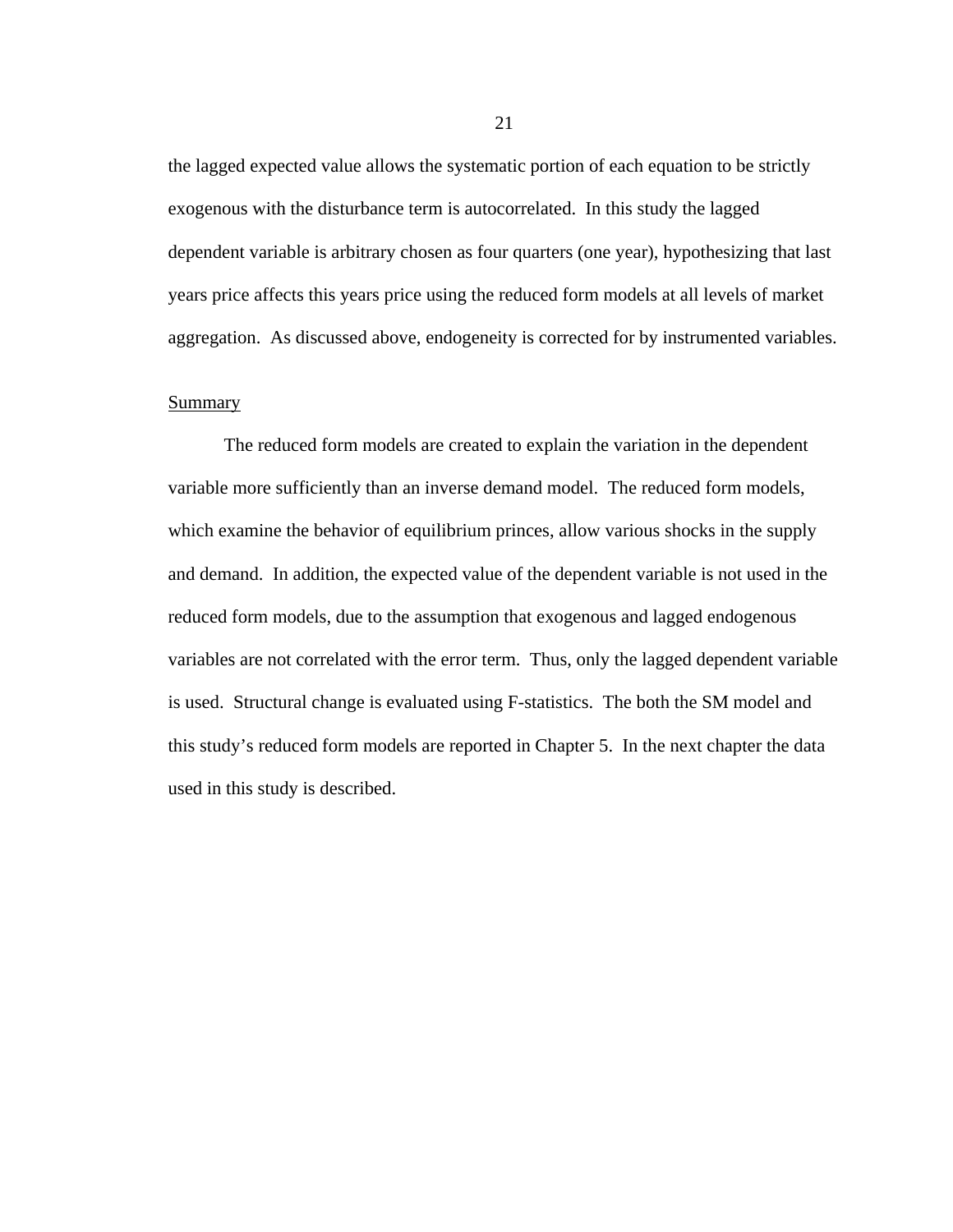the lagged expected value allows the systematic portion of each equation to be strictly exogenous with the disturbance term is autocorrelated. In this study the lagged dependent variable is arbitrary chosen as four quarters (one year), hypothesizing that last years price affects this years price using the reduced form models at all levels of market aggregation. As discussed above, endogeneity is corrected for by instrumented variables.

<u>Summary</u>

The reduced form models are created to explain the variation in the dependent variable more sufficiently than an inverse demand model. The reduced form models, which examine the behavior of equilibrium princes, allow various shocks in the supply and demand. In addition, the expected value of the dependent variable is not used in the reduced form models, due to the assumption that exogenous and lagged endogenous variables are not correlated with the error term. Thus, only the lagged dependent variable is used. Structural change is evaluated using F-statistics. The both the SM model and this study's reduced form models are reported in Chapter 5. In the next chapter the data used in this study is described.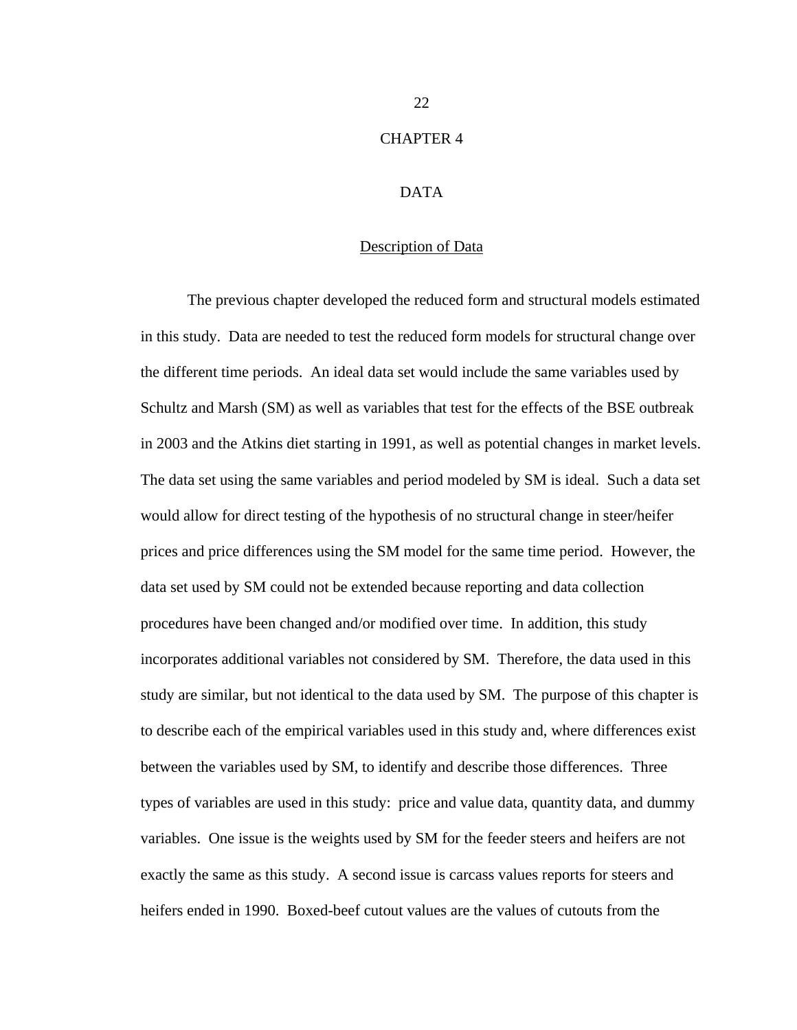# CHAPTER 4

# DATA

## Description of Data

The previous chapter developed the reduced form and structural models estimated in this study. Data are needed to test the reduced form models for structural change over the different time periods. An ideal data set would include the same variables used by Schultz and Marsh (SM) as well as variables that test for the effects of the BSE outbreak in 2003 and the Atkins diet starting in 1991, as well as potential changes in market levels. The data set using the same variables and period modeled by SM is ideal. Such a data set would allow for direct testing of the hypothesis of no structural change in steer/heifer prices and price differences using the SM model for the same time period. However, the data set used by SM could not be extended because reporting and data collection procedures have been changed and/or modified over time. In addition, this study incorporates additional variables not considered by SM. Therefore, the data used in this study are similar, but not identical to the data used by SM. The purpose of this chapter is to describe each of the empirical variables used in this study and, where differences exist between the variables used by SM, to identify and describe those differences. Three types of variables are used in this study: price and value data, quantity data, and dummy variables. One issue is the weights used by SM for the feeder steers and heifers are not exactly the same as this study. A second issue is carcass values reports for steers and heifers ended in 1990. Boxed-beef cutout values are the values of cutouts from the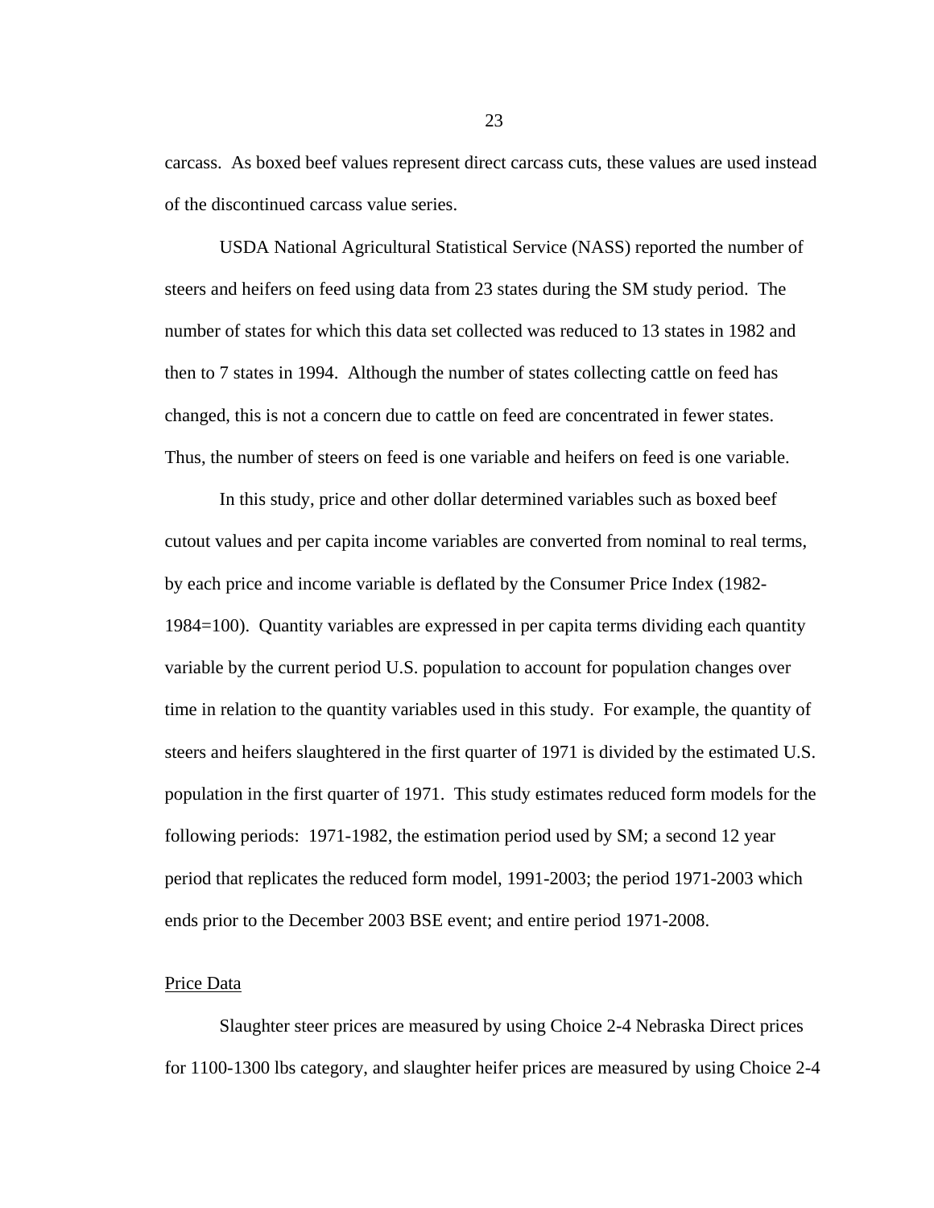carcass. As boxed beef values represent direct carcass cuts, these values are used instead of the discontinued carcass value series.

USDA National Agricultural Statistical Service (NASS) reported the number of steers and heifers on feed using data from 23 states during the SM study period. The number of states for which this data set collected was reduced to 13 states in 1982 and then to 7 states in 1994. Although the number of states collecting cattle on feed has changed, this is not a concern due to cattle on feed are concentrated in fewer states. Thus, the number of steers on feed is one variable and heifers on feed is one variable.

In this study, price and other dollar determined variables such as boxed beef cutout values and per capita income variables are converted from nominal to real terms, by each price and income variable is deflated by the Consumer Price Index (1982-1984=100). Quantity variables are expressed in per capita terms dividing each quantity variable by the current period U.S. population to account for population changes over time in relation to the quantity variables used in this study. For example, the quantity of steers and heifers slaughtered in the first quarter of 1971 is divided by the estimated U.S. population in the first quarter of 1971. This study estimates reduced form models for the following periods: 1971-1982, the estimation period used by SM; a second 12 year period that replicates the reduced form model, 1991-2003; the period 1971-2003 which ends prior to the December 2003 BSE event; and entire period 1971-2008.

<u>Price Data</u>

Slaughter steer prices are measured by using Choice 2-4 Nebraska Direct prices for 1100-1300 lbs category, and slaughter heifer prices are measured by using Choice 2-4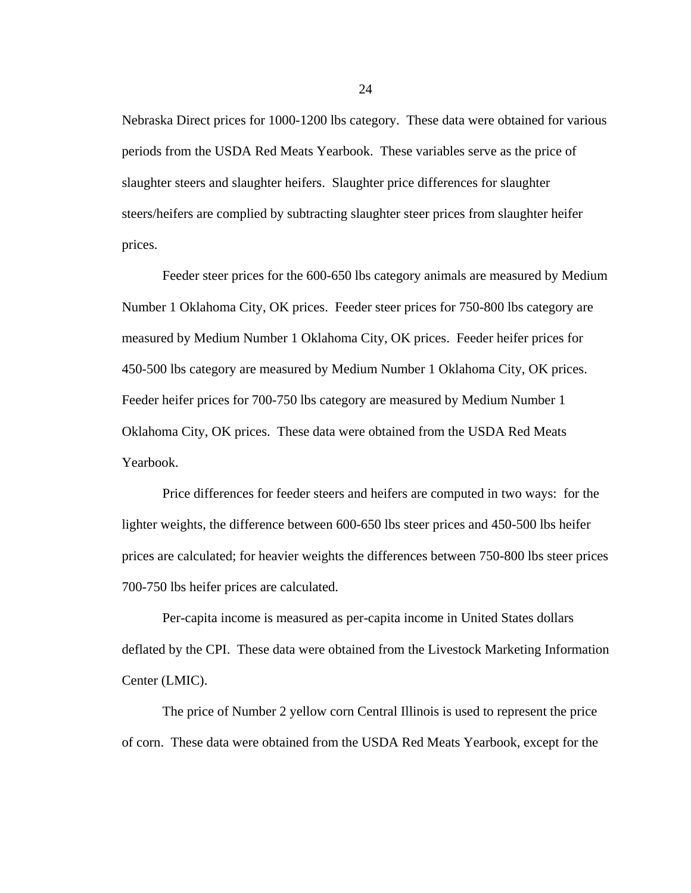Nebraska Direct prices for 1000-1200 lbs category. These data were obtained for various periods from the USDA Red Meats Yearbook. These variables serve as the price of slaughter steers and slaughter heifers. Slaughter price differences for slaughter steers/heifers are complied by subtracting slaughter steer prices from slaughter heifer prices.

Feeder steer prices for the 600-650 lbs category animals are measured by Medium Number 1 Oklahoma City, OK prices. Feeder steer prices for 750-800 lbs category are measured by Medium Number 1 Oklahoma City, OK prices. Feeder heifer prices for 450-500 lbs category are measured by Medium Number 1 Oklahoma City, OK prices. Feeder heifer prices for 700-750 lbs category are measured by Medium Number 1 Oklahoma City, OK prices. These data were obtained from the USDA Red Meats Yearbook.

Price differences for feeder steers and heifers are computed in two ways: for the lighter weights, the difference between 600-650 lbs steer prices and 450-500 lbs heifer prices are calculated; for heavier weights the differences between 750-800 lbs steer prices 700-750 lbs heifer prices are calculated.

Per-capita income is measured as per-capita income in United States dollars deflated by the CPI. These data were obtained from the Livestock Marketing Information Center (LMIC).

The price of Number 2 yellow corn Central Illinois is used to represent the price of corn. These data were obtained from the USDA Red Meats Yearbook, except for the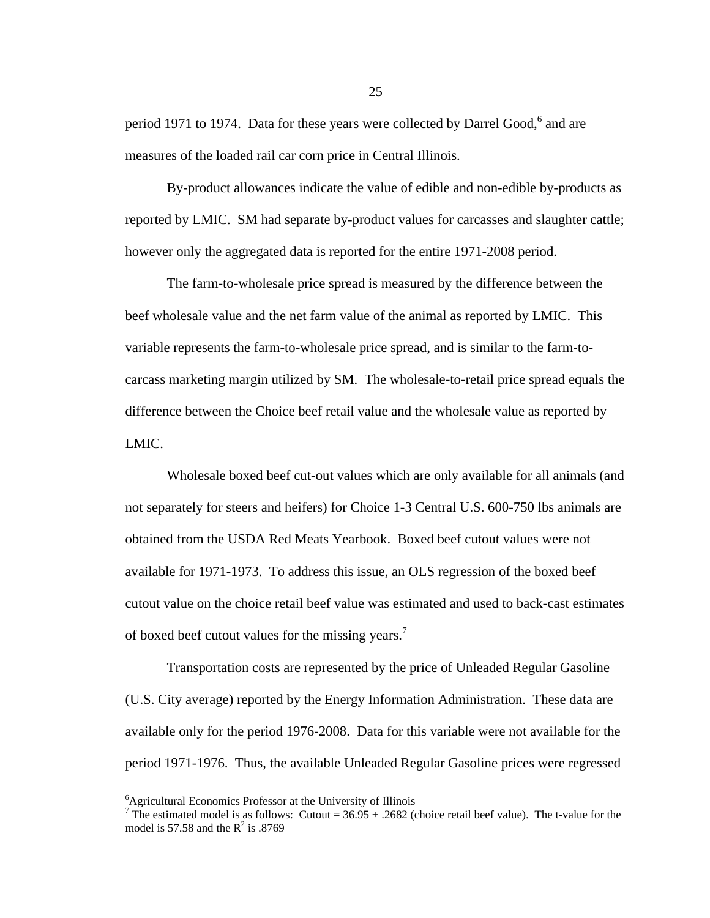period 1971 to 1974. Data for these years were collected by Darrel Good,[6] and are measures of the loaded rail car corn price in Central Illinois.

By-product allowances indicate the value of edible and non-edible by-products as reported by LMIC. SM had separate by-product values for carcasses and slaughter cattle; however only the aggregated data is reported for the entire 1971-2008 period.

The farm-to-wholesale price spread is measured by the difference between the beef wholesale value and the net farm value of the animal as reported by LMIC. This variable represents the farm-to-wholesale price spread, and is similar to the farm-to-carcass marketing margin utilized by SM. The wholesale-to-retail price spread equals the difference between the Choice beef retail value and the wholesale value as reported by LMIC.

Wholesale boxed beef cut-out values which are only available for all animals (and not separately for steers and heifers) for Choice 1-3 Central U.S. 600-750 lbs animals are obtained from the USDA Red Meats Yearbook. Boxed beef cutout values were not available for 1971-1973. To address this issue, an OLS regression of the boxed beef cutout value on the choice retail beef value was estimated and used to back-cast estimates of boxed beef cutout values for the missing years.[7]

Transportation costs are represented by the price of Unleaded Regular Gasoline (U.S. City average) reported by the Energy Information Administration. These data are available only for the period 1976-2008. Data for this variable were not available for the period 1971-1976. Thus, the available Unleaded Regular Gasoline prices were regressed

---

[6] Agricultural Economics Professor at the University of Illinois

[7] The estimated model is as follows: Cutout = 36.95 + .2682 (choice retail beef value). The t-value for the model is 57.58 and the $R^2$ is .8769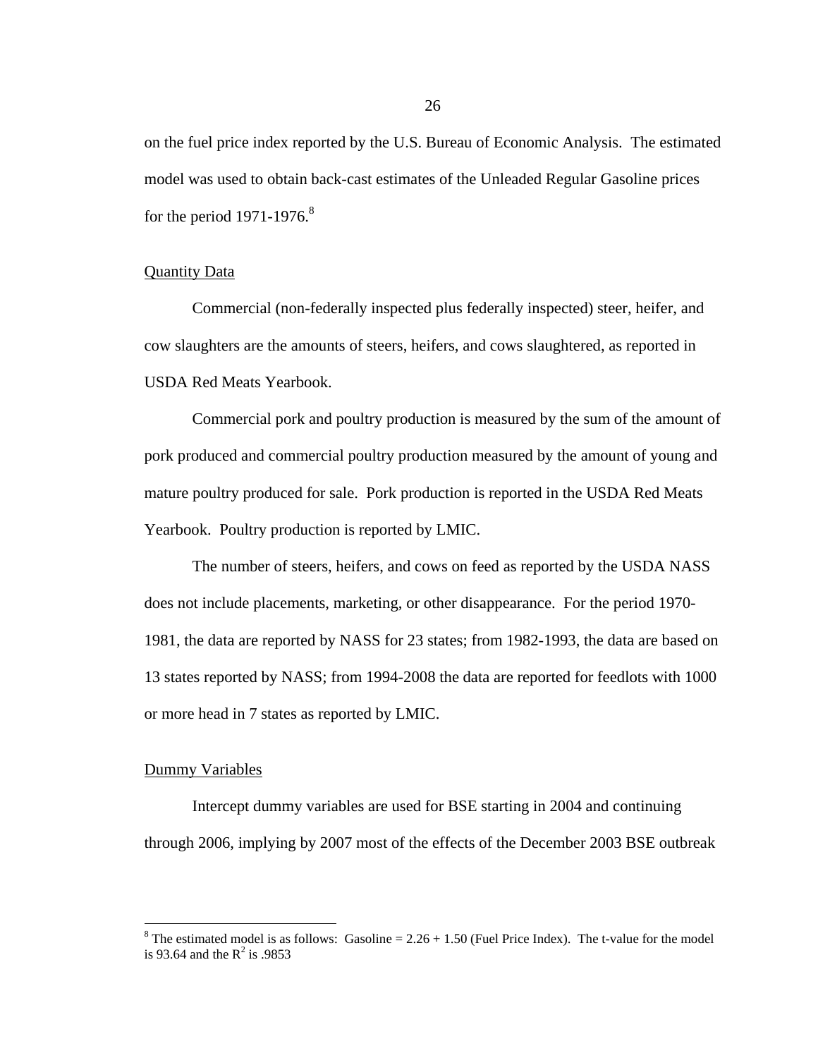on the fuel price index reported by the U.S. Bureau of Economic Analysis. The estimated model was used to obtain back-cast estimates of the Unleaded Regular Gasoline prices for the period 1971-1976.[8]

Quantity Data

Commercial (non-federally inspected plus federally inspected) steer, heifer, and cow slaughters are the amounts of steers, heifers, and cows slaughtered, as reported in USDA Red Meats Yearbook.

Commercial pork and poultry production is measured by the sum of the amount of pork produced and commercial poultry production measured by the amount of young and mature poultry produced for sale. Pork production is reported in the USDA Red Meats Yearbook. Poultry production is reported by LMIC.

The number of steers, heifers, and cows on feed as reported by the USDA NASS does not include placements, marketing, or other disappearance. For the period 1970-1981, the data are reported by NASS for 23 states; from 1982-1993, the data are based on 13 states reported by NASS; from 1994-2008 the data are reported for feedlots with 1000 or more head in 7 states as reported by LMIC.

Dummy Variables

Intercept dummy variables are used for BSE starting in 2004 and continuing through 2006, implying by 2007 most of the effects of the December 2003 BSE outbreak

---

[8] The estimated model is as follows: Gasoline = 2.26 + 1.50 (Fuel Price Index). The t-value for the model is 93.64 and the $R^2$ is .9853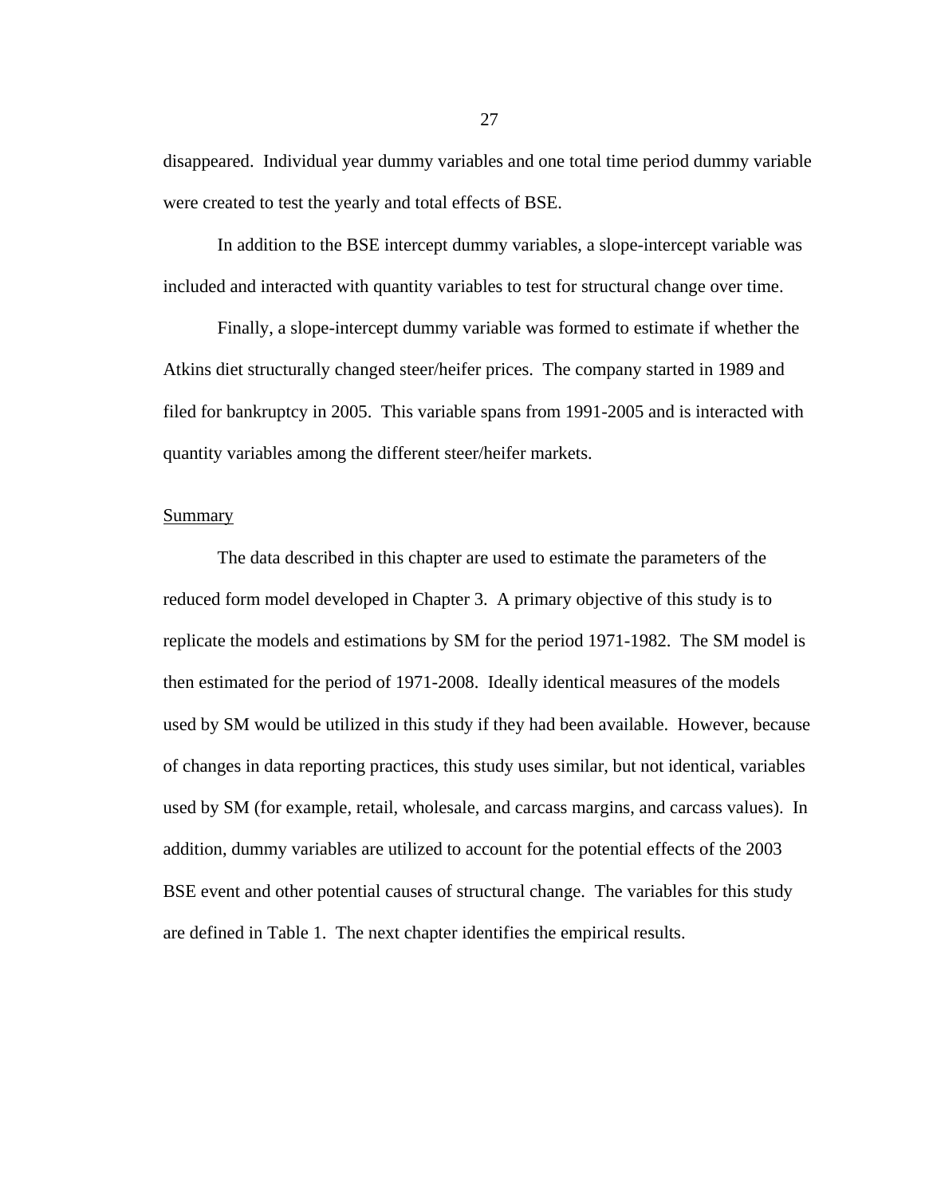disappeared. Individual year dummy variables and one total time period dummy variable were created to test the yearly and total effects of BSE.

In addition to the BSE intercept dummy variables, a slope-intercept variable was included and interacted with quantity variables to test for structural change over time.

Finally, a slope-intercept dummy variable was formed to estimate if whether the Atkins diet structurally changed steer/heifer prices. The company started in 1989 and filed for bankruptcy in 2005. This variable spans from 1991-2005 and is interacted with quantity variables among the different steer/heifer markets.

## Summary

The data described in this chapter are used to estimate the parameters of the reduced form model developed in Chapter 3. A primary objective of this study is to replicate the models and estimations by SM for the period 1971-1982. The SM model is then estimated for the period of 1971-2008. Ideally identical measures of the models used by SM would be utilized in this study if they had been available. However, because of changes in data reporting practices, this study uses similar, but not identical, variables used by SM (for example, retail, wholesale, and carcass margins, and carcass values). In addition, dummy variables are utilized to account for the potential effects of the 2003 BSE event and other potential causes of structural change. The variables for this study are defined in Table 1. The next chapter identifies the empirical results.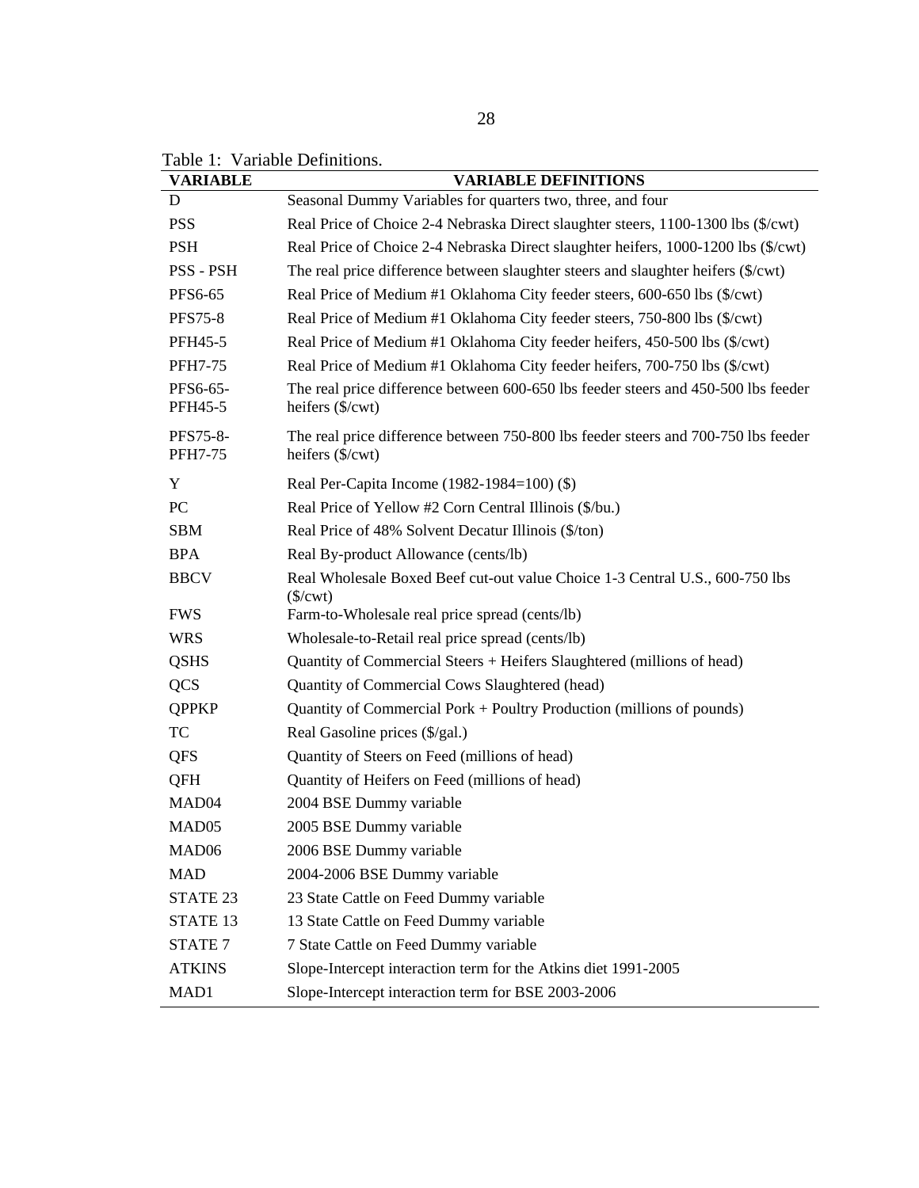Table 1: Variable Definitions.

| VARIABLE | VARIABLE DEFINITIONS |
|---|---|
| D | Seasonal Dummy Variables for quarters two, three, and four |
| PSS | Real Price of Choice 2-4 Nebraska Direct slaughter steers, 1100-1300 lbs ($/cwt) |
| PSH | Real Price of Choice 2-4 Nebraska Direct slaughter heifers, 1000-1200 lbs ($/cwt) |
| PSS - PSH | The real price difference between slaughter steers and slaughter heifers ($/cwt) |
| PFS6-65 | Real Price of Medium #1 Oklahoma City feeder steers, 600-650 lbs ($/cwt) |
| PFS75-8 | Real Price of Medium #1 Oklahoma City feeder steers, 750-800 lbs ($/cwt) |
| PFH45-5 | Real Price of Medium #1 Oklahoma City feeder heifers, 450-500 lbs ($/cwt) |
| PFH7-75 | Real Price of Medium #1 Oklahoma City feeder heifers, 700-750 lbs ($/cwt) |
| PFS6-65-PFH45-5 | The real price difference between 600-650 lbs feeder steers and 450-500 lbs feeder heifers ($/cwt) |
| PFS75-8-PFH7-75 | The real price difference between 750-800 lbs feeder steers and 700-750 lbs feeder heifers ($/cwt) |
| Y | Real Per-Capita Income (1982-1984=100) ($) |
| PC | Real Price of Yellow #2 Corn Central Illinois ($/bu.) |
| SBM | Real Price of 48% Solvent Decatur Illinois ($/ton) |
| BPA | Real By-product Allowance (cents/lb) |
| BBCV | Real Wholesale Boxed Beef cut-out value Choice 1-3 Central U.S., 600-750 lbs ($/cwt) |
| FWS | Farm-to-Wholesale real price spread (cents/lb) |
| WRS | Wholesale-to-Retail real price spread (cents/lb) |
| QSHS | Quantity of Commercial Steers + Heifers Slaughtered (millions of head) |
| QCS | Quantity of Commercial Cows Slaughtered (head) |
| QPPKP | Quantity of Commercial Pork + Poultry Production (millions of pounds) |
| TC | Real Gasoline prices ($/gal.) |
| QFS | Quantity of Steers on Feed (millions of head) |
| QFH | Quantity of Heifers on Feed (millions of head) |
| MAD04 | 2004 BSE Dummy variable |
| MAD05 | 2005 BSE Dummy variable |
| MAD06 | 2006 BSE Dummy variable |
| MAD | 2004-2006 BSE Dummy variable |
| STATE 23 | 23 State Cattle on Feed Dummy variable |
| STATE 13 | 13 State Cattle on Feed Dummy variable |
| STATE 7 | 7 State Cattle on Feed Dummy variable |
| ATKINS | Slope-Intercept interaction term for the Atkins diet 1991-2005 |
| MAD1 | Slope-Intercept interaction term for BSE 2003-2006 |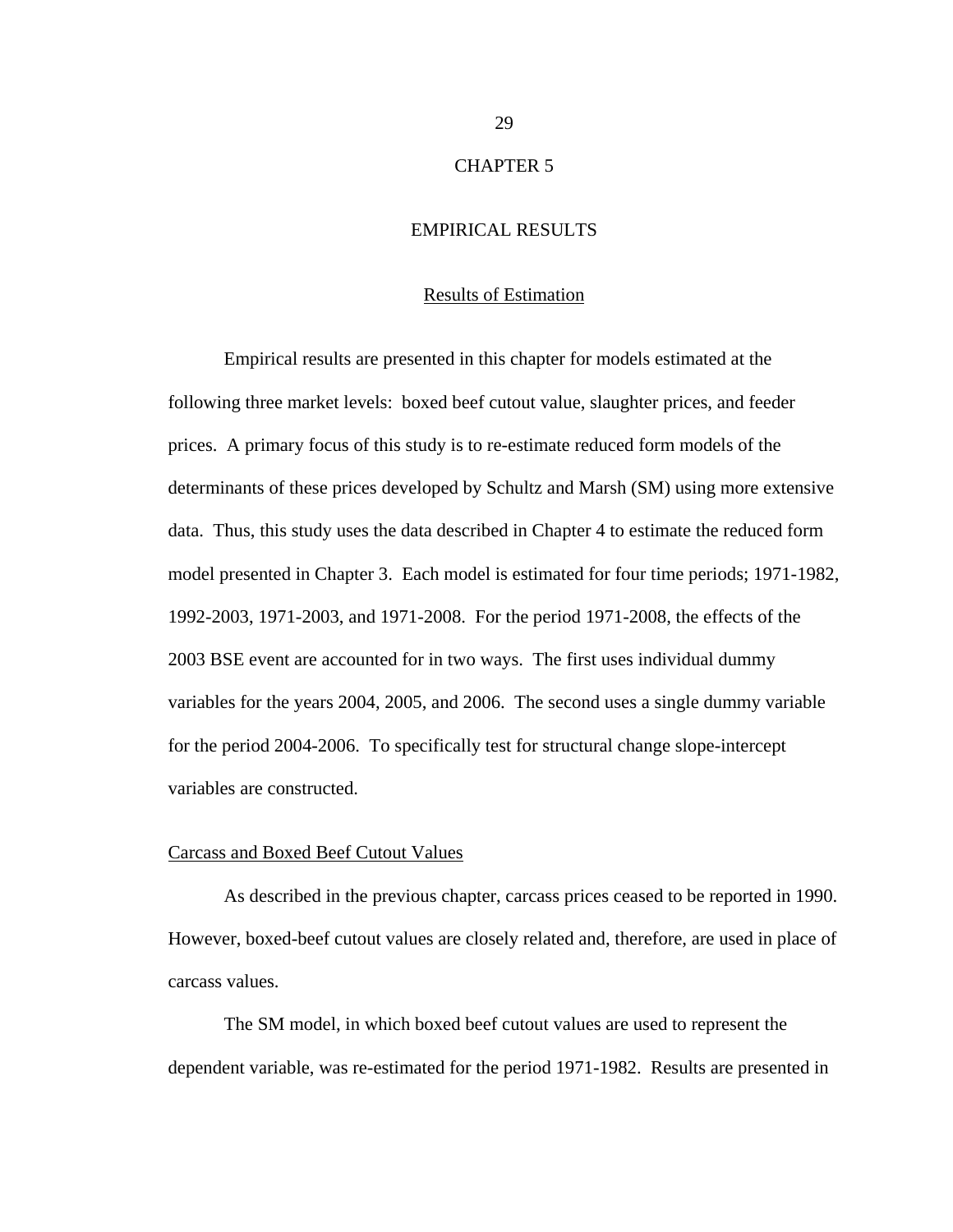# CHAPTER 5

# EMPIRICAL RESULTS

## Results of Estimation

Empirical results are presented in this chapter for models estimated at the following three market levels: boxed beef cutout value, slaughter prices, and feeder prices. A primary focus of this study is to re-estimate reduced form models of the determinants of these prices developed by Schultz and Marsh (SM) using more extensive data. Thus, this study uses the data described in Chapter 4 to estimate the reduced form model presented in Chapter 3. Each model is estimated for four time periods; 1971-1982, 1992-2003, 1971-2003, and 1971-2008. For the period 1971-2008, the effects of the 2003 BSE event are accounted for in two ways. The first uses individual dummy variables for the years 2004, 2005, and 2006. The second uses a single dummy variable for the period 2004-2006. To specifically test for structural change slope-intercept variables are constructed.

### Carcass and Boxed Beef Cutout Values

As described in the previous chapter, carcass prices ceased to be reported in 1990. However, boxed-beef cutout values are closely related and, therefore, are used in place of carcass values.

The SM model, in which boxed beef cutout values are used to represent the dependent variable, was re-estimated for the period 1971-1982. Results are presented in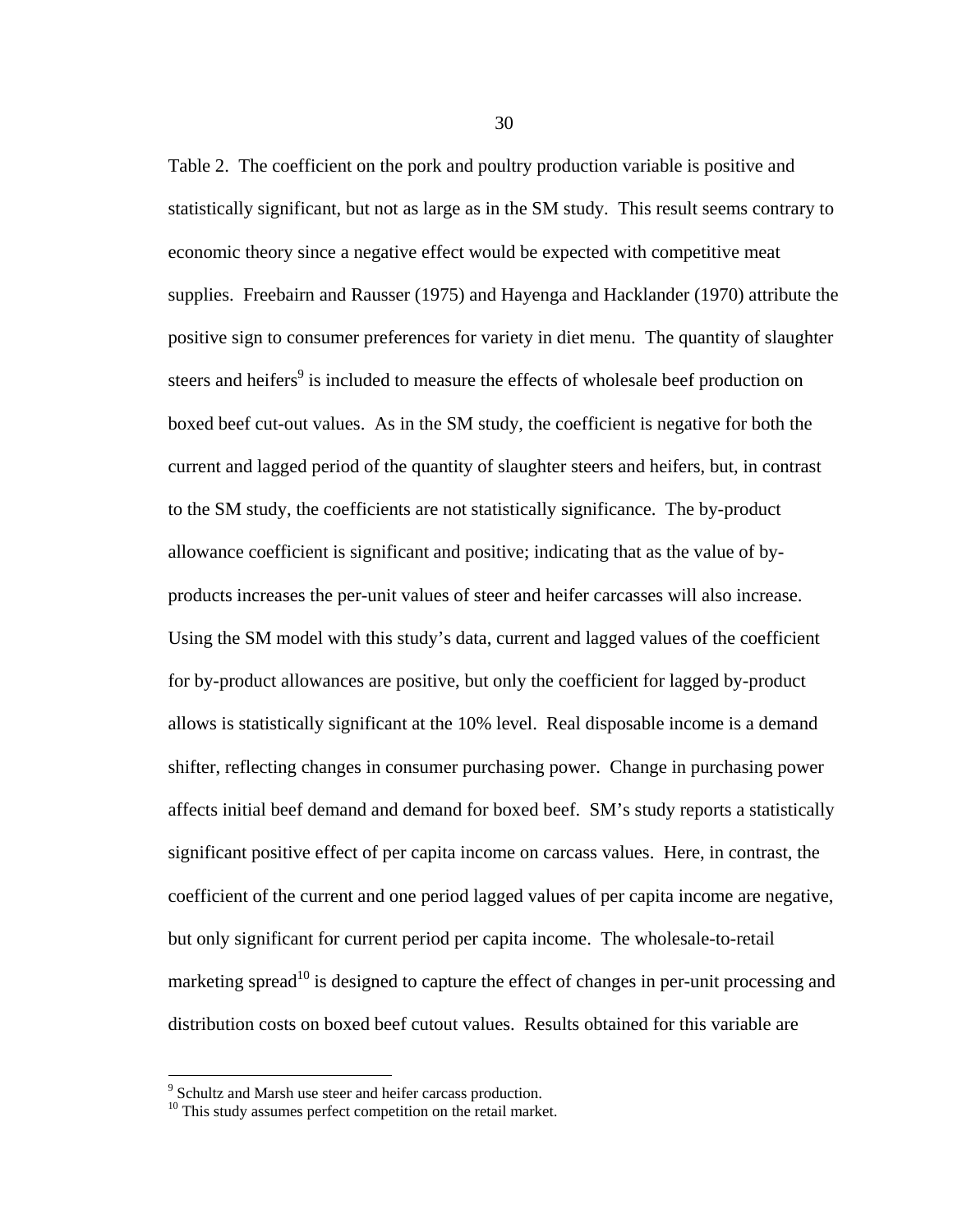Table 2. The coefficient on the pork and poultry production variable is positive and statistically significant, but not as large as in the SM study. This result seems contrary to economic theory since a negative effect would be expected with competitive meat supplies. Freebairn and Rausser (1975) and Hayenga and Hacklander (1970) attribute the positive sign to consumer preferences for variety in diet menu. The quantity of slaughter steers and heifers[9] is included to measure the effects of wholesale beef production on boxed beef cut-out values. As in the SM study, the coefficient is negative for both the current and lagged period of the quantity of slaughter steers and heifers, but, in contrast to the SM study, the coefficients are not statistically significance. The by-product allowance coefficient is significant and positive; indicating that as the value of by-products increases the per-unit values of steer and heifer carcasses will also increase. Using the SM model with this study's data, current and lagged values of the coefficient for by-product allowances are positive, but only the coefficient for lagged by-product allows is statistically significant at the 10% level. Real disposable income is a demand shifter, reflecting changes in consumer purchasing power. Change in purchasing power affects initial beef demand and demand for boxed beef. SM's study reports a statistically significant positive effect of per capita income on carcass values. Here, in contrast, the coefficient of the current and one period lagged values of per capita income are negative, but only significant for current period per capita income. The wholesale-to-retail marketing spread[10] is designed to capture the effect of changes in per-unit processing and distribution costs on boxed beef cutout values. Results obtained for this variable are

[9] Schultz and Marsh use steer and heifer carcass production.

[10] This study assumes perfect competition on the retail market.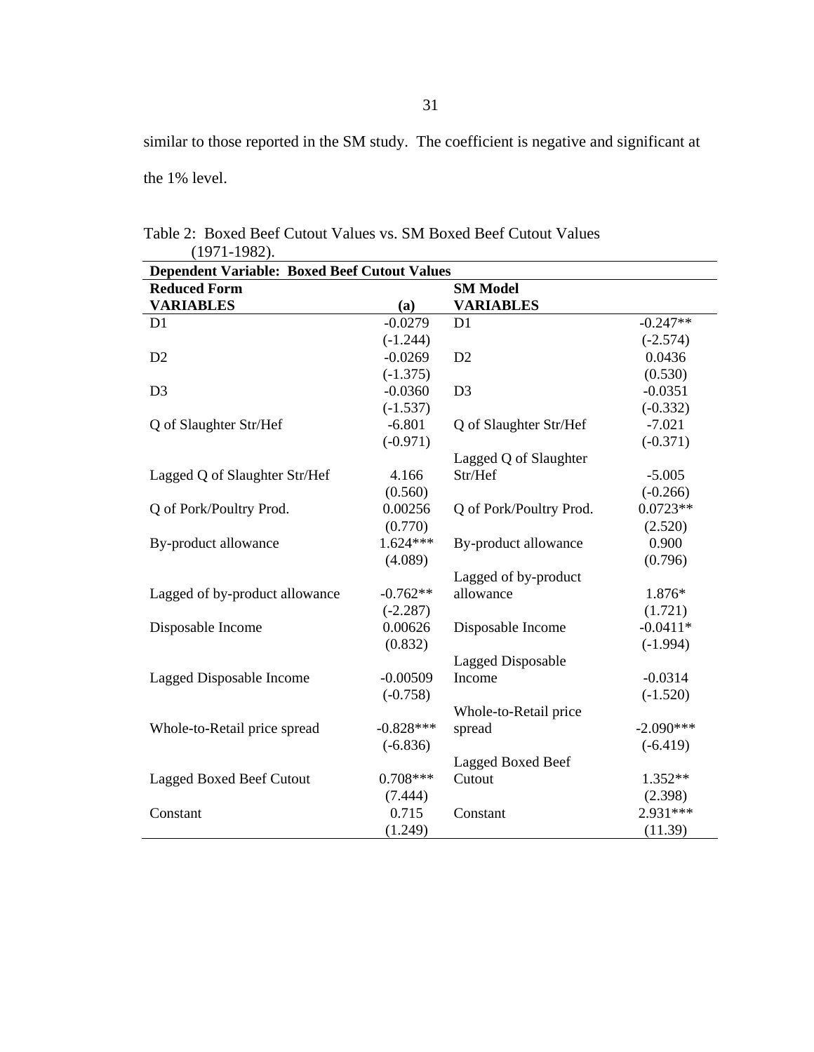similar to those reported in the SM study. The coefficient is negative and significant at the 1% level.

Table 2: Boxed Beef Cutout Values vs. SM Boxed Beef Cutout Values (1971-1982).

| **Dependent Variable: Boxed Beef Cutout Values** | | | |
|---|---|---|---|
| **Reduced Form VARIABLES** | **(a)** | **SM Model VARIABLES** | |
| D1 | -0.0279 | D1 | -0.247** |
| | (-1.244) | | (-2.574) |
| D2 | -0.0269 | D2 | 0.0436 |
| | (-1.375) | | (0.530) |
| D3 | -0.0360 | D3 | -0.0351 |
| | (-1.537) | | (-0.332) |
| Q of Slaughter Str/Hef | -6.801 | Q of Slaughter Str/Hef | -7.021 |
| | (-0.971) | | (-0.371) |
| Lagged Q of Slaughter Str/Hef | 4.166 | Lagged Q of Slaughter Str/Hef | -5.005 |
| | (0.560) | | (-0.266) |
| Q of Pork/Poultry Prod. | 0.00256 | Q of Pork/Poultry Prod. | 0.0723** |
| | (0.770) | | (2.520) |
| By-product allowance | 1.624*** | By-product allowance | 0.900 |
| | (4.089) | | (0.796) |
| Lagged of by-product allowance | -0.762** | Lagged of by-product allowance | 1.876* |
| | (-2.287) | | (1.721) |
| Disposable Income | 0.00626 | Disposable Income | -0.0411* |
| | (0.832) | | (-1.994) |
| Lagged Disposable Income | -0.00509 | Lagged Disposable Income | -0.0314 |
| | (-0.758) | | (-1.520) |
| Whole-to-Retail price spread | -0.828*** | Whole-to-Retail price spread | -2.090*** |
| | (-6.836) | | (-6.419) |
| Lagged Boxed Beef Cutout | 0.708*** | Lagged Boxed Beef Cutout | 1.352** |
| | (7.444) | | (2.398) |
| Constant | 0.715 | Constant | 2.931*** |
| | (1.249) | | (11.39) |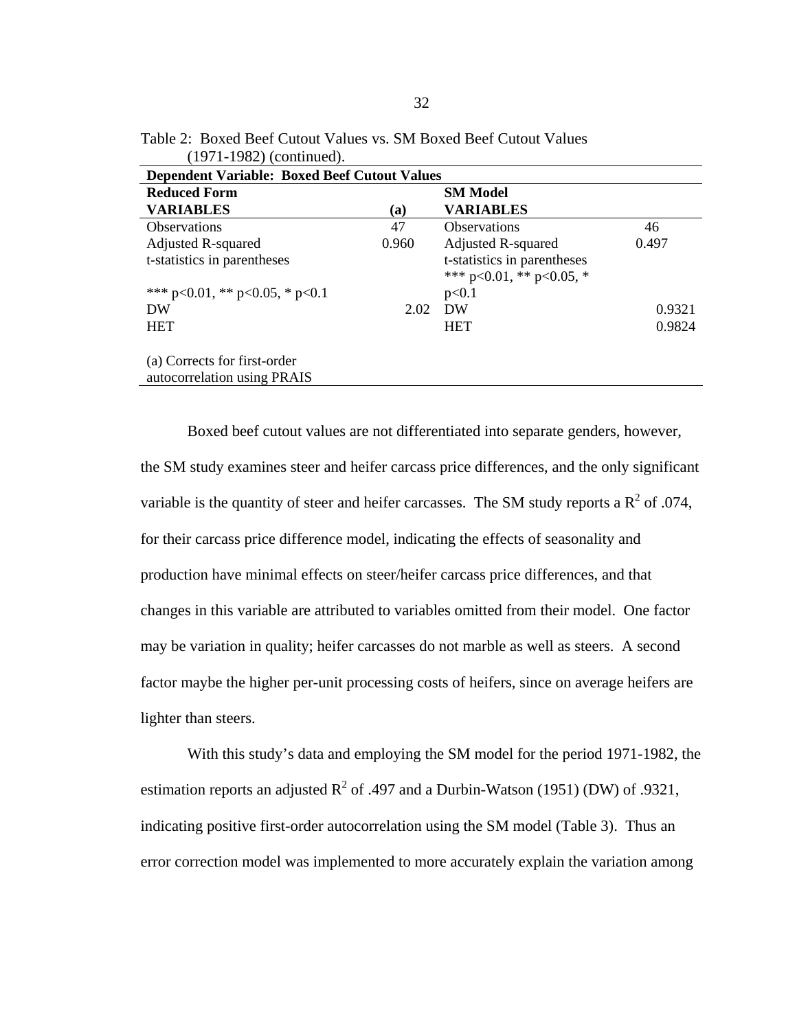Table 2: Boxed Beef Cutout Values vs. SM Boxed Beef Cutout Values (1971-1982) (continued).

| **Dependent Variable: Boxed Beef Cutout Values** | | | |
|---|---|---|---|
| **Reduced Form** | | **SM Model** | |
| **VARIABLES** | **(a)** | **VARIABLES** | |
| Observations | 47 | Observations | 46 |
| Adjusted R-squared | 0.960 | Adjusted R-squared | 0.497 |
| t-statistics in parentheses | | t-statistics in parentheses | |
| *** p<0.01, ** p<0.05, * p<0.1 | | *** p<0.01, ** p<0.05, * p<0.1 | |
| DW | 2.02 | DW | 0.9321 |
| HET | | HET | 0.9824 |
| (a) Corrects for first-order autocorrelation using PRAIS | | | |

Boxed beef cutout values are not differentiated into separate genders, however, the SM study examines steer and heifer carcass price differences, and the only significant variable is the quantity of steer and heifer carcasses. The SM study reports a $R^2$ of .074, for their carcass price difference model, indicating the effects of seasonality and production have minimal effects on steer/heifer carcass price differences, and that changes in this variable are attributed to variables omitted from their model. One factor may be variation in quality; heifer carcasses do not marble as well as steers. A second factor maybe the higher per-unit processing costs of heifers, since on average heifers are lighter than steers.

With this study's data and employing the SM model for the period 1971-1982, the estimation reports an adjusted $R^2$ of .497 and a Durbin-Watson (1951) (DW) of .9321, indicating positive first-order autocorrelation using the SM model (Table 3). Thus an error correction model was implemented to more accurately explain the variation among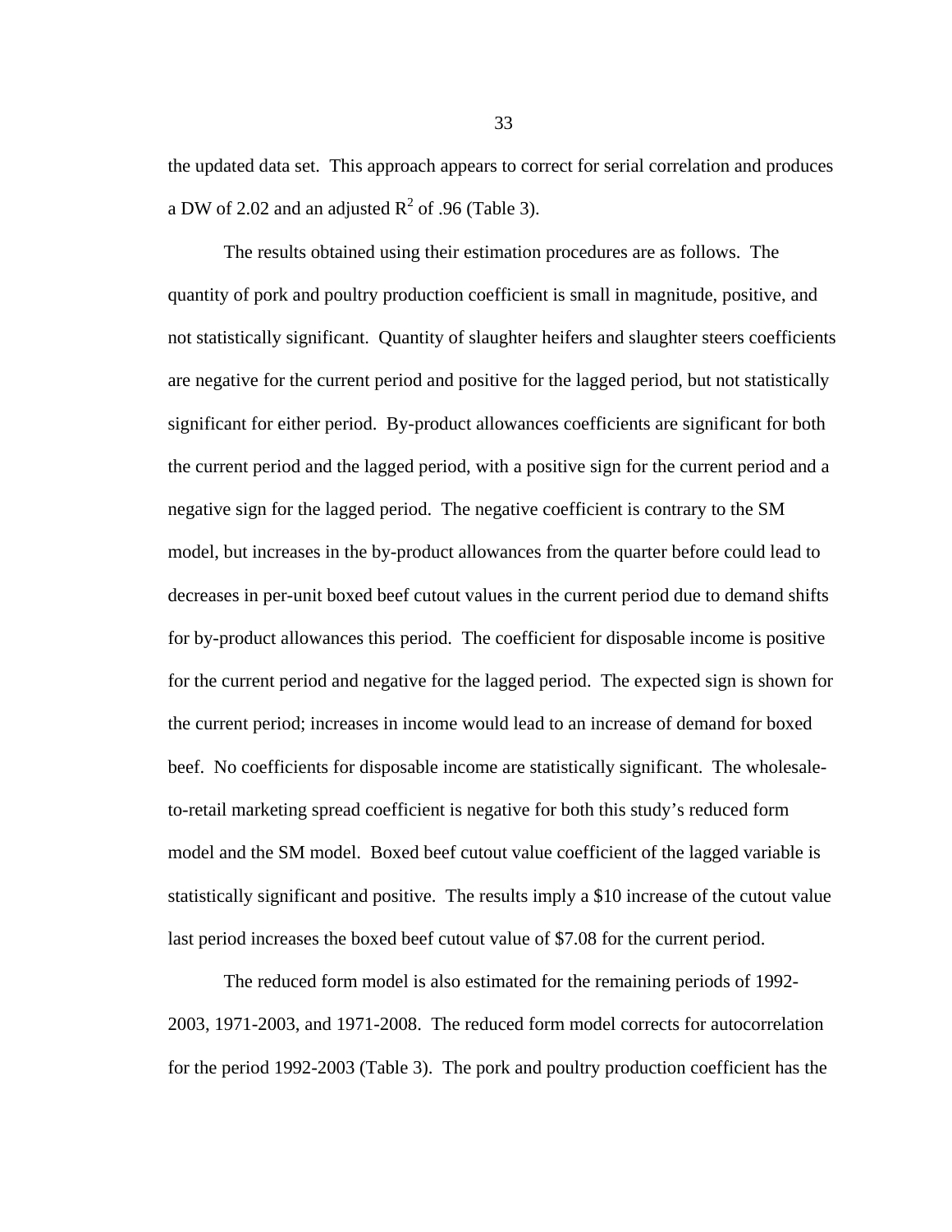the updated data set. This approach appears to correct for serial correlation and produces a DW of 2.02 and an adjusted $R^2$ of .96 (Table 3).

The results obtained using their estimation procedures are as follows. The quantity of pork and poultry production coefficient is small in magnitude, positive, and not statistically significant. Quantity of slaughter heifers and slaughter steers coefficients are negative for the current period and positive for the lagged period, but not statistically significant for either period. By-product allowances coefficients are significant for both the current period and the lagged period, with a positive sign for the current period and a negative sign for the lagged period. The negative coefficient is contrary to the SM model, but increases in the by-product allowances from the quarter before could lead to decreases in per-unit boxed beef cutout values in the current period due to demand shifts for by-product allowances this period. The coefficient for disposable income is positive for the current period and negative for the lagged period. The expected sign is shown for the current period; increases in income would lead to an increase of demand for boxed beef. No coefficients for disposable income are statistically significant. The wholesale-to-retail marketing spread coefficient is negative for both this study's reduced form model and the SM model. Boxed beef cutout value coefficient of the lagged variable is statistically significant and positive. The results imply a $10 increase of the cutout value last period increases the boxed beef cutout value of $7.08 for the current period.

The reduced form model is also estimated for the remaining periods of 1992-2003, 1971-2003, and 1971-2008. The reduced form model corrects for autocorrelation for the period 1992-2003 (Table 3). The pork and poultry production coefficient has the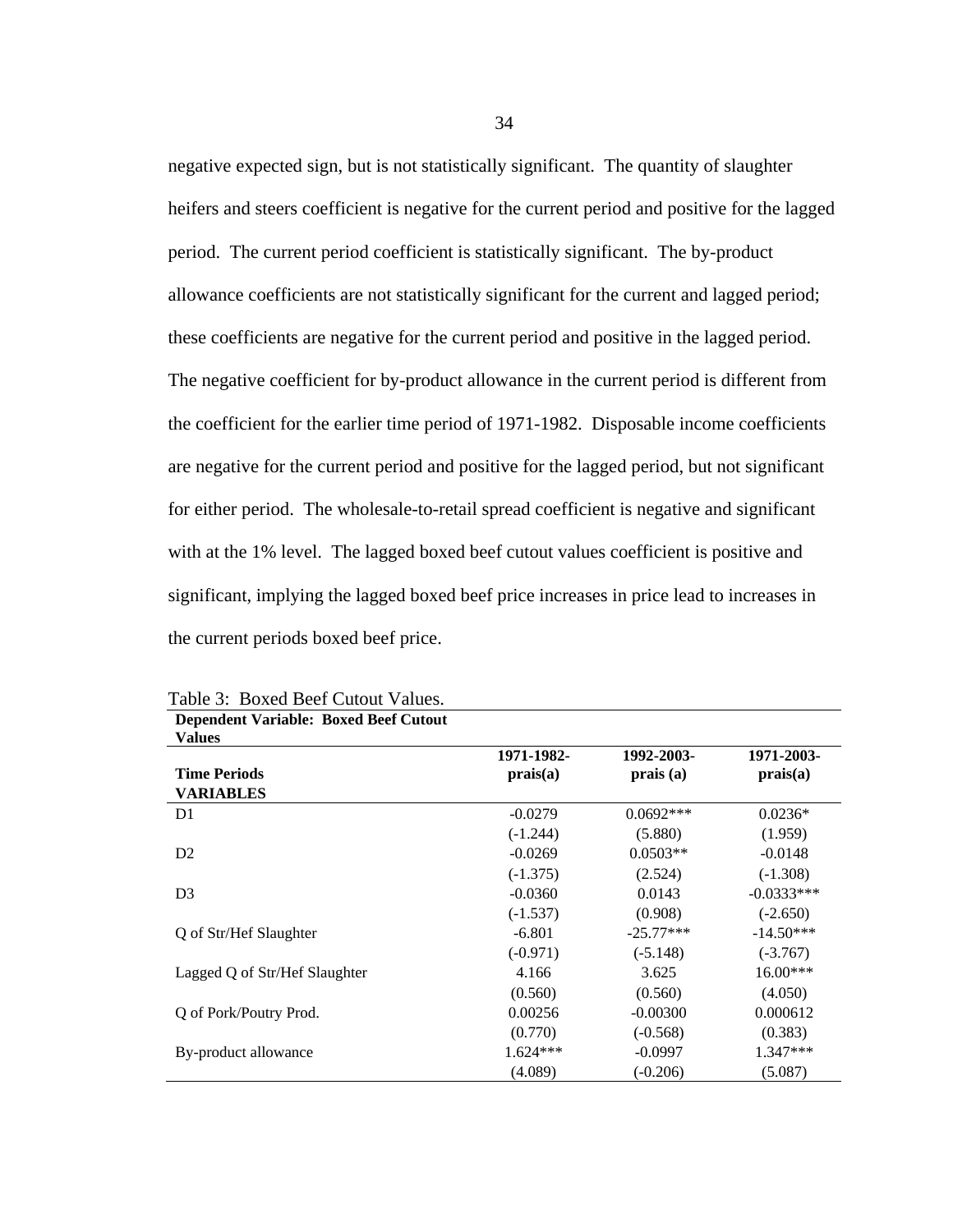negative expected sign, but is not statistically significant. The quantity of slaughter heifers and steers coefficient is negative for the current period and positive for the lagged period. The current period coefficient is statistically significant. The by-product allowance coefficients are not statistically significant for the current and lagged period; these coefficients are negative for the current period and positive in the lagged period. The negative coefficient for by-product allowance in the current period is different from the coefficient for the earlier time period of 1971-1982. Disposable income coefficients are negative for the current period and positive for the lagged period, but not significant for either period. The wholesale-to-retail spread coefficient is negative and significant with at the 1% level. The lagged boxed beef cutout values coefficient is positive and significant, implying the lagged boxed beef price increases in price lead to increases in the current periods boxed beef price.

Table 3: Boxed Beef Cutout Values.

| **Dependent Variable: Boxed Beef Cutout Values** | | | |
|---|---|---|---|
| **Time Periods** | **1971-1982-prais(a)** | **1992-2003-prais (a)** | **1971-2003-prais(a)** |
| **VARIABLES** | | | |
| D1 | -0.0279 | 0.0692*** | 0.0236* |
| | (-1.244) | (5.880) | (1.959) |
| D2 | -0.0269 | 0.0503** | -0.0148 |
| | (-1.375) | (2.524) | (-1.308) |
| D3 | -0.0360 | 0.0143 | -0.0333*** |
| | (-1.537) | (0.908) | (-2.650) |
| Q of Str/Hef Slaughter | -6.801 | -25.77*** | -14.50*** |
| | (-0.971) | (-5.148) | (-3.767) |
| Lagged Q of Str/Hef Slaughter | 4.166 | 3.625 | 16.00*** |
| | (0.560) | (0.560) | (4.050) |
| Q of Pork/Poutry Prod. | 0.00256 | -0.00300 | 0.000612 |
| | (0.770) | (-0.568) | (0.383) |
| By-product allowance | 1.624*** | -0.0997 | 1.347*** |
| | (4.089) | (-0.206) | (5.087) |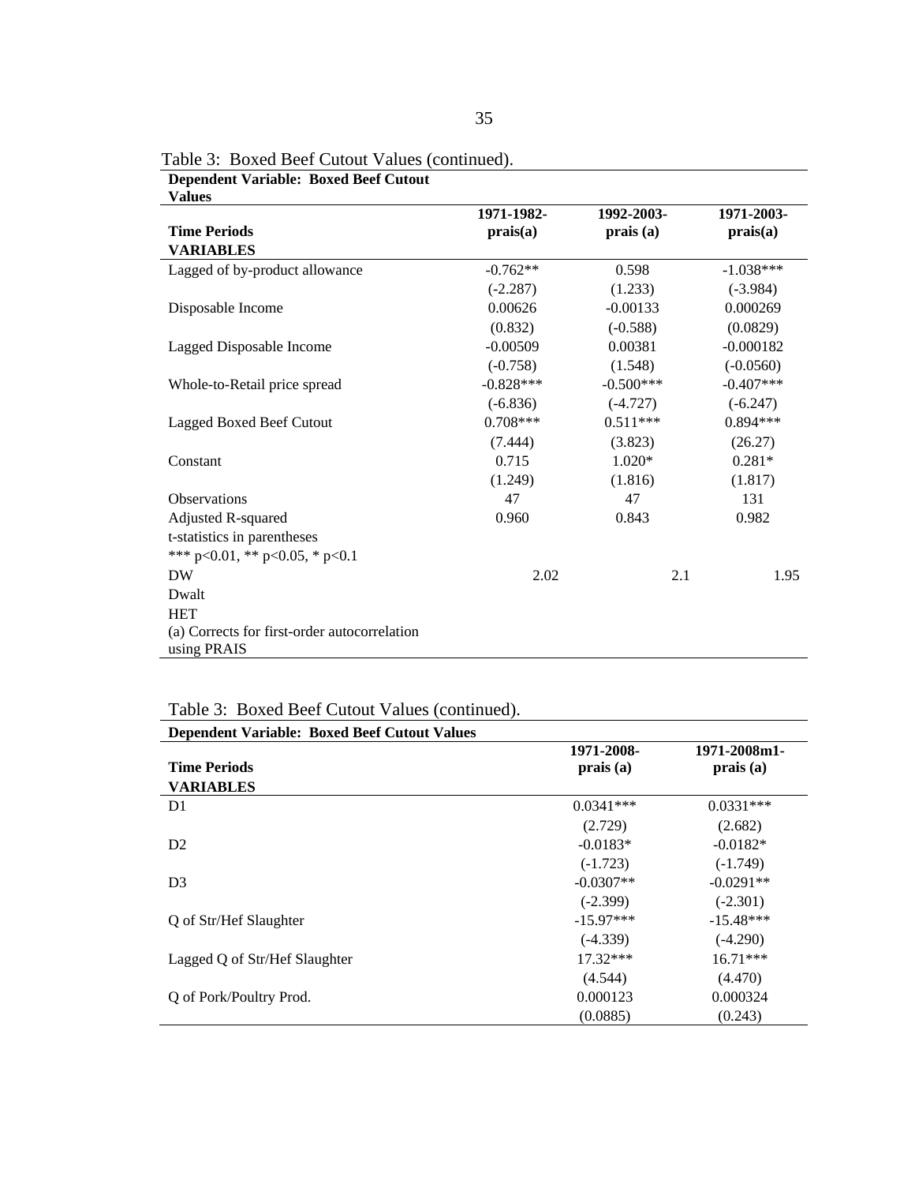Table 3: Boxed Beef Cutout Values (continued).

| Dependent Variable: Boxed Beef Cutout Values | | | |
|---|---|---|---|
| **Time Periods** | **1971-1982-prais(a)** | **1992-2003-prais (a)** | **1971-2003-prais(a)** |
| **VARIABLES** | | | |
| Lagged of by-product allowance | -0.762** | 0.598 | -1.038*** |
| | (-2.287) | (1.233) | (-3.984) |
| Disposable Income | 0.00626 | -0.00133 | 0.000269 |
| | (0.832) | (-0.588) | (0.0829) |
| Lagged Disposable Income | -0.00509 | 0.00381 | -0.000182 |
| | (-0.758) | (1.548) | (-0.0560) |
| Whole-to-Retail price spread | -0.828*** | -0.500*** | -0.407*** |
| | (-6.836) | (-4.727) | (-6.247) |
| Lagged Boxed Beef Cutout | 0.708*** | 0.511*** | 0.894*** |
| | (7.444) | (3.823) | (26.27) |
| Constant | 0.715 | 1.020* | 0.281* |
| | (1.249) | (1.816) | (1.817) |
| Observations | 47 | 47 | 131 |
| Adjusted R-squared | 0.960 | 0.843 | 0.982 |
| t-statistics in parentheses | | | |
| *** p<0.01, ** p<0.05, * p<0.1 | | | |
| DW | 2.02 | 2.1 | 1.95 |
| Dwalt | | | |
| HET | | | |
| (a) Corrects for first-order autocorrelation using PRAIS | | | |

Table 3: Boxed Beef Cutout Values (continued).

| Dependent Variable: Boxed Beef Cutout Values | | |
|---|---|---|
| **Time Periods** | **1971-2008-prais (a)** | **1971-2008m1-prais (a)** |
| **VARIABLES** | | |
| D1 | 0.0341*** | 0.0331*** |
| | (2.729) | (2.682) |
| D2 | -0.0183* | -0.0182* |
| | (-1.723) | (-1.749) |
| D3 | -0.0307** | -0.0291** |
| | (-2.399) | (-2.301) |
| Q of Str/Hef Slaughter | -15.97*** | -15.48*** |
| | (-4.339) | (-4.290) |
| Lagged Q of Str/Hef Slaughter | 17.32*** | 16.71*** |
| | (4.544) | (4.470) |
| Q of Pork/Poultry Prod. | 0.000123 | 0.000324 |
| | (0.0885) | (0.243) |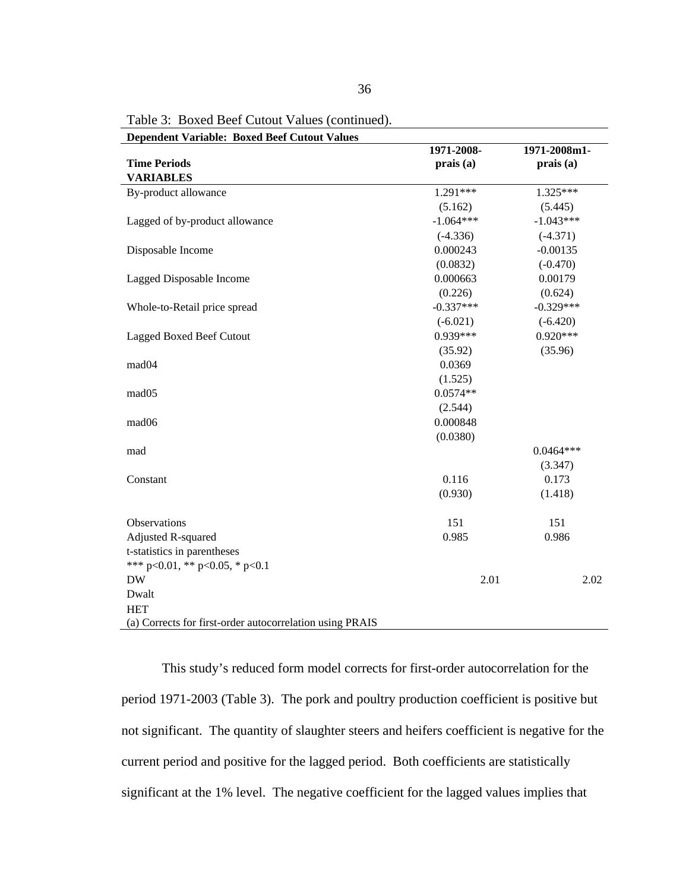Table 3: Boxed Beef Cutout Values (continued).

| Dependent Variable: Boxed Beef Cutout Values | | |
|---|---|---|
| **Time Periods** | **1971-2008-prais (a)** | **1971-2008m1-prais (a)** |
| **VARIABLES** | | |
| By-product allowance | 1.291*** | 1.325*** |
| | (5.162) | (5.445) |
| Lagged of by-product allowance | -1.064*** | -1.043*** |
| | (-4.336) | (-4.371) |
| Disposable Income | 0.000243 | -0.00135 |
| | (0.0832) | (-0.470) |
| Lagged Disposable Income | 0.000663 | 0.00179 |
| | (0.226) | (0.624) |
| Whole-to-Retail price spread | -0.337*** | -0.329*** |
| | (-6.021) | (-6.420) |
| Lagged Boxed Beef Cutout | 0.939*** | 0.920*** |
| | (35.92) | (35.96) |
| mad04 | 0.0369 | |
| | (1.525) | |
| mad05 | 0.0574** | |
| | (2.544) | |
| mad06 | 0.000848 | |
| | (0.0380) | |
| mad | | 0.0464*** |
| | | (3.347) |
| Constant | 0.116 | 0.173 |
| | (0.930) | (1.418) |
| Observations | 151 | 151 |
| Adjusted R-squared | 0.985 | 0.986 |
| t-statistics in parentheses | | |
| *** p<0.01, ** p<0.05, * p<0.1 | | |
| DW | 2.01 | 2.02 |
| Dwalt | | |
| HET | | |
| (a) Corrects for first-order autocorrelation using PRAIS | | |

This study's reduced form model corrects for first-order autocorrelation for the period 1971-2003 (Table 3). The pork and poultry production coefficient is positive but not significant. The quantity of slaughter steers and heifers coefficient is negative for the current period and positive for the lagged period. Both coefficients are statistically significant at the 1% level. The negative coefficient for the lagged values implies that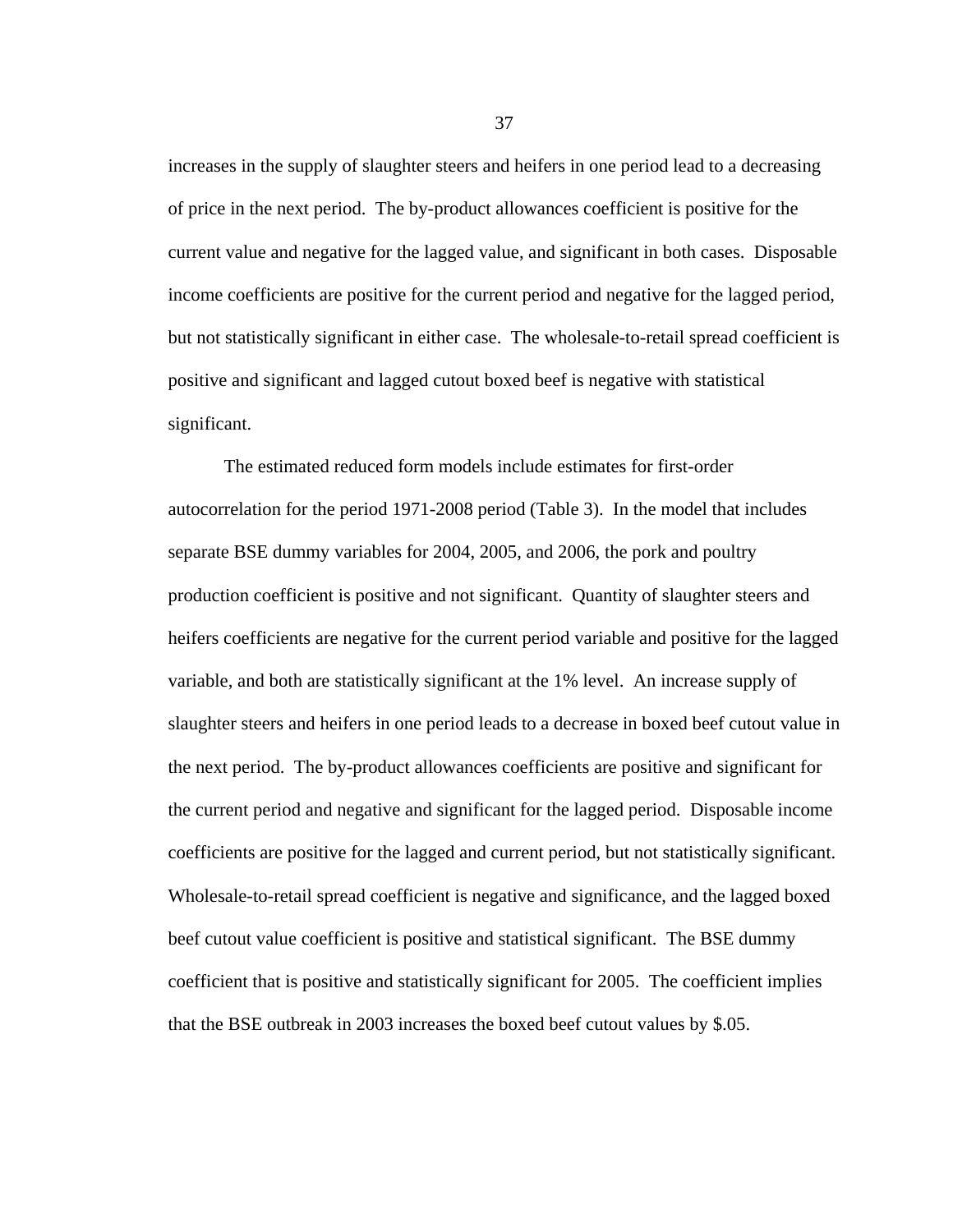increases in the supply of slaughter steers and heifers in one period lead to a decreasing of price in the next period. The by-product allowances coefficient is positive for the current value and negative for the lagged value, and significant in both cases. Disposable income coefficients are positive for the current period and negative for the lagged period, but not statistically significant in either case. The wholesale-to-retail spread coefficient is positive and significant and lagged cutout boxed beef is negative with statistical significant.

The estimated reduced form models include estimates for first-order autocorrelation for the period 1971-2008 period (Table 3). In the model that includes separate BSE dummy variables for 2004, 2005, and 2006, the pork and poultry production coefficient is positive and not significant. Quantity of slaughter steers and heifers coefficients are negative for the current period variable and positive for the lagged variable, and both are statistically significant at the 1% level. An increase supply of slaughter steers and heifers in one period leads to a decrease in boxed beef cutout value in the next period. The by-product allowances coefficients are positive and significant for the current period and negative and significant for the lagged period. Disposable income coefficients are positive for the lagged and current period, but not statistically significant. Wholesale-to-retail spread coefficient is negative and significance, and the lagged boxed beef cutout value coefficient is positive and statistical significant. The BSE dummy coefficient that is positive and statistically significant for 2005. The coefficient implies that the BSE outbreak in 2003 increases the boxed beef cutout values by $.05.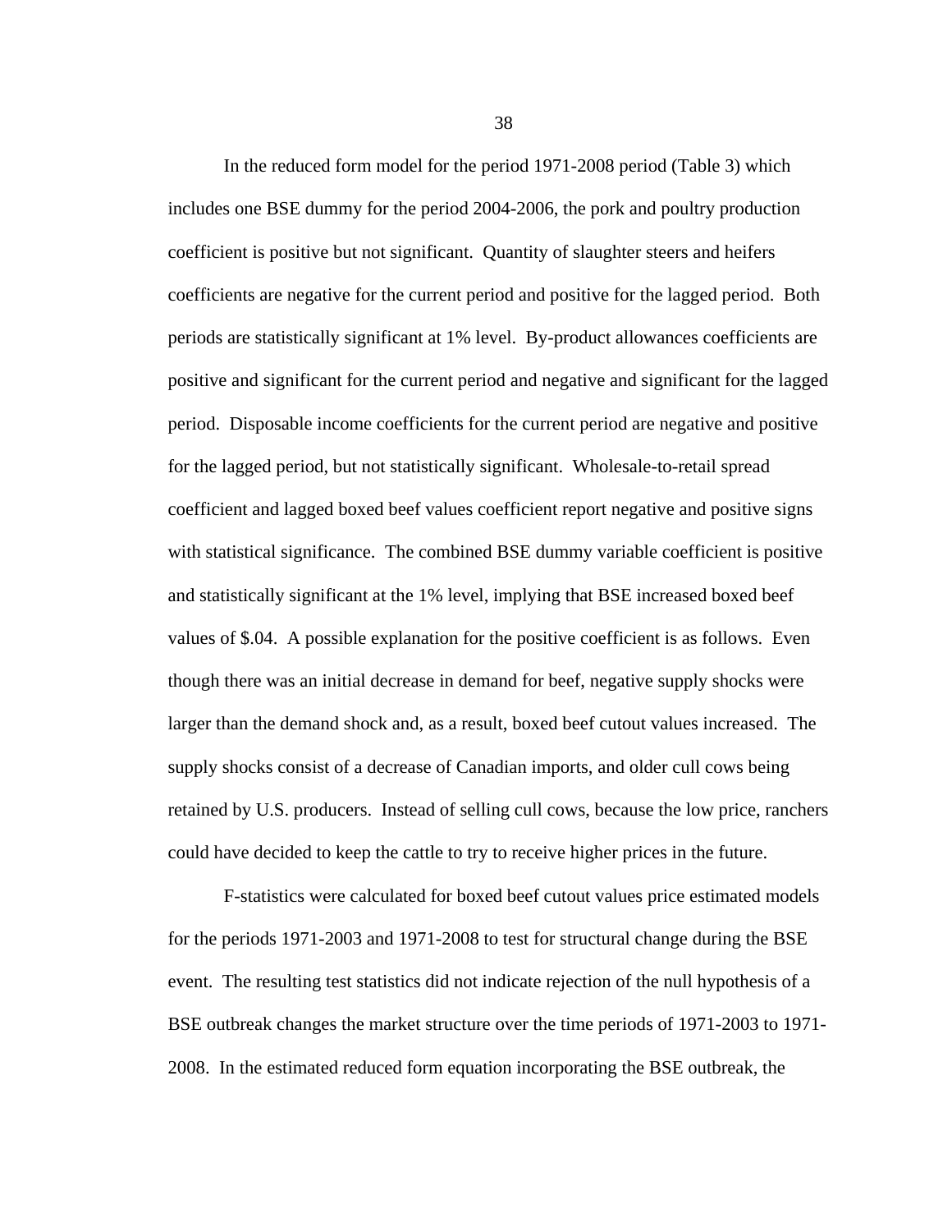In the reduced form model for the period 1971-2008 period (Table 3) which includes one BSE dummy for the period 2004-2006, the pork and poultry production coefficient is positive but not significant. Quantity of slaughter steers and heifers coefficients are negative for the current period and positive for the lagged period. Both periods are statistically significant at 1% level. By-product allowances coefficients are positive and significant for the current period and negative and significant for the lagged period. Disposable income coefficients for the current period are negative and positive for the lagged period, but not statistically significant. Wholesale-to-retail spread coefficient and lagged boxed beef values coefficient report negative and positive signs with statistical significance. The combined BSE dummy variable coefficient is positive and statistically significant at the 1% level, implying that BSE increased boxed beef values of $.04. A possible explanation for the positive coefficient is as follows. Even though there was an initial decrease in demand for beef, negative supply shocks were larger than the demand shock and, as a result, boxed beef cutout values increased. The supply shocks consist of a decrease of Canadian imports, and older cull cows being retained by U.S. producers. Instead of selling cull cows, because the low price, ranchers could have decided to keep the cattle to try to receive higher prices in the future.

F-statistics were calculated for boxed beef cutout values price estimated models for the periods 1971-2003 and 1971-2008 to test for structural change during the BSE event. The resulting test statistics did not indicate rejection of the null hypothesis of a BSE outbreak changes the market structure over the time periods of 1971-2003 to 1971-2008. In the estimated reduced form equation incorporating the BSE outbreak, the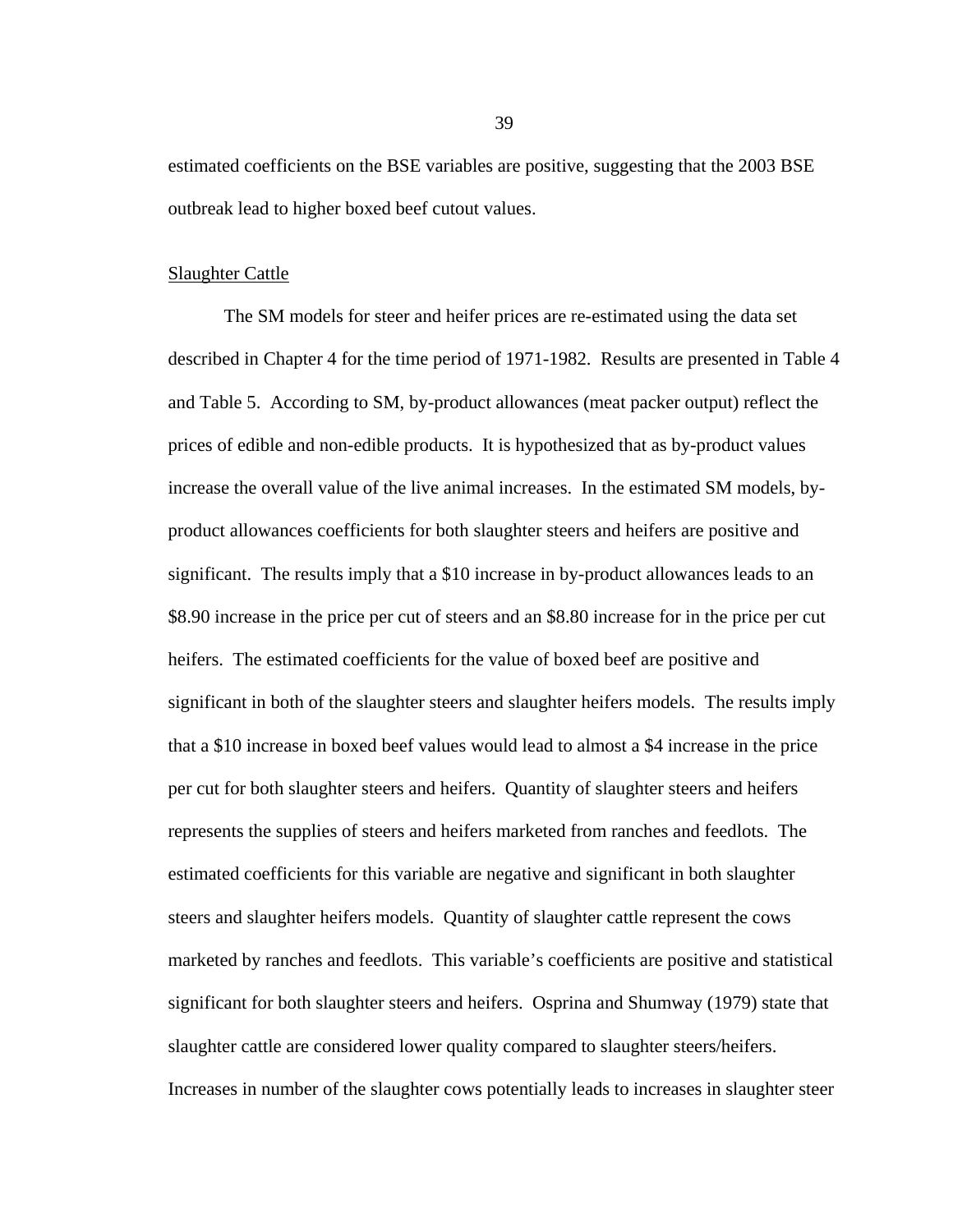estimated coefficients on the BSE variables are positive, suggesting that the 2003 BSE outbreak lead to higher boxed beef cutout values.

Slaughter Cattle

The SM models for steer and heifer prices are re-estimated using the data set described in Chapter 4 for the time period of 1971-1982. Results are presented in Table 4 and Table 5. According to SM, by-product allowances (meat packer output) reflect the prices of edible and non-edible products. It is hypothesized that as by-product values increase the overall value of the live animal increases. In the estimated SM models, by-product allowances coefficients for both slaughter steers and heifers are positive and significant. The results imply that a $10 increase in by-product allowances leads to an $8.90 increase in the price per cut of steers and an $8.80 increase for in the price per cut heifers. The estimated coefficients for the value of boxed beef are positive and significant in both of the slaughter steers and slaughter heifers models. The results imply that a $10 increase in boxed beef values would lead to almost a $4 increase in the price per cut for both slaughter steers and heifers. Quantity of slaughter steers and heifers represents the supplies of steers and heifers marketed from ranches and feedlots. The estimated coefficients for this variable are negative and significant in both slaughter steers and slaughter heifers models. Quantity of slaughter cattle represent the cows marketed by ranches and feedlots. This variable's coefficients are positive and statistical significant for both slaughter steers and heifers. Osprina and Shumway (1979) state that slaughter cattle are considered lower quality compared to slaughter steers/heifers. Increases in number of the slaughter cows potentially leads to increases in slaughter steer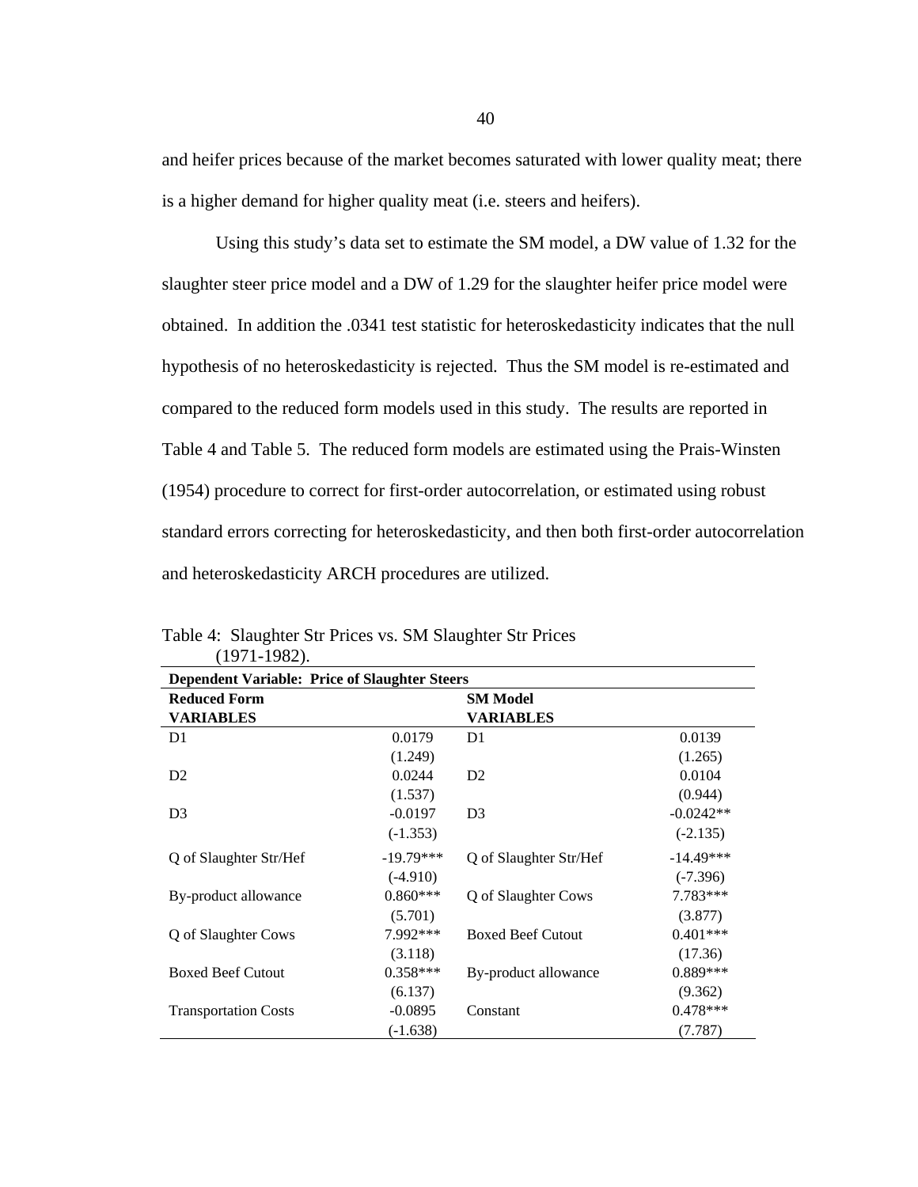and heifer prices because of the market becomes saturated with lower quality meat; there is a higher demand for higher quality meat (i.e. steers and heifers).

Using this study's data set to estimate the SM model, a DW value of 1.32 for the slaughter steer price model and a DW of 1.29 for the slaughter heifer price model were obtained. In addition the .0341 test statistic for heteroskedasticity indicates that the null hypothesis of no heteroskedasticity is rejected. Thus the SM model is re-estimated and compared to the reduced form models used in this study. The results are reported in Table 4 and Table 5. The reduced form models are estimated using the Prais-Winsten (1954) procedure to correct for first-order autocorrelation, or estimated using robust standard errors correcting for heteroskedasticity, and then both first-order autocorrelation and heteroskedasticity ARCH procedures are utilized.

Table 4: Slaughter Str Prices vs. SM Slaughter Str Prices (1971-1982).

| **Dependent Variable: Price of Slaughter Steers** | | | |
|---|---|---|---|
| **Reduced Form VARIABLES** | | **SM Model VARIABLES** | |
| D1 | 0.0179 | D1 | 0.0139 |
| | (1.249) | | (1.265) |
| D2 | 0.0244 | D2 | 0.0104 |
| | (1.537) | | (0.944) |
| D3 | -0.0197 | D3 | -0.0242** |
| | (-1.353) | | (-2.135) |
| Q of Slaughter Str/Hef | -19.79*** | Q of Slaughter Str/Hef | -14.49*** |
| | (-4.910) | | (-7.396) |
| By-product allowance | 0.860*** | Q of Slaughter Cows | 7.783*** |
| | (5.701) | | (3.877) |
| Q of Slaughter Cows | 7.992*** | Boxed Beef Cutout | 0.401*** |
| | (3.118) | | (17.36) |
| Boxed Beef Cutout | 0.358*** | By-product allowance | 0.889*** |
| | (6.137) | | (9.362) |
| Transportation Costs | -0.0895 | Constant | 0.478*** |
| | (-1.638) | | (7.787) |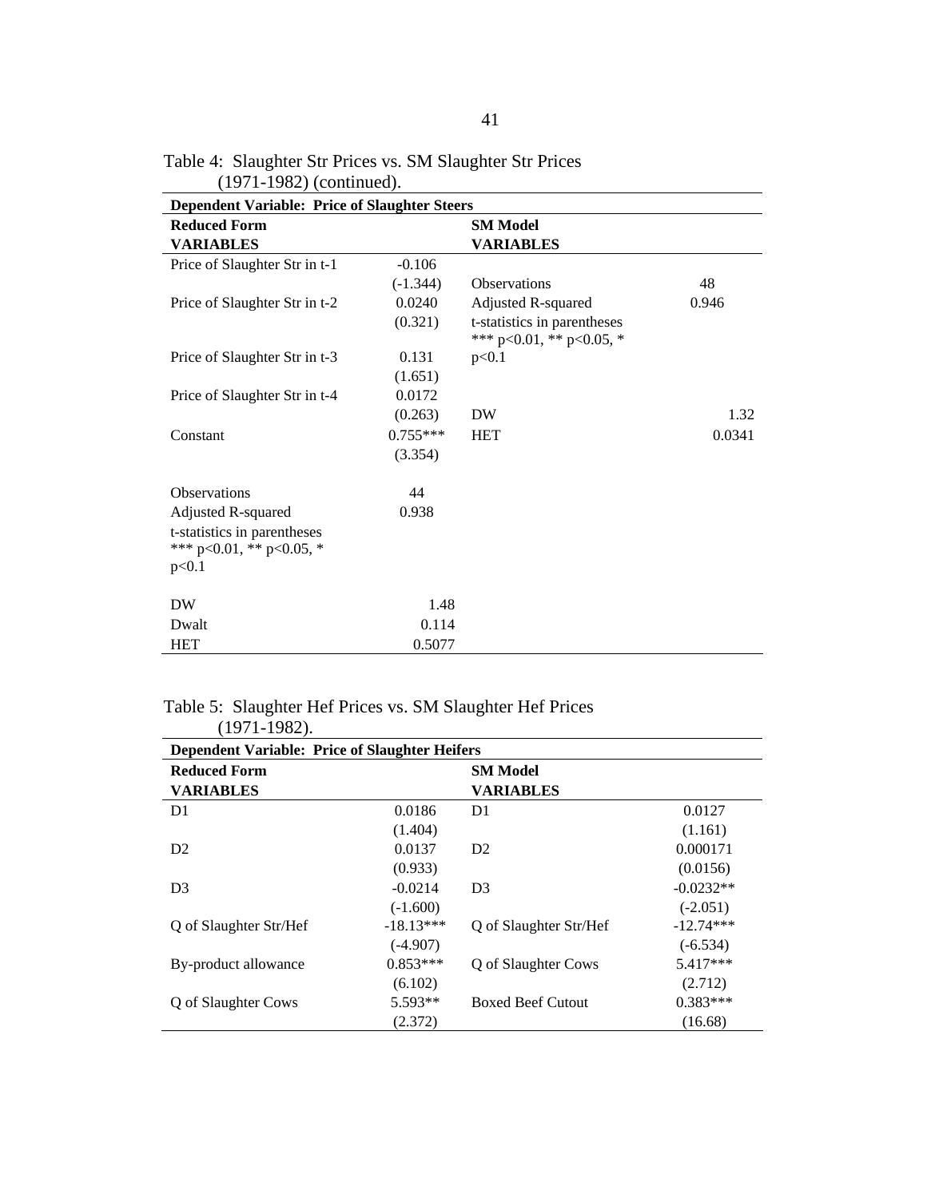Table 4: Slaughter Str Prices vs. SM Slaughter Str Prices (1971-1982) (continued).

| **Dependent Variable: Price of Slaughter Steers** | | | |
|---|---|---|---|
| **Reduced Form** | | **SM Model** | |
| **VARIABLES** | | **VARIABLES** | |
| Price of Slaughter Str in t-1 | -0.106 | | |
| | (-1.344) | Observations | 48 |
| Price of Slaughter Str in t-2 | 0.0240 | Adjusted R-squared | 0.946 |
| | (0.321) | t-statistics in parentheses *** p<0.01, ** p<0.05, * p<0.1 | |
| Price of Slaughter Str in t-3 | 0.131 | | |
| | (1.651) | | |
| Price of Slaughter Str in t-4 | 0.0172 | | |
| | (0.263) | DW | 1.32 |
| Constant | 0.755*** | HET | 0.0341 |
| | (3.354) | | |
| Observations | 44 | | |
| Adjusted R-squared | 0.938 | | |
| t-statistics in parentheses *** p<0.01, ** p<0.05, * p<0.1 | | | |
| DW | 1.48 | | |
| Dwalt | 0.114 | | |
| HET | 0.5077 | | |

Table 5: Slaughter Hef Prices vs. SM Slaughter Hef Prices (1971-1982).

| **Dependent Variable: Price of Slaughter Heifers** | | | |
|---|---|---|---|
| **Reduced Form** | | **SM Model** | |
| **VARIABLES** | | **VARIABLES** | |
| D1 | 0.0186 | D1 | 0.0127 |
| | (1.404) | | (1.161) |
| D2 | 0.0137 | D2 | 0.000171 |
| | (0.933) | | (0.0156) |
| D3 | -0.0214 | D3 | -0.0232** |
| | (-1.600) | | (-2.051) |
| Q of Slaughter Str/Hef | -18.13*** | Q of Slaughter Str/Hef | -12.74*** |
| | (-4.907) | | (-6.534) |
| By-product allowance | 0.853*** | Q of Slaughter Cows | 5.417*** |
| | (6.102) | | (2.712) |
| Q of Slaughter Cows | 5.593** | Boxed Beef Cutout | 0.383*** |
| | (2.372) | | (16.68) |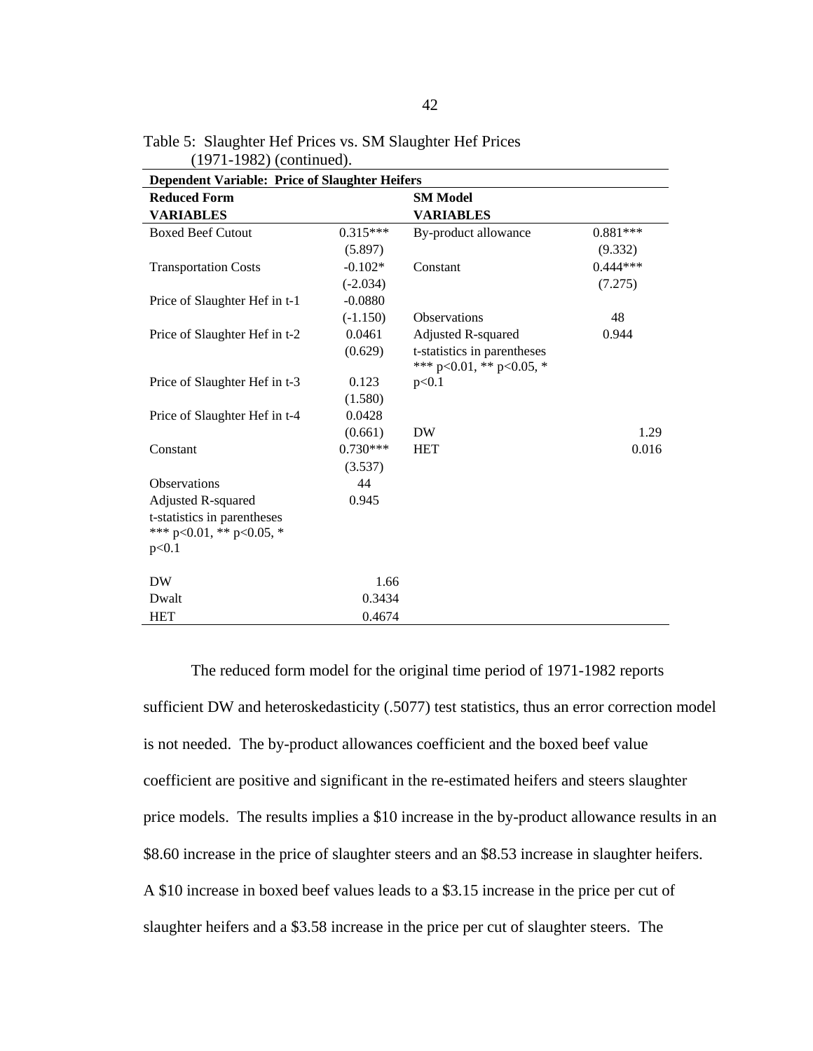Table 5: Slaughter Hef Prices vs. SM Slaughter Hef Prices (1971-1982) (continued).

| **Dependent Variable: Price of Slaughter Heifers** | | | |
|---|---|---|---|
| **Reduced Form** | | **SM Model** | |
| **VARIABLES** | | **VARIABLES** | |
| Boxed Beef Cutout | 0.315*** | By-product allowance | 0.881*** |
| | (5.897) | | (9.332) |
| Transportation Costs | -0.102* | Constant | 0.444*** |
| | (-2.034) | | (7.275) |
| Price of Slaughter Hef in t-1 | -0.0880 | | |
| | (-1.150) | Observations | 48 |
| Price of Slaughter Hef in t-2 | 0.0461 | Adjusted R-squared | 0.944 |
| | (0.629) | t-statistics in parentheses *** p<0.01, ** p<0.05, * p<0.1 | |
| Price of Slaughter Hef in t-3 | 0.123 | | |
| | (1.580) | | |
| Price of Slaughter Hef in t-4 | 0.0428 | | |
| | (0.661) | DW | 1.29 |
| Constant | 0.730*** | HET | 0.016 |
| | (3.537) | | |
| Observations | 44 | | |
| Adjusted R-squared | 0.945 | | |
| t-statistics in parentheses *** p<0.01, ** p<0.05, * p<0.1 | | | |
| DW | 1.66 | | |
| Dwalt | 0.3434 | | |
| HET | 0.4674 | | |

The reduced form model for the original time period of 1971-1982 reports sufficient DW and heteroskedasticity (.5077) test statistics, thus an error correction model is not needed. The by-product allowances coefficient and the boxed beef value coefficient are positive and significant in the re-estimated heifers and steers slaughter price models. The results implies a $10 increase in the by-product allowance results in an $8.60 increase in the price of slaughter steers and an $8.53 increase in slaughter heifers. A $10 increase in boxed beef values leads to a $3.15 increase in the price per cut of slaughter heifers and a $3.58 increase in the price per cut of slaughter steers. The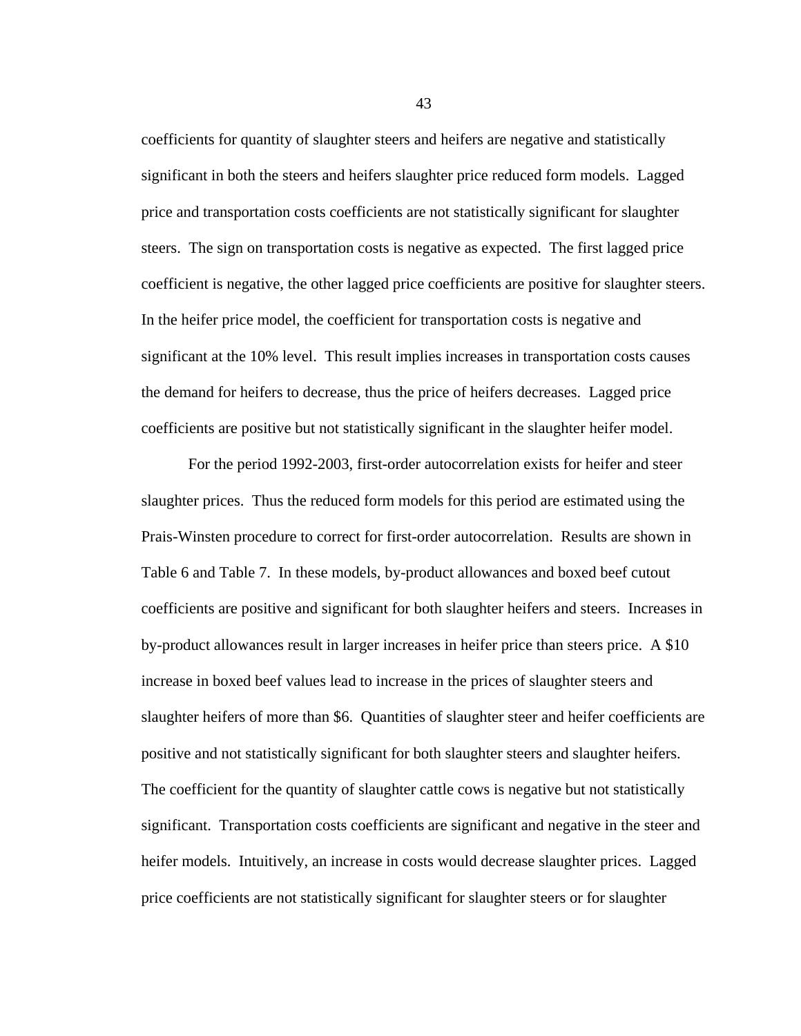coefficients for quantity of slaughter steers and heifers are negative and statistically significant in both the steers and heifers slaughter price reduced form models. Lagged price and transportation costs coefficients are not statistically significant for slaughter steers. The sign on transportation costs is negative as expected. The first lagged price coefficient is negative, the other lagged price coefficients are positive for slaughter steers. In the heifer price model, the coefficient for transportation costs is negative and significant at the 10% level. This result implies increases in transportation costs causes the demand for heifers to decrease, thus the price of heifers decreases. Lagged price coefficients are positive but not statistically significant in the slaughter heifer model.

For the period 1992-2003, first-order autocorrelation exists for heifer and steer slaughter prices. Thus the reduced form models for this period are estimated using the Prais-Winsten procedure to correct for first-order autocorrelation. Results are shown in Table 6 and Table 7. In these models, by-product allowances and boxed beef cutout coefficients are positive and significant for both slaughter heifers and steers. Increases in by-product allowances result in larger increases in heifer price than steers price. A $10 increase in boxed beef values lead to increase in the prices of slaughter steers and slaughter heifers of more than $6. Quantities of slaughter steer and heifer coefficients are positive and not statistically significant for both slaughter steers and slaughter heifers. The coefficient for the quantity of slaughter cattle cows is negative but not statistically significant. Transportation costs coefficients are significant and negative in the steer and heifer models. Intuitively, an increase in costs would decrease slaughter prices. Lagged price coefficients are not statistically significant for slaughter steers or for slaughter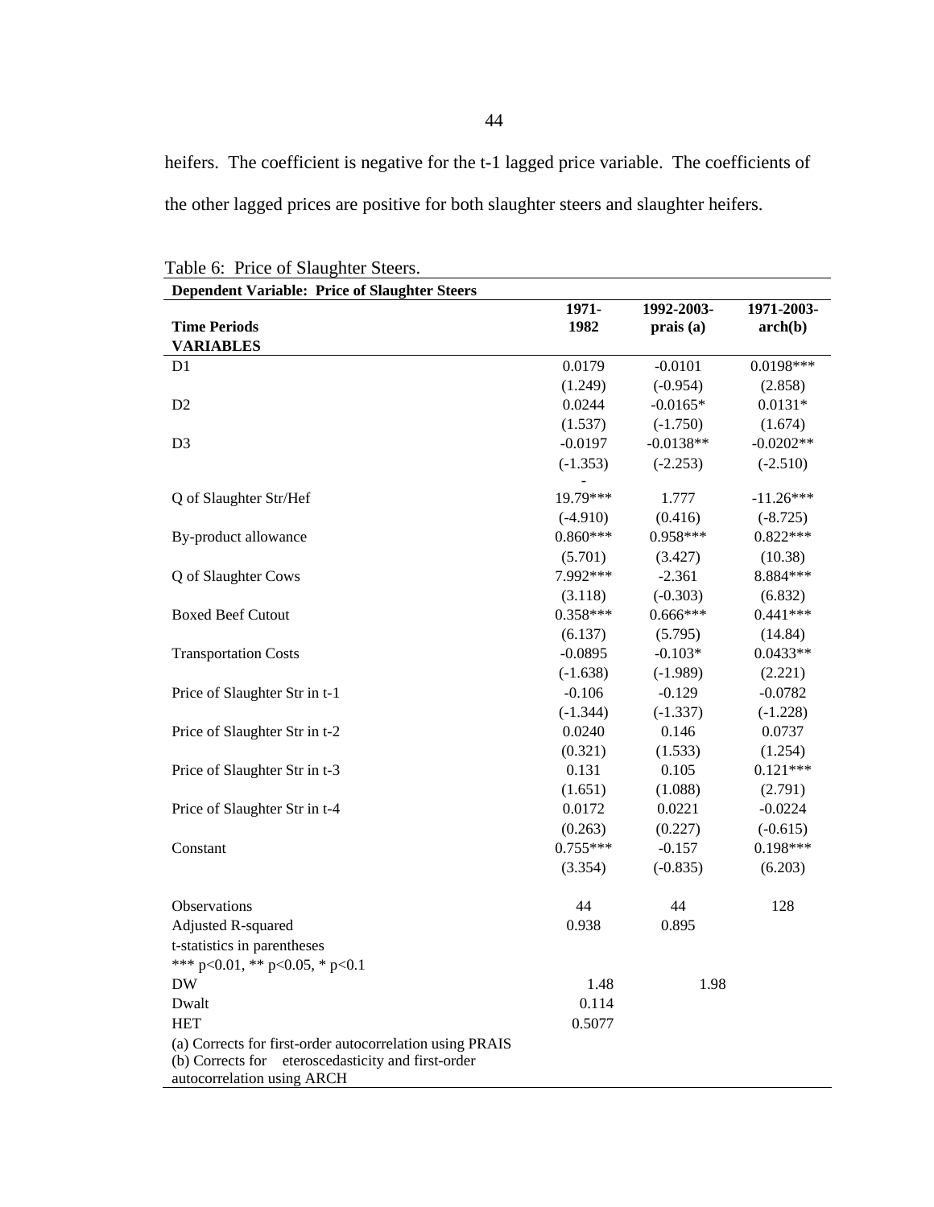heifers. The coefficient is negative for the t-1 lagged price variable. The coefficients of the other lagged prices are positive for both slaughter steers and slaughter heifers.

Table 6: Price of Slaughter Steers.

| Dependent Variable: Price of Slaughter Steers | | | |
|---|---|---|---|
| Time Periods | 1971-1982 | 1992-2003-prais (a) | 1971-2003-arch(b) |
| **VARIABLES** | | | |
| D1 | 0.0179 | -0.0101 | 0.0198*** |
| | (1.249) | (-0.954) | (2.858) |
| D2 | 0.0244 | -0.0165* | 0.0131* |
| | (1.537) | (-1.750) | (1.674) |
| D3 | -0.0197 | -0.0138** | -0.0202** |
| | (-1.353) | (-2.253) | (-2.510) |
| Q of Slaughter Str/Hef | -19.79*** | 1.777 | -11.26*** |
| | (-4.910) | (0.416) | (-8.725) |
| By-product allowance | 0.860*** | 0.958*** | 0.822*** |
| | (5.701) | (3.427) | (10.38) |
| Q of Slaughter Cows | 7.992*** | -2.361 | 8.884*** |
| | (3.118) | (-0.303) | (6.832) |
| Boxed Beef Cutout | 0.358*** | 0.666*** | 0.441*** |
| | (6.137) | (5.795) | (14.84) |
| Transportation Costs | -0.0895 | -0.103* | 0.0433** |
| | (-1.638) | (-1.989) | (2.221) |
| Price of Slaughter Str in t-1 | -0.106 | -0.129 | -0.0782 |
| | (-1.344) | (-1.337) | (-1.228) |
| Price of Slaughter Str in t-2 | 0.0240 | 0.146 | 0.0737 |
| | (0.321) | (1.533) | (1.254) |
| Price of Slaughter Str in t-3 | 0.131 | 0.105 | 0.121*** |
| | (1.651) | (1.088) | (2.791) |
| Price of Slaughter Str in t-4 | 0.0172 | 0.0221 | -0.0224 |
| | (0.263) | (0.227) | (-0.615) |
| Constant | 0.755*** | -0.157 | 0.198*** |
| | (3.354) | (-0.835) | (6.203) |
| | | | |
| Observations | 44 | 44 | 128 |
| Adjusted R-squared | 0.938 | 0.895 | |
| t-statistics in parentheses | | | |
| *** p<0.01, ** p<0.05, * p<0.1 | | | |
| DW | 1.48 | 1.98 | |
| Dwalt | 0.114 | | |
| HET | 0.5077 | | |

(a) Corrects for first-order autocorrelation using PRAIS
(b) Corrects for eteroscedasticity and first-order autocorrelation using ARCH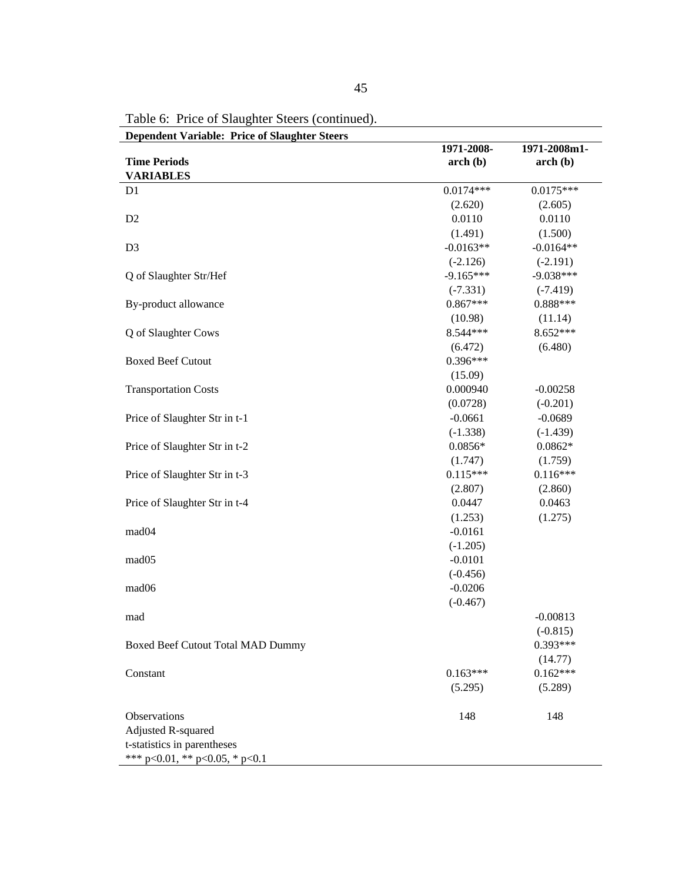Table 6: Price of Slaughter Steers (continued).

| Dependent Variable: Price of Slaughter Steers | | |
|---|---|---|
| Time Periods | 1971-2008-arch (b) | 1971-2008m1-arch (b) |
| VARIABLES | | |
| D1 | 0.0174*** | 0.0175*** |
| | (2.620) | (2.605) |
| D2 | 0.0110 | 0.0110 |
| | (1.491) | (1.500) |
| D3 | -0.0163** | -0.0164** |
| | (-2.126) | (-2.191) |
| Q of Slaughter Str/Hef | -9.165*** | -9.038*** |
| | (-7.331) | (-7.419) |
| By-product allowance | 0.867*** | 0.888*** |
| | (10.98) | (11.14) |
| Q of Slaughter Cows | 8.544*** | 8.652*** |
| | (6.472) | (6.480) |
| Boxed Beef Cutout | 0.396*** | |
| | (15.09) | |
| Transportation Costs | 0.000940 | -0.00258 |
| | (0.0728) | (-0.201) |
| Price of Slaughter Str in t-1 | -0.0661 | -0.0689 |
| | (-1.338) | (-1.439) |
| Price of Slaughter Str in t-2 | 0.0856* | 0.0862* |
| | (1.747) | (1.759) |
| Price of Slaughter Str in t-3 | 0.115*** | 0.116*** |
| | (2.807) | (2.860) |
| Price of Slaughter Str in t-4 | 0.0447 | 0.0463 |
| | (1.253) | (1.275) |
| mad04 | -0.0161 | |
| | (-1.205) | |
| mad05 | -0.0101 | |
| | (-0.456) | |
| mad06 | -0.0206 | |
| | (-0.467) | |
| mad | | -0.00813 |
| | | (-0.815) |
| Boxed Beef Cutout Total MAD Dummy | | 0.393*** |
| | | (14.77) |
| Constant | 0.163*** | 0.162*** |
| | (5.295) | (5.289) |
| Observations | 148 | 148 |
| Adjusted R-squared | | |

t-statistics in parentheses

*** p<0.01, ** p<0.05, * p<0.1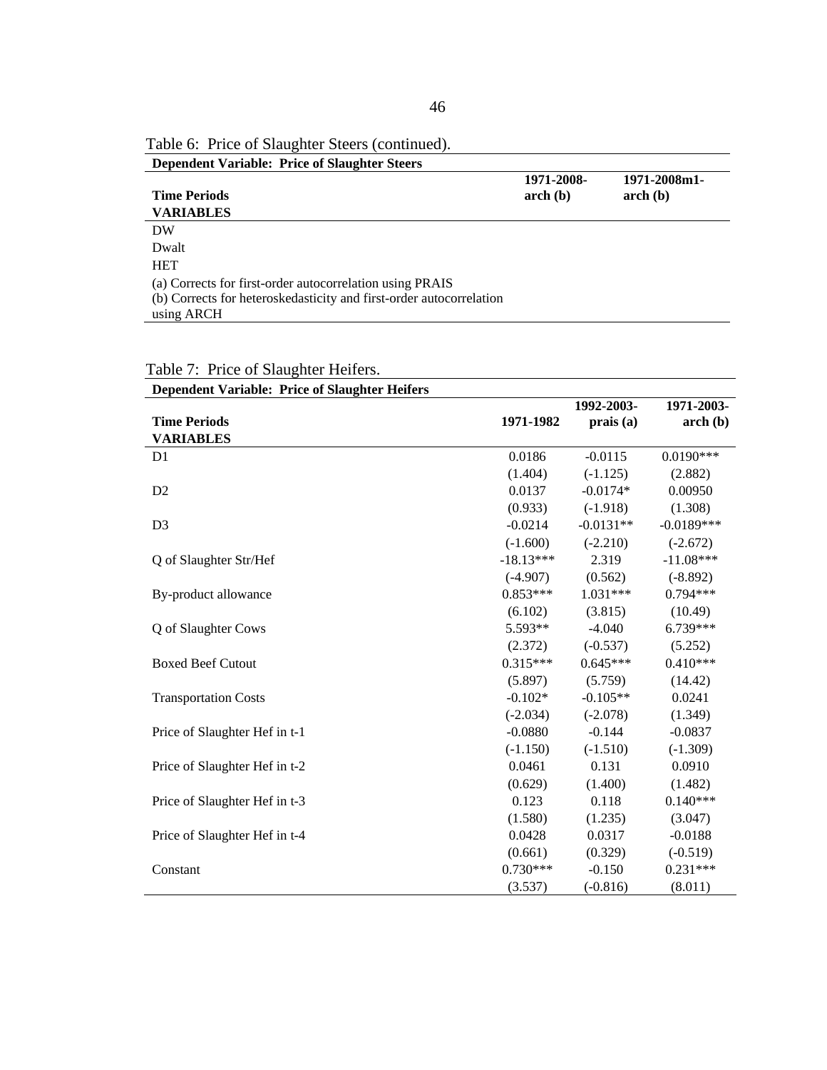Table 6: Price of Slaughter Steers (continued).

| Dependent Variable: Price of Slaughter Steers | | |
|---|---|---|
| **Time Periods** | **1971-2008-arch (b)** | **1971-2008m1-arch (b)** |
| **VARIABLES** | | |
| DW | | |
| Dwalt | | |
| HET | | |
| (a) Corrects for first-order autocorrelation using PRAIS | | |
| (b) Corrects for heteroskedasticity and first-order autocorrelation using ARCH | | |

Table 7: Price of Slaughter Heifers.

| Dependent Variable: Price of Slaughter Heifers | | | |
|---|---|---|---|
| **Time Periods** | **1971-1982** | **1992-2003-prais (a)** | **1971-2003-arch (b)** |
| **VARIABLES** | | | |
| D1 | 0.0186 | -0.0115 | 0.0190*** |
| | (1.404) | (-1.125) | (2.882) |
| D2 | 0.0137 | -0.0174* | 0.00950 |
| | (0.933) | (-1.918) | (1.308) |
| D3 | -0.0214 | -0.0131** | -0.0189*** |
| | (-1.600) | (-2.210) | (-2.672) |
| Q of Slaughter Str/Hef | -18.13*** | 2.319 | -11.08*** |
| | (-4.907) | (0.562) | (-8.892) |
| By-product allowance | 0.853*** | 1.031*** | 0.794*** |
| | (6.102) | (3.815) | (10.49) |
| Q of Slaughter Cows | 5.593** | -4.040 | 6.739*** |
| | (2.372) | (-0.537) | (5.252) |
| Boxed Beef Cutout | 0.315*** | 0.645*** | 0.410*** |
| | (5.897) | (5.759) | (14.42) |
| Transportation Costs | -0.102* | -0.105** | 0.0241 |
| | (-2.034) | (-2.078) | (1.349) |
| Price of Slaughter Hef in t-1 | -0.0880 | -0.144 | -0.0837 |
| | (-1.150) | (-1.510) | (-1.309) |
| Price of Slaughter Hef in t-2 | 0.0461 | 0.131 | 0.0910 |
| | (0.629) | (1.400) | (1.482) |
| Price of Slaughter Hef in t-3 | 0.123 | 0.118 | 0.140*** |
| | (1.580) | (1.235) | (3.047) |
| Price of Slaughter Hef in t-4 | 0.0428 | 0.0317 | -0.0188 |
| | (0.661) | (0.329) | (-0.519) |
| Constant | 0.730*** | -0.150 | 0.231*** |
| | (3.537) | (-0.816) | (8.011) |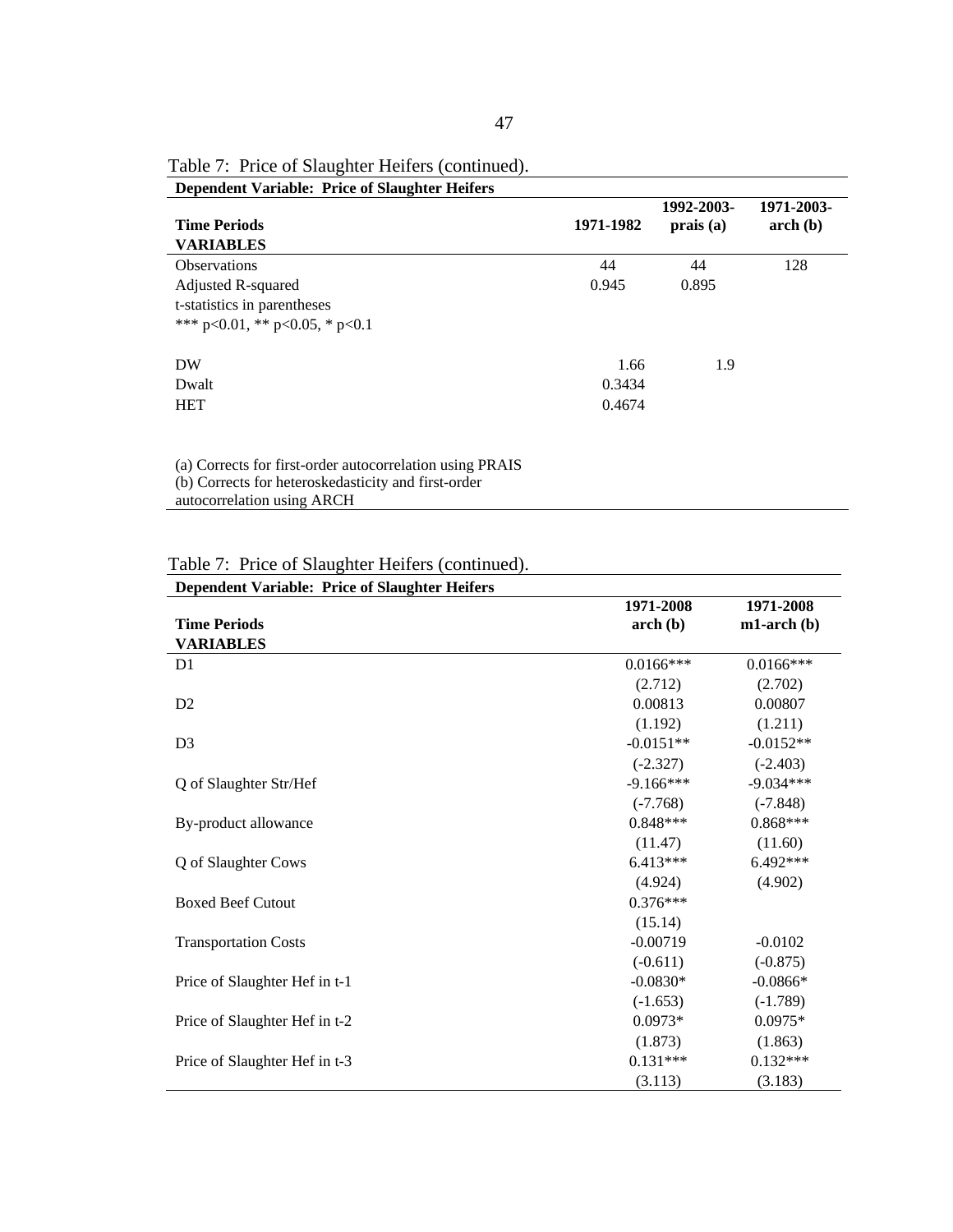Table 7: Price of Slaughter Heifers (continued).

| Dependent Variable: Price of Slaughter Heifers | | | |
|---|---|---|---|
| **Time Periods** | **1971-1982** | **1992-2003-prais (a)** | **1971-2003-arch (b)** |
| **VARIABLES** | | | |
| Observations | 44 | 44 | 128 |
| Adjusted R-squared | 0.945 | 0.895 | |
| t-statistics in parentheses | | | |
| *** p<0.01, ** p<0.05, * p<0.1 | | | |
| | | | |
| DW | 1.66 | 1.9 | |
| Dwalt | 0.3434 | | |
| HET | 0.4674 | | |

(a) Corrects for first-order autocorrelation using PRAIS
(b) Corrects for heteroskedasticity and first-order autocorrelation using ARCH

Table 7: Price of Slaughter Heifers (continued).

| Dependent Variable: Price of Slaughter Heifers | | |
|---|---|---|
| **Time Periods** | **1971-2008 arch (b)** | **1971-2008 m1-arch (b)** |
| **VARIABLES** | | |
| D1 | 0.0166*** | 0.0166*** |
| | (2.712) | (2.702) |
| D2 | 0.00813 | 0.00807 |
| | (1.192) | (1.211) |
| D3 | -0.0151** | -0.0152** |
| | (-2.327) | (-2.403) |
| Q of Slaughter Str/Hef | -9.166*** | -9.034*** |
| | (-7.768) | (-7.848) |
| By-product allowance | 0.848*** | 0.868*** |
| | (11.47) | (11.60) |
| Q of Slaughter Cows | 6.413*** | 6.492*** |
| | (4.924) | (4.902) |
| Boxed Beef Cutout | 0.376*** | |
| | (15.14) | |
| Transportation Costs | -0.00719 | -0.0102 |
| | (-0.611) | (-0.875) |
| Price of Slaughter Hef in t-1 | -0.0830* | -0.0866* |
| | (-1.653) | (-1.789) |
| Price of Slaughter Hef in t-2 | 0.0973* | 0.0975* |
| | (1.873) | (1.863) |
| Price of Slaughter Hef in t-3 | 0.131*** | 0.132*** |
| | (3.113) | (3.183) |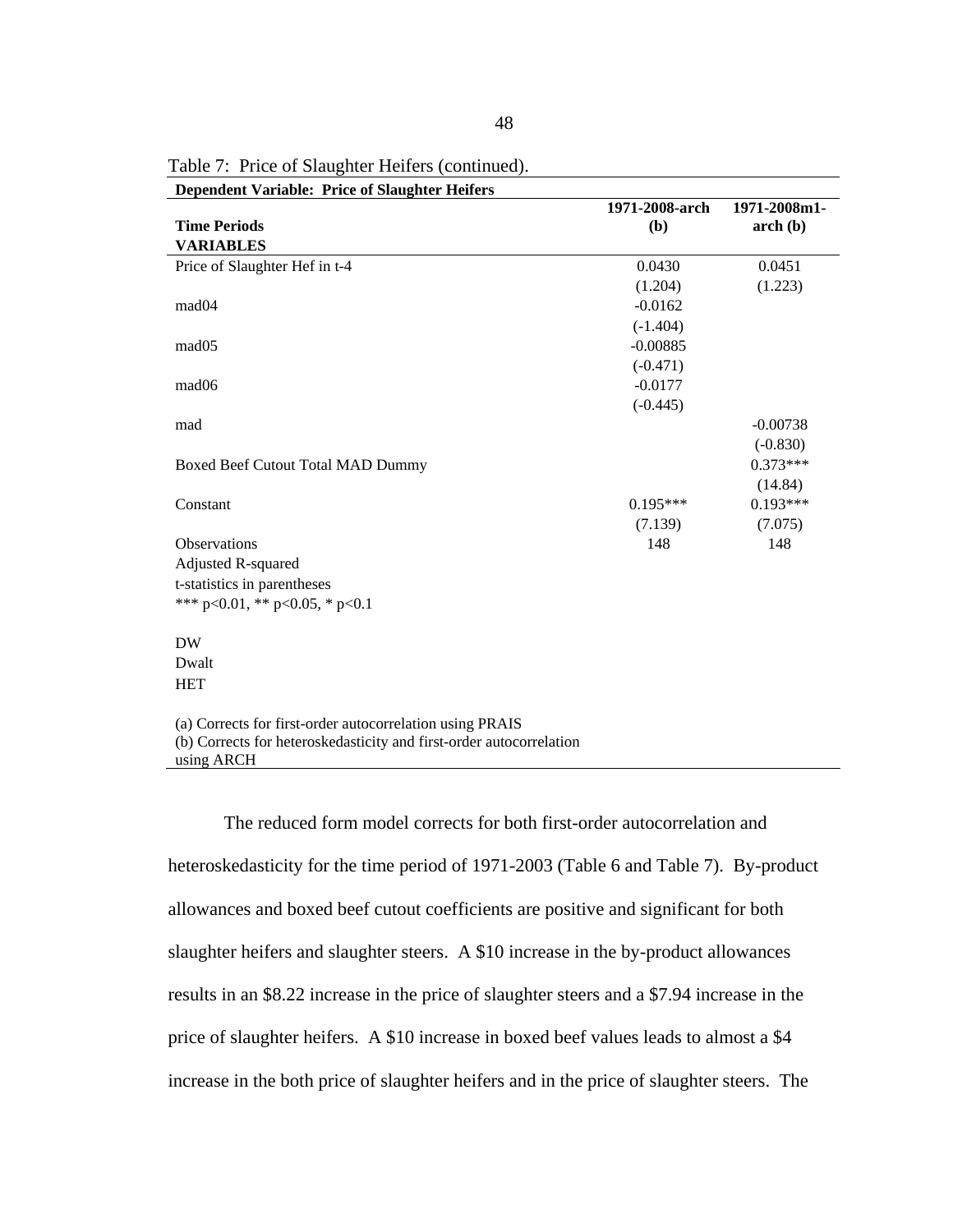Table 7: Price of Slaughter Heifers (continued).

| Dependent Variable: Price of Slaughter Heifers | | |
|---|---|---|
| **Time Periods** | **1971-2008-arch (b)** | **1971-2008m1-arch (b)** |
| **VARIABLES** | | |
| Price of Slaughter Hef in t-4 | 0.0430 | 0.0451 |
| | (1.204) | (1.223) |
| mad04 | -0.0162 | |
| | (-1.404) | |
| mad05 | -0.00885 | |
| | (-0.471) | |
| mad06 | -0.0177 | |
| | (-0.445) | |
| mad | | -0.00738 |
| | | (-0.830) |
| Boxed Beef Cutout Total MAD Dummy | | 0.373*** |
| | | (14.84) |
| Constant | 0.195*** | 0.193*** |
| | (7.139) | (7.075) |
| Observations | 148 | 148 |
| Adjusted R-squared | | |
| t-statistics in parentheses | | |
| *** p<0.01, ** p<0.05, * p<0.1 | | |
| | | |
| DW | | |
| Dwalt | | |
| HET | | |

(a) Corrects for first-order autocorrelation using PRAIS
(b) Corrects for heteroskedasticity and first-order autocorrelation using ARCH

The reduced form model corrects for both first-order autocorrelation and heteroskedasticity for the time period of 1971-2003 (Table 6 and Table 7). By-product allowances and boxed beef cutout coefficients are positive and significant for both slaughter heifers and slaughter steers. A \$10 increase in the by-product allowances results in an \$8.22 increase in the price of slaughter steers and a \$7.94 increase in the price of slaughter heifers. A \$10 increase in boxed beef values leads to almost a \$4 increase in the both price of slaughter heifers and in the price of slaughter steers. The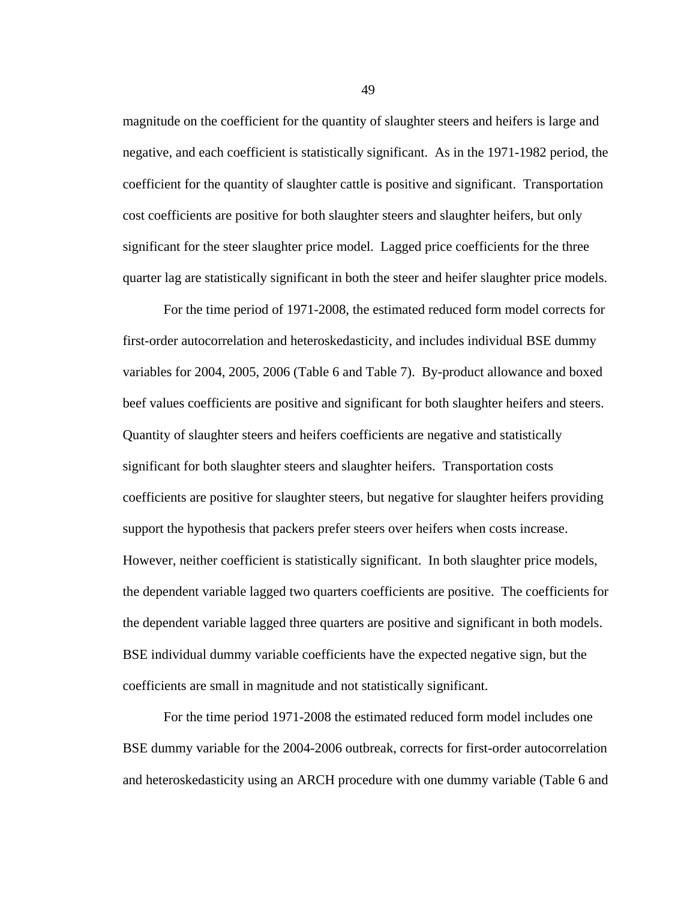magnitude on the coefficient for the quantity of slaughter steers and heifers is large and negative, and each coefficient is statistically significant. As in the 1971-1982 period, the coefficient for the quantity of slaughter cattle is positive and significant. Transportation cost coefficients are positive for both slaughter steers and slaughter heifers, but only significant for the steer slaughter price model. Lagged price coefficients for the three quarter lag are statistically significant in both the steer and heifer slaughter price models.

For the time period of 1971-2008, the estimated reduced form model corrects for first-order autocorrelation and heteroskedasticity, and includes individual BSE dummy variables for 2004, 2005, 2006 (Table 6 and Table 7). By-product allowance and boxed beef values coefficients are positive and significant for both slaughter heifers and steers. Quantity of slaughter steers and heifers coefficients are negative and statistically significant for both slaughter steers and slaughter heifers. Transportation costs coefficients are positive for slaughter steers, but negative for slaughter heifers providing support the hypothesis that packers prefer steers over heifers when costs increase. However, neither coefficient is statistically significant. In both slaughter price models, the dependent variable lagged two quarters coefficients are positive. The coefficients for the dependent variable lagged three quarters are positive and significant in both models. BSE individual dummy variable coefficients have the expected negative sign, but the coefficients are small in magnitude and not statistically significant.

For the time period 1971-2008 the estimated reduced form model includes one BSE dummy variable for the 2004-2006 outbreak, corrects for first-order autocorrelation and heteroskedasticity using an ARCH procedure with one dummy variable (Table 6 and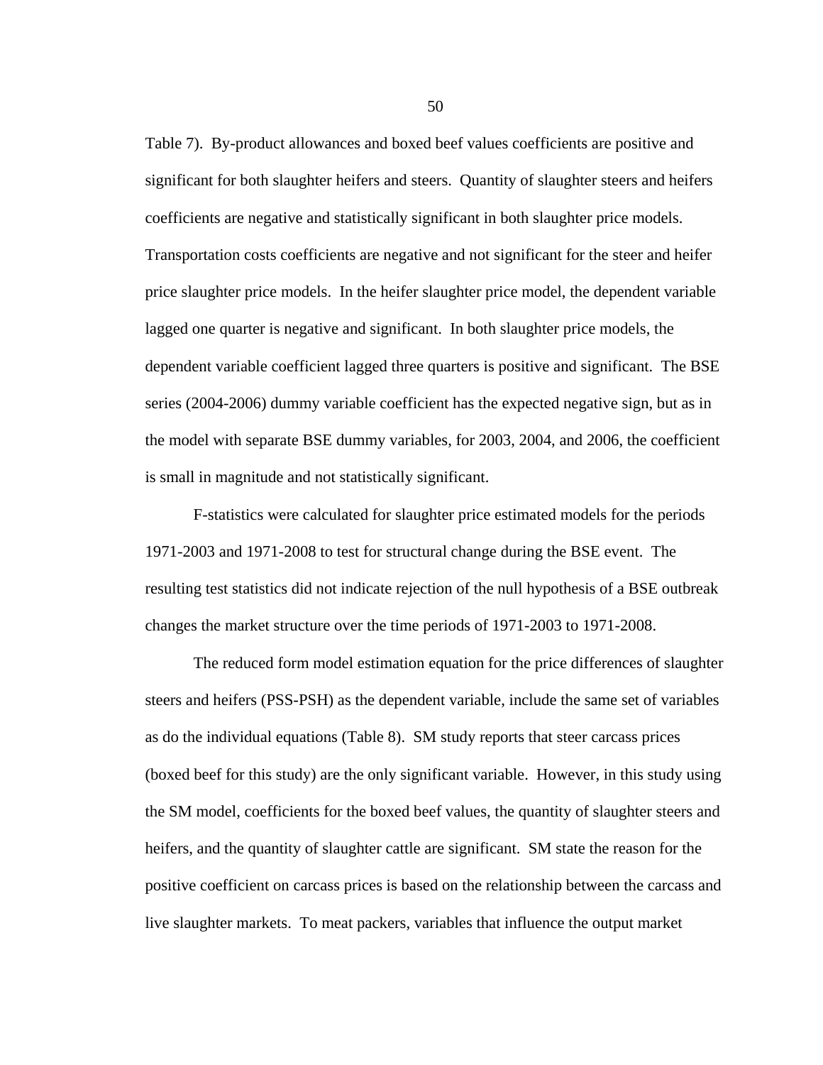Table 7). By-product allowances and boxed beef values coefficients are positive and significant for both slaughter heifers and steers. Quantity of slaughter steers and heifers coefficients are negative and statistically significant in both slaughter price models. Transportation costs coefficients are negative and not significant for the steer and heifer price slaughter price models. In the heifer slaughter price model, the dependent variable lagged one quarter is negative and significant. In both slaughter price models, the dependent variable coefficient lagged three quarters is positive and significant. The BSE series (2004-2006) dummy variable coefficient has the expected negative sign, but as in the model with separate BSE dummy variables, for 2003, 2004, and 2006, the coefficient is small in magnitude and not statistically significant.

F-statistics were calculated for slaughter price estimated models for the periods 1971-2003 and 1971-2008 to test for structural change during the BSE event. The resulting test statistics did not indicate rejection of the null hypothesis of a BSE outbreak changes the market structure over the time periods of 1971-2003 to 1971-2008.

The reduced form model estimation equation for the price differences of slaughter steers and heifers (PSS-PSH) as the dependent variable, include the same set of variables as do the individual equations (Table 8). SM study reports that steer carcass prices (boxed beef for this study) are the only significant variable. However, in this study using the SM model, coefficients for the boxed beef values, the quantity of slaughter steers and heifers, and the quantity of slaughter cattle are significant. SM state the reason for the positive coefficient on carcass prices is based on the relationship between the carcass and live slaughter markets. To meat packers, variables that influence the output market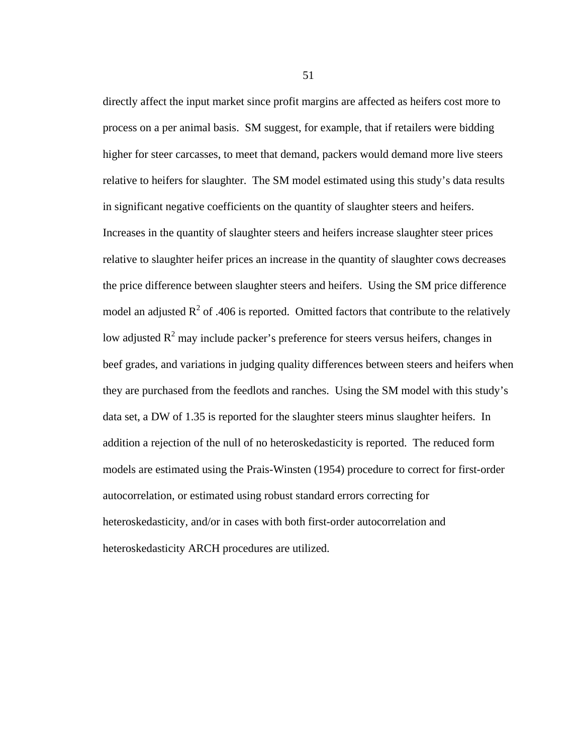directly affect the input market since profit margins are affected as heifers cost more to process on a per animal basis. SM suggest, for example, that if retailers were bidding higher for steer carcasses, to meet that demand, packers would demand more live steers relative to heifers for slaughter. The SM model estimated using this study's data results in significant negative coefficients on the quantity of slaughter steers and heifers. Increases in the quantity of slaughter steers and heifers increase slaughter steer prices relative to slaughter heifer prices an increase in the quantity of slaughter cows decreases the price difference between slaughter steers and heifers. Using the SM price difference model an adjusted $R^2$ of .406 is reported. Omitted factors that contribute to the relatively low adjusted $R^2$ may include packer's preference for steers versus heifers, changes in beef grades, and variations in judging quality differences between steers and heifers when they are purchased from the feedlots and ranches. Using the SM model with this study's data set, a DW of 1.35 is reported for the slaughter steers minus slaughter heifers. In addition a rejection of the null of no heteroskedasticity is reported. The reduced form models are estimated using the Prais-Winsten (1954) procedure to correct for first-order autocorrelation, or estimated using robust standard errors correcting for heteroskedasticity, and/or in cases with both first-order autocorrelation and heteroskedasticity ARCH procedures are utilized.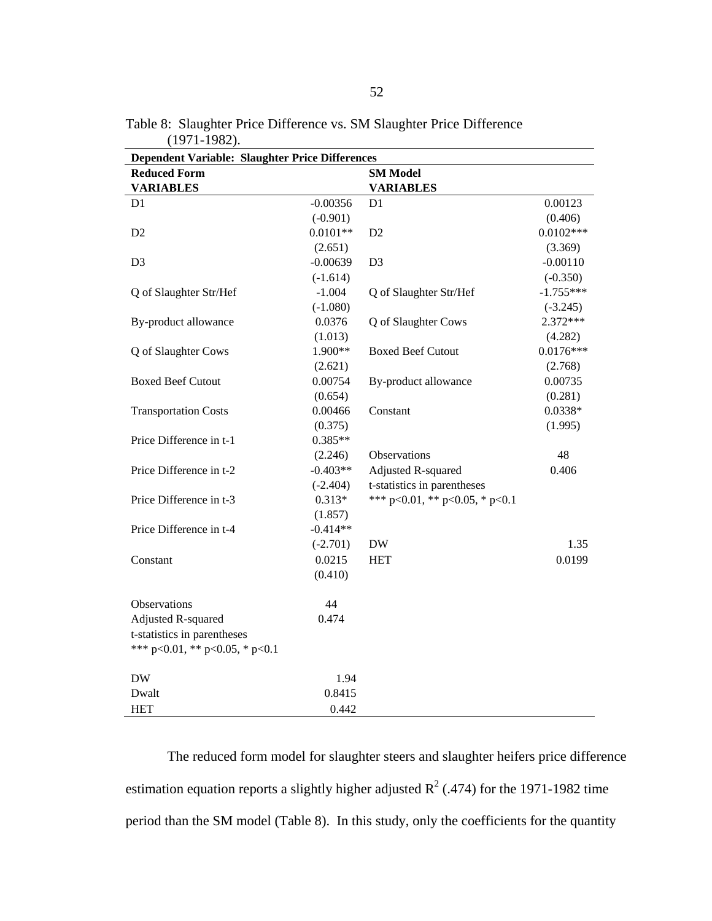Table 8: Slaughter Price Difference vs. SM Slaughter Price Difference (1971-1982).

| **Dependent Variable: Slaughter Price Differences** | | | |
|---|---|---|---|
| **Reduced Form** | | **SM Model** | |
| **VARIABLES** | | **VARIABLES** | |
| D1 | -0.00356 | D1 | 0.00123 |
| | (-0.901) | | (0.406) |
| D2 | 0.0101** | D2 | 0.0102*** |
| | (2.651) | | (3.369) |
| D3 | -0.00639 | D3 | -0.00110 |
| | (-1.614) | | (-0.350) |
| Q of Slaughter Str/Hef | -1.004 | Q of Slaughter Str/Hef | -1.755*** |
| | (-1.080) | | (-3.245) |
| By-product allowance | 0.0376 | Q of Slaughter Cows | 2.372*** |
| | (1.013) | | (4.282) |
| Q of Slaughter Cows | 1.900** | Boxed Beef Cutout | 0.0176*** |
| | (2.621) | | (2.768) |
| Boxed Beef Cutout | 0.00754 | By-product allowance | 0.00735 |
| | (0.654) | | (0.281) |
| Transportation Costs | 0.00466 | Constant | 0.0338* |
| | (0.375) | | (1.995) |
| Price Difference in t-1 | 0.385** | | |
| | (2.246) | Observations | 48 |
| Price Difference in t-2 | -0.403** | Adjusted R-squared | 0.406 |
| | (-2.404) | t-statistics in parentheses | |
| Price Difference in t-3 | 0.313* | *** p<0.01, ** p<0.05, * p<0.1 | |
| | (1.857) | | |
| Price Difference in t-4 | -0.414** | | |
| | (-2.701) | DW | 1.35 |
| Constant | 0.0215 | HET | 0.0199 |
| | (0.410) | | |
| | | | |
| Observations | 44 | | |
| Adjusted R-squared | 0.474 | | |
| t-statistics in parentheses | | | |
| *** p<0.01, ** p<0.05, * p<0.1 | | | |
| | | | |
| DW | 1.94 | | |
| Dwalt | 0.8415 | | |
| HET | 0.442 | | |

The reduced form model for slaughter steers and slaughter heifers price difference estimation equation reports a slightly higher adjusted $R^2$ (.474) for the 1971-1982 time period than the SM model (Table 8). In this study, only the coefficients for the quantity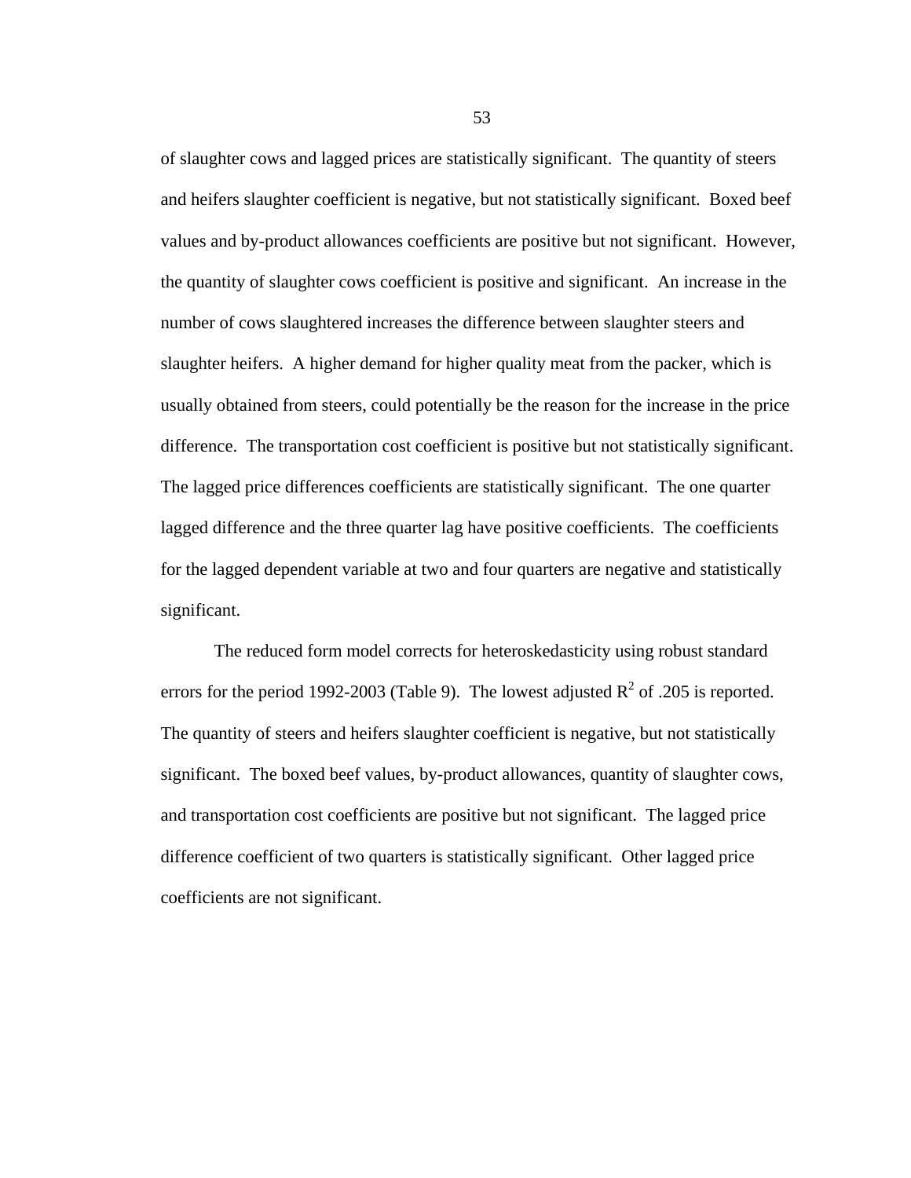of slaughter cows and lagged prices are statistically significant. The quantity of steers and heifers slaughter coefficient is negative, but not statistically significant. Boxed beef values and by-product allowances coefficients are positive but not significant. However, the quantity of slaughter cows coefficient is positive and significant. An increase in the number of cows slaughtered increases the difference between slaughter steers and slaughter heifers. A higher demand for higher quality meat from the packer, which is usually obtained from steers, could potentially be the reason for the increase in the price difference. The transportation cost coefficient is positive but not statistically significant. The lagged price differences coefficients are statistically significant. The one quarter lagged difference and the three quarter lag have positive coefficients. The coefficients for the lagged dependent variable at two and four quarters are negative and statistically significant.

The reduced form model corrects for heteroskedasticity using robust standard errors for the period 1992-2003 (Table 9). The lowest adjusted $R^2$ of .205 is reported. The quantity of steers and heifers slaughter coefficient is negative, but not statistically significant. The boxed beef values, by-product allowances, quantity of slaughter cows, and transportation cost coefficients are positive but not significant. The lagged price difference coefficient of two quarters is statistically significant. Other lagged price coefficients are not significant.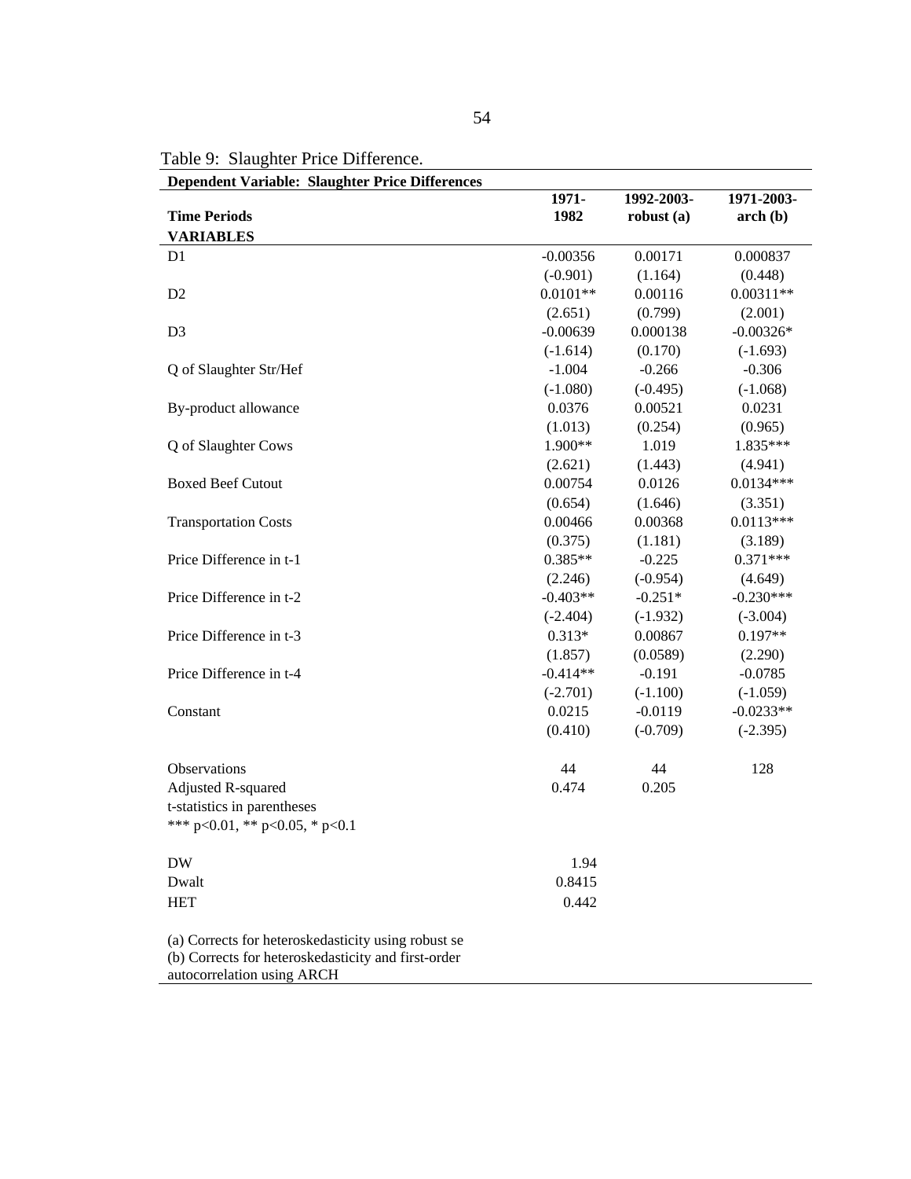Table 9: Slaughter Price Difference.

| **Dependent Variable: Slaughter Price Differences** | | | |
|---|---|---|---|
| **Time Periods** | **1971-1982** | **1992-2003-robust (a)** | **1971-2003-arch (b)** |
| **VARIABLES** | | | |
| D1 | -0.00356 | 0.00171 | 0.000837 |
| | (-0.901) | (1.164) | (0.448) |
| D2 | 0.0101** | 0.00116 | 0.00311** |
| | (2.651) | (0.799) | (2.001) |
| D3 | -0.00639 | 0.000138 | -0.00326* |
| | (-1.614) | (0.170) | (-1.693) |
| Q of Slaughter Str/Hef | -1.004 | -0.266 | -0.306 |
| | (-1.080) | (-0.495) | (-1.068) |
| By-product allowance | 0.0376 | 0.00521 | 0.0231 |
| | (1.013) | (0.254) | (0.965) |
| Q of Slaughter Cows | 1.900** | 1.019 | 1.835*** |
| | (2.621) | (1.443) | (4.941) |
| Boxed Beef Cutout | 0.00754 | 0.0126 | 0.0134*** |
| | (0.654) | (1.646) | (3.351) |
| Transportation Costs | 0.00466 | 0.00368 | 0.0113*** |
| | (0.375) | (1.181) | (3.189) |
| Price Difference in t-1 | 0.385** | -0.225 | 0.371*** |
| | (2.246) | (-0.954) | (4.649) |
| Price Difference in t-2 | -0.403** | -0.251* | -0.230*** |
| | (-2.404) | (-1.932) | (-3.004) |
| Price Difference in t-3 | 0.313* | 0.00867 | 0.197** |
| | (1.857) | (0.0589) | (2.290) |
| Price Difference in t-4 | -0.414** | -0.191 | -0.0785 |
| | (-2.701) | (-1.100) | (-1.059) |
| Constant | 0.0215 | -0.0119 | -0.0233** |
| | (0.410) | (-0.709) | (-2.395) |
| Observations | 44 | 44 | 128 |
| Adjusted R-squared | 0.474 | 0.205 | |
| t-statistics in parentheses | | | |
| *** p<0.01, ** p<0.05, * p<0.1 | | | |
| DW | 1.94 | | |
| Dwalt | 0.8415 | | |
| HET | 0.442 | | |

(a) Corrects for heteroskedasticity using robust se
(b) Corrects for heteroskedasticity and first-order autocorrelation using ARCH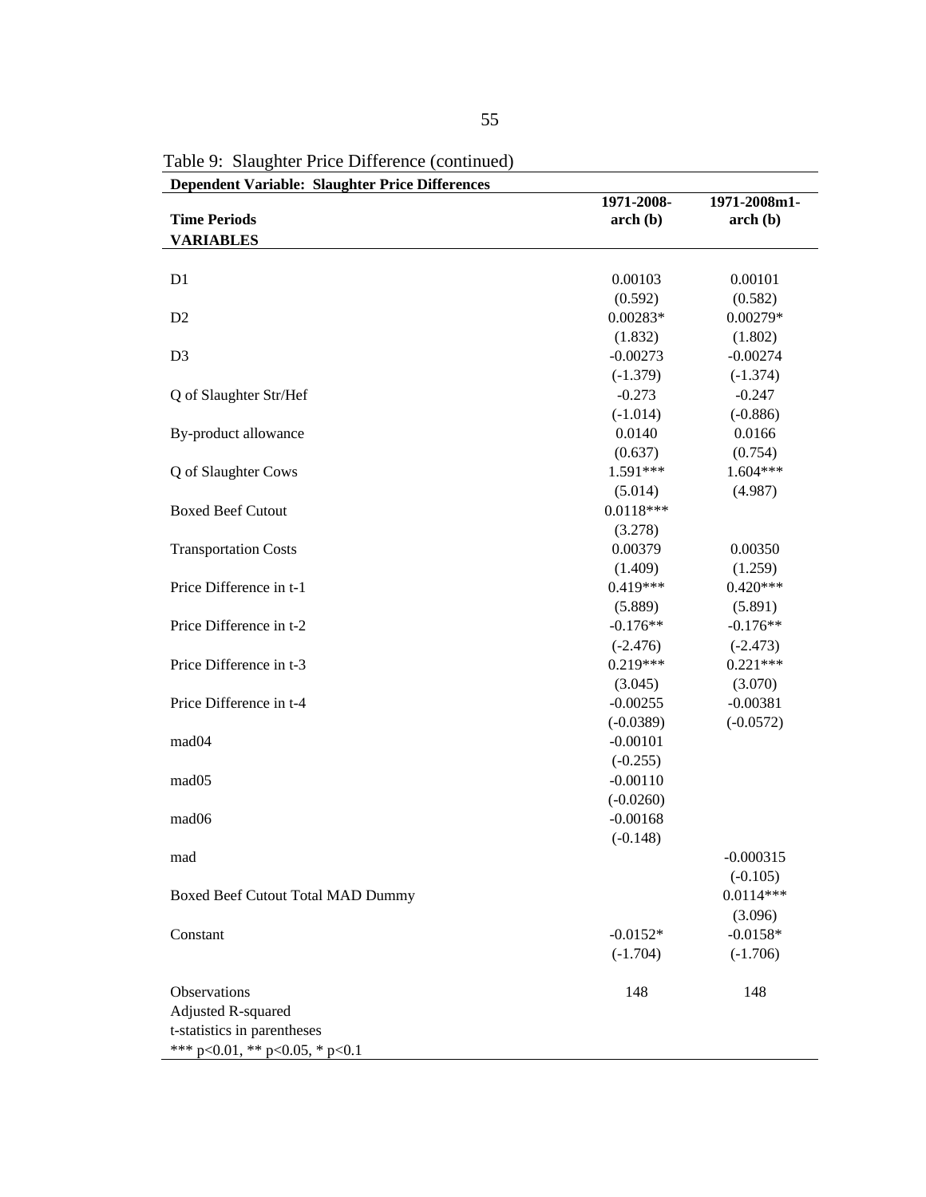Table 9: Slaughter Price Difference (continued)

| **Dependent Variable: Slaughter Price Differences** | | |
|---|---|---|
| **Time Periods** | **1971-2008-arch (b)** | **1971-2008m1-arch (b)** |
| **VARIABLES** | | |
| D1 | 0.00103 | 0.00101 |
| | (0.592) | (0.582) |
| D2 | 0.00283* | 0.00279* |
| | (1.832) | (1.802) |
| D3 | -0.00273 | -0.00274 |
| | (-1.379) | (-1.374) |
| Q of Slaughter Str/Hef | -0.273 | -0.247 |
| | (-1.014) | (-0.886) |
| By-product allowance | 0.0140 | 0.0166 |
| | (0.637) | (0.754) |
| Q of Slaughter Cows | 1.591*** | 1.604*** |
| | (5.014) | (4.987) |
| Boxed Beef Cutout | 0.0118*** | |
| | (3.278) | |
| Transportation Costs | 0.00379 | 0.00350 |
| | (1.409) | (1.259) |
| Price Difference in t-1 | 0.419*** | 0.420*** |
| | (5.889) | (5.891) |
| Price Difference in t-2 | -0.176** | -0.176** |
| | (-2.476) | (-2.473) |
| Price Difference in t-3 | 0.219*** | 0.221*** |
| | (3.045) | (3.070) |
| Price Difference in t-4 | -0.00255 | -0.00381 |
| | (-0.0389) | (-0.0572) |
| mad04 | -0.00101 | |
| | (-0.255) | |
| mad05 | -0.00110 | |
| | (-0.0260) | |
| mad06 | -0.00168 | |
| | (-0.148) | |
| mad | | -0.000315 |
| | | (-0.105) |
| Boxed Beef Cutout Total MAD Dummy | | 0.0114*** |
| | | (3.096) |
| Constant | -0.0152* | -0.0158* |
| | (-1.704) | (-1.706) |
| Observations | 148 | 148 |
| Adjusted R-squared | | |

t-statistics in parentheses

*** p<0.01, ** p<0.05, * p<0.1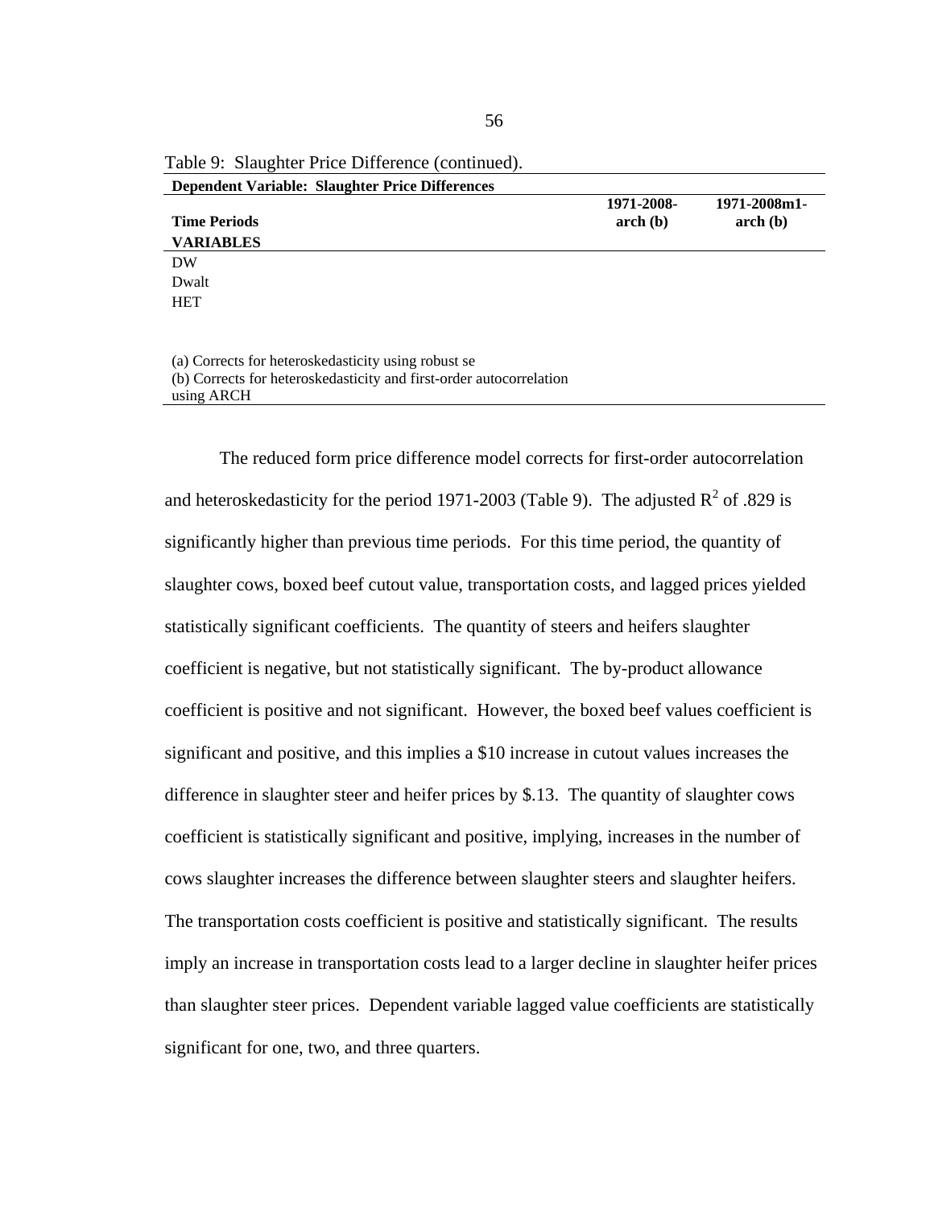Table 9: Slaughter Price Difference (continued).

| Dependent Variable: Slaughter Price Differences | | |
|---|---|---|
| **Time Periods** | **1971-2008-arch (b)** | **1971-2008m1-arch (b)** |
| **VARIABLES** | | |
| DW | | |
| Dwalt | | |
| HET | | |

(a) Corrects for heteroskedasticity using robust se
(b) Corrects for heteroskedasticity and first-order autocorrelation using ARCH

The reduced form price difference model corrects for first-order autocorrelation and heteroskedasticity for the period 1971-2003 (Table 9). The adjusted $R^2$ of .829 is significantly higher than previous time periods. For this time period, the quantity of slaughter cows, boxed beef cutout value, transportation costs, and lagged prices yielded statistically significant coefficients. The quantity of steers and heifers slaughter coefficient is negative, but not statistically significant. The by-product allowance coefficient is positive and not significant. However, the boxed beef values coefficient is significant and positive, and this implies a \$10 increase in cutout values increases the difference in slaughter steer and heifer prices by \$.13. The quantity of slaughter cows coefficient is statistically significant and positive, implying, increases in the number of cows slaughter increases the difference between slaughter steers and slaughter heifers. The transportation costs coefficient is positive and statistically significant. The results imply an increase in transportation costs lead to a larger decline in slaughter heifer prices than slaughter steer prices. Dependent variable lagged value coefficients are statistically significant for one, two, and three quarters.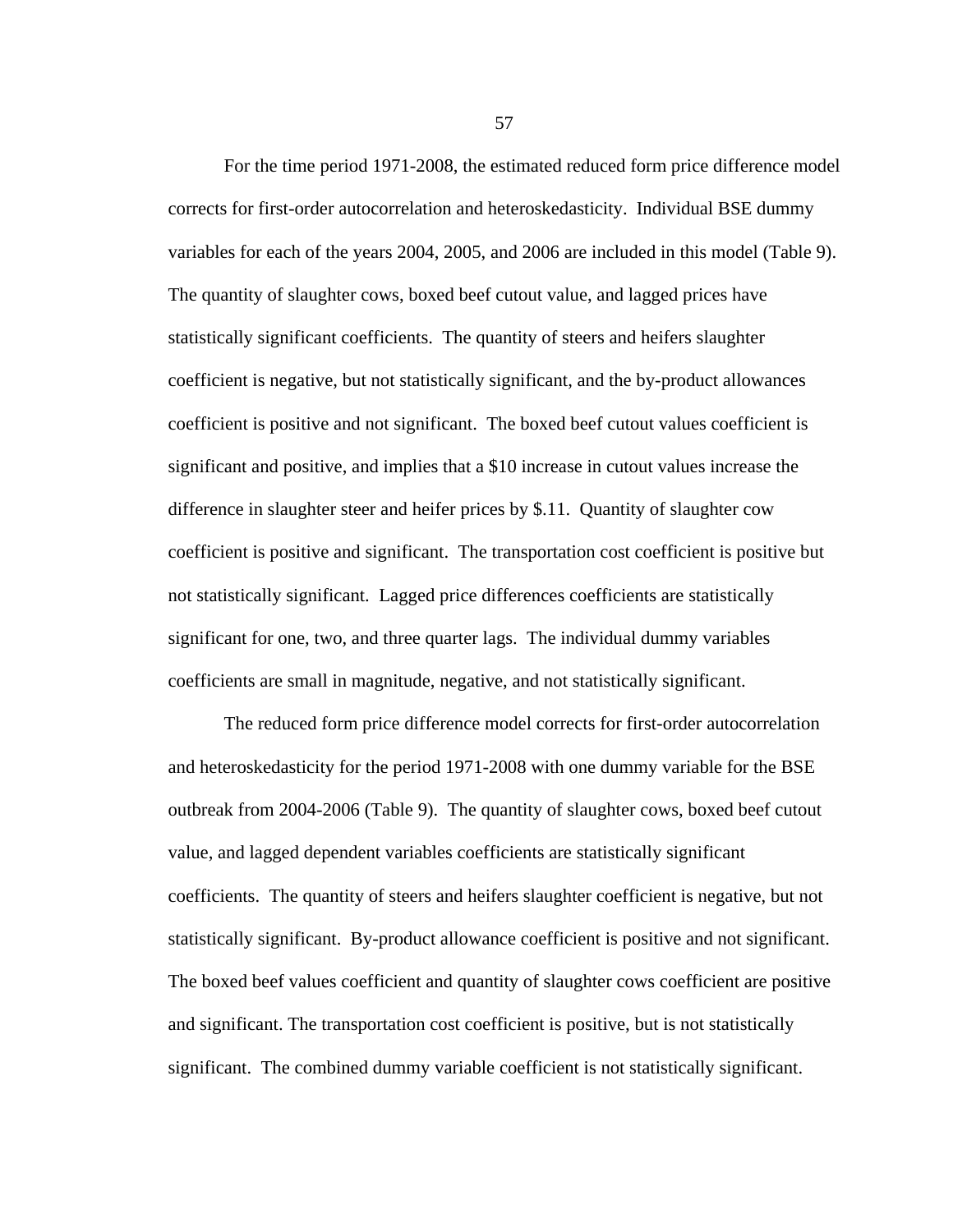For the time period 1971-2008, the estimated reduced form price difference model corrects for first-order autocorrelation and heteroskedasticity. Individual BSE dummy variables for each of the years 2004, 2005, and 2006 are included in this model (Table 9). The quantity of slaughter cows, boxed beef cutout value, and lagged prices have statistically significant coefficients. The quantity of steers and heifers slaughter coefficient is negative, but not statistically significant, and the by-product allowances coefficient is positive and not significant. The boxed beef cutout values coefficient is significant and positive, and implies that a $10 increase in cutout values increase the difference in slaughter steer and heifer prices by $.11. Quantity of slaughter cow coefficient is positive and significant. The transportation cost coefficient is positive but not statistically significant. Lagged price differences coefficients are statistically significant for one, two, and three quarter lags. The individual dummy variables coefficients are small in magnitude, negative, and not statistically significant.

The reduced form price difference model corrects for first-order autocorrelation and heteroskedasticity for the period 1971-2008 with one dummy variable for the BSE outbreak from 2004-2006 (Table 9). The quantity of slaughter cows, boxed beef cutout value, and lagged dependent variables coefficients are statistically significant coefficients. The quantity of steers and heifers slaughter coefficient is negative, but not statistically significant. By-product allowance coefficient is positive and not significant. The boxed beef values coefficient and quantity of slaughter cows coefficient are positive and significant. The transportation cost coefficient is positive, but is not statistically significant. The combined dummy variable coefficient is not statistically significant.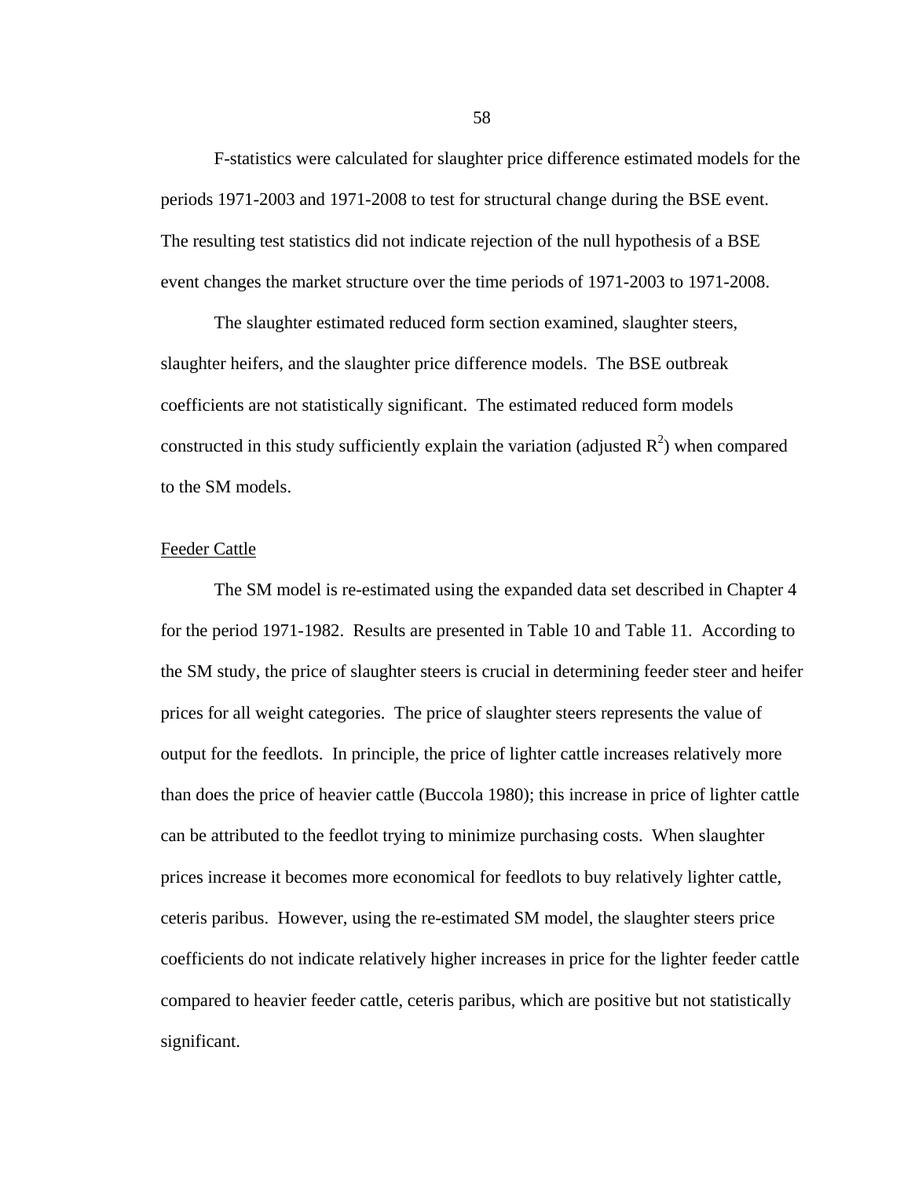F-statistics were calculated for slaughter price difference estimated models for the periods 1971-2003 and 1971-2008 to test for structural change during the BSE event. The resulting test statistics did not indicate rejection of the null hypothesis of a BSE event changes the market structure over the time periods of 1971-2003 to 1971-2008.

The slaughter estimated reduced form section examined, slaughter steers, slaughter heifers, and the slaughter price difference models. The BSE outbreak coefficients are not statistically significant. The estimated reduced form models constructed in this study sufficiently explain the variation (adjusted $R^2$) when compared to the SM models.

## Feeder Cattle

The SM model is re-estimated using the expanded data set described in Chapter 4 for the period 1971-1982. Results are presented in Table 10 and Table 11. According to the SM study, the price of slaughter steers is crucial in determining feeder steer and heifer prices for all weight categories. The price of slaughter steers represents the value of output for the feedlots. In principle, the price of lighter cattle increases relatively more than does the price of heavier cattle (Buccola 1980); this increase in price of lighter cattle can be attributed to the feedlot trying to minimize purchasing costs. When slaughter prices increase it becomes more economical for feedlots to buy relatively lighter cattle, ceteris paribus. However, using the re-estimated SM model, the slaughter steers price coefficients do not indicate relatively higher increases in price for the lighter feeder cattle compared to heavier feeder cattle, ceteris paribus, which are positive but not statistically significant.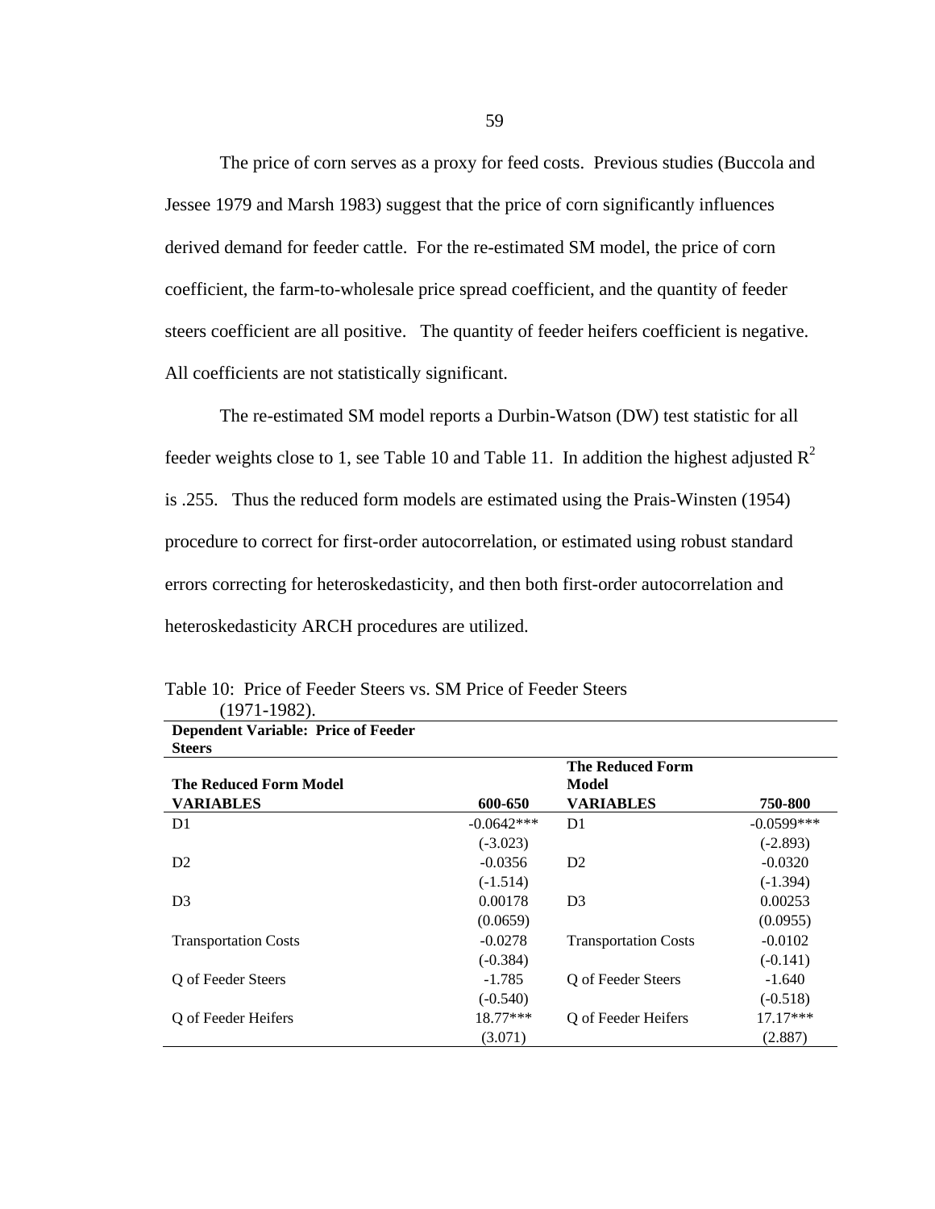The price of corn serves as a proxy for feed costs. Previous studies (Buccola and Jessee 1979 and Marsh 1983) suggest that the price of corn significantly influences derived demand for feeder cattle. For the re-estimated SM model, the price of corn coefficient, the farm-to-wholesale price spread coefficient, and the quantity of feeder steers coefficient are all positive. The quantity of feeder heifers coefficient is negative. All coefficients are not statistically significant.

The re-estimated SM model reports a Durbin-Watson (DW) test statistic for all feeder weights close to 1, see Table 10 and Table 11. In addition the highest adjusted $R^2$ is .255. Thus the reduced form models are estimated using the Prais-Winsten (1954) procedure to correct for first-order autocorrelation, or estimated using robust standard errors correcting for heteroskedasticity, and then both first-order autocorrelation and heteroskedasticity ARCH procedures are utilized.

Table 10: Price of Feeder Steers vs. SM Price of Feeder Steers (1971-1982).

| **Dependent Variable: Price of Feeder Steers** | | | |
|---|---|---|---|
| **The Reduced Form Model VARIABLES** | **600-650** | **The Reduced Form Model VARIABLES** | **750-800** |
| D1 | -0.0642*** | D1 | -0.0599*** |
| | (-3.023) | | (-2.893) |
| D2 | -0.0356 | D2 | -0.0320 |
| | (-1.514) | | (-1.394) |
| D3 | 0.00178 | D3 | 0.00253 |
| | (0.0659) | | (0.0955) |
| Transportation Costs | -0.0278 | Transportation Costs | -0.0102 |
| | (-0.384) | | (-0.141) |
| Q of Feeder Steers | -1.785 | Q of Feeder Steers | -1.640 |
| | (-0.540) | | (-0.518) |
| Q of Feeder Heifers | 18.77*** | Q of Feeder Heifers | 17.17*** |
| | (3.071) | | (2.887) |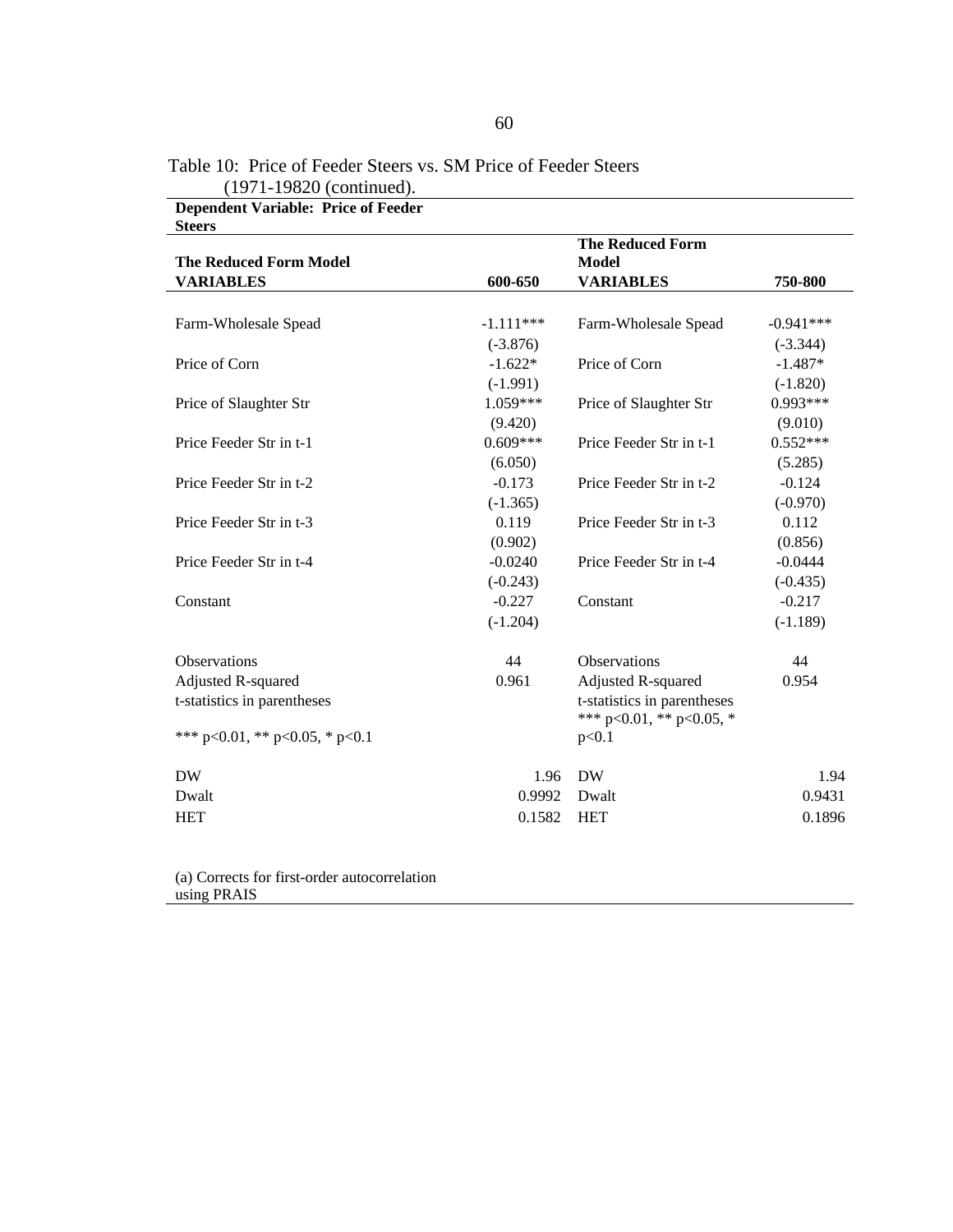Table 10: Price of Feeder Steers vs. SM Price of Feeder Steers (1971-19820 (continued).

| **Dependent Variable: Price of Feeder Steers** | | | |
|---|---|---|---|
| **The Reduced Form Model** | | **The Reduced Form Model** | |
| **VARIABLES** | **600-650** | **VARIABLES** | **750-800** |
| Farm-Wholesale Spead | -1.111*** | Farm-Wholesale Spead | -0.941*** |
| | (-3.876) | | (-3.344) |
| Price of Corn | -1.622* | Price of Corn | -1.487* |
| | (-1.991) | | (-1.820) |
| Price of Slaughter Str | 1.059*** | Price of Slaughter Str | 0.993*** |
| | (9.420) | | (9.010) |
| Price Feeder Str in t-1 | 0.609*** | Price Feeder Str in t-1 | 0.552*** |
| | (6.050) | | (5.285) |
| Price Feeder Str in t-2 | -0.173 | Price Feeder Str in t-2 | -0.124 |
| | (-1.365) | | (-0.970) |
| Price Feeder Str in t-3 | 0.119 | Price Feeder Str in t-3 | 0.112 |
| | (0.902) | | (0.856) |
| Price Feeder Str in t-4 | -0.0240 | Price Feeder Str in t-4 | -0.0444 |
| | (-0.243) | | (-0.435) |
| Constant | -0.227 | Constant | -0.217 |
| | (-1.204) | | (-1.189) |
| Observations | 44 | Observations | 44 |
| Adjusted R-squared | 0.961 | Adjusted R-squared | 0.954 |
| t-statistics in parentheses | | t-statistics in parentheses | |
| *** p<0.01, ** p<0.05, * p<0.1 | | *** p<0.01, ** p<0.05, * p<0.1 | |
| DW | 1.96 | DW | 1.94 |
| Dwalt | 0.9992 | Dwalt | 0.9431 |
| HET | 0.1582 | HET | 0.1896 |

(a) Corrects for first-order autocorrelation using PRAIS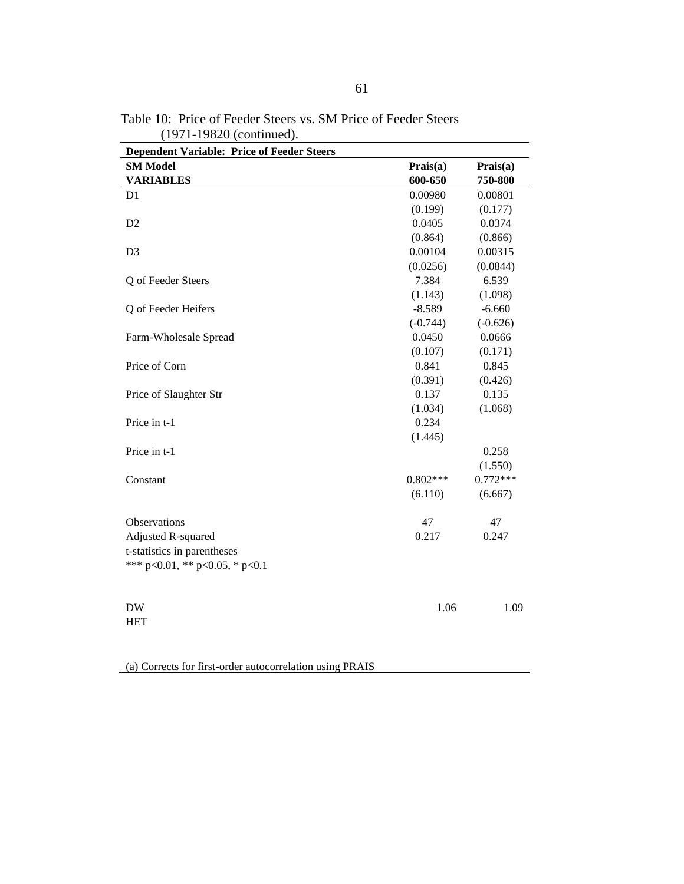Table 10: Price of Feeder Steers vs. SM Price of Feeder Steers (1971-19820 (continued).

| **Dependent Variable: Price of Feeder Steers** | | |
|---|---|---|
| **SM Model** | **Prais(a)** | **Prais(a)** |
| **VARIABLES** | **600-650** | **750-800** |
| D1 | 0.00980 | 0.00801 |
| | (0.199) | (0.177) |
| D2 | 0.0405 | 0.0374 |
| | (0.864) | (0.866) |
| D3 | 0.00104 | 0.00315 |
| | (0.0256) | (0.0844) |
| Q of Feeder Steers | 7.384 | 6.539 |
| | (1.143) | (1.098) |
| Q of Feeder Heifers | -8.589 | -6.660 |
| | (-0.744) | (-0.626) |
| Farm-Wholesale Spread | 0.0450 | 0.0666 |
| | (0.107) | (0.171) |
| Price of Corn | 0.841 | 0.845 |
| | (0.391) | (0.426) |
| Price of Slaughter Str | 0.137 | 0.135 |
| | (1.034) | (1.068) |
| Price in t-1 | 0.234 | |
| | (1.445) | |
| Price in t-1 | | 0.258 |
| | | (1.550) |
| Constant | 0.802*** | 0.772*** |
| | (6.110) | (6.667) |
| | | |
| Observations | 47 | 47 |
| Adjusted R-squared | 0.217 | 0.247 |
| t-statistics in parentheses | | |
| *** p<0.01, ** p<0.05, * p<0.1 | | |
| | | |
| DW | 1.06 | 1.09 |
| HET | | |

(a) Corrects for first-order autocorrelation using PRAIS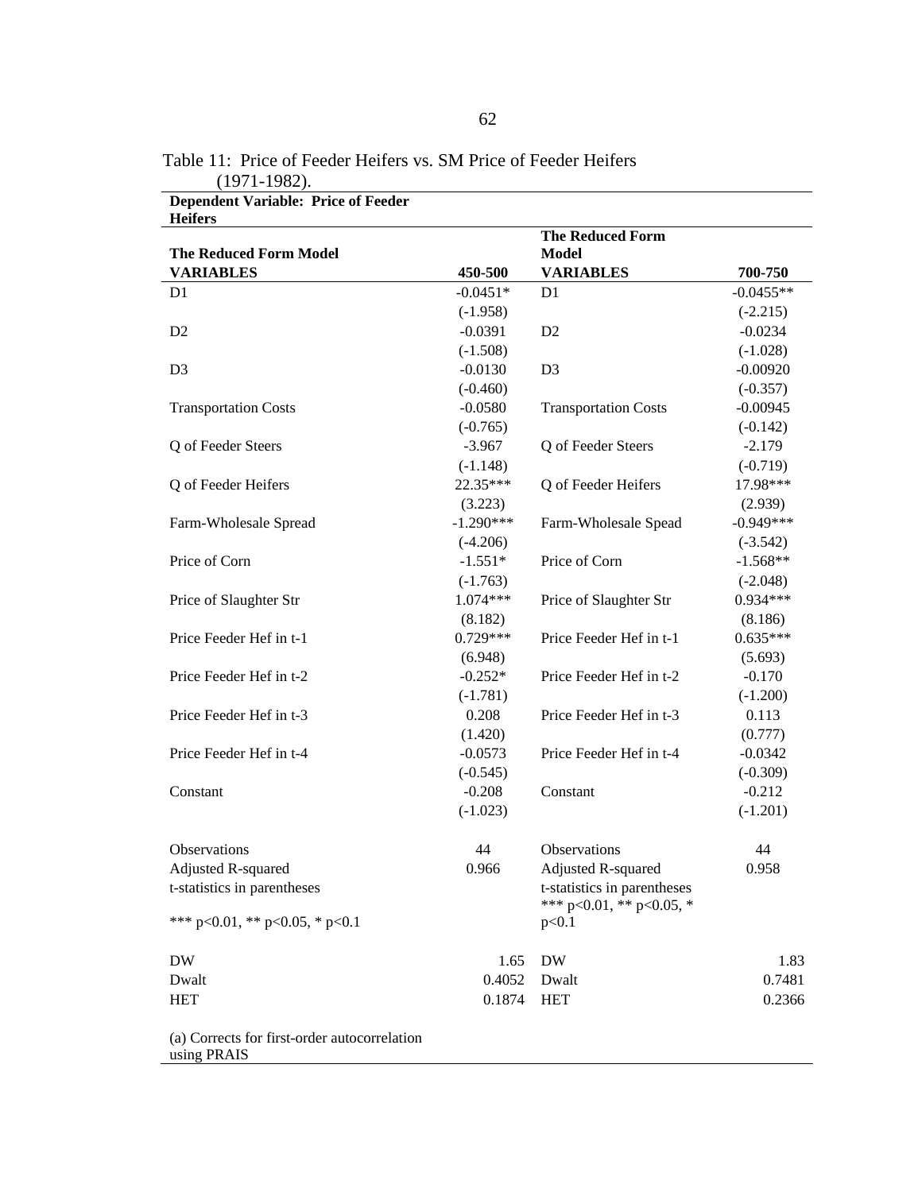Table 11: Price of Feeder Heifers vs. SM Price of Feeder Heifers (1971-1982).

| **Dependent Variable: Price of Feeder Heifers** | | | |
|---|---|---|---|
| **The Reduced Form Model** | | **The Reduced Form Model** | |
| **VARIABLES** | **450-500** | **VARIABLES** | **700-750** |
| D1 | -0.0451* | D1 | -0.0455** |
| | (-1.958) | | (-2.215) |
| D2 | -0.0391 | D2 | -0.0234 |
| | (-1.508) | | (-1.028) |
| D3 | -0.0130 | D3 | -0.00920 |
| | (-0.460) | | (-0.357) |
| Transportation Costs | -0.0580 | Transportation Costs | -0.00945 |
| | (-0.765) | | (-0.142) |
| Q of Feeder Steers | -3.967 | Q of Feeder Steers | -2.179 |
| | (-1.148) | | (-0.719) |
| Q of Feeder Heifers | 22.35*** | Q of Feeder Heifers | 17.98*** |
| | (3.223) | | (2.939) |
| Farm-Wholesale Spread | -1.290*** | Farm-Wholesale Spead | -0.949*** |
| | (-4.206) | | (-3.542) |
| Price of Corn | -1.551* | Price of Corn | -1.568** |
| | (-1.763) | | (-2.048) |
| Price of Slaughter Str | 1.074*** | Price of Slaughter Str | 0.934*** |
| | (8.182) | | (8.186) |
| Price Feeder Hef in t-1 | 0.729*** | Price Feeder Hef in t-1 | 0.635*** |
| | (6.948) | | (5.693) |
| Price Feeder Hef in t-2 | -0.252* | Price Feeder Hef in t-2 | -0.170 |
| | (-1.781) | | (-1.200) |
| Price Feeder Hef in t-3 | 0.208 | Price Feeder Hef in t-3 | 0.113 |
| | (1.420) | | (0.777) |
| Price Feeder Hef in t-4 | -0.0573 | Price Feeder Hef in t-4 | -0.0342 |
| | (-0.545) | | (-0.309) |
| Constant | -0.208 | Constant | -0.212 |
| | (-1.023) | | (-1.201) |
| Observations | 44 | Observations | 44 |
| Adjusted R-squared | 0.966 | Adjusted R-squared | 0.958 |
| t-statistics in parentheses | | t-statistics in parentheses | |
| *** p<0.01, ** p<0.05, * p<0.1 | | *** p<0.01, ** p<0.05, * p<0.1 | |
| DW | 1.65 | DW | 1.83 |
| Dwalt | 0.4052 | Dwalt | 0.7481 |
| HET | 0.1874 | HET | 0.2366 |

(a) Corrects for first-order autocorrelation using PRAIS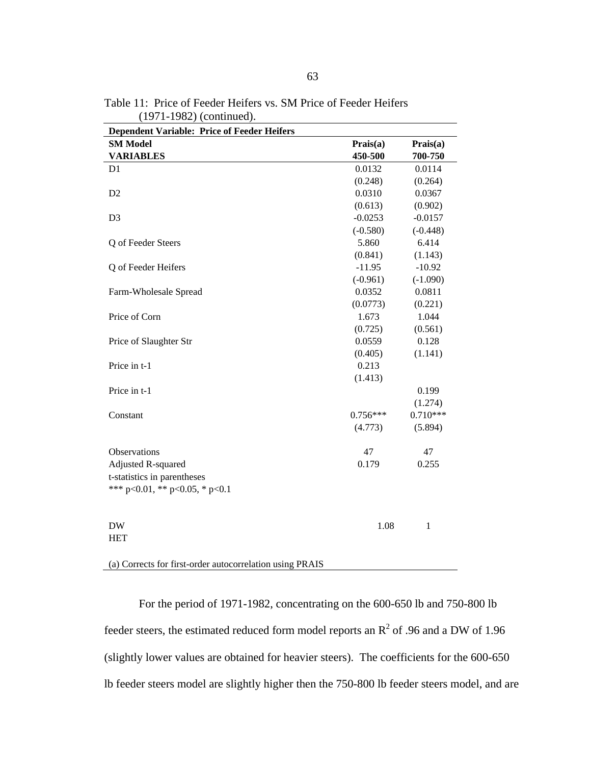Table 11: Price of Feeder Heifers vs. SM Price of Feeder Heifers (1971-1982) (continued).

| **Dependent Variable: Price of Feeder Heifers** | | |
|---|---|---|
| **SM Model** | **Prais(a)** | **Prais(a)** |
| **VARIABLES** | **450-500** | **700-750** |
| D1 | 0.0132 | 0.0114 |
| | (0.248) | (0.264) |
| D2 | 0.0310 | 0.0367 |
| | (0.613) | (0.902) |
| D3 | -0.0253 | -0.0157 |
| | (-0.580) | (-0.448) |
| Q of Feeder Steers | 5.860 | 6.414 |
| | (0.841) | (1.143) |
| Q of Feeder Heifers | -11.95 | -10.92 |
| | (-0.961) | (-1.090) |
| Farm-Wholesale Spread | 0.0352 | 0.0811 |
| | (0.0773) | (0.221) |
| Price of Corn | 1.673 | 1.044 |
| | (0.725) | (0.561) |
| Price of Slaughter Str | 0.0559 | 0.128 |
| | (0.405) | (1.141) |
| Price in t-1 | 0.213 | |
| | (1.413) | |
| Price in t-1 | | 0.199 |
| | | (1.274) |
| Constant | 0.756*** | 0.710*** |
| | (4.773) | (5.894) |
| Observations | 47 | 47 |
| Adjusted R-squared | 0.179 | 0.255 |
| t-statistics in parentheses | | |
| *** p<0.01, ** p<0.05, * p<0.1 | | |
| DW | 1.08 | 1 |
| HET | | |

(a) Corrects for first-order autocorrelation using PRAIS

For the period of 1971-1982, concentrating on the 600-650 lb and 750-800 lb feeder steers, the estimated reduced form model reports an $R^2$ of .96 and a DW of 1.96 (slightly lower values are obtained for heavier steers). The coefficients for the 600-650 lb feeder steers model are slightly higher then the 750-800 lb feeder steers model, and are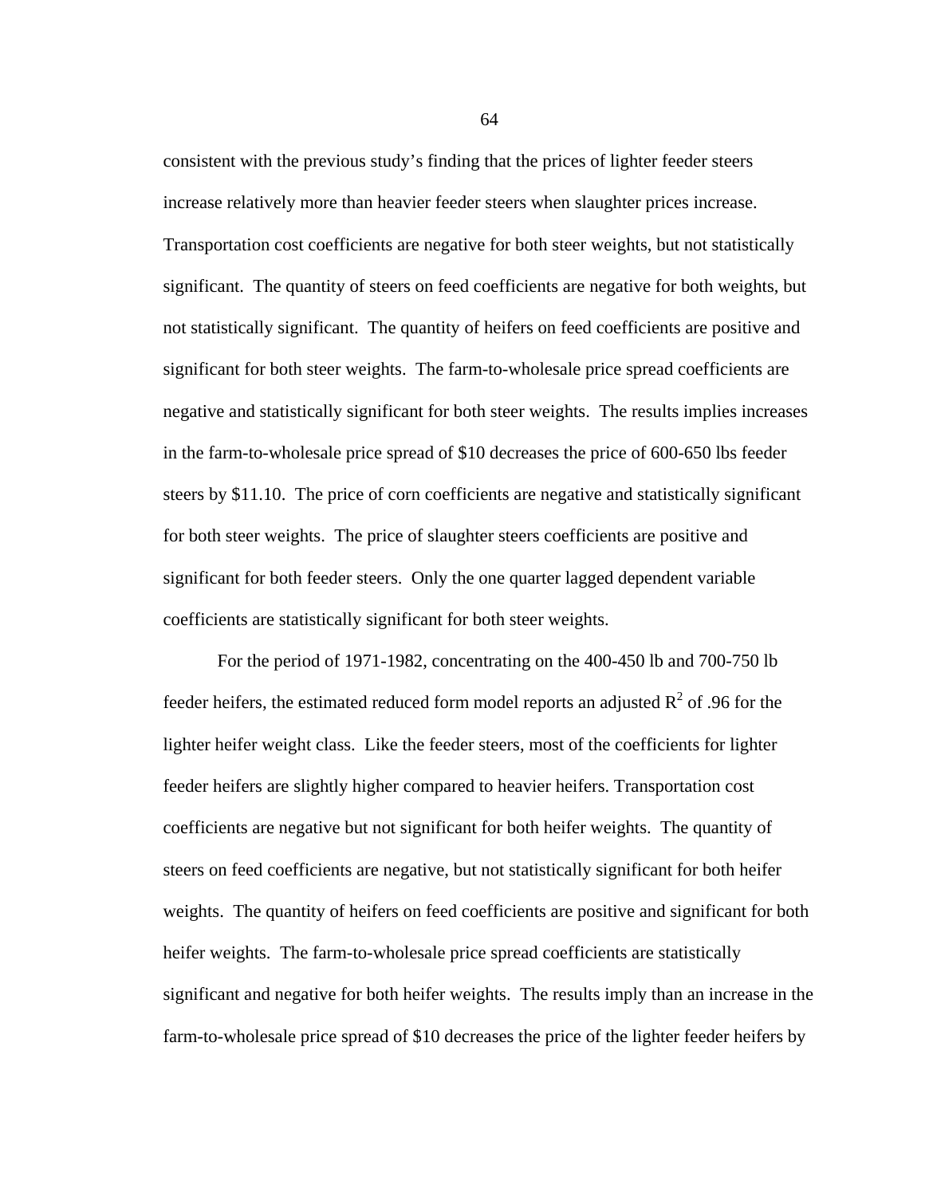consistent with the previous study's finding that the prices of lighter feeder steers increase relatively more than heavier feeder steers when slaughter prices increase. Transportation cost coefficients are negative for both steer weights, but not statistically significant. The quantity of steers on feed coefficients are negative for both weights, but not statistically significant. The quantity of heifers on feed coefficients are positive and significant for both steer weights. The farm-to-wholesale price spread coefficients are negative and statistically significant for both steer weights. The results implies increases in the farm-to-wholesale price spread of $10 decreases the price of 600-650 lbs feeder steers by $11.10. The price of corn coefficients are negative and statistically significant for both steer weights. The price of slaughter steers coefficients are positive and significant for both feeder steers. Only the one quarter lagged dependent variable coefficients are statistically significant for both steer weights.

For the period of 1971-1982, concentrating on the 400-450 lb and 700-750 lb feeder heifers, the estimated reduced form model reports an adjusted $R^2$ of .96 for the lighter heifer weight class. Like the feeder steers, most of the coefficients for lighter feeder heifers are slightly higher compared to heavier heifers. Transportation cost coefficients are negative but not significant for both heifer weights. The quantity of steers on feed coefficients are negative, but not statistically significant for both heifer weights. The quantity of heifers on feed coefficients are positive and significant for both heifer weights. The farm-to-wholesale price spread coefficients are statistically significant and negative for both heifer weights. The results imply than an increase in the farm-to-wholesale price spread of $10 decreases the price of the lighter feeder heifers by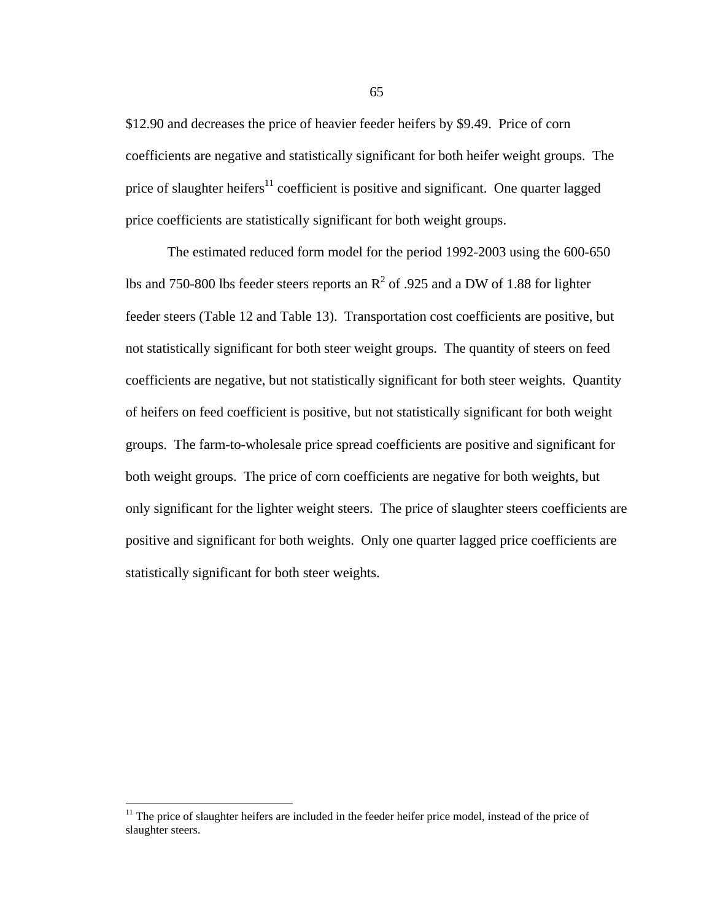$12.90 and decreases the price of heavier feeder heifers by $9.49. Price of corn coefficients are negative and statistically significant for both heifer weight groups. The price of slaughter heifers[11] coefficient is positive and significant. One quarter lagged price coefficients are statistically significant for both weight groups.

The estimated reduced form model for the period 1992-2003 using the 600-650 lbs and 750-800 lbs feeder steers reports an $R^2$ of .925 and a DW of 1.88 for lighter feeder steers (Table 12 and Table 13). Transportation cost coefficients are positive, but not statistically significant for both steer weight groups. The quantity of steers on feed coefficients are negative, but not statistically significant for both steer weights. Quantity of heifers on feed coefficient is positive, but not statistically significant for both weight groups. The farm-to-wholesale price spread coefficients are positive and significant for both weight groups. The price of corn coefficients are negative for both weights, but only significant for the lighter weight steers. The price of slaughter steers coefficients are positive and significant for both weights. Only one quarter lagged price coefficients are statistically significant for both steer weights.

[11] The price of slaughter heifers are included in the feeder heifer price model, instead of the price of slaughter steers.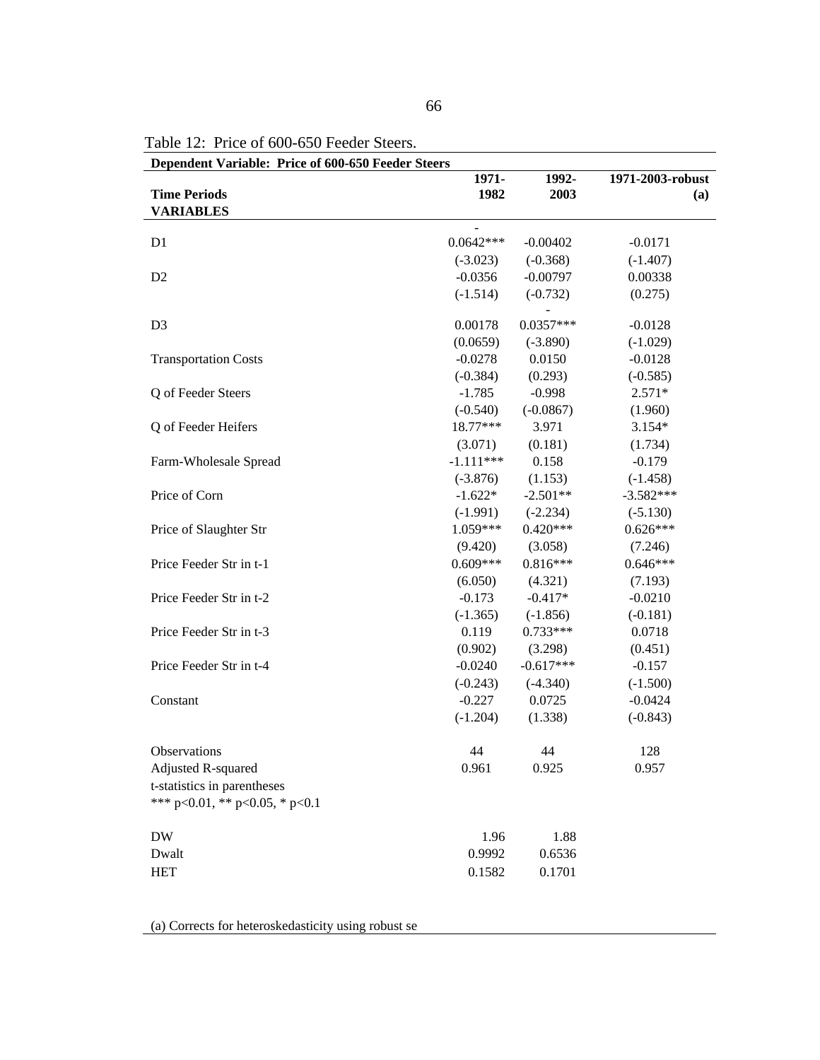Table 12: Price of 600-650 Feeder Steers.

| Dependent Variable: Price of 600-650 Feeder Steers | | | |
|---|---|---|---|
| **Time Periods** | **1971-1982** | **1992-2003** | **1971-2003-robust (a)** |
| **VARIABLES** | | | |
| D1 | -0.0642*** | -0.00402 | -0.0171 |
| | (-3.023) | (-0.368) | (-1.407) |
| D2 | -0.0356 | -0.00797 | 0.00338 |
| | (-1.514) | (-0.732) | (0.275) |
| D3 | 0.00178 | -0.0357*** | -0.0128 |
| | (0.0659) | (-3.890) | (-1.029) |
| Transportation Costs | -0.0278 | 0.0150 | -0.0128 |
| | (-0.384) | (0.293) | (-0.585) |
| Q of Feeder Steers | -1.785 | -0.998 | 2.571* |
| | (-0.540) | (-0.0867) | (1.960) |
| Q of Feeder Heifers | 18.77*** | 3.971 | 3.154* |
| | (3.071) | (0.181) | (1.734) |
| Farm-Wholesale Spread | -1.111*** | 0.158 | -0.179 |
| | (-3.876) | (1.153) | (-1.458) |
| Price of Corn | -1.622* | -2.501** | -3.582*** |
| | (-1.991) | (-2.234) | (-5.130) |
| Price of Slaughter Str | 1.059*** | 0.420*** | 0.626*** |
| | (9.420) | (3.058) | (7.246) |
| Price Feeder Str in t-1 | 0.609*** | 0.816*** | 0.646*** |
| | (6.050) | (4.321) | (7.193) |
| Price Feeder Str in t-2 | -0.173 | -0.417* | -0.0210 |
| | (-1.365) | (-1.856) | (-0.181) |
| Price Feeder Str in t-3 | 0.119 | 0.733*** | 0.0718 |
| | (0.902) | (3.298) | (0.451) |
| Price Feeder Str in t-4 | -0.0240 | -0.617*** | -0.157 |
| | (-0.243) | (-4.340) | (-1.500) |
| Constant | -0.227 | 0.0725 | -0.0424 |
| | (-1.204) | (1.338) | (-0.843) |
| | | | |
| Observations | 44 | 44 | 128 |
| Adjusted R-squared | 0.961 | 0.925 | 0.957 |
| t-statistics in parentheses | | | |
| *** p<0.01, ** p<0.05, * p<0.1 | | | |
| | | | |
| DW | 1.96 | 1.88 | |
| Dwalt | 0.9992 | 0.6536 | |
| HET | 0.1582 | 0.1701 | |

(a) Corrects for heteroskedasticity using robust se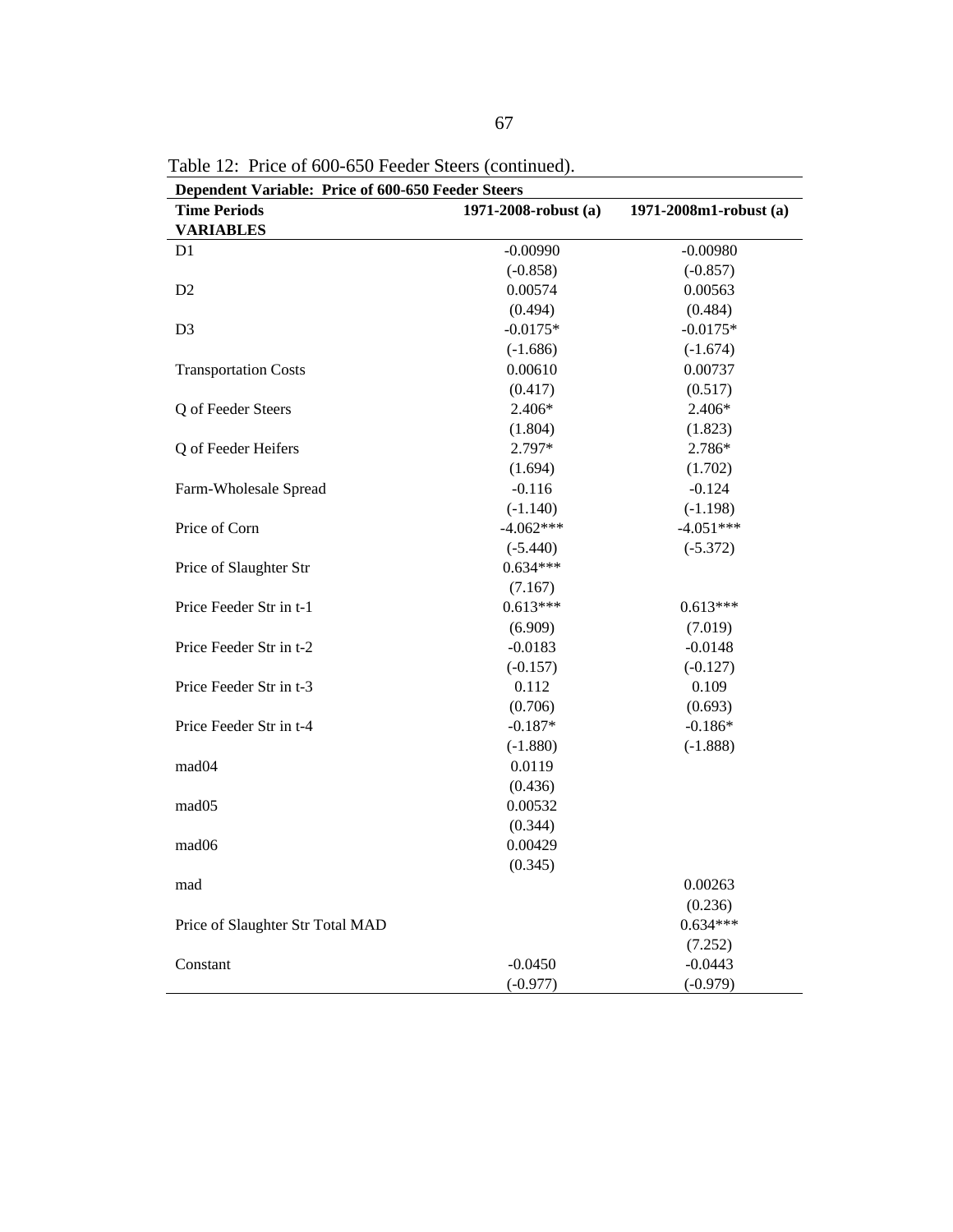Table 12: Price of 600-650 Feeder Steers (continued).

| Dependent Variable: Price of 600-650 Feeder Steers | | |
|---|---|---|
| **Time Periods** | **1971-2008-robust (a)** | **1971-2008m1-robust (a)** |
| **VARIABLES** | | |
| D1 | -0.00990 | -0.00980 |
| | (-0.858) | (-0.857) |
| D2 | 0.00574 | 0.00563 |
| | (0.494) | (0.484) |
| D3 | -0.0175* | -0.0175* |
| | (-1.686) | (-1.674) |
| Transportation Costs | 0.00610 | 0.00737 |
| | (0.417) | (0.517) |
| Q of Feeder Steers | 2.406* | 2.406* |
| | (1.804) | (1.823) |
| Q of Feeder Heifers | 2.797* | 2.786* |
| | (1.694) | (1.702) |
| Farm-Wholesale Spread | -0.116 | -0.124 |
| | (-1.140) | (-1.198) |
| Price of Corn | -4.062*** | -4.051*** |
| | (-5.440) | (-5.372) |
| Price of Slaughter Str | 0.634*** | |
| | (7.167) | |
| Price Feeder Str in t-1 | 0.613*** | 0.613*** |
| | (6.909) | (7.019) |
| Price Feeder Str in t-2 | -0.0183 | -0.0148 |
| | (-0.157) | (-0.127) |
| Price Feeder Str in t-3 | 0.112 | 0.109 |
| | (0.706) | (0.693) |
| Price Feeder Str in t-4 | -0.187* | -0.186* |
| | (-1.880) | (-1.888) |
| mad04 | 0.0119 | |
| | (0.436) | |
| mad05 | 0.00532 | |
| | (0.344) | |
| mad06 | 0.00429 | |
| | (0.345) | |
| mad | | 0.00263 |
| | | (0.236) |
| Price of Slaughter Str Total MAD | | 0.634*** |
| | | (7.252) |
| Constant | -0.0450 | -0.0443 |
| | (-0.977) | (-0.979) |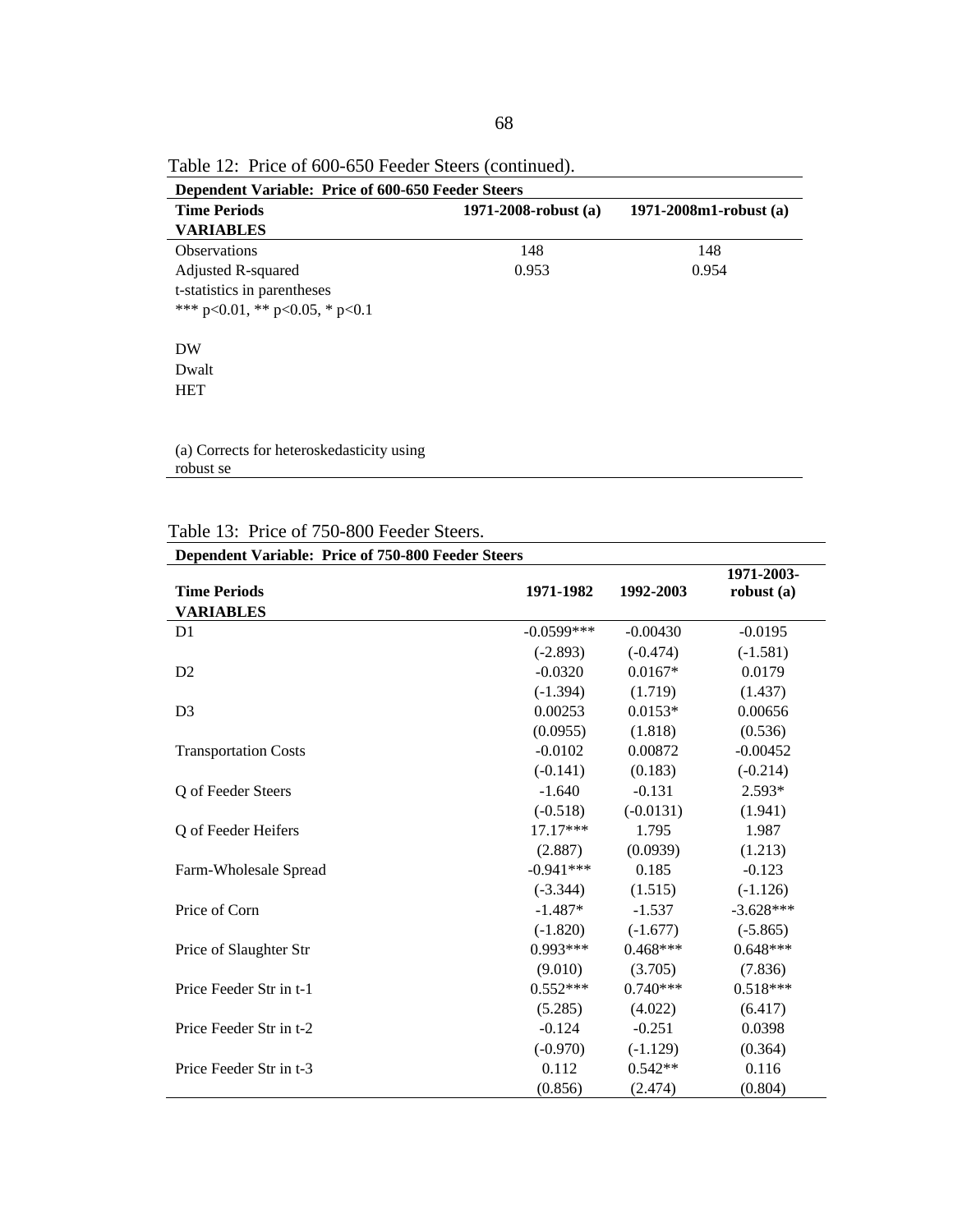Table 12: Price of 600-650 Feeder Steers (continued).

| Dependent Variable: Price of 600-650 Feeder Steers | | |
|---|---|---|
| **Time Periods** | **1971-2008-robust (a)** | **1971-2008m1-robust (a)** |
| **VARIABLES** | | |
| Observations | 148 | 148 |
| Adjusted R-squared | 0.953 | 0.954 |
| t-statistics in parentheses | | |
| *** p<0.01, ** p<0.05, * p<0.1 | | |
| | | |
| DW | | |
| Dwalt | | |
| HET | | |
| | | |
| (a) Corrects for heteroskedasticity using robust se | | |

Table 13: Price of 750-800 Feeder Steers.

| Dependent Variable: Price of 750-800 Feeder Steers | | | |
|---|---|---|---|
| **Time Periods** | **1971-1982** | **1992-2003** | **1971-2003-robust (a)** |
| **VARIABLES** | | | |
| D1 | -0.0599*** | -0.00430 | -0.0195 |
| | (-2.893) | (-0.474) | (-1.581) |
| D2 | -0.0320 | 0.0167* | 0.0179 |
| | (-1.394) | (1.719) | (1.437) |
| D3 | 0.00253 | 0.0153* | 0.00656 |
| | (0.0955) | (1.818) | (0.536) |
| Transportation Costs | -0.0102 | 0.00872 | -0.00452 |
| | (-0.141) | (0.183) | (-0.214) |
| Q of Feeder Steers | -1.640 | -0.131 | 2.593* |
| | (-0.518) | (-0.0131) | (1.941) |
| Q of Feeder Heifers | 17.17*** | 1.795 | 1.987 |
| | (2.887) | (0.0939) | (1.213) |
| Farm-Wholesale Spread | -0.941*** | 0.185 | -0.123 |
| | (-3.344) | (1.515) | (-1.126) |
| Price of Corn | -1.487* | -1.537 | -3.628*** |
| | (-1.820) | (-1.677) | (-5.865) |
| Price of Slaughter Str | 0.993*** | 0.468*** | 0.648*** |
| | (9.010) | (3.705) | (7.836) |
| Price Feeder Str in t-1 | 0.552*** | 0.740*** | 0.518*** |
| | (5.285) | (4.022) | (6.417) |
| Price Feeder Str in t-2 | -0.124 | -0.251 | 0.0398 |
| | (-0.970) | (-1.129) | (0.364) |
| Price Feeder Str in t-3 | 0.112 | 0.542** | 0.116 |
| | (0.856) | (2.474) | (0.804) |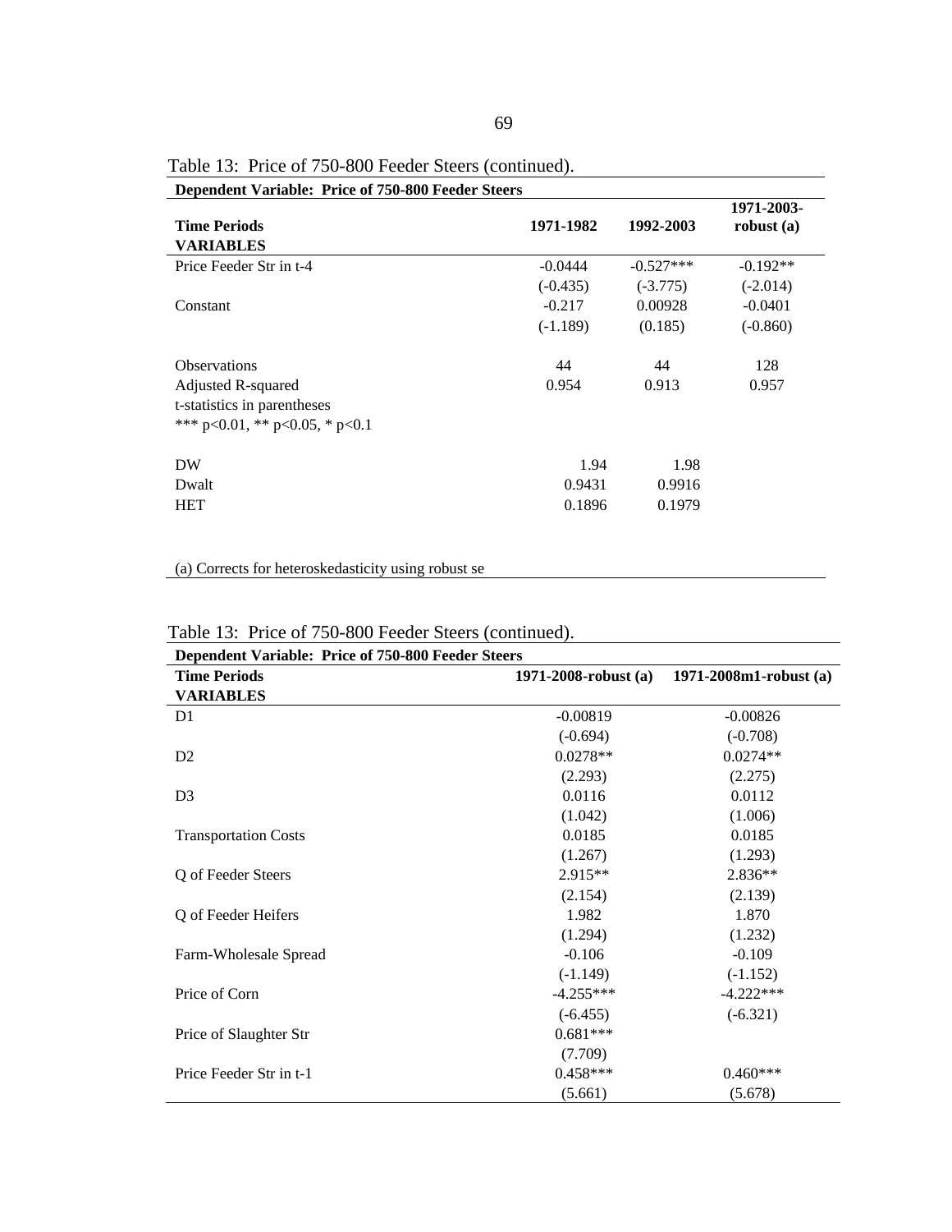Table 13: Price of 750-800 Feeder Steers (continued).

| Dependent Variable: Price of 750-800 Feeder Steers | | | |
|---|---|---|---|
| **Time Periods** | **1971-1982** | **1992-2003** | **1971-2003-robust (a)** |
| **VARIABLES** | | | |
| Price Feeder Str in t-4 | -0.0444 | -0.527*** | -0.192** |
| | (-0.435) | (-3.775) | (-2.014) |
| Constant | -0.217 | 0.00928 | -0.0401 |
| | (-1.189) | (0.185) | (-0.860) |
| | | | |
| Observations | 44 | 44 | 128 |
| Adjusted R-squared | 0.954 | 0.913 | 0.957 |
| t-statistics in parentheses | | | |
| *** p<0.01, ** p<0.05, * p<0.1 | | | |
| | | | |
| DW | 1.94 | 1.98 | |
| Dwalt | 0.9431 | 0.9916 | |
| HET | 0.1896 | 0.1979 | |

(a) Corrects for heteroskedasticity using robust se

Table 13: Price of 750-800 Feeder Steers (continued).

| Dependent Variable: Price of 750-800 Feeder Steers | | |
|---|---|---|
| **Time Periods** | **1971-2008-robust (a)** | **1971-2008m1-robust (a)** |
| **VARIABLES** | | |
| D1 | -0.00819 | -0.00826 |
| | (-0.694) | (-0.708) |
| D2 | 0.0278** | 0.0274** |
| | (2.293) | (2.275) |
| D3 | 0.0116 | 0.0112 |
| | (1.042) | (1.006) |
| Transportation Costs | 0.0185 | 0.0185 |
| | (1.267) | (1.293) |
| Q of Feeder Steers | 2.915** | 2.836** |
| | (2.154) | (2.139) |
| Q of Feeder Heifers | 1.982 | 1.870 |
| | (1.294) | (1.232) |
| Farm-Wholesale Spread | -0.106 | -0.109 |
| | (-1.149) | (-1.152) |
| Price of Corn | -4.255*** | -4.222*** |
| | (-6.455) | (-6.321) |
| Price of Slaughter Str | 0.681*** | |
| | (7.709) | |
| Price Feeder Str in t-1 | 0.458*** | 0.460*** |
| | (5.661) | (5.678) |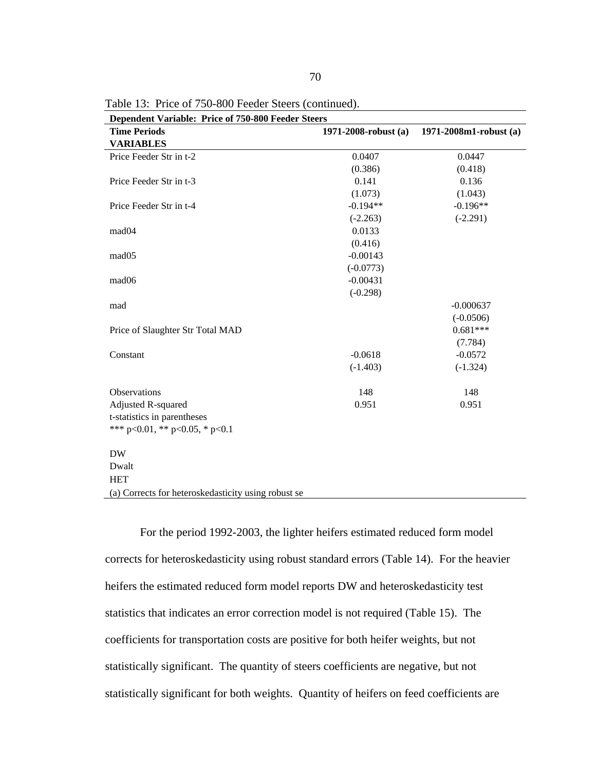Table 13: Price of 750-800 Feeder Steers (continued).

| Dependent Variable: Price of 750-800 Feeder Steers | | |
|---|---|---|
| **Time Periods** | **1971-2008-robust (a)** | **1971-2008m1-robust (a)** |
| **VARIABLES** | | |
| Price Feeder Str in t-2 | 0.0407 | 0.0447 |
| | (0.386) | (0.418) |
| Price Feeder Str in t-3 | 0.141 | 0.136 |
| | (1.073) | (1.043) |
| Price Feeder Str in t-4 | -0.194** | -0.196** |
| | (-2.263) | (-2.291) |
| mad04 | 0.0133 | |
| | (0.416) | |
| mad05 | -0.00143 | |
| | (-0.0773) | |
| mad06 | -0.00431 | |
| | (-0.298) | |
| mad | | -0.000637 |
| | | (-0.0506) |
| Price of Slaughter Str Total MAD | | 0.681*** |
| | | (7.784) |
| Constant | -0.0618 | -0.0572 |
| | (-1.403) | (-1.324) |
| | | |
| Observations | 148 | 148 |
| Adjusted R-squared | 0.951 | 0.951 |
| t-statistics in parentheses | | |
| *** p<0.01, ** p<0.05, * p<0.1 | | |
| | | |
| DW | | |
| Dwalt | | |
| HET | | |
| (a) Corrects for heteroskedasticity using robust se | | |

For the period 1992-2003, the lighter heifers estimated reduced form model corrects for heteroskedasticity using robust standard errors (Table 14). For the heavier heifers the estimated reduced form model reports DW and heteroskedasticity test statistics that indicates an error correction model is not required (Table 15). The coefficients for transportation costs are positive for both heifer weights, but not statistically significant. The quantity of steers coefficients are negative, but not statistically significant for both weights. Quantity of heifers on feed coefficients are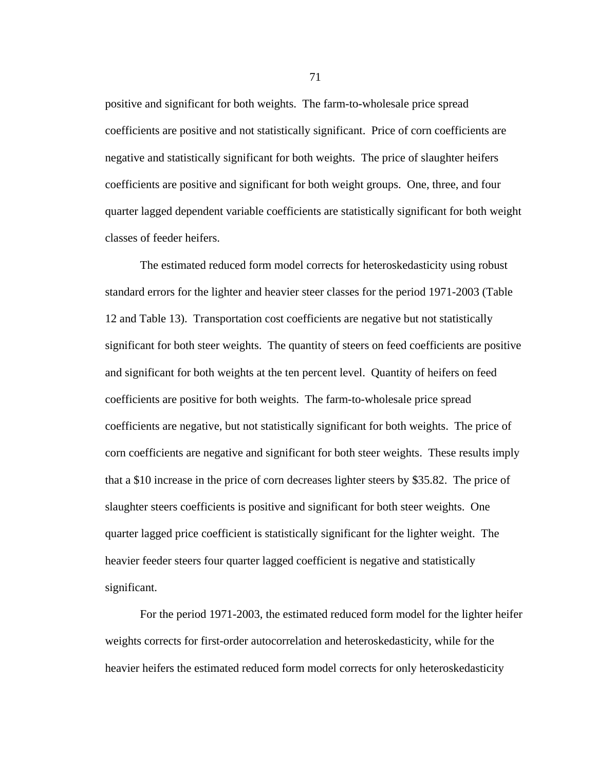positive and significant for both weights. The farm-to-wholesale price spread coefficients are positive and not statistically significant. Price of corn coefficients are negative and statistically significant for both weights. The price of slaughter heifers coefficients are positive and significant for both weight groups. One, three, and four quarter lagged dependent variable coefficients are statistically significant for both weight classes of feeder heifers.

The estimated reduced form model corrects for heteroskedasticity using robust standard errors for the lighter and heavier steer classes for the period 1971-2003 (Table 12 and Table 13). Transportation cost coefficients are negative but not statistically significant for both steer weights. The quantity of steers on feed coefficients are positive and significant for both weights at the ten percent level. Quantity of heifers on feed coefficients are positive for both weights. The farm-to-wholesale price spread coefficients are negative, but not statistically significant for both weights. The price of corn coefficients are negative and significant for both steer weights. These results imply that a $10 increase in the price of corn decreases lighter steers by $35.82. The price of slaughter steers coefficients is positive and significant for both steer weights. One quarter lagged price coefficient is statistically significant for the lighter weight. The heavier feeder steers four quarter lagged coefficient is negative and statistically significant.

For the period 1971-2003, the estimated reduced form model for the lighter heifer weights corrects for first-order autocorrelation and heteroskedasticity, while for the heavier heifers the estimated reduced form model corrects for only heteroskedasticity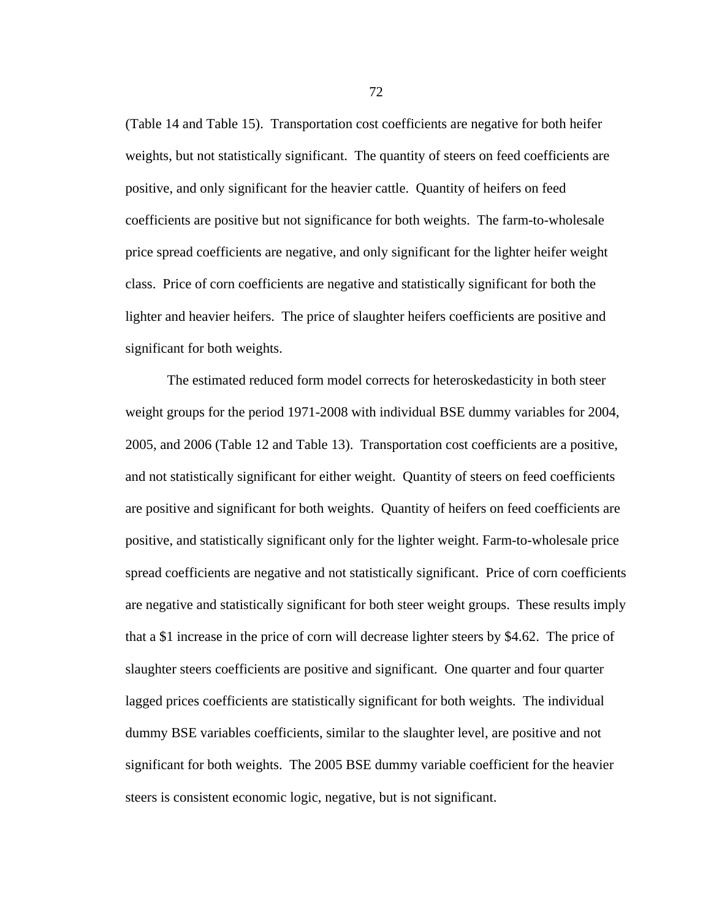(Table 14 and Table 15). Transportation cost coefficients are negative for both heifer weights, but not statistically significant. The quantity of steers on feed coefficients are positive, and only significant for the heavier cattle. Quantity of heifers on feed coefficients are positive but not significance for both weights. The farm-to-wholesale price spread coefficients are negative, and only significant for the lighter heifer weight class. Price of corn coefficients are negative and statistically significant for both the lighter and heavier heifers. The price of slaughter heifers coefficients are positive and significant for both weights.

The estimated reduced form model corrects for heteroskedasticity in both steer weight groups for the period 1971-2008 with individual BSE dummy variables for 2004, 2005, and 2006 (Table 12 and Table 13). Transportation cost coefficients are a positive, and not statistically significant for either weight. Quantity of steers on feed coefficients are positive and significant for both weights. Quantity of heifers on feed coefficients are positive, and statistically significant only for the lighter weight. Farm-to-wholesale price spread coefficients are negative and not statistically significant. Price of corn coefficients are negative and statistically significant for both steer weight groups. These results imply that a $1 increase in the price of corn will decrease lighter steers by $4.62. The price of slaughter steers coefficients are positive and significant. One quarter and four quarter lagged prices coefficients are statistically significant for both weights. The individual dummy BSE variables coefficients, similar to the slaughter level, are positive and not significant for both weights. The 2005 BSE dummy variable coefficient for the heavier steers is consistent economic logic, negative, but is not significant.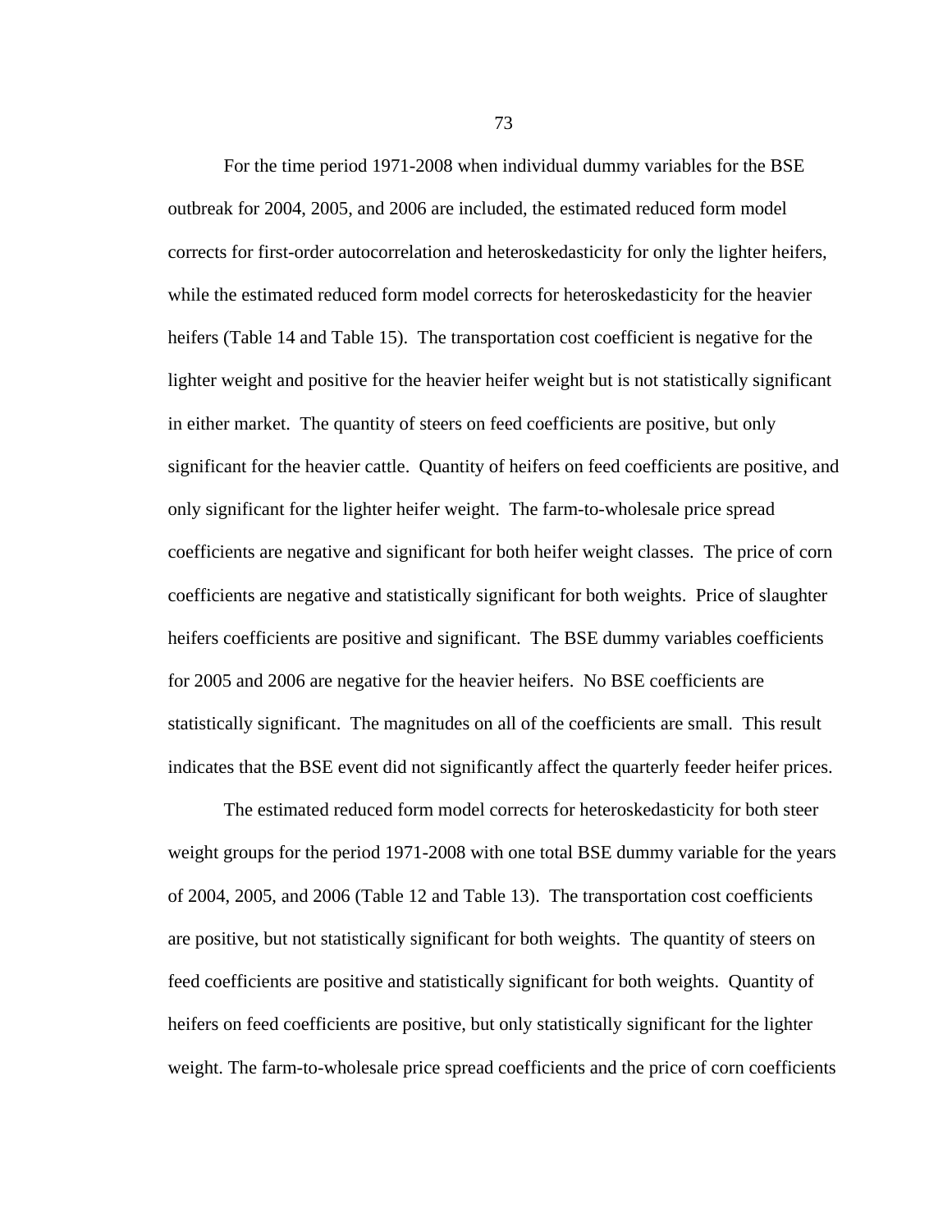For the time period 1971-2008 when individual dummy variables for the BSE outbreak for 2004, 2005, and 2006 are included, the estimated reduced form model corrects for first-order autocorrelation and heteroskedasticity for only the lighter heifers, while the estimated reduced form model corrects for heteroskedasticity for the heavier heifers (Table 14 and Table 15). The transportation cost coefficient is negative for the lighter weight and positive for the heavier heifer weight but is not statistically significant in either market. The quantity of steers on feed coefficients are positive, but only significant for the heavier cattle. Quantity of heifers on feed coefficients are positive, and only significant for the lighter heifer weight. The farm-to-wholesale price spread coefficients are negative and significant for both heifer weight classes. The price of corn coefficients are negative and statistically significant for both weights. Price of slaughter heifers coefficients are positive and significant. The BSE dummy variables coefficients for 2005 and 2006 are negative for the heavier heifers. No BSE coefficients are statistically significant. The magnitudes on all of the coefficients are small. This result indicates that the BSE event did not significantly affect the quarterly feeder heifer prices.

The estimated reduced form model corrects for heteroskedasticity for both steer weight groups for the period 1971-2008 with one total BSE dummy variable for the years of 2004, 2005, and 2006 (Table 12 and Table 13). The transportation cost coefficients are positive, but not statistically significant for both weights. The quantity of steers on feed coefficients are positive and statistically significant for both weights. Quantity of heifers on feed coefficients are positive, but only statistically significant for the lighter weight. The farm-to-wholesale price spread coefficients and the price of corn coefficients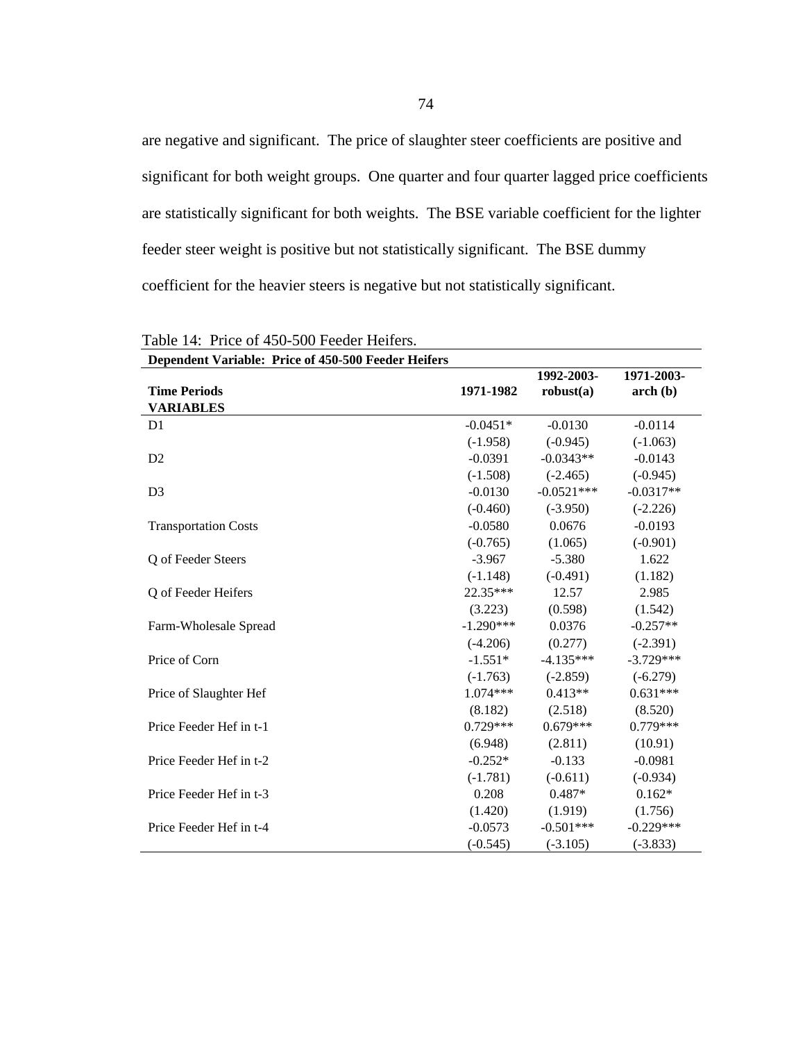are negative and significant. The price of slaughter steer coefficients are positive and significant for both weight groups. One quarter and four quarter lagged price coefficients are statistically significant for both weights. The BSE variable coefficient for the lighter feeder steer weight is positive but not statistically significant. The BSE dummy coefficient for the heavier steers is negative but not statistically significant.

Table 14: Price of 450-500 Feeder Heifers.

| **Dependent Variable: Price of 450-500 Feeder Heifers** | | | |
|---|---|---|---|
| **Time Periods** | **1971-1982** | **1992-2003-robust(a)** | **1971-2003-arch (b)** |
| **VARIABLES** | | | |
| D1 | -0.0451* | -0.0130 | -0.0114 |
| | (-1.958) | (-0.945) | (-1.063) |
| D2 | -0.0391 | -0.0343** | -0.0143 |
| | (-1.508) | (-2.465) | (-0.945) |
| D3 | -0.0130 | -0.0521*** | -0.0317** |
| | (-0.460) | (-3.950) | (-2.226) |
| Transportation Costs | -0.0580 | 0.0676 | -0.0193 |
| | (-0.765) | (1.065) | (-0.901) |
| Q of Feeder Steers | -3.967 | -5.380 | 1.622 |
| | (-1.148) | (-0.491) | (1.182) |
| Q of Feeder Heifers | 22.35*** | 12.57 | 2.985 |
| | (3.223) | (0.598) | (1.542) |
| Farm-Wholesale Spread | -1.290*** | 0.0376 | -0.257** |
| | (-4.206) | (0.277) | (-2.391) |
| Price of Corn | -1.551* | -4.135*** | -3.729*** |
| | (-1.763) | (-2.859) | (-6.279) |
| Price of Slaughter Hef | 1.074*** | 0.413** | 0.631*** |
| | (8.182) | (2.518) | (8.520) |
| Price Feeder Hef in t-1 | 0.729*** | 0.679*** | 0.779*** |
| | (6.948) | (2.811) | (10.91) |
| Price Feeder Hef in t-2 | -0.252* | -0.133 | -0.0981 |
| | (-1.781) | (-0.611) | (-0.934) |
| Price Feeder Hef in t-3 | 0.208 | 0.487* | 0.162* |
| | (1.420) | (1.919) | (1.756) |
| Price Feeder Hef in t-4 | -0.0573 | -0.501*** | -0.229*** |
| | (-0.545) | (-3.105) | (-3.833) |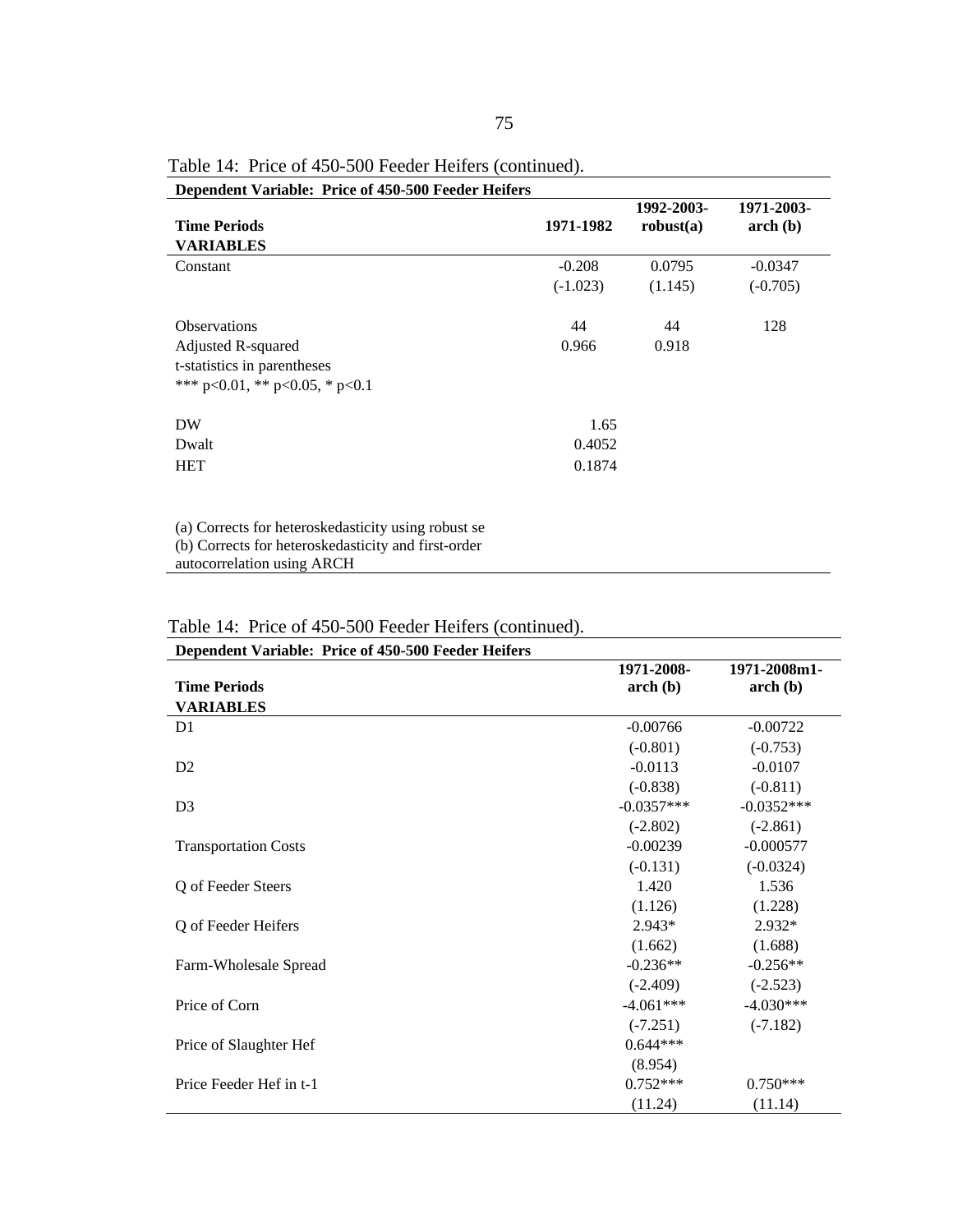Table 14: Price of 450-500 Feeder Heifers (continued).

| Dependent Variable: Price of 450-500 Feeder Heifers | | | |
|---|---|---|---|
| Time Periods | 1971-1982 | 1992-2003-robust(a) | 1971-2003-arch (b) |
| VARIABLES | | | |
| Constant | -0.208 | 0.0795 | -0.0347 |
| | (-1.023) | (1.145) | (-0.705) |
| | | | |
| Observations | 44 | 44 | 128 |
| Adjusted R-squared | 0.966 | 0.918 | |
| t-statistics in parentheses | | | |
| *** p<0.01, ** p<0.05, * p<0.1 | | | |
| | | | |
| DW | 1.65 | | |
| Dwalt | 0.4052 | | |
| HET | 0.1874 | | |

(a) Corrects for heteroskedasticity using robust se
(b) Corrects for heteroskedasticity and first-order autocorrelation using ARCH

Table 14: Price of 450-500 Feeder Heifers (continued).

| Dependent Variable: Price of 450-500 Feeder Heifers | | |
|---|---|---|
| Time Periods | 1971-2008-arch (b) | 1971-2008m1-arch (b) |
| VARIABLES | | |
| D1 | -0.00766 | -0.00722 |
| | (-0.801) | (-0.753) |
| D2 | -0.0113 | -0.0107 |
| | (-0.838) | (-0.811) |
| D3 | -0.0357*** | -0.0352*** |
| | (-2.802) | (-2.861) |
| Transportation Costs | -0.00239 | -0.000577 |
| | (-0.131) | (-0.0324) |
| Q of Feeder Steers | 1.420 | 1.536 |
| | (1.126) | (1.228) |
| Q of Feeder Heifers | 2.943* | 2.932* |
| | (1.662) | (1.688) |
| Farm-Wholesale Spread | -0.236** | -0.256** |
| | (-2.409) | (-2.523) |
| Price of Corn | -4.061*** | -4.030*** |
| | (-7.251) | (-7.182) |
| Price of Slaughter Hef | 0.644*** | |
| | (8.954) | |
| Price Feeder Hef in t-1 | 0.752*** | 0.750*** |
| | (11.24) | (11.14) |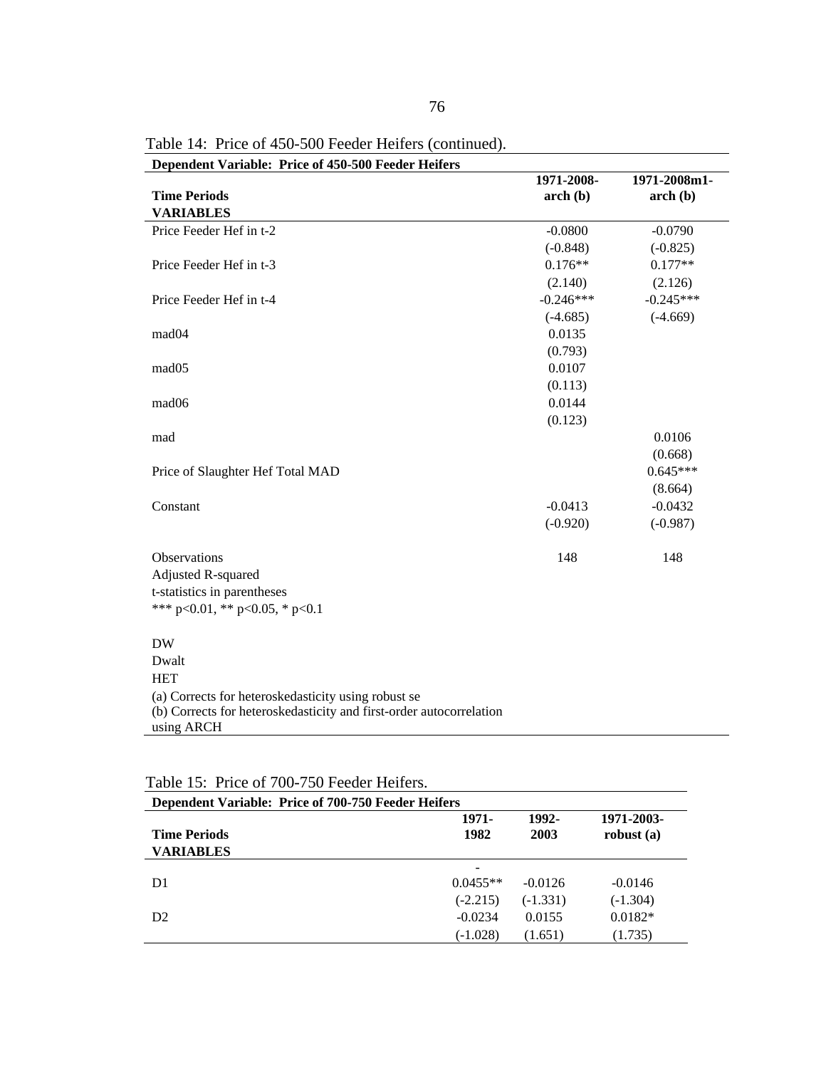Table 14: Price of 450-500 Feeder Heifers (continued).

| Dependent Variable: Price of 450-500 Feeder Heifers | | |
|---|---|---|
| **Time Periods** | **1971-2008-arch (b)** | **1971-2008m1-arch (b)** |
| **VARIABLES** | | |
| Price Feeder Hef in t-2 | -0.0800 | -0.0790 |
| | (-0.848) | (-0.825) |
| Price Feeder Hef in t-3 | 0.176** | 0.177** |
| | (2.140) | (2.126) |
| Price Feeder Hef in t-4 | -0.246*** | -0.245*** |
| | (-4.685) | (-4.669) |
| mad04 | 0.0135 | |
| | (0.793) | |
| mad05 | 0.0107 | |
| | (0.113) | |
| mad06 | 0.0144 | |
| | (0.123) | |
| mad | | 0.0106 |
| | | (0.668) |
| Price of Slaughter Hef Total MAD | | 0.645*** |
| | | (8.664) |
| Constant | -0.0413 | -0.0432 |
| | (-0.920) | (-0.987) |
| Observations | 148 | 148 |
| Adjusted R-squared | | |
| t-statistics in parentheses | | |
| *** p<0.01, ** p<0.05, * p<0.1 | | |
| DW | | |
| Dwalt | | |
| HET | | |

(a) Corrects for heteroskedasticity using robust se
(b) Corrects for heteroskedasticity and first-order autocorrelation using ARCH

Table 15: Price of 700-750 Feeder Heifers.

| Dependent Variable: Price of 700-750 Feeder Heifers | | | |
|---|---|---|---|
| **Time Periods** | **1971-1982** | **1992-2003** | **1971-2003-robust (a)** |
| **VARIABLES** | | | |
| D1 | -0.0455** | -0.0126 | -0.0146 |
| | (-2.215) | (-1.331) | (-1.304) |
| D2 | -0.0234 | 0.0155 | 0.0182* |
| | (-1.028) | (1.651) | (1.735) |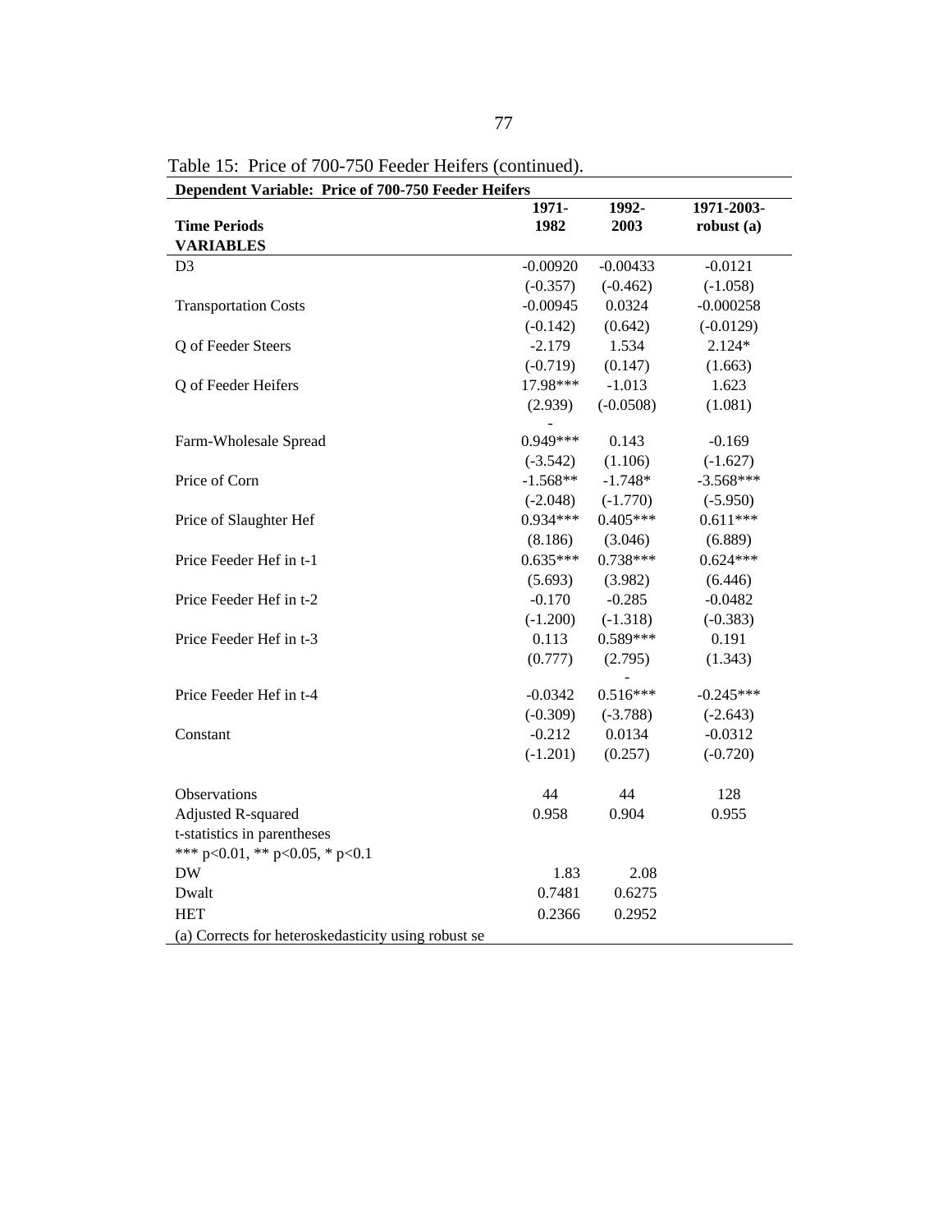Table 15: Price of 700-750 Feeder Heifers (continued).

| Dependent Variable: Price of 700-750 Feeder Heifers | | | |
|---|---|---|---|
| **Time Periods** | **1971-1982** | **1992-2003** | **1971-2003-robust (a)** |
| **VARIABLES** | | | |
| D3 | -0.00920 | -0.00433 | -0.0121 |
| | (-0.357) | (-0.462) | (-1.058) |
| Transportation Costs | -0.00945 | 0.0324 | -0.000258 |
| | (-0.142) | (0.642) | (-0.0129) |
| Q of Feeder Steers | -2.179 | 1.534 | 2.124* |
| | (-0.719) | (0.147) | (1.663) |
| Q of Feeder Heifers | 17.98*** | -1.013 | 1.623 |
| | (2.939) | (-0.0508) | (1.081) |
| Farm-Wholesale Spread | -0.949*** | 0.143 | -0.169 |
| | (-3.542) | (1.106) | (-1.627) |
| Price of Corn | -1.568** | -1.748* | -3.568*** |
| | (-2.048) | (-1.770) | (-5.950) |
| Price of Slaughter Hef | 0.934*** | 0.405*** | 0.611*** |
| | (8.186) | (3.046) | (6.889) |
| Price Feeder Hef in t-1 | 0.635*** | 0.738*** | 0.624*** |
| | (5.693) | (3.982) | (6.446) |
| Price Feeder Hef in t-2 | -0.170 | -0.285 | -0.0482 |
| | (-1.200) | (-1.318) | (-0.383) |
| Price Feeder Hef in t-3 | 0.113 | 0.589*** | 0.191 |
| | (0.777) | (2.795) | (1.343) |
| Price Feeder Hef in t-4 | -0.0342 | -0.516*** | -0.245*** |
| | (-0.309) | (-3.788) | (-2.643) |
| Constant | -0.212 | 0.0134 | -0.0312 |
| | (-1.201) | (0.257) | (-0.720) |
| | | | |
| Observations | 44 | 44 | 128 |
| Adjusted R-squared | 0.958 | 0.904 | 0.955 |
| t-statistics in parentheses | | | |
| *** p<0.01, ** p<0.05, * p<0.1 | | | |
| DW | 1.83 | 2.08 | |
| Dwalt | 0.7481 | 0.6275 | |
| HET | 0.2366 | 0.2952 | |
| (a) Corrects for heteroskedasticity using robust se | | | |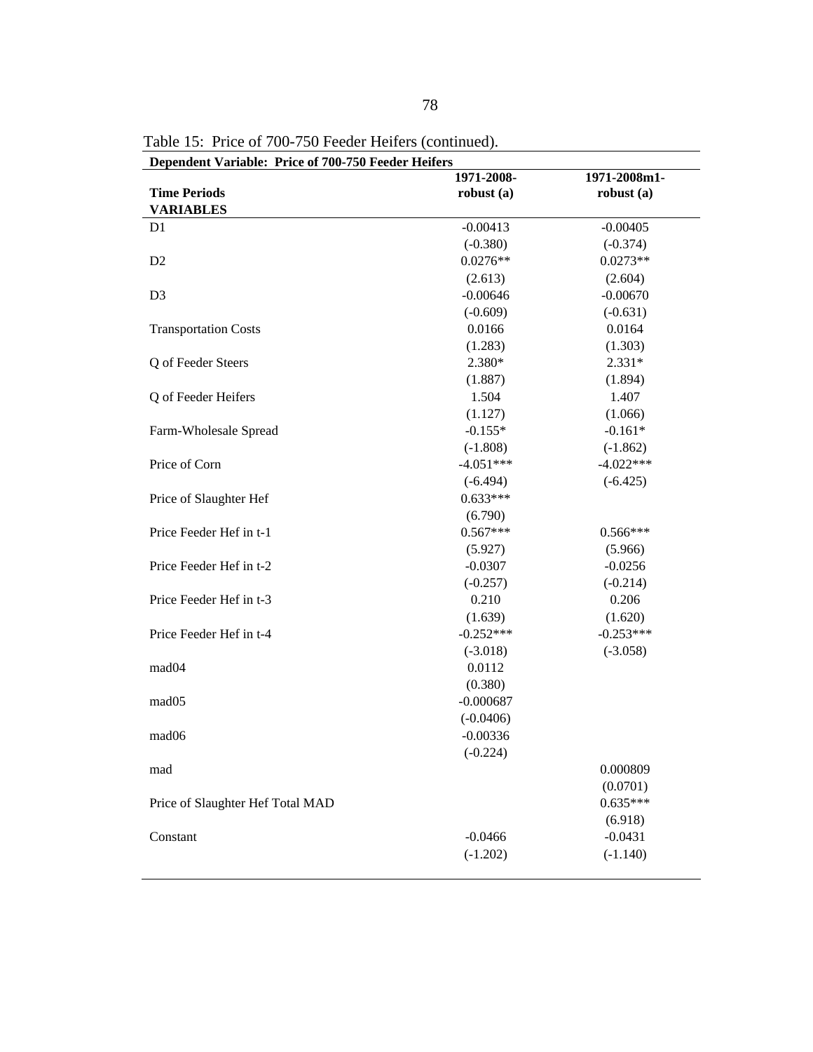Table 15: Price of 700-750 Feeder Heifers (continued).

| Dependent Variable: Price of 700-750 Feeder Heifers | | |
|---|---|---|
| Time Periods | 1971-2008-robust (a) | 1971-2008m1-robust (a) |
| VARIABLES | | |
| D1 | -0.00413 | -0.00405 |
| | (-0.380) | (-0.374) |
| D2 | 0.0276** | 0.0273** |
| | (2.613) | (2.604) |
| D3 | -0.00646 | -0.00670 |
| | (-0.609) | (-0.631) |
| Transportation Costs | 0.0166 | 0.0164 |
| | (1.283) | (1.303) |
| Q of Feeder Steers | 2.380* | 2.331* |
| | (1.887) | (1.894) |
| Q of Feeder Heifers | 1.504 | 1.407 |
| | (1.127) | (1.066) |
| Farm-Wholesale Spread | -0.155* | -0.161* |
| | (-1.808) | (-1.862) |
| Price of Corn | -4.051*** | -4.022*** |
| | (-6.494) | (-6.425) |
| Price of Slaughter Hef | 0.633*** | |
| | (6.790) | |
| Price Feeder Hef in t-1 | 0.567*** | 0.566*** |
| | (5.927) | (5.966) |
| Price Feeder Hef in t-2 | -0.0307 | -0.0256 |
| | (-0.257) | (-0.214) |
| Price Feeder Hef in t-3 | 0.210 | 0.206 |
| | (1.639) | (1.620) |
| Price Feeder Hef in t-4 | -0.252*** | -0.253*** |
| | (-3.018) | (-3.058) |
| mad04 | 0.0112 | |
| | (0.380) | |
| mad05 | -0.000687 | |
| | (-0.0406) | |
| mad06 | -0.00336 | |
| | (-0.224) | |
| mad | | 0.000809 |
| | | (0.0701) |
| Price of Slaughter Hef Total MAD | | 0.635*** |
| | | (6.918) |
| Constant | -0.0466 | -0.0431 |
| | (-1.202) | (-1.140) |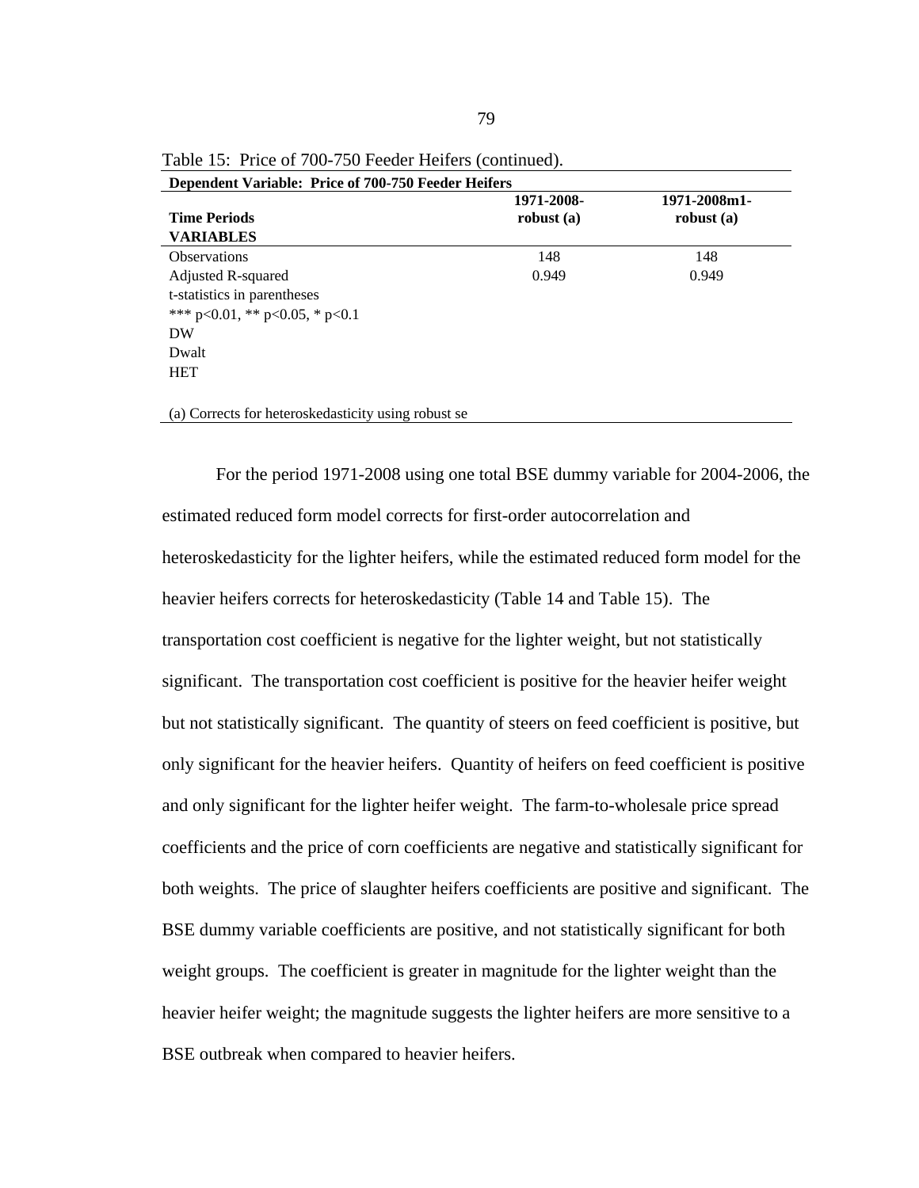Table 15: Price of 700-750 Feeder Heifers (continued).

| Dependent Variable: Price of 700-750 Feeder Heifers | | |
|---|---|---|
| **Time Periods** | **1971-2008-robust (a)** | **1971-2008m1-robust (a)** |
| **VARIABLES** | | |
| Observations | 148 | 148 |
| Adjusted R-squared | 0.949 | 0.949 |
| t-statistics in parentheses | | |
| *** p<0.01, ** p<0.05, * p<0.1 | | |
| DW | | |
| Dwalt | | |
| HET | | |
| (a) Corrects for heteroskedasticity using robust se | | |

For the period 1971-2008 using one total BSE dummy variable for 2004-2006, the estimated reduced form model corrects for first-order autocorrelation and heteroskedasticity for the lighter heifers, while the estimated reduced form model for the heavier heifers corrects for heteroskedasticity (Table 14 and Table 15). The transportation cost coefficient is negative for the lighter weight, but not statistically significant. The transportation cost coefficient is positive for the heavier heifer weight but not statistically significant. The quantity of steers on feed coefficient is positive, but only significant for the heavier heifers. Quantity of heifers on feed coefficient is positive and only significant for the lighter heifer weight. The farm-to-wholesale price spread coefficients and the price of corn coefficients are negative and statistically significant for both weights. The price of slaughter heifers coefficients are positive and significant. The BSE dummy variable coefficients are positive, and not statistically significant for both weight groups. The coefficient is greater in magnitude for the lighter weight than the heavier heifer weight; the magnitude suggests the lighter heifers are more sensitive to a BSE outbreak when compared to heavier heifers.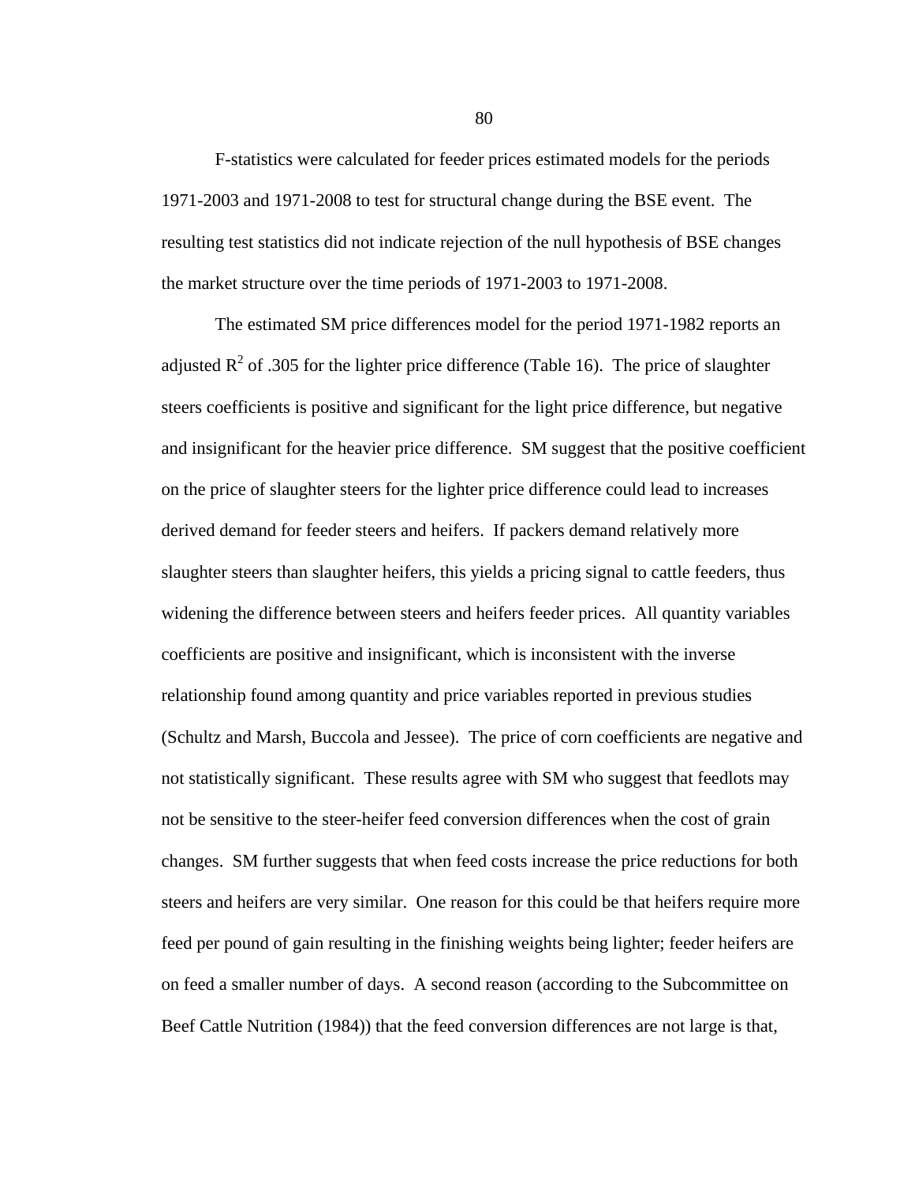F-statistics were calculated for feeder prices estimated models for the periods 1971-2003 and 1971-2008 to test for structural change during the BSE event. The resulting test statistics did not indicate rejection of the null hypothesis of BSE changes the market structure over the time periods of 1971-2003 to 1971-2008.

The estimated SM price differences model for the period 1971-1982 reports an adjusted $R^2$ of .305 for the lighter price difference (Table 16). The price of slaughter steers coefficients is positive and significant for the light price difference, but negative and insignificant for the heavier price difference. SM suggest that the positive coefficient on the price of slaughter steers for the lighter price difference could lead to increases derived demand for feeder steers and heifers. If packers demand relatively more slaughter steers than slaughter heifers, this yields a pricing signal to cattle feeders, thus widening the difference between steers and heifers feeder prices. All quantity variables coefficients are positive and insignificant, which is inconsistent with the inverse relationship found among quantity and price variables reported in previous studies (Schultz and Marsh, Buccola and Jessee). The price of corn coefficients are negative and not statistically significant. These results agree with SM who suggest that feedlots may not be sensitive to the steer-heifer feed conversion differences when the cost of grain changes. SM further suggests that when feed costs increase the price reductions for both steers and heifers are very similar. One reason for this could be that heifers require more feed per pound of gain resulting in the finishing weights being lighter; feeder heifers are on feed a smaller number of days. A second reason (according to the Subcommittee on Beef Cattle Nutrition (1984)) that the feed conversion differences are not large is that,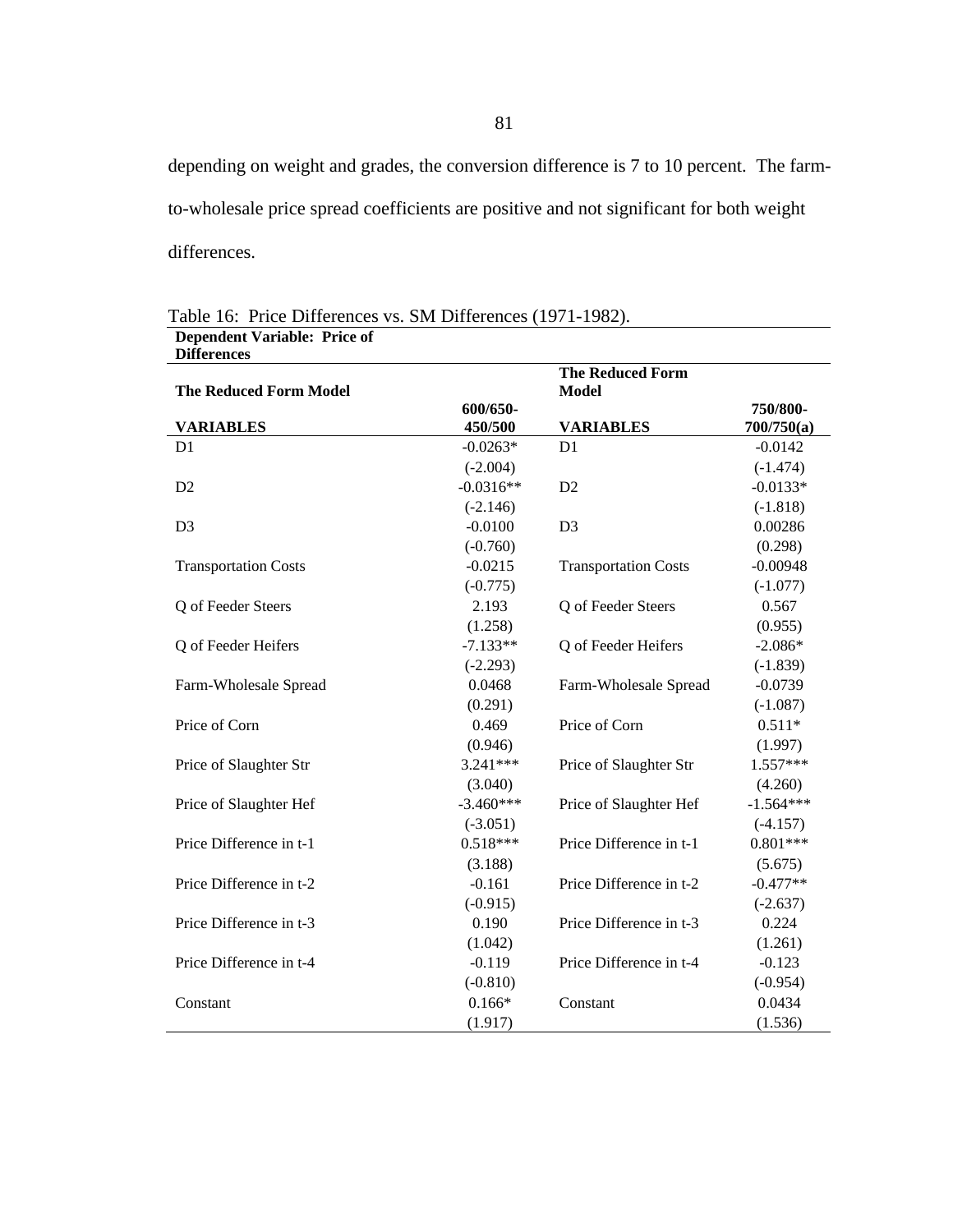depending on weight and grades, the conversion difference is 7 to 10 percent. The farm-to-wholesale price spread coefficients are positive and not significant for both weight differences.

Table 16: Price Differences vs. SM Differences (1971-1982).

| **Dependent Variable: Price of Differences** | | | |
|---|---|---|---|
| **The Reduced Form Model** | | **The Reduced Form Model** | |
| **VARIABLES** | **600/650-450/500** | **VARIABLES** | **750/800-700/750(a)** |
| D1 | -0.0263* | D1 | -0.0142 |
| | (-2.004) | | (-1.474) |
| D2 | -0.0316** | D2 | -0.0133* |
| | (-2.146) | | (-1.818) |
| D3 | -0.0100 | D3 | 0.00286 |
| | (-0.760) | | (0.298) |
| Transportation Costs | -0.0215 | Transportation Costs | -0.00948 |
| | (-0.775) | | (-1.077) |
| Q of Feeder Steers | 2.193 | Q of Feeder Steers | 0.567 |
| | (1.258) | | (0.955) |
| Q of Feeder Heifers | -7.133** | Q of Feeder Heifers | -2.086* |
| | (-2.293) | | (-1.839) |
| Farm-Wholesale Spread | 0.0468 | Farm-Wholesale Spread | -0.0739 |
| | (0.291) | | (-1.087) |
| Price of Corn | 0.469 | Price of Corn | 0.511* |
| | (0.946) | | (1.997) |
| Price of Slaughter Str | 3.241*** | Price of Slaughter Str | 1.557*** |
| | (3.040) | | (4.260) |
| Price of Slaughter Hef | -3.460*** | Price of Slaughter Hef | -1.564*** |
| | (-3.051) | | (-4.157) |
| Price Difference in t-1 | 0.518*** | Price Difference in t-1 | 0.801*** |
| | (3.188) | | (5.675) |
| Price Difference in t-2 | -0.161 | Price Difference in t-2 | -0.477** |
| | (-0.915) | | (-2.637) |
| Price Difference in t-3 | 0.190 | Price Difference in t-3 | 0.224 |
| | (1.042) | | (1.261) |
| Price Difference in t-4 | -0.119 | Price Difference in t-4 | -0.123 |
| | (-0.810) | | (-0.954) |
| Constant | 0.166* | Constant | 0.0434 |
| | (1.917) | | (1.536) |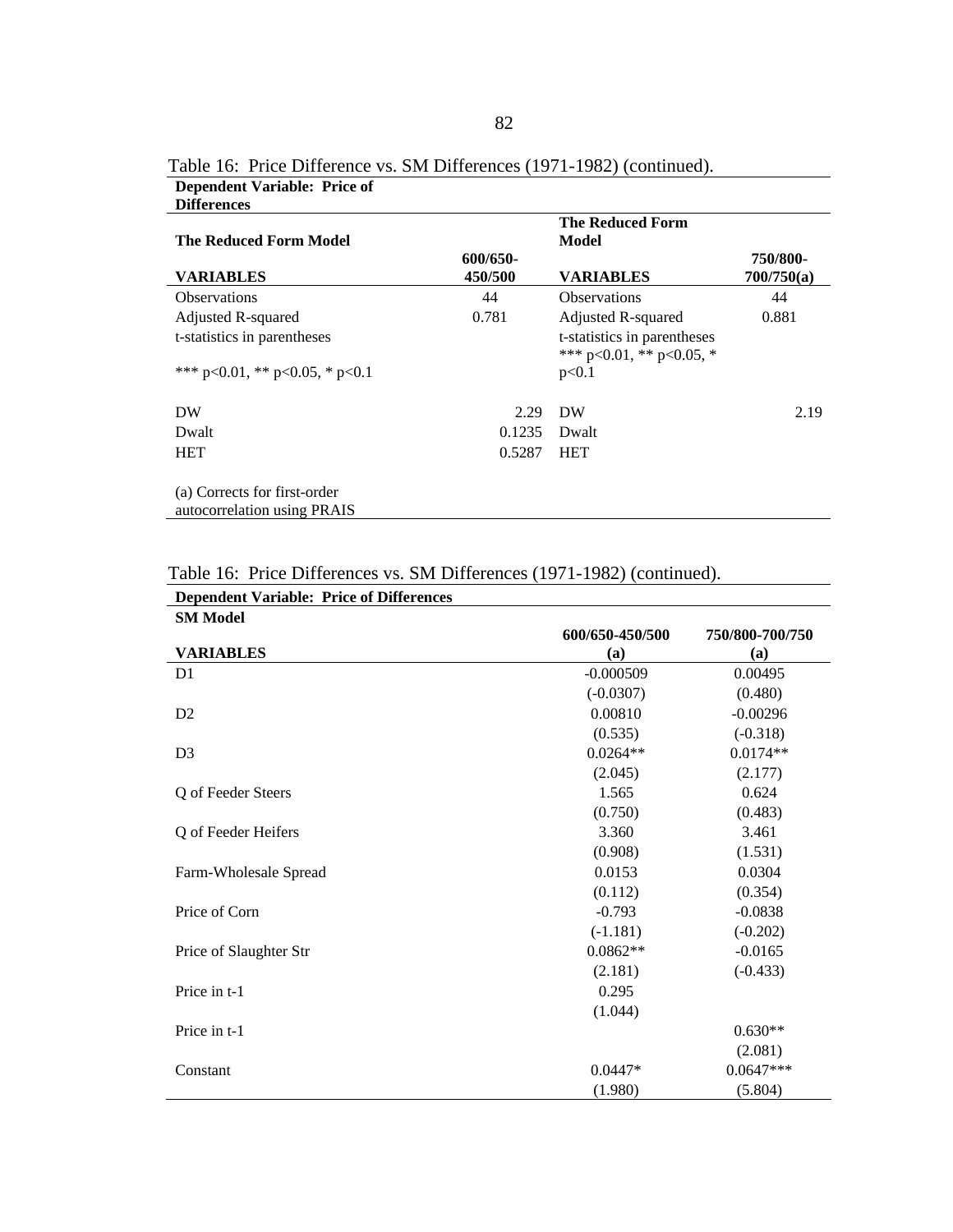Table 16: Price Difference vs. SM Differences (1971-1982) (continued).

| **Dependent Variable: Price of Differences** | | | |
|---|---|---|---|
| **The Reduced Form Model** | | **The Reduced Form Model** | |
| **VARIABLES** | **600/650-450/500** | **VARIABLES** | **750/800-700/750(a)** |
| Observations | 44 | Observations | 44 |
| Adjusted R-squared | 0.781 | Adjusted R-squared | 0.881 |
| t-statistics in parentheses | | t-statistics in parentheses | |
| *** p<0.01, ** p<0.05, * p<0.1 | | *** p<0.01, ** p<0.05, * p<0.1 | |
| DW | 2.29 | DW | 2.19 |
| Dwalt | 0.1235 | Dwalt | |
| HET | 0.5287 | HET | |

(a) Corrects for first-order autocorrelation using PRAIS

Table 16: Price Differences vs. SM Differences (1971-1982) (continued).

| **Dependent Variable: Price of Differences** | | |
|---|---|---|
| **SM Model** | | |
| **VARIABLES** | **600/650-450/500 (a)** | **750/800-700/750 (a)** |
| D1 | -0.000509 | 0.00495 |
| | (-0.0307) | (0.480) |
| D2 | 0.00810 | -0.00296 |
| | (0.535) | (-0.318) |
| D3 | 0.0264** | 0.0174** |
| | (2.045) | (2.177) |
| Q of Feeder Steers | 1.565 | 0.624 |
| | (0.750) | (0.483) |
| Q of Feeder Heifers | 3.360 | 3.461 |
| | (0.908) | (1.531) |
| Farm-Wholesale Spread | 0.0153 | 0.0304 |
| | (0.112) | (0.354) |
| Price of Corn | -0.793 | -0.0838 |
| | (-1.181) | (-0.202) |
| Price of Slaughter Str | 0.0862** | -0.0165 |
| | (2.181) | (-0.433) |
| Price in t-1 | 0.295 | |
| | (1.044) | |
| Price in t-1 | | 0.630** |
| | | (2.081) |
| Constant | 0.0447* | 0.0647*** |
| | (1.980) | (5.804) |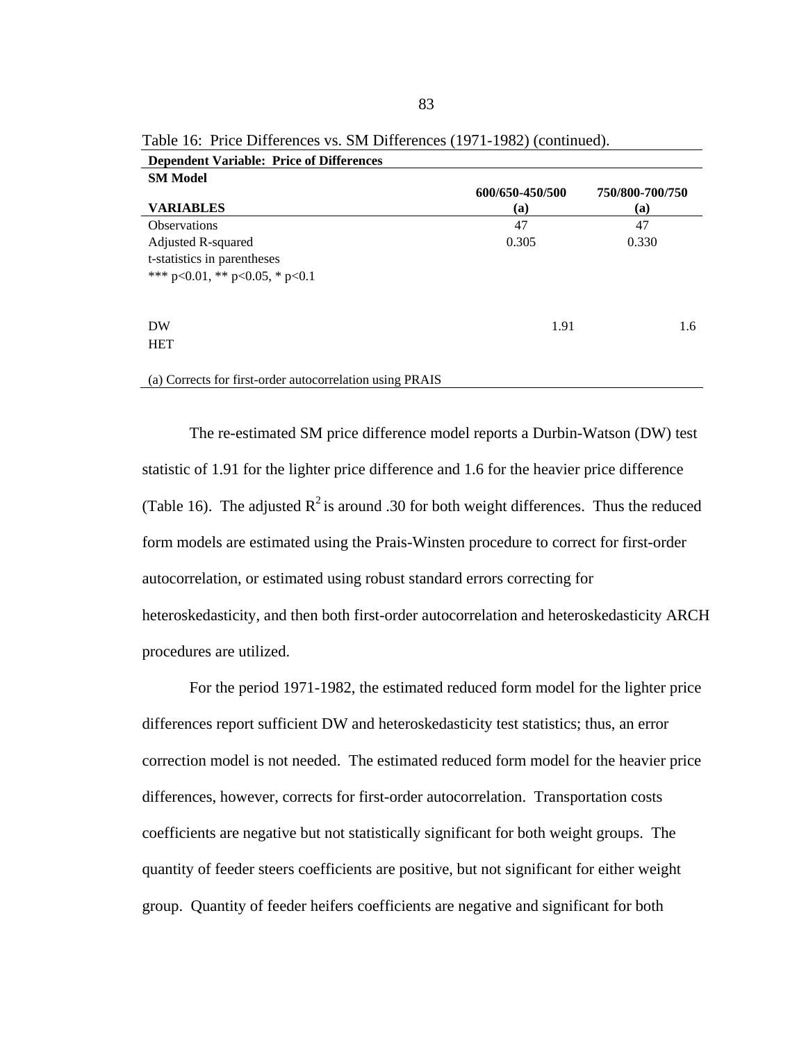Table 16: Price Differences vs. SM Differences (1971-1982) (continued).

| Dependent Variable: Price of Differences | | |
|---|---|---|
| **SM Model** | | |
| **VARIABLES** | **600/650-450/500 (a)** | **750/800-700/750 (a)** |
| Observations | 47 | 47 |
| Adjusted R-squared | 0.305 | 0.330 |
| t-statistics in parentheses | | |
| *** p<0.01, ** p<0.05, * p<0.1 | | |
| | | |
| DW | 1.91 | 1.6 |
| HET | | |
| | | |
| (a) Corrects for first-order autocorrelation using PRAIS | | |

The re-estimated SM price difference model reports a Durbin-Watson (DW) test statistic of 1.91 for the lighter price difference and 1.6 for the heavier price difference (Table 16). The adjusted $R^2$ is around .30 for both weight differences. Thus the reduced form models are estimated using the Prais-Winsten procedure to correct for first-order autocorrelation, or estimated using robust standard errors correcting for heteroskedasticity, and then both first-order autocorrelation and heteroskedasticity ARCH procedures are utilized.

For the period 1971-1982, the estimated reduced form model for the lighter price differences report sufficient DW and heteroskedasticity test statistics; thus, an error correction model is not needed. The estimated reduced form model for the heavier price differences, however, corrects for first-order autocorrelation. Transportation costs coefficients are negative but not statistically significant for both weight groups. The quantity of feeder steers coefficients are positive, but not significant for either weight group. Quantity of feeder heifers coefficients are negative and significant for both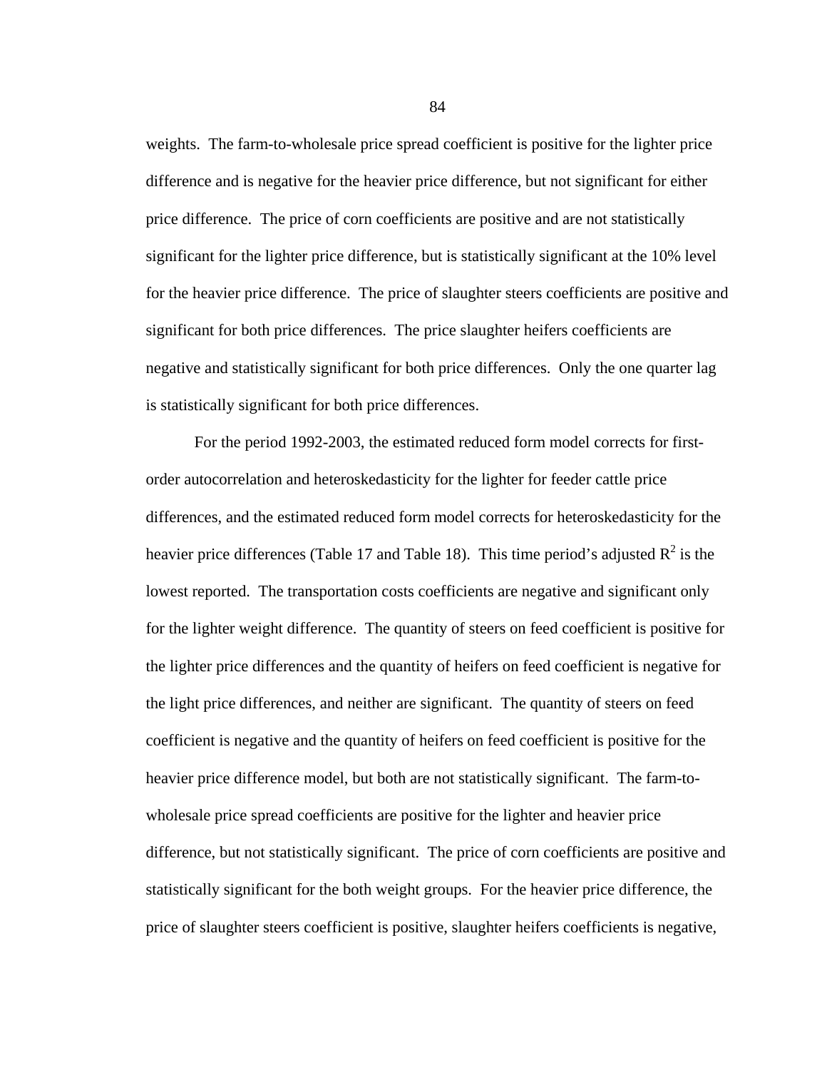weights. The farm-to-wholesale price spread coefficient is positive for the lighter price difference and is negative for the heavier price difference, but not significant for either price difference. The price of corn coefficients are positive and are not statistically significant for the lighter price difference, but is statistically significant at the 10% level for the heavier price difference. The price of slaughter steers coefficients are positive and significant for both price differences. The price slaughter heifers coefficients are negative and statistically significant for both price differences. Only the one quarter lag is statistically significant for both price differences.

For the period 1992-2003, the estimated reduced form model corrects for first-order autocorrelation and heteroskedasticity for the lighter for feeder cattle price differences, and the estimated reduced form model corrects for heteroskedasticity for the heavier price differences (Table 17 and Table 18). This time period's adjusted $R^2$ is the lowest reported. The transportation costs coefficients are negative and significant only for the lighter weight difference. The quantity of steers on feed coefficient is positive for the lighter price differences and the quantity of heifers on feed coefficient is negative for the light price differences, and neither are significant. The quantity of steers on feed coefficient is negative and the quantity of heifers on feed coefficient is positive for the heavier price difference model, but both are not statistically significant. The farm-to-wholesale price spread coefficients are positive for the lighter and heavier price difference, but not statistically significant. The price of corn coefficients are positive and statistically significant for the both weight groups. For the heavier price difference, the price of slaughter steers coefficient is positive, slaughter heifers coefficients is negative,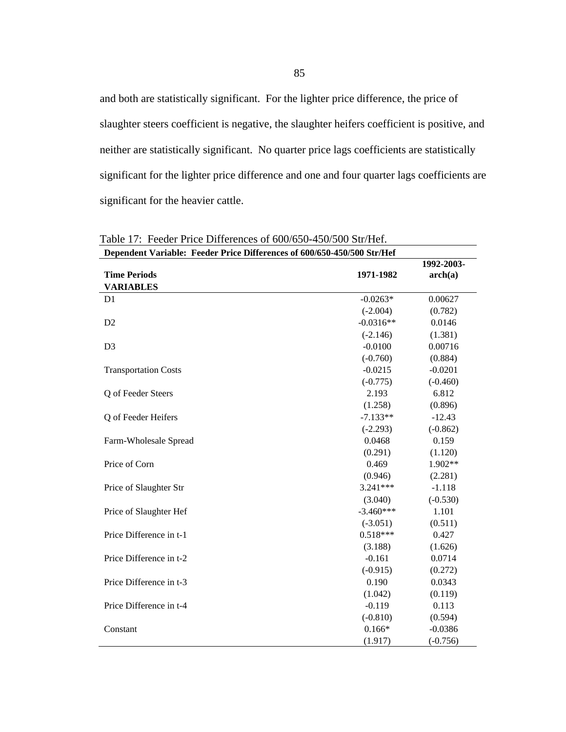and both are statistically significant. For the lighter price difference, the price of slaughter steers coefficient is negative, the slaughter heifers coefficient is positive, and neither are statistically significant. No quarter price lags coefficients are statistically significant for the lighter price difference and one and four quarter lags coefficients are significant for the heavier cattle.

Table 17: Feeder Price Differences of 600/650-450/500 Str/Hef.

| Dependent Variable: Feeder Price Differences of 600/650-450/500 Str/Hef | | |
|---|---|---|
| **Time Periods** | **1971-1982** | **1992-2003-arch(a)** |
| **VARIABLES** | | |
| D1 | -0.0263* | 0.00627 |
| | (-2.004) | (0.782) |
| D2 | -0.0316** | 0.0146 |
| | (-2.146) | (1.381) |
| D3 | -0.0100 | 0.00716 |
| | (-0.760) | (0.884) |
| Transportation Costs | -0.0215 | -0.0201 |
| | (-0.775) | (-0.460) |
| Q of Feeder Steers | 2.193 | 6.812 |
| | (1.258) | (0.896) |
| Q of Feeder Heifers | -7.133** | -12.43 |
| | (-2.293) | (-0.862) |
| Farm-Wholesale Spread | 0.0468 | 0.159 |
| | (0.291) | (1.120) |
| Price of Corn | 0.469 | 1.902** |
| | (0.946) | (2.281) |
| Price of Slaughter Str | 3.241*** | -1.118 |
| | (3.040) | (-0.530) |
| Price of Slaughter Hef | -3.460*** | 1.101 |
| | (-3.051) | (0.511) |
| Price Difference in t-1 | 0.518*** | 0.427 |
| | (3.188) | (1.626) |
| Price Difference in t-2 | -0.161 | 0.0714 |
| | (-0.915) | (0.272) |
| Price Difference in t-3 | 0.190 | 0.0343 |
| | (1.042) | (0.119) |
| Price Difference in t-4 | -0.119 | 0.113 |
| | (-0.810) | (0.594) |
| Constant | 0.166* | -0.0386 |
| | (1.917) | (-0.756) |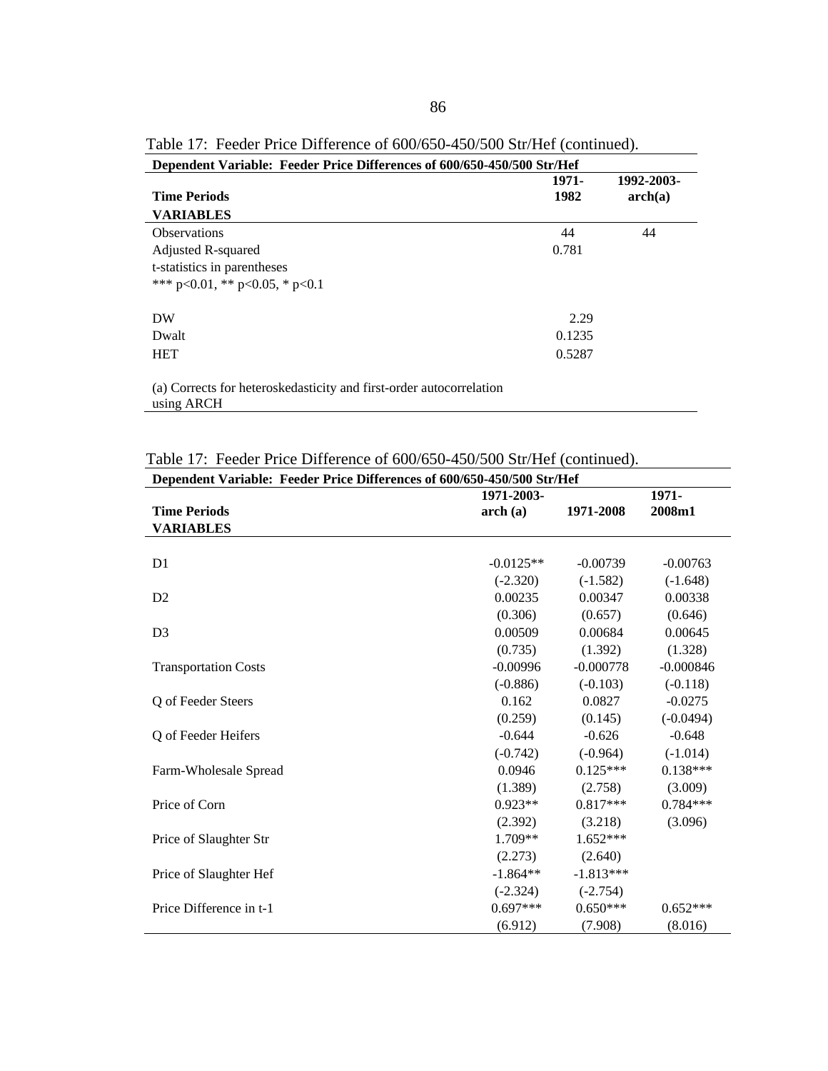Table 17: Feeder Price Difference of 600/650-450/500 Str/Hef (continued).

| **Dependent Variable: Feeder Price Differences of 600/650-450/500 Str/Hef** | | |
|---|---|---|
| **Time Periods** | **1971-1982** | **1992-2003-arch(a)** |
| **VARIABLES** | | |
| Observations | 44 | 44 |
| Adjusted R-squared | 0.781 | |
| t-statistics in parentheses | | |
| *** p<0.01, ** p<0.05, * p<0.1 | | |
| | | |
| DW | 2.29 | |
| Dwalt | 0.1235 | |
| HET | 0.5287 | |

(a) Corrects for heteroskedasticity and first-order autocorrelation using ARCH

Table 17: Feeder Price Difference of 600/650-450/500 Str/Hef (continued).

| **Dependent Variable: Feeder Price Differences of 600/650-450/500 Str/Hef** | | | |
|---|---|---|---|
| **Time Periods** | **1971-2003-arch (a)** | **1971-2008** | **1971-2008m1** |
| **VARIABLES** | | | |
| | | | |
| D1 | -0.0125** | -0.00739 | -0.00763 |
| | (-2.320) | (-1.582) | (-1.648) |
| D2 | 0.00235 | 0.00347 | 0.00338 |
| | (0.306) | (0.657) | (0.646) |
| D3 | 0.00509 | 0.00684 | 0.00645 |
| | (0.735) | (1.392) | (1.328) |
| Transportation Costs | -0.00996 | -0.000778 | -0.000846 |
| | (-0.886) | (-0.103) | (-0.118) |
| Q of Feeder Steers | 0.162 | 0.0827 | -0.0275 |
| | (0.259) | (0.145) | (-0.0494) |
| Q of Feeder Heifers | -0.644 | -0.626 | -0.648 |
| | (-0.742) | (-0.964) | (-1.014) |
| Farm-Wholesale Spread | 0.0946 | 0.125*** | 0.138*** |
| | (1.389) | (2.758) | (3.009) |
| Price of Corn | 0.923** | 0.817*** | 0.784*** |
| | (2.392) | (3.218) | (3.096) |
| Price of Slaughter Str | 1.709** | 1.652*** | |
| | (2.273) | (2.640) | |
| Price of Slaughter Hef | -1.864** | -1.813*** | |
| | (-2.324) | (-2.754) | |
| Price Difference in t-1 | 0.697*** | 0.650*** | 0.652*** |
| | (6.912) | (7.908) | (8.016) |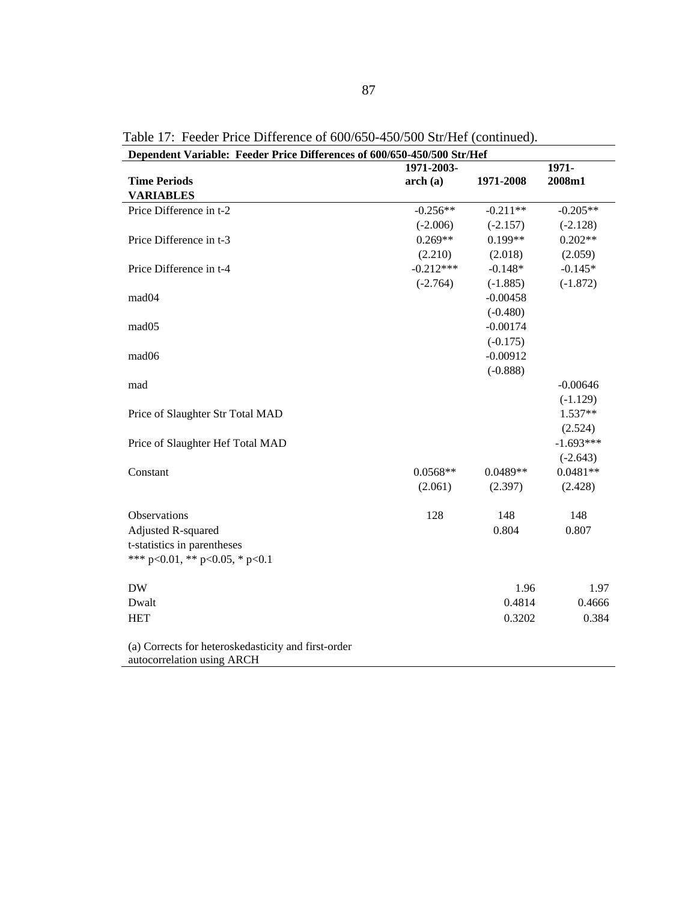Table 17: Feeder Price Difference of 600/650-450/500 Str/Hef (continued).

| Dependent Variable: Feeder Price Differences of 600/650-450/500 Str/Hef | | | |
|---|---|---|---|
| **Time Periods** | **1971-2003-arch (a)** | **1971-2008** | **1971-2008m1** |
| **VARIABLES** | | | |
| Price Difference in t-2 | -0.256** | -0.211** | -0.205** |
| | (-2.006) | (-2.157) | (-2.128) |
| Price Difference in t-3 | 0.269** | 0.199** | 0.202** |
| | (2.210) | (2.018) | (2.059) |
| Price Difference in t-4 | -0.212*** | -0.148* | -0.145* |
| | (-2.764) | (-1.885) | (-1.872) |
| mad04 | | -0.00458 | |
| | | (-0.480) | |
| mad05 | | -0.00174 | |
| | | (-0.175) | |
| mad06 | | -0.00912 | |
| | | (-0.888) | |
| mad | | | -0.00646 |
| | | | (-1.129) |
| Price of Slaughter Str Total MAD | | | 1.537** |
| | | | (2.524) |
| Price of Slaughter Hef Total MAD | | | -1.693*** |
| | | | (-2.643) |
| Constant | 0.0568** | 0.0489** | 0.0481** |
| | (2.061) | (2.397) | (2.428) |
| Observations | 128 | 148 | 148 |
| Adjusted R-squared | | 0.804 | 0.807 |
| t-statistics in parentheses | | | |
| *** p<0.01, ** p<0.05, * p<0.1 | | | |
| DW | | 1.96 | 1.97 |
| Dwalt | | 0.4814 | 0.4666 |
| HET | | 0.3202 | 0.384 |

(a) Corrects for heteroskedasticity and first-order autocorrelation using ARCH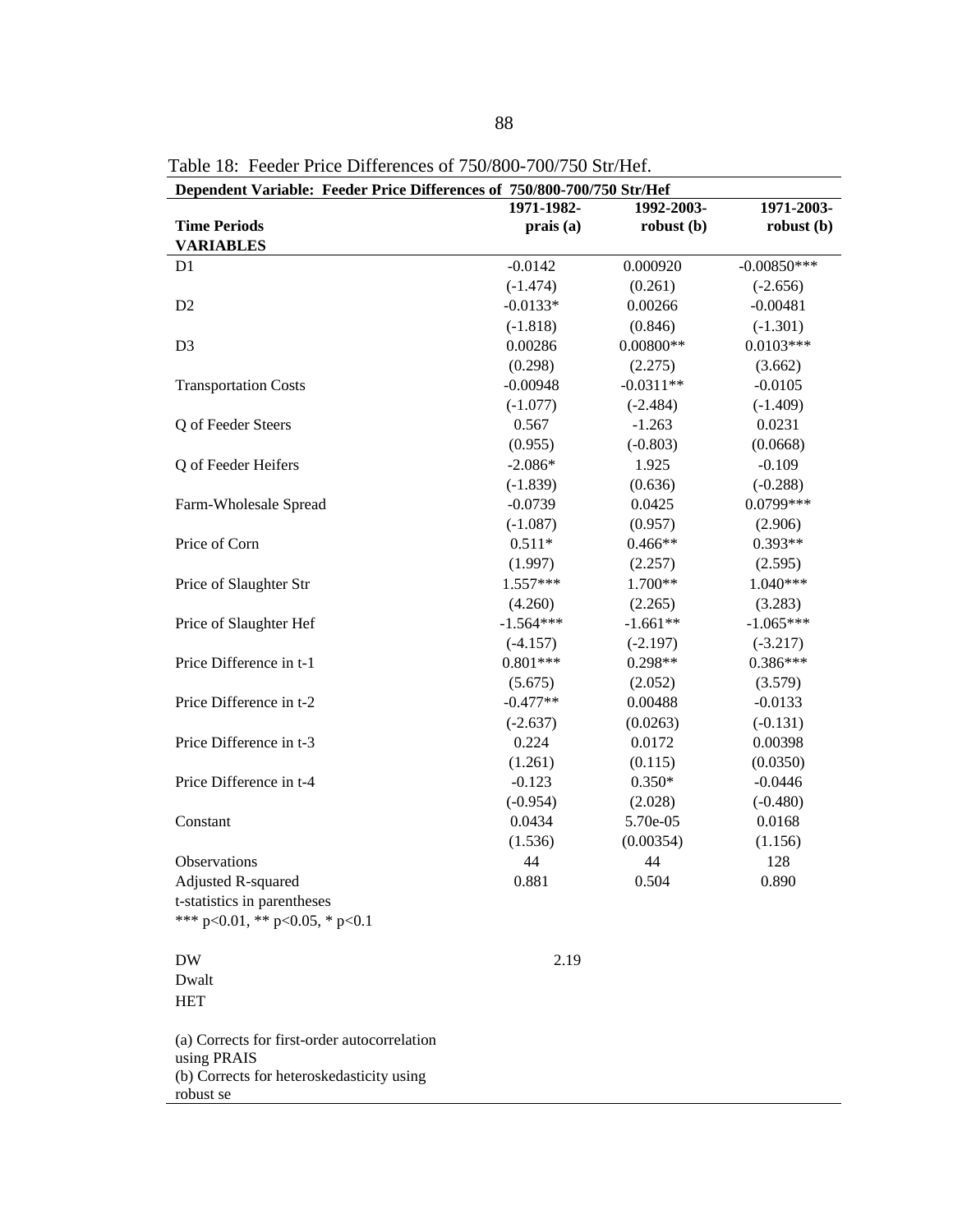Table 18: Feeder Price Differences of 750/800-700/750 Str/Hef.

| Dependent Variable: Feeder Price Differences of 750/800-700/750 Str/Hef | | | |
|---|---|---|---|
| **Time Periods** | **1971-1982- prais (a)** | **1992-2003- robust (b)** | **1971-2003- robust (b)** |
| **VARIABLES** | | | |
| D1 | -0.0142 | 0.000920 | -0.00850*** |
| | (-1.474) | (0.261) | (-2.656) |
| D2 | -0.0133* | 0.00266 | -0.00481 |
| | (-1.818) | (0.846) | (-1.301) |
| D3 | 0.00286 | 0.00800** | 0.0103*** |
| | (0.298) | (2.275) | (3.662) |
| Transportation Costs | -0.00948 | -0.0311** | -0.0105 |
| | (-1.077) | (-2.484) | (-1.409) |
| Q of Feeder Steers | 0.567 | -1.263 | 0.0231 |
| | (0.955) | (-0.803) | (0.0668) |
| Q of Feeder Heifers | -2.086* | 1.925 | -0.109 |
| | (-1.839) | (0.636) | (-0.288) |
| Farm-Wholesale Spread | -0.0739 | 0.0425 | 0.0799*** |
| | (-1.087) | (0.957) | (2.906) |
| Price of Corn | 0.511* | 0.466** | 0.393** |
| | (1.997) | (2.257) | (2.595) |
| Price of Slaughter Str | 1.557*** | 1.700** | 1.040*** |
| | (4.260) | (2.265) | (3.283) |
| Price of Slaughter Hef | -1.564*** | -1.661** | -1.065*** |
| | (-4.157) | (-2.197) | (-3.217) |
| Price Difference in t-1 | 0.801*** | 0.298** | 0.386*** |
| | (5.675) | (2.052) | (3.579) |
| Price Difference in t-2 | -0.477** | 0.00488 | -0.0133 |
| | (-2.637) | (0.0263) | (-0.131) |
| Price Difference in t-3 | 0.224 | 0.0172 | 0.00398 |
| | (1.261) | (0.115) | (0.0350) |
| Price Difference in t-4 | -0.123 | 0.350* | -0.0446 |
| | (-0.954) | (2.028) | (-0.480) |
| Constant | 0.0434 | 5.70e-05 | 0.0168 |
| | (1.536) | (0.00354) | (1.156) |
| Observations | 44 | 44 | 128 |
| Adjusted R-squared | 0.881 | 0.504 | 0.890 |
| t-statistics in parentheses | | | |
| *** p<0.01, ** p<0.05, * p<0.1 | | | |
| | | | |
| DW | 2.19 | | |
| Dwalt | | | |
| HET | | | |

(a) Corrects for first-order autocorrelation using PRAIS
(b) Corrects for heteroskedasticity using robust se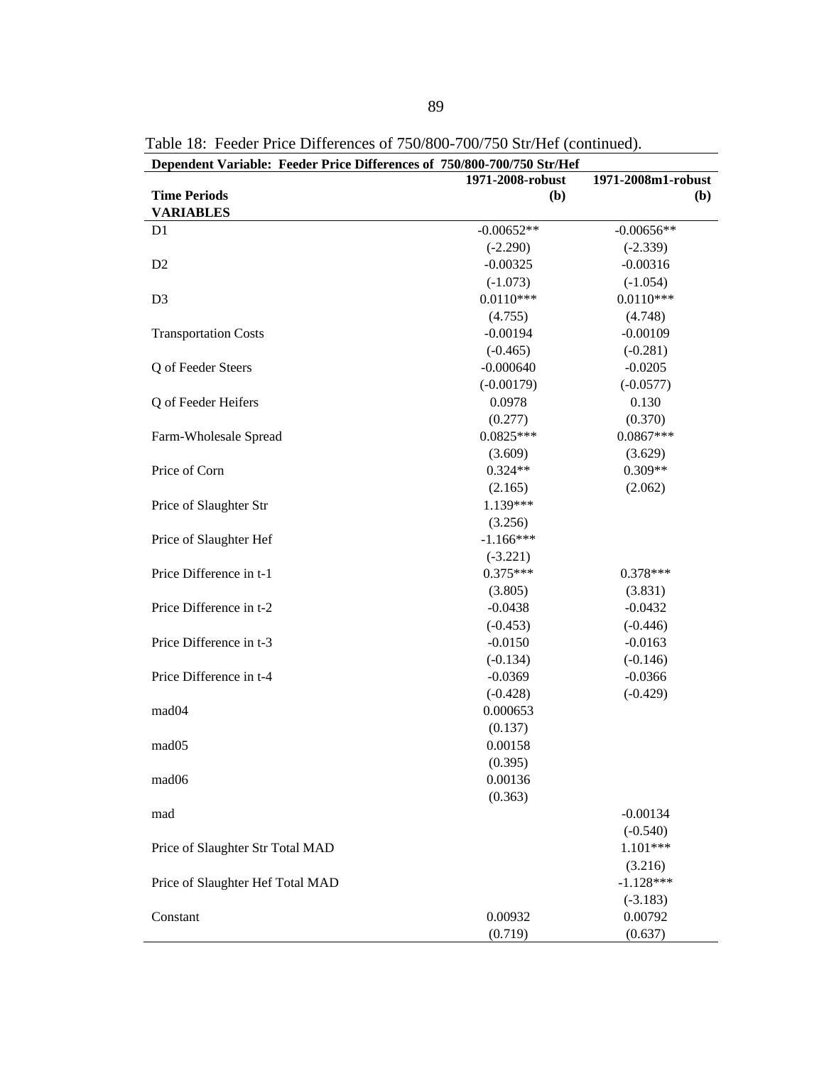Table 18: Feeder Price Differences of 750/800-700/750 Str/Hef (continued).

| Dependent Variable: Feeder Price Differences of 750/800-700/750 Str/Hef | | |
|---|---|---|
| | 1971-2008-robust | 1971-2008m1-robust |
| **Time Periods** | **(b)** | **(b)** |
| **VARIABLES** | | |
| D1 | -0.00652** | -0.00656** |
| | (-2.290) | (-2.339) |
| D2 | -0.00325 | -0.00316 |
| | (-1.073) | (-1.054) |
| D3 | 0.0110*** | 0.0110*** |
| | (4.755) | (4.748) |
| Transportation Costs | -0.00194 | -0.00109 |
| | (-0.465) | (-0.281) |
| Q of Feeder Steers | -0.000640 | -0.0205 |
| | (-0.00179) | (-0.0577) |
| Q of Feeder Heifers | 0.0978 | 0.130 |
| | (0.277) | (0.370) |
| Farm-Wholesale Spread | 0.0825*** | 0.0867*** |
| | (3.609) | (3.629) |
| Price of Corn | 0.324** | 0.309** |
| | (2.165) | (2.062) |
| Price of Slaughter Str | 1.139*** | |
| | (3.256) | |
| Price of Slaughter Hef | -1.166*** | |
| | (-3.221) | |
| Price Difference in t-1 | 0.375*** | 0.378*** |
| | (3.805) | (3.831) |
| Price Difference in t-2 | -0.0438 | -0.0432 |
| | (-0.453) | (-0.446) |
| Price Difference in t-3 | -0.0150 | -0.0163 |
| | (-0.134) | (-0.146) |
| Price Difference in t-4 | -0.0369 | -0.0366 |
| | (-0.428) | (-0.429) |
| mad04 | 0.000653 | |
| | (0.137) | |
| mad05 | 0.00158 | |
| | (0.395) | |
| mad06 | 0.00136 | |
| | (0.363) | |
| mad | | -0.00134 |
| | | (-0.540) |
| Price of Slaughter Str Total MAD | | 1.101*** |
| | | (3.216) |
| Price of Slaughter Hef Total MAD | | -1.128*** |
| | | (-3.183) |
| Constant | 0.00932 | 0.00792 |
| | (0.719) | (0.637) |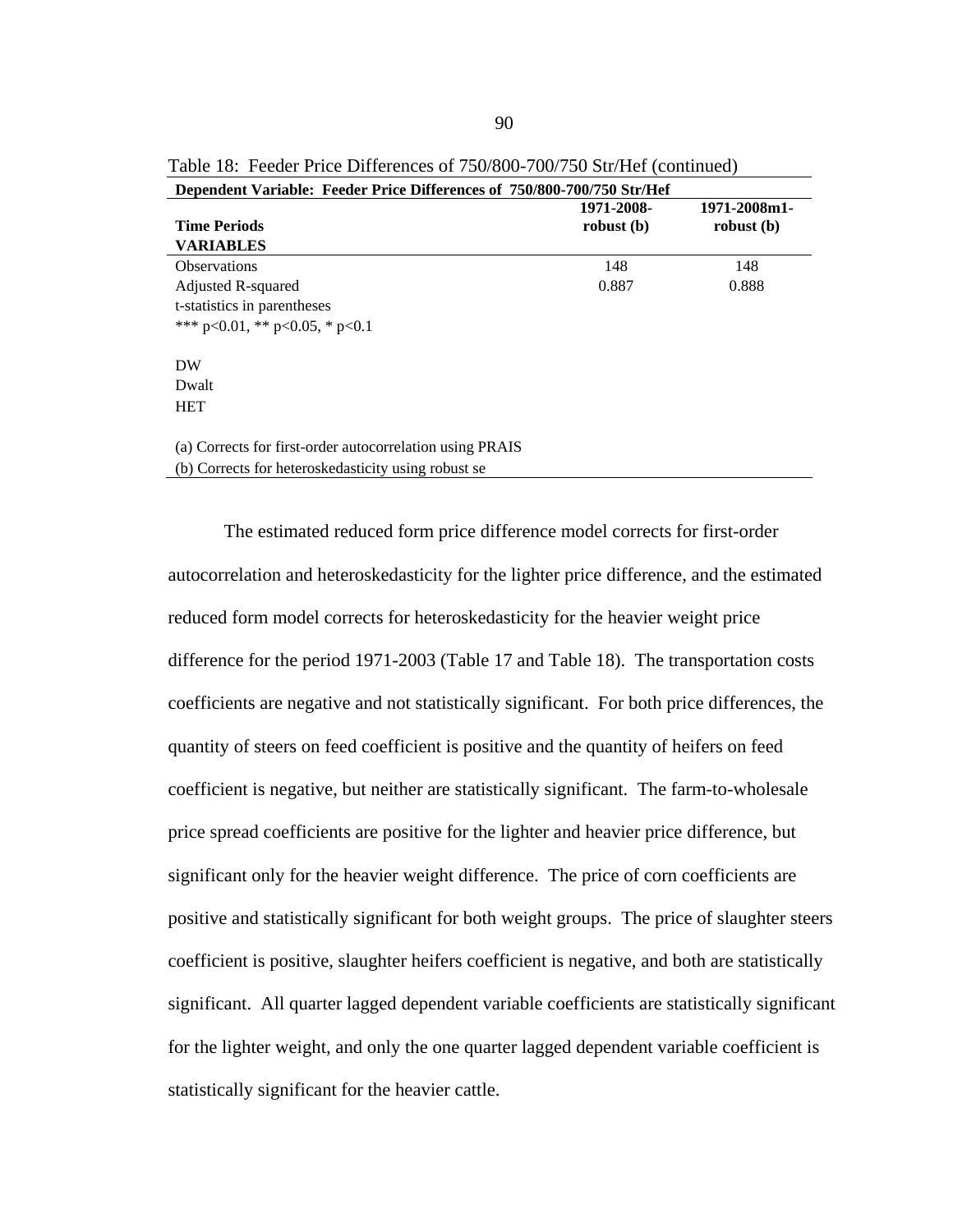Table 18: Feeder Price Differences of 750/800-700/750 Str/Hef (continued)

| Dependent Variable: Feeder Price Differences of 750/800-700/750 Str/Hef | | |
|---|---|---|
| **Time Periods** | **1971-2008-robust (b)** | **1971-2008m1-robust (b)** |
| **VARIABLES** | | |
| Observations | 148 | 148 |
| Adjusted R-squared | 0.887 | 0.888 |
| t-statistics in parentheses | | |
| *** p<0.01, ** p<0.05, * p<0.1 | | |
| | | |
| DW | | |
| Dwalt | | |
| HET | | |
| | | |
| (a) Corrects for first-order autocorrelation using PRAIS | | |
| (b) Corrects for heteroskedasticity using robust se | | |

The estimated reduced form price difference model corrects for first-order autocorrelation and heteroskedasticity for the lighter price difference, and the estimated reduced form model corrects for heteroskedasticity for the heavier weight price difference for the period 1971-2003 (Table 17 and Table 18). The transportation costs coefficients are negative and not statistically significant. For both price differences, the quantity of steers on feed coefficient is positive and the quantity of heifers on feed coefficient is negative, but neither are statistically significant. The farm-to-wholesale price spread coefficients are positive for the lighter and heavier price difference, but significant only for the heavier weight difference. The price of corn coefficients are positive and statistically significant for both weight groups. The price of slaughter steers coefficient is positive, slaughter heifers coefficient is negative, and both are statistically significant. All quarter lagged dependent variable coefficients are statistically significant for the lighter weight, and only the one quarter lagged dependent variable coefficient is statistically significant for the heavier cattle.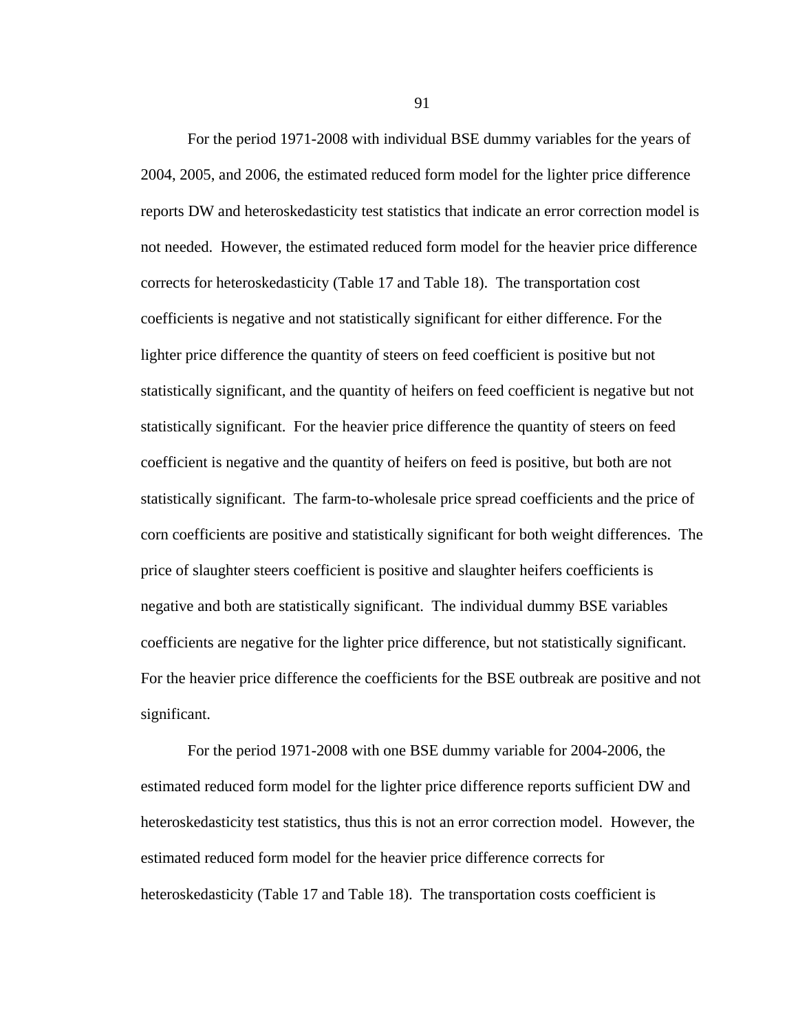For the period 1971-2008 with individual BSE dummy variables for the years of 2004, 2005, and 2006, the estimated reduced form model for the lighter price difference reports DW and heteroskedasticity test statistics that indicate an error correction model is not needed. However, the estimated reduced form model for the heavier price difference corrects for heteroskedasticity (Table 17 and Table 18). The transportation cost coefficients is negative and not statistically significant for either difference. For the lighter price difference the quantity of steers on feed coefficient is positive but not statistically significant, and the quantity of heifers on feed coefficient is negative but not statistically significant. For the heavier price difference the quantity of steers on feed coefficient is negative and the quantity of heifers on feed is positive, but both are not statistically significant. The farm-to-wholesale price spread coefficients and the price of corn coefficients are positive and statistically significant for both weight differences. The price of slaughter steers coefficient is positive and slaughter heifers coefficients is negative and both are statistically significant. The individual dummy BSE variables coefficients are negative for the lighter price difference, but not statistically significant. For the heavier price difference the coefficients for the BSE outbreak are positive and not significant.

For the period 1971-2008 with one BSE dummy variable for 2004-2006, the estimated reduced form model for the lighter price difference reports sufficient DW and heteroskedasticity test statistics, thus this is not an error correction model. However, the estimated reduced form model for the heavier price difference corrects for heteroskedasticity (Table 17 and Table 18). The transportation costs coefficient is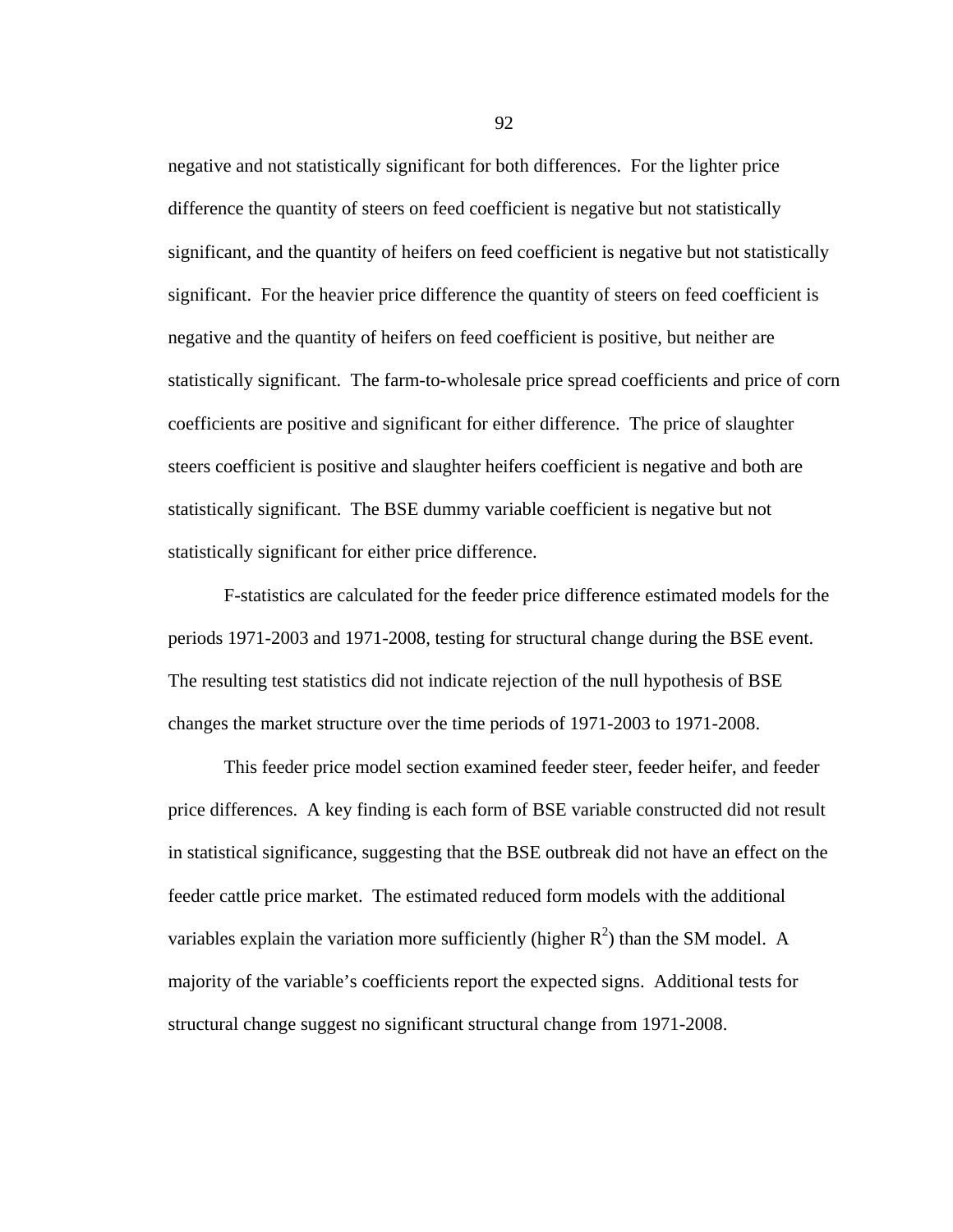negative and not statistically significant for both differences. For the lighter price difference the quantity of steers on feed coefficient is negative but not statistically significant, and the quantity of heifers on feed coefficient is negative but not statistically significant. For the heavier price difference the quantity of steers on feed coefficient is negative and the quantity of heifers on feed coefficient is positive, but neither are statistically significant. The farm-to-wholesale price spread coefficients and price of corn coefficients are positive and significant for either difference. The price of slaughter steers coefficient is positive and slaughter heifers coefficient is negative and both are statistically significant. The BSE dummy variable coefficient is negative but not statistically significant for either price difference.

F-statistics are calculated for the feeder price difference estimated models for the periods 1971-2003 and 1971-2008, testing for structural change during the BSE event. The resulting test statistics did not indicate rejection of the null hypothesis of BSE changes the market structure over the time periods of 1971-2003 to 1971-2008.

This feeder price model section examined feeder steer, feeder heifer, and feeder price differences. A key finding is each form of BSE variable constructed did not result in statistical significance, suggesting that the BSE outbreak did not have an effect on the feeder cattle price market. The estimated reduced form models with the additional variables explain the variation more sufficiently (higher $R^2$) than the SM model. A majority of the variable's coefficients report the expected signs. Additional tests for structural change suggest no significant structural change from 1971-2008.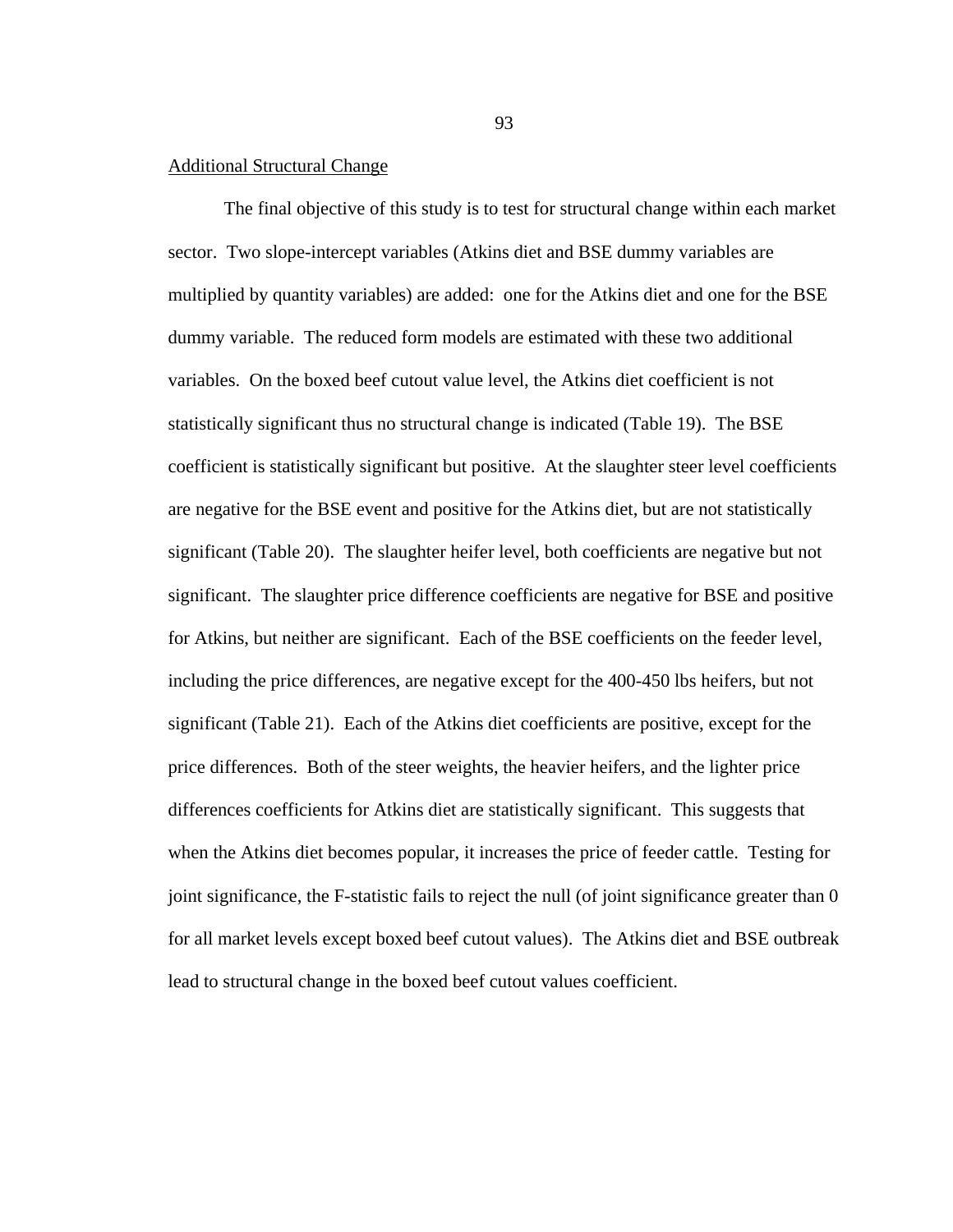Additional Structural Change

The final objective of this study is to test for structural change within each market sector. Two slope-intercept variables (Atkins diet and BSE dummy variables are multiplied by quantity variables) are added: one for the Atkins diet and one for the BSE dummy variable. The reduced form models are estimated with these two additional variables. On the boxed beef cutout value level, the Atkins diet coefficient is not statistically significant thus no structural change is indicated (Table 19). The BSE coefficient is statistically significant but positive. At the slaughter steer level coefficients are negative for the BSE event and positive for the Atkins diet, but are not statistically significant (Table 20). The slaughter heifer level, both coefficients are negative but not significant. The slaughter price difference coefficients are negative for BSE and positive for Atkins, but neither are significant. Each of the BSE coefficients on the feeder level, including the price differences, are negative except for the 400-450 lbs heifers, but not significant (Table 21). Each of the Atkins diet coefficients are positive, except for the price differences. Both of the steer weights, the heavier heifers, and the lighter price differences coefficients for Atkins diet are statistically significant. This suggests that when the Atkins diet becomes popular, it increases the price of feeder cattle. Testing for joint significance, the F-statistic fails to reject the null (of joint significance greater than 0 for all market levels except boxed beef cutout values). The Atkins diet and BSE outbreak lead to structural change in the boxed beef cutout values coefficient.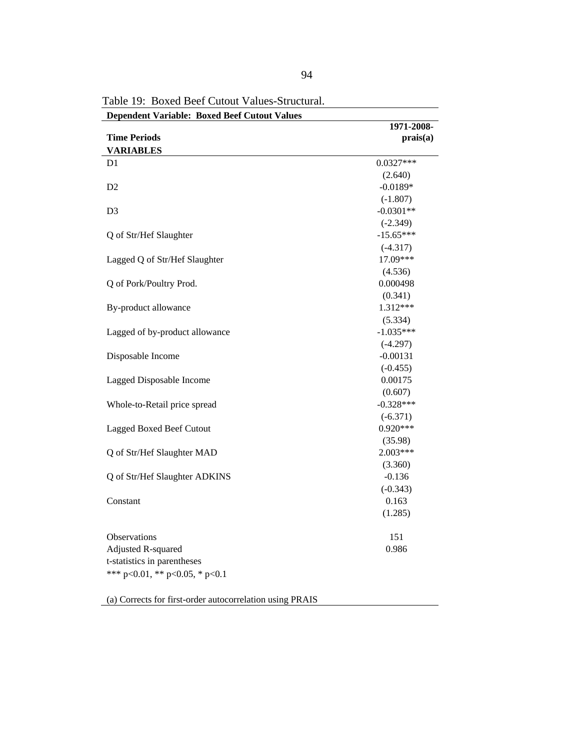Table 19: Boxed Beef Cutout Values-Structural.

| **Dependent Variable: Boxed Beef Cutout Values** | |
|---|---|
| **Time Periods** | **1971-2008-prais(a)** |
| **VARIABLES** | |
| D1 | 0.0327*** |
| | (2.640) |
| D2 | -0.0189* |
| | (-1.807) |
| D3 | -0.0301** |
| | (-2.349) |
| Q of Str/Hef Slaughter | -15.65*** |
| | (-4.317) |
| Lagged Q of Str/Hef Slaughter | 17.09*** |
| | (4.536) |
| Q of Pork/Poultry Prod. | 0.000498 |
| | (0.341) |
| By-product allowance | 1.312*** |
| | (5.334) |
| Lagged of by-product allowance | -1.035*** |
| | (-4.297) |
| Disposable Income | -0.00131 |
| | (-0.455) |
| Lagged Disposable Income | 0.00175 |
| | (0.607) |
| Whole-to-Retail price spread | -0.328*** |
| | (-6.371) |
| Lagged Boxed Beef Cutout | 0.920*** |
| | (35.98) |
| Q of Str/Hef Slaughter MAD | 2.003*** |
| | (3.360) |
| Q of Str/Hef Slaughter ADKINS | -0.136 |
| | (-0.343) |
| Constant | 0.163 |
| | (1.285) |
| | |
| Observations | 151 |
| Adjusted R-squared | 0.986 |

t-statistics in parentheses

*** p<0.01, ** p<0.05, * p<0.1

(a) Corrects for first-order autocorrelation using PRAIS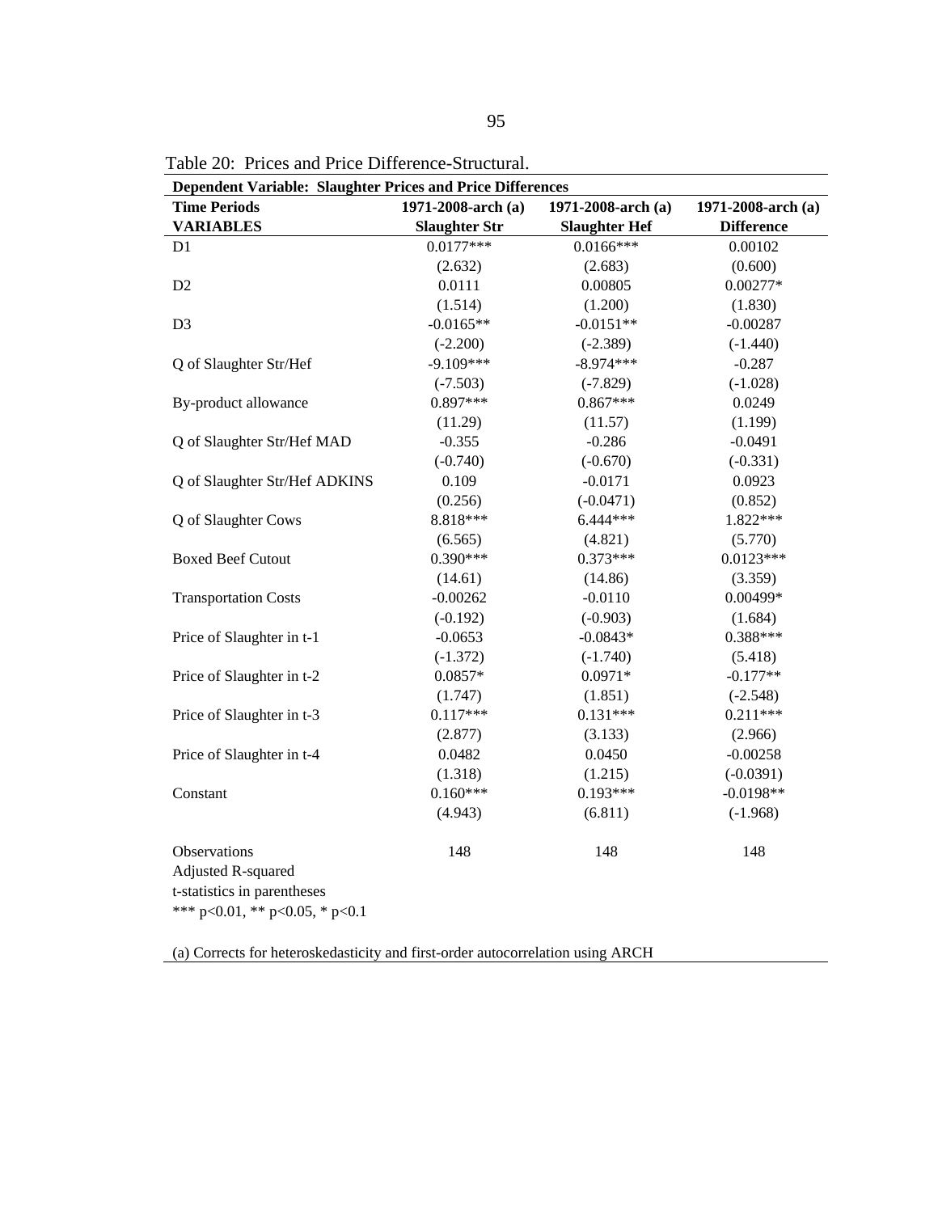Table 20: Prices and Price Difference-Structural.

| **Dependent Variable: Slaughter Prices and Price Differences** | | | |
|---|---|---|---|
| **Time Periods** | **1971-2008-arch (a)** | **1971-2008-arch (a)** | **1971-2008-arch (a)** |
| **VARIABLES** | **Slaughter Str** | **Slaughter Hef** | **Difference** |
| D1 | 0.0177*** | 0.0166*** | 0.00102 |
| | (2.632) | (2.683) | (0.600) |
| D2 | 0.0111 | 0.00805 | 0.00277* |
| | (1.514) | (1.200) | (1.830) |
| D3 | -0.0165** | -0.0151** | -0.00287 |
| | (-2.200) | (-2.389) | (-1.440) |
| Q of Slaughter Str/Hef | -9.109*** | -8.974*** | -0.287 |
| | (-7.503) | (-7.829) | (-1.028) |
| By-product allowance | 0.897*** | 0.867*** | 0.0249 |
| | (11.29) | (11.57) | (1.199) |
| Q of Slaughter Str/Hef MAD | -0.355 | -0.286 | -0.0491 |
| | (-0.740) | (-0.670) | (-0.331) |
| Q of Slaughter Str/Hef ADKINS | 0.109 | -0.0171 | 0.0923 |
| | (0.256) | (-0.0471) | (0.852) |
| Q of Slaughter Cows | 8.818*** | 6.444*** | 1.822*** |
| | (6.565) | (4.821) | (5.770) |
| Boxed Beef Cutout | 0.390*** | 0.373*** | 0.0123*** |
| | (14.61) | (14.86) | (3.359) |
| Transportation Costs | -0.00262 | -0.0110 | 0.00499* |
| | (-0.192) | (-0.903) | (1.684) |
| Price of Slaughter in t-1 | -0.0653 | -0.0843* | 0.388*** |
| | (-1.372) | (-1.740) | (5.418) |
| Price of Slaughter in t-2 | 0.0857* | 0.0971* | -0.177** |
| | (1.747) | (1.851) | (-2.548) |
| Price of Slaughter in t-3 | 0.117*** | 0.131*** | 0.211*** |
| | (2.877) | (3.133) | (2.966) |
| Price of Slaughter in t-4 | 0.0482 | 0.0450 | -0.00258 |
| | (1.318) | (1.215) | (-0.0391) |
| Constant | 0.160*** | 0.193*** | -0.0198** |
| | (4.943) | (6.811) | (-1.968) |
| Observations | 148 | 148 | 148 |
| Adjusted R-squared | | | |

t-statistics in parentheses

*** p<0.01, ** p<0.05, * p<0.1

(a) Corrects for heteroskedasticity and first-order autocorrelation using ARCH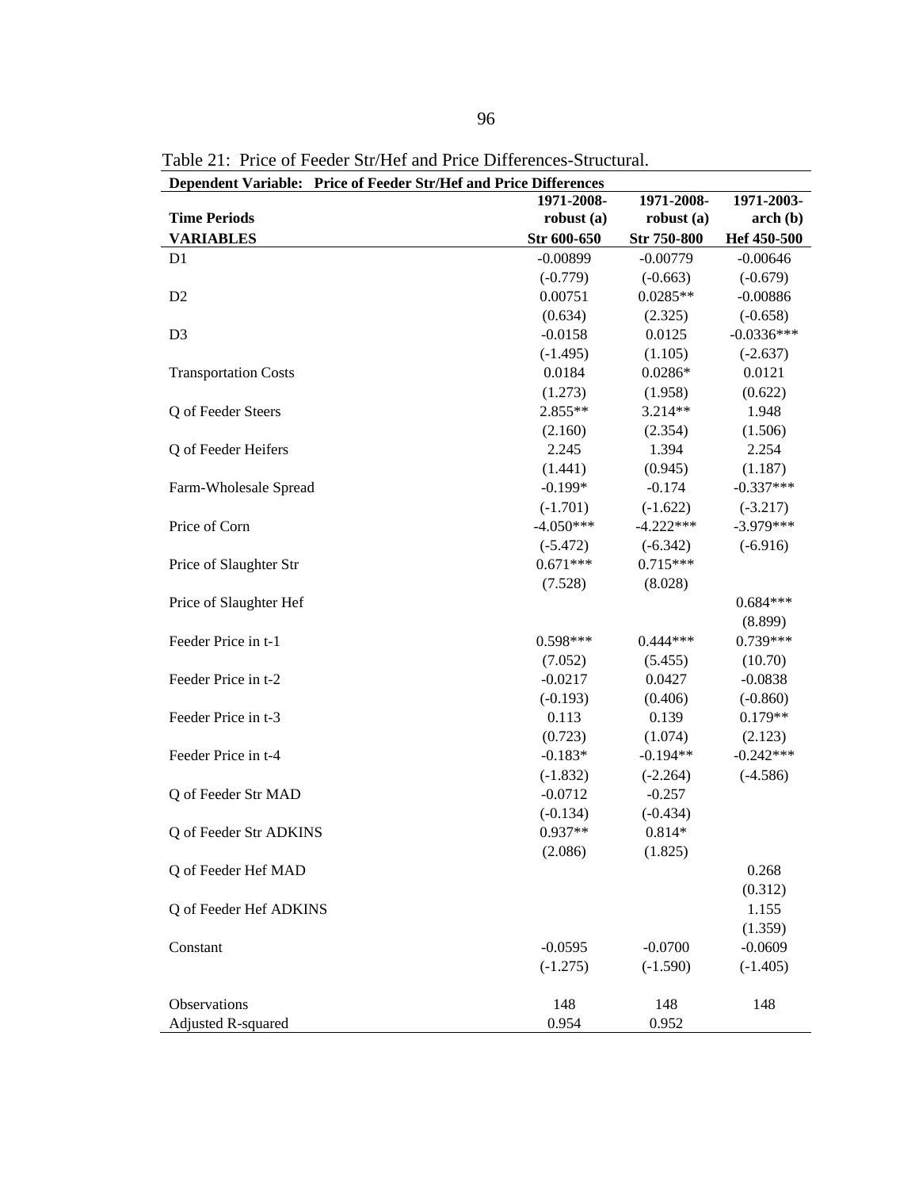Table 21: Price of Feeder Str/Hef and Price Differences-Structural.

| **Dependent Variable: Price of Feeder Str/Hef and Price Differences** | | | |
|---|---|---|---|
| **Time Periods** | **1971-2008- robust (a)** | **1971-2008- robust (a)** | **1971-2003- arch (b)** |
| **VARIABLES** | **Str 600-650** | **Str 750-800** | **Hef 450-500** |
| D1 | -0.00899 | -0.00779 | -0.00646 |
| | (-0.779) | (-0.663) | (-0.679) |
| D2 | 0.00751 | 0.0285** | -0.00886 |
| | (0.634) | (2.325) | (-0.658) |
| D3 | -0.0158 | 0.0125 | -0.0336*** |
| | (-1.495) | (1.105) | (-2.637) |
| Transportation Costs | 0.0184 | 0.0286* | 0.0121 |
| | (1.273) | (1.958) | (0.622) |
| Q of Feeder Steers | 2.855** | 3.214** | 1.948 |
| | (2.160) | (2.354) | (1.506) |
| Q of Feeder Heifers | 2.245 | 1.394 | 2.254 |
| | (1.441) | (0.945) | (1.187) |
| Farm-Wholesale Spread | -0.199* | -0.174 | -0.337*** |
| | (-1.701) | (-1.622) | (-3.217) |
| Price of Corn | -4.050*** | -4.222*** | -3.979*** |
| | (-5.472) | (-6.342) | (-6.916) |
| Price of Slaughter Str | 0.671*** | 0.715*** | |
| | (7.528) | (8.028) | |
| Price of Slaughter Hef | | | 0.684*** |
| | | | (8.899) |
| Feeder Price in t-1 | 0.598*** | 0.444*** | 0.739*** |
| | (7.052) | (5.455) | (10.70) |
| Feeder Price in t-2 | -0.0217 | 0.0427 | -0.0838 |
| | (-0.193) | (0.406) | (-0.860) |
| Feeder Price in t-3 | 0.113 | 0.139 | 0.179** |
| | (0.723) | (1.074) | (2.123) |
| Feeder Price in t-4 | -0.183* | -0.194** | -0.242*** |
| | (-1.832) | (-2.264) | (-4.586) |
| Q of Feeder Str MAD | -0.0712 | -0.257 | |
| | (-0.134) | (-0.434) | |
| Q of Feeder Str ADKINS | 0.937** | 0.814* | |
| | (2.086) | (1.825) | |
| Q of Feeder Hef MAD | | | 0.268 |
| | | | (0.312) |
| Q of Feeder Hef ADKINS | | | 1.155 |
| | | | (1.359) |
| Constant | -0.0595 | -0.0700 | -0.0609 |
| | (-1.275) | (-1.590) | (-1.405) |
| Observations | 148 | 148 | 148 |
| Adjusted R-squared | 0.954 | 0.952 | |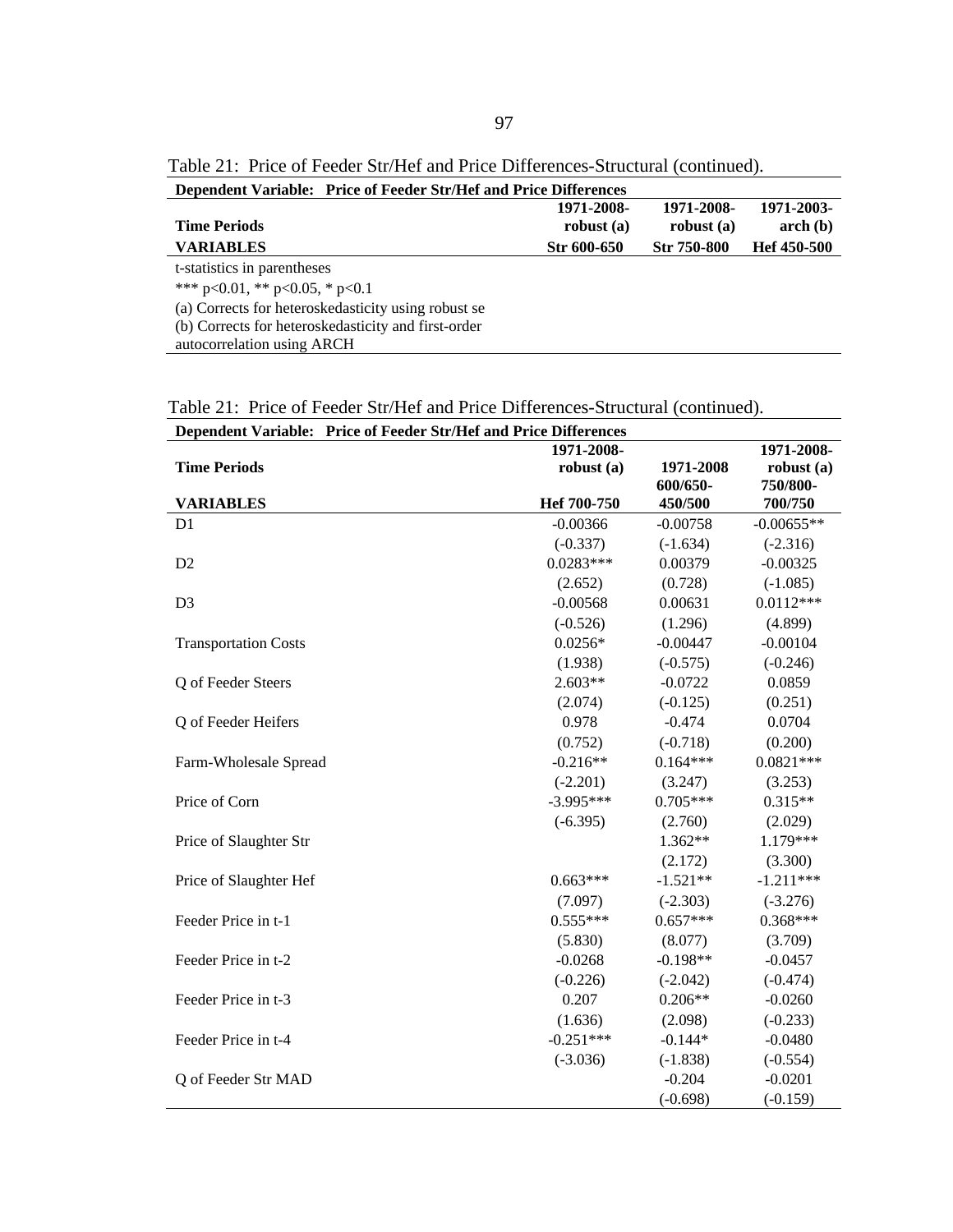Table 21: Price of Feeder Str/Hef and Price Differences-Structural (continued).

| Dependent Variable: Price of Feeder Str/Hef and Price Differences | | | |
|---|---|---|---|
| **Time Periods** | **1971-2008-robust (a)** | **1971-2008-robust (a)** | **1971-2003-arch (b)** |
| **VARIABLES** | **Str 600-650** | **Str 750-800** | **Hef 450-500** |

t-statistics in parentheses
*** p<0.01, ** p<0.05, * p<0.1
(a) Corrects for heteroskedasticity using robust se
(b) Corrects for heteroskedasticity and first-order autocorrelation using ARCH

Table 21: Price of Feeder Str/Hef and Price Differences-Structural (continued).

| Dependent Variable: Price of Feeder Str/Hef and Price Differences | | | |
|---|---|---|---|
| **Time Periods** | **1971-2008-robust (a)** | **1971-2008** | **1971-2008-robust (a)** |
| **VARIABLES** | **Hef 700-750** | **600/650-450/500** | **750/800-700/750** |
| D1 | -0.00366 | -0.00758 | -0.00655** |
| | (-0.337) | (-1.634) | (-2.316) |
| D2 | 0.0283*** | 0.00379 | -0.00325 |
| | (2.652) | (0.728) | (-1.085) |
| D3 | -0.00568 | 0.00631 | 0.0112*** |
| | (-0.526) | (1.296) | (4.899) |
| Transportation Costs | 0.0256* | -0.00447 | -0.00104 |
| | (1.938) | (-0.575) | (-0.246) |
| Q of Feeder Steers | 2.603** | -0.0722 | 0.0859 |
| | (2.074) | (-0.125) | (0.251) |
| Q of Feeder Heifers | 0.978 | -0.474 | 0.0704 |
| | (0.752) | (-0.718) | (0.200) |
| Farm-Wholesale Spread | -0.216** | 0.164*** | 0.0821*** |
| | (-2.201) | (3.247) | (3.253) |
| Price of Corn | -3.995*** | 0.705*** | 0.315** |
| | (-6.395) | (2.760) | (2.029) |
| Price of Slaughter Str | | 1.362** | 1.179*** |
| | | (2.172) | (3.300) |
| Price of Slaughter Hef | 0.663*** | -1.521** | -1.211*** |
| | (7.097) | (-2.303) | (-3.276) |
| Feeder Price in t-1 | 0.555*** | 0.657*** | 0.368*** |
| | (5.830) | (8.077) | (3.709) |
| Feeder Price in t-2 | -0.0268 | -0.198** | -0.0457 |
| | (-0.226) | (-2.042) | (-0.474) |
| Feeder Price in t-3 | 0.207 | 0.206** | -0.0260 |
| | (1.636) | (2.098) | (-0.233) |
| Feeder Price in t-4 | -0.251*** | -0.144* | -0.0480 |
| | (-3.036) | (-1.838) | (-0.554) |
| Q of Feeder Str MAD | | -0.204 | -0.0201 |
| | | (-0.698) | (-0.159) |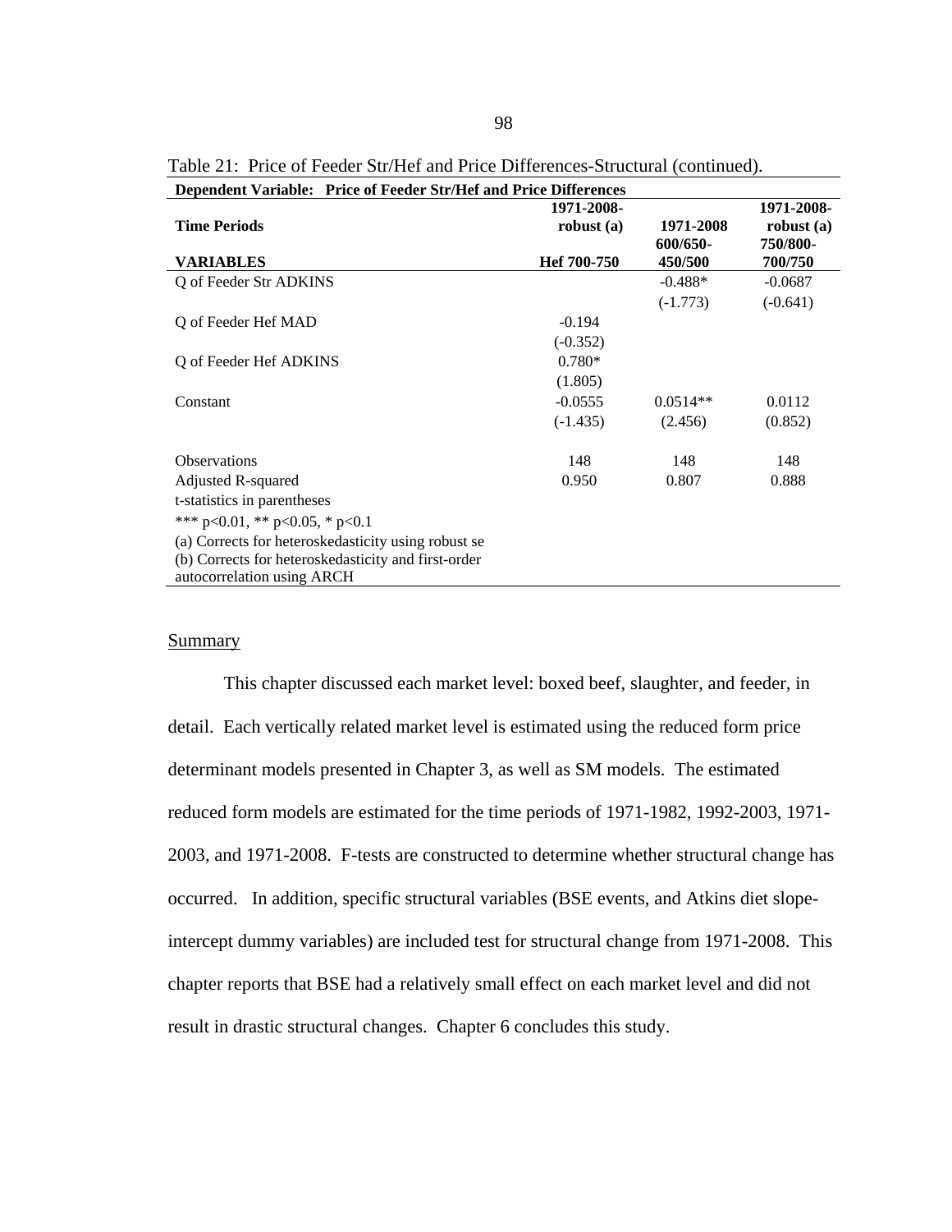Table 21: Price of Feeder Str/Hef and Price Differences-Structural (continued).

| Dependent Variable: Price of Feeder Str/Hef and Price Differences | | | |
|---|---|---|---|
| **Time Periods** | **1971-2008-robust (a)** | **1971-2008** | **1971-2008-robust (a)** |
| **VARIABLES** | **Hef 700-750** | **600/650-450/500** | **750/800-700/750** |
| Q of Feeder Str ADKINS | | -0.488* | -0.0687 |
| | | (-1.773) | (-0.641) |
| Q of Feeder Hef MAD | -0.194 | | |
| | (-0.352) | | |
| Q of Feeder Hef ADKINS | 0.780* | | |
| | (1.805) | | |
| Constant | -0.0555 | 0.0514** | 0.0112 |
| | (-1.435) | (2.456) | (0.852) |
| Observations | 148 | 148 | 148 |
| Adjusted R-squared | 0.950 | 0.807 | 0.888 |

t-statistics in parentheses

*** p<0.01, ** p<0.05, * p<0.1

(a) Corrects for heteroskedasticity using robust se

(b) Corrects for heteroskedasticity and first-order autocorrelation using ARCH

## Summary

This chapter discussed each market level: boxed beef, slaughter, and feeder, in detail. Each vertically related market level is estimated using the reduced form price determinant models presented in Chapter 3, as well as SM models. The estimated reduced form models are estimated for the time periods of 1971-1982, 1992-2003, 1971-2003, and 1971-2008. F-tests are constructed to determine whether structural change has occurred. In addition, specific structural variables (BSE events, and Atkins diet slope-intercept dummy variables) are included test for structural change from 1971-2008. This chapter reports that BSE had a relatively small effect on each market level and did not result in drastic structural changes. Chapter 6 concludes this study.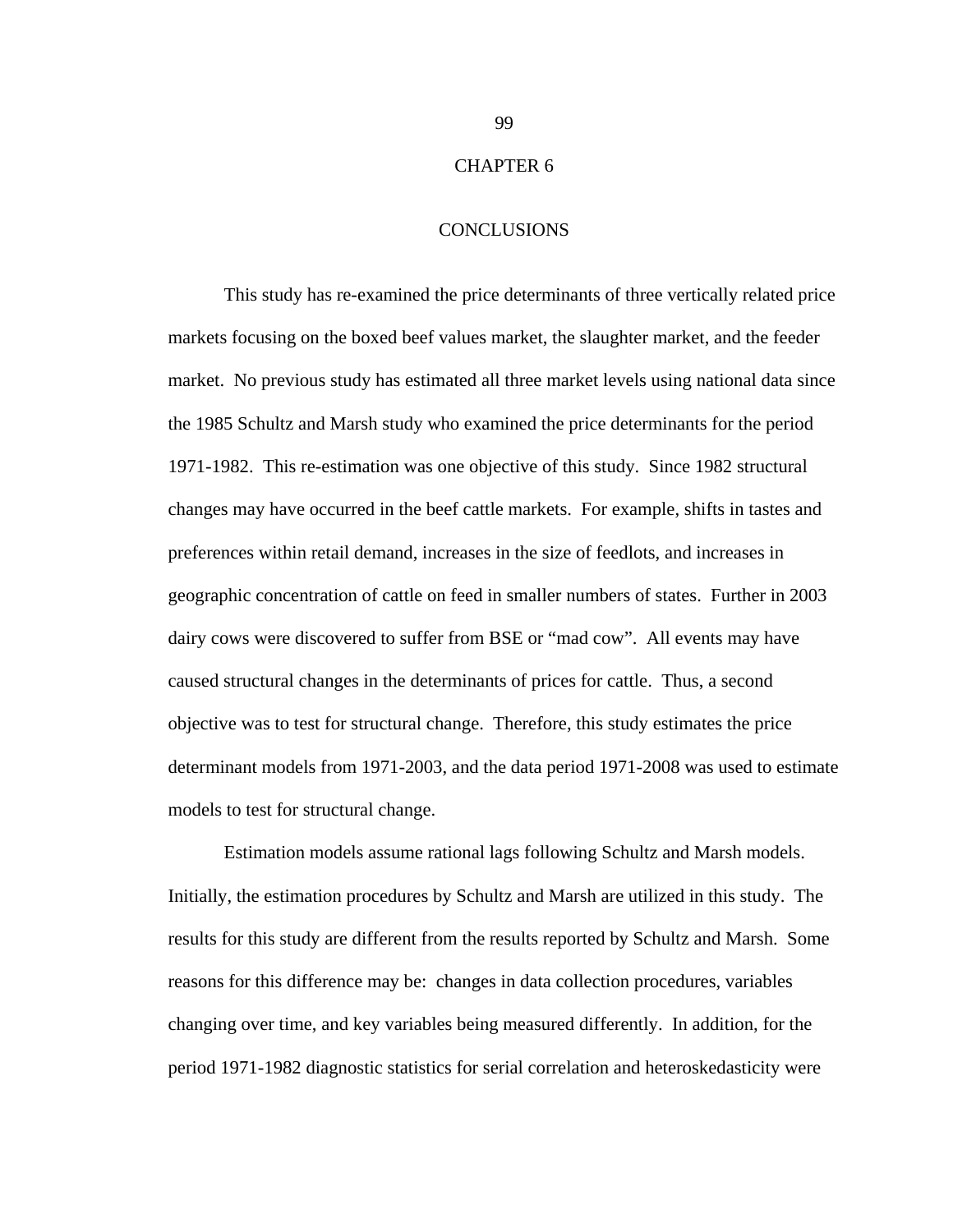# CHAPTER 6

## CONCLUSIONS

This study has re-examined the price determinants of three vertically related price markets focusing on the boxed beef values market, the slaughter market, and the feeder market. No previous study has estimated all three market levels using national data since the 1985 Schultz and Marsh study who examined the price determinants for the period 1971-1982. This re-estimation was one objective of this study. Since 1982 structural changes may have occurred in the beef cattle markets. For example, shifts in tastes and preferences within retail demand, increases in the size of feedlots, and increases in geographic concentration of cattle on feed in smaller numbers of states. Further in 2003 dairy cows were discovered to suffer from BSE or "mad cow". All events may have caused structural changes in the determinants of prices for cattle. Thus, a second objective was to test for structural change. Therefore, this study estimates the price determinant models from 1971-2003, and the data period 1971-2008 was used to estimate models to test for structural change.

Estimation models assume rational lags following Schultz and Marsh models. Initially, the estimation procedures by Schultz and Marsh are utilized in this study. The results for this study are different from the results reported by Schultz and Marsh. Some reasons for this difference may be: changes in data collection procedures, variables changing over time, and key variables being measured differently. In addition, for the period 1971-1982 diagnostic statistics for serial correlation and heteroskedasticity were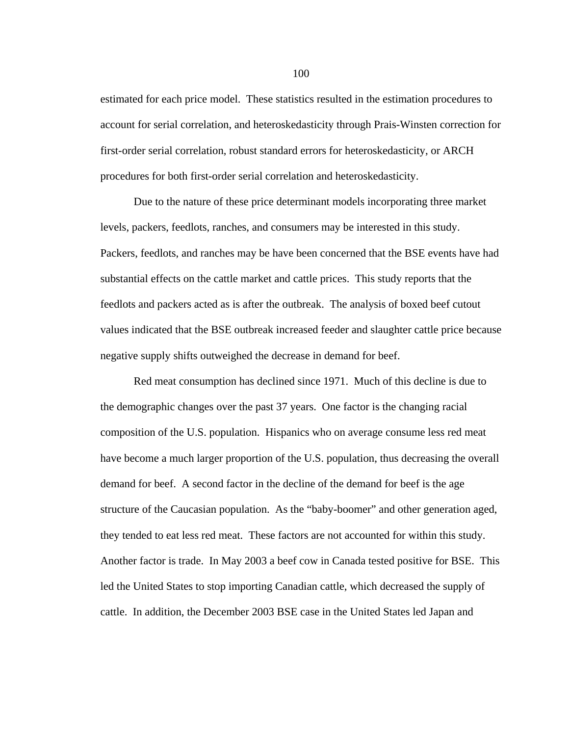estimated for each price model. These statistics resulted in the estimation procedures to account for serial correlation, and heteroskedasticity through Prais-Winsten correction for first-order serial correlation, robust standard errors for heteroskedasticity, or ARCH procedures for both first-order serial correlation and heteroskedasticity.

Due to the nature of these price determinant models incorporating three market levels, packers, feedlots, ranches, and consumers may be interested in this study. Packers, feedlots, and ranches may be have been concerned that the BSE events have had substantial effects on the cattle market and cattle prices. This study reports that the feedlots and packers acted as is after the outbreak. The analysis of boxed beef cutout values indicated that the BSE outbreak increased feeder and slaughter cattle price because negative supply shifts outweighed the decrease in demand for beef.

Red meat consumption has declined since 1971. Much of this decline is due to the demographic changes over the past 37 years. One factor is the changing racial composition of the U.S. population. Hispanics who on average consume less red meat have become a much larger proportion of the U.S. population, thus decreasing the overall demand for beef. A second factor in the decline of the demand for beef is the age structure of the Caucasian population. As the "baby-boomer" and other generation aged, they tended to eat less red meat. These factors are not accounted for within this study. Another factor is trade. In May 2003 a beef cow in Canada tested positive for BSE. This led the United States to stop importing Canadian cattle, which decreased the supply of cattle. In addition, the December 2003 BSE case in the United States led Japan and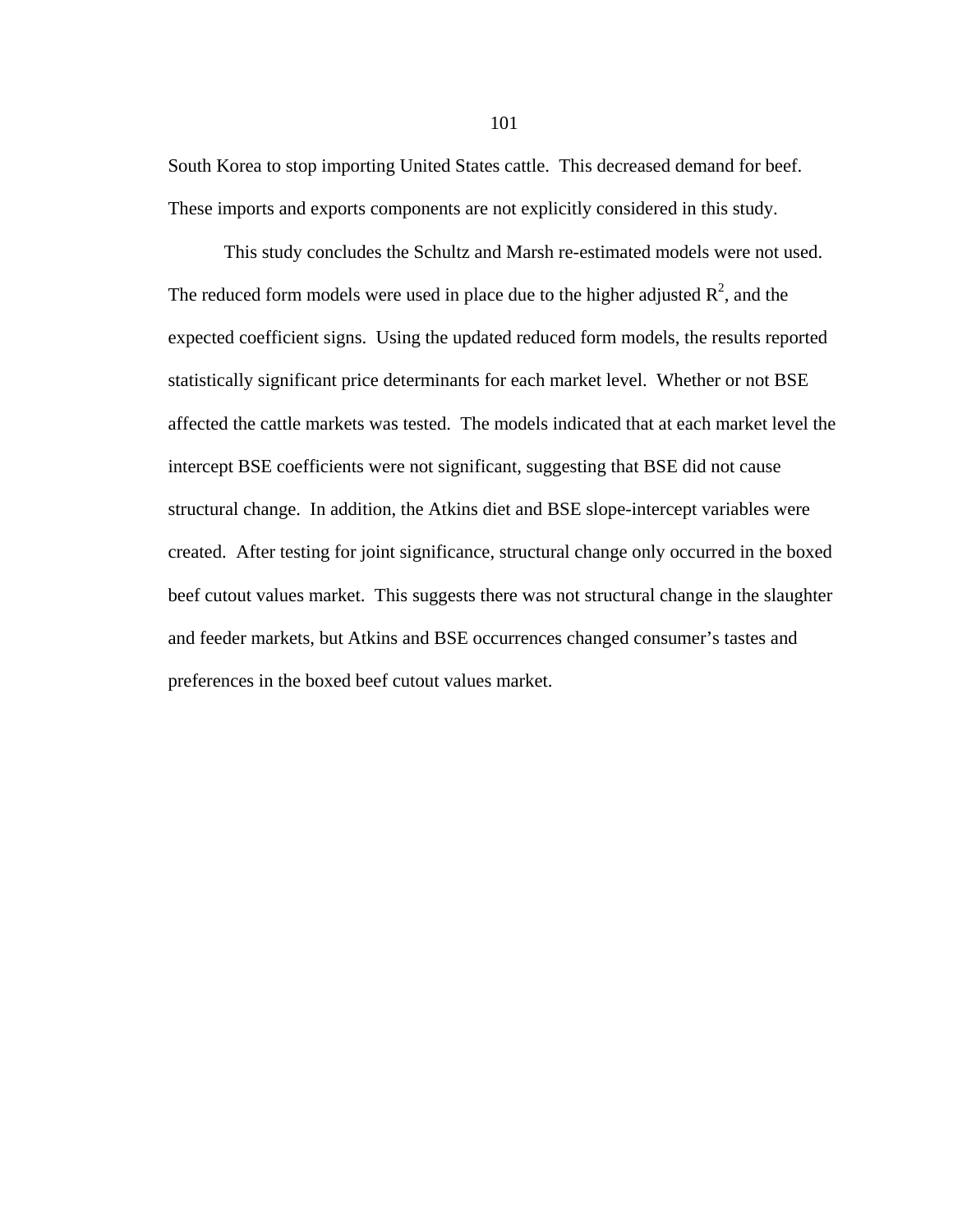South Korea to stop importing United States cattle. This decreased demand for beef. These imports and exports components are not explicitly considered in this study.

This study concludes the Schultz and Marsh re-estimated models were not used. The reduced form models were used in place due to the higher adjusted $R^2$, and the expected coefficient signs. Using the updated reduced form models, the results reported statistically significant price determinants for each market level. Whether or not BSE affected the cattle markets was tested. The models indicated that at each market level the intercept BSE coefficients were not significant, suggesting that BSE did not cause structural change. In addition, the Atkins diet and BSE slope-intercept variables were created. After testing for joint significance, structural change only occurred in the boxed beef cutout values market. This suggests there was not structural change in the slaughter and feeder markets, but Atkins and BSE occurrences changed consumer's tastes and preferences in the boxed beef cutout values market.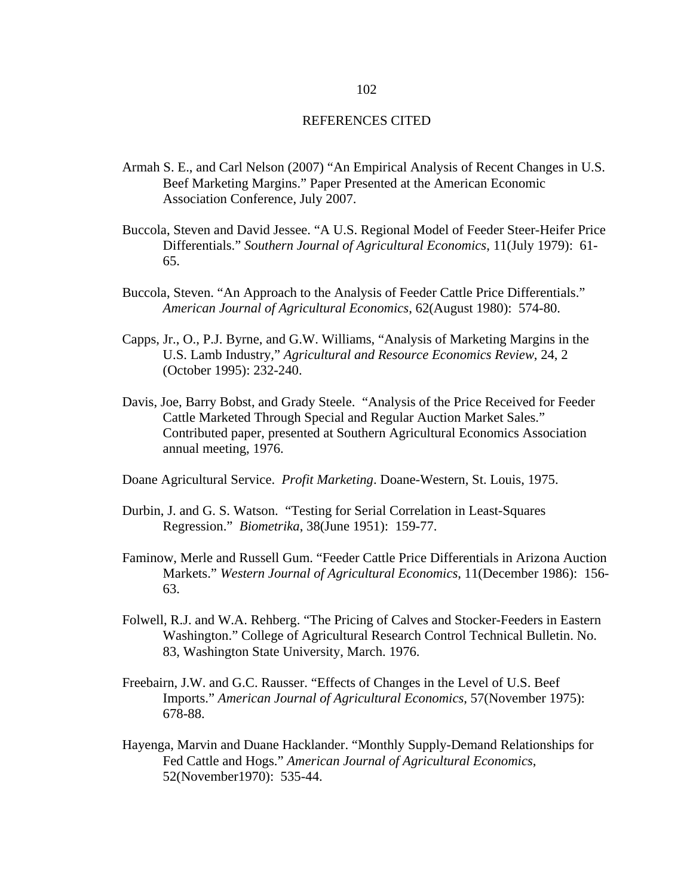# REFERENCES CITED

Armah S. E., and Carl Nelson (2007) "An Empirical Analysis of Recent Changes in U.S. Beef Marketing Margins." Paper Presented at the American Economic Association Conference, July 2007.

Buccola, Steven and David Jessee. "A U.S. Regional Model of Feeder Steer-Heifer Price Differentials." *Southern Journal of Agricultural Economics*, 11(July 1979): 61-65.

Buccola, Steven. "An Approach to the Analysis of Feeder Cattle Price Differentials." *American Journal of Agricultural Economics*, 62(August 1980): 574-80.

Capps, Jr., O., P.J. Byrne, and G.W. Williams, "Analysis of Marketing Margins in the U.S. Lamb Industry," *Agricultural and Resource Economics Review*, 24, 2 (October 1995): 232-240.

Davis, Joe, Barry Bobst, and Grady Steele. "Analysis of the Price Received for Feeder Cattle Marketed Through Special and Regular Auction Market Sales." Contributed paper, presented at Southern Agricultural Economics Association annual meeting, 1976.

Doane Agricultural Service. *Profit Marketing*. Doane-Western, St. Louis, 1975.

Durbin, J. and G. S. Watson. "Testing for Serial Correlation in Least-Squares Regression." *Biometrika*, 38(June 1951): 159-77.

Faminow, Merle and Russell Gum. "Feeder Cattle Price Differentials in Arizona Auction Markets." *Western Journal of Agricultural Economics*, 11(December 1986): 156-63.

Folwell, R.J. and W.A. Rehberg. "The Pricing of Calves and Stocker-Feeders in Eastern Washington." College of Agricultural Research Control Technical Bulletin. No. 83, Washington State University, March. 1976.

Freebairn, J.W. and G.C. Rausser. "Effects of Changes in the Level of U.S. Beef Imports." *American Journal of Agricultural Economics*, 57(November 1975): 678-88.

Hayenga, Marvin and Duane Hacklander. "Monthly Supply-Demand Relationships for Fed Cattle and Hogs." *American Journal of Agricultural Economics*, 52(November1970): 535-44.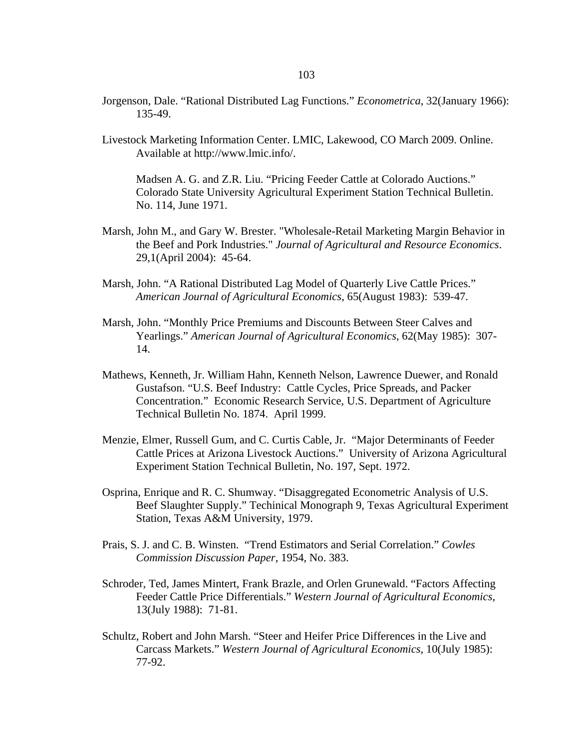Jorgenson, Dale. “Rational Distributed Lag Functions.” *Econometrica*, 32(January 1966): 135-49.

Livestock Marketing Information Center. LMIC, Lakewood, CO March 2009. Online. Available at http://www.lmic.info/.

Madsen A. G. and Z.R. Liu. “Pricing Feeder Cattle at Colorado Auctions.” Colorado State University Agricultural Experiment Station Technical Bulletin. No. 114, June 1971.

Marsh, John M., and Gary W. Brester. "Wholesale-Retail Marketing Margin Behavior in the Beef and Pork Industries." *Journal of Agricultural and Resource Economics*. 29,1(April 2004): 45-64.

Marsh, John. “A Rational Distributed Lag Model of Quarterly Live Cattle Prices.” *American Journal of Agricultural Economics*, 65(August 1983): 539-47.

Marsh, John. “Monthly Price Premiums and Discounts Between Steer Calves and Yearlings.” *American Journal of Agricultural Economics*, 62(May 1985): 307-14.

Mathews, Kenneth, Jr. William Hahn, Kenneth Nelson, Lawrence Duewer, and Ronald Gustafson. “U.S. Beef Industry: Cattle Cycles, Price Spreads, and Packer Concentration.” Economic Research Service, U.S. Department of Agriculture Technical Bulletin No. 1874. April 1999.

Menzie, Elmer, Russell Gum, and C. Curtis Cable, Jr. “Major Determinants of Feeder Cattle Prices at Arizona Livestock Auctions.” University of Arizona Agricultural Experiment Station Technical Bulletin, No. 197, Sept. 1972.

Osprina, Enrique and R. C. Shumway. “Disaggregated Econometric Analysis of U.S. Beef Slaughter Supply.” Techinical Monograph 9, Texas Agricultural Experiment Station, Texas A&M University, 1979.

Prais, S. J. and C. B. Winsten. “Trend Estimators and Serial Correlation.” *Cowles Commission Discussion Paper*, 1954, No. 383.

Schroder, Ted, James Mintert, Frank Brazle, and Orlen Grunewald. “Factors Affecting Feeder Cattle Price Differentials.” *Western Journal of Agricultural Economics*, 13(July 1988): 71-81.

Schultz, Robert and John Marsh. “Steer and Heifer Price Differences in the Live and Carcass Markets.” *Western Journal of Agricultural Economics*, 10(July 1985): 77-92.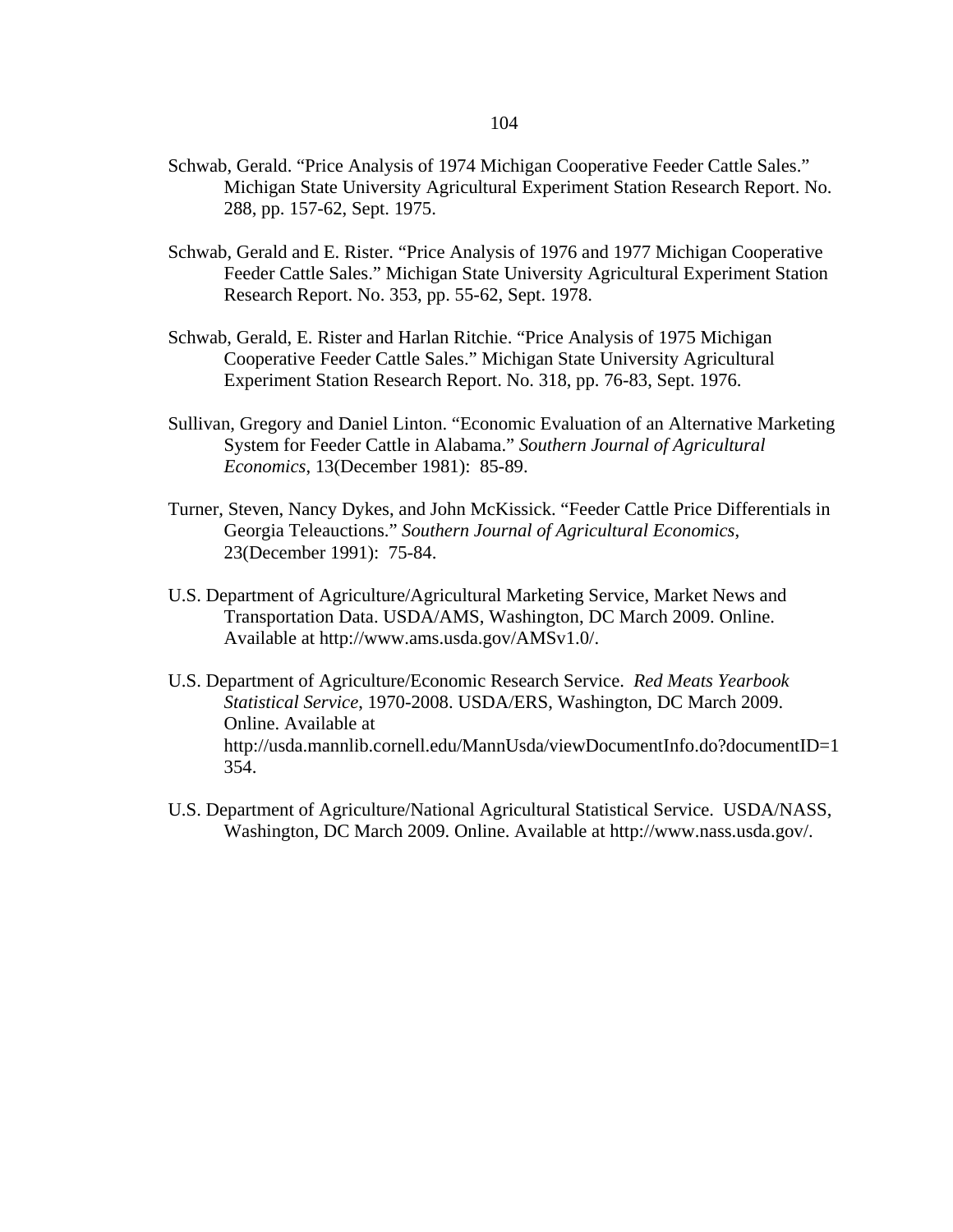Schwab, Gerald. “Price Analysis of 1974 Michigan Cooperative Feeder Cattle Sales.” Michigan State University Agricultural Experiment Station Research Report. No. 288, pp. 157-62, Sept. 1975.

Schwab, Gerald and E. Rister. “Price Analysis of 1976 and 1977 Michigan Cooperative Feeder Cattle Sales.” Michigan State University Agricultural Experiment Station Research Report. No. 353, pp. 55-62, Sept. 1978.

Schwab, Gerald, E. Rister and Harlan Ritchie. “Price Analysis of 1975 Michigan Cooperative Feeder Cattle Sales.” Michigan State University Agricultural Experiment Station Research Report. No. 318, pp. 76-83, Sept. 1976.

Sullivan, Gregory and Daniel Linton. “Economic Evaluation of an Alternative Marketing System for Feeder Cattle in Alabama.” *Southern Journal of Agricultural Economics*, 13(December 1981): 85-89.

Turner, Steven, Nancy Dykes, and John McKissick. “Feeder Cattle Price Differentials in Georgia Teleauctions.” *Southern Journal of Agricultural Economics*, 23(December 1991): 75-84.

U.S. Department of Agriculture/Agricultural Marketing Service, Market News and Transportation Data. USDA/AMS, Washington, DC March 2009. Online. Available at http://www.ams.usda.gov/AMSv1.0/.

U.S. Department of Agriculture/Economic Research Service. *Red Meats Yearbook Statistical Service*, 1970-2008. USDA/ERS, Washington, DC March 2009. Online. Available at http://usda.mannlib.cornell.edu/MannUsda/viewDocumentInfo.do?documentID=1354.

U.S. Department of Agriculture/National Agricultural Statistical Service. USDA/NASS, Washington, DC March 2009. Online. Available at http://www.nass.usda.gov/.